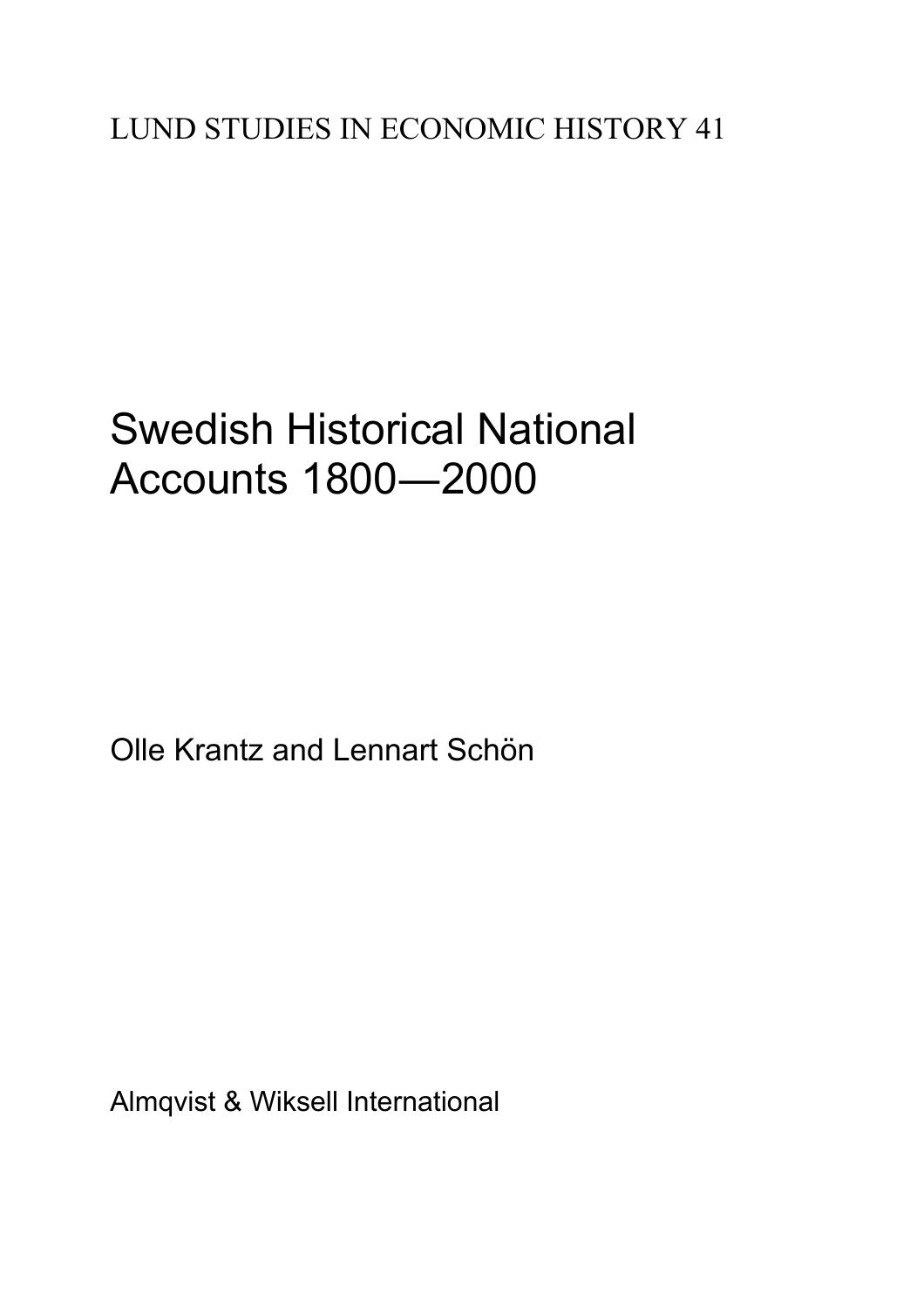LUND STUDIES IN ECONOMIC HISTORY 41

# Swedish Historical National Accounts 1800—2000

Olle Krantz and Lennart Schön

Almqvist & Wiksell International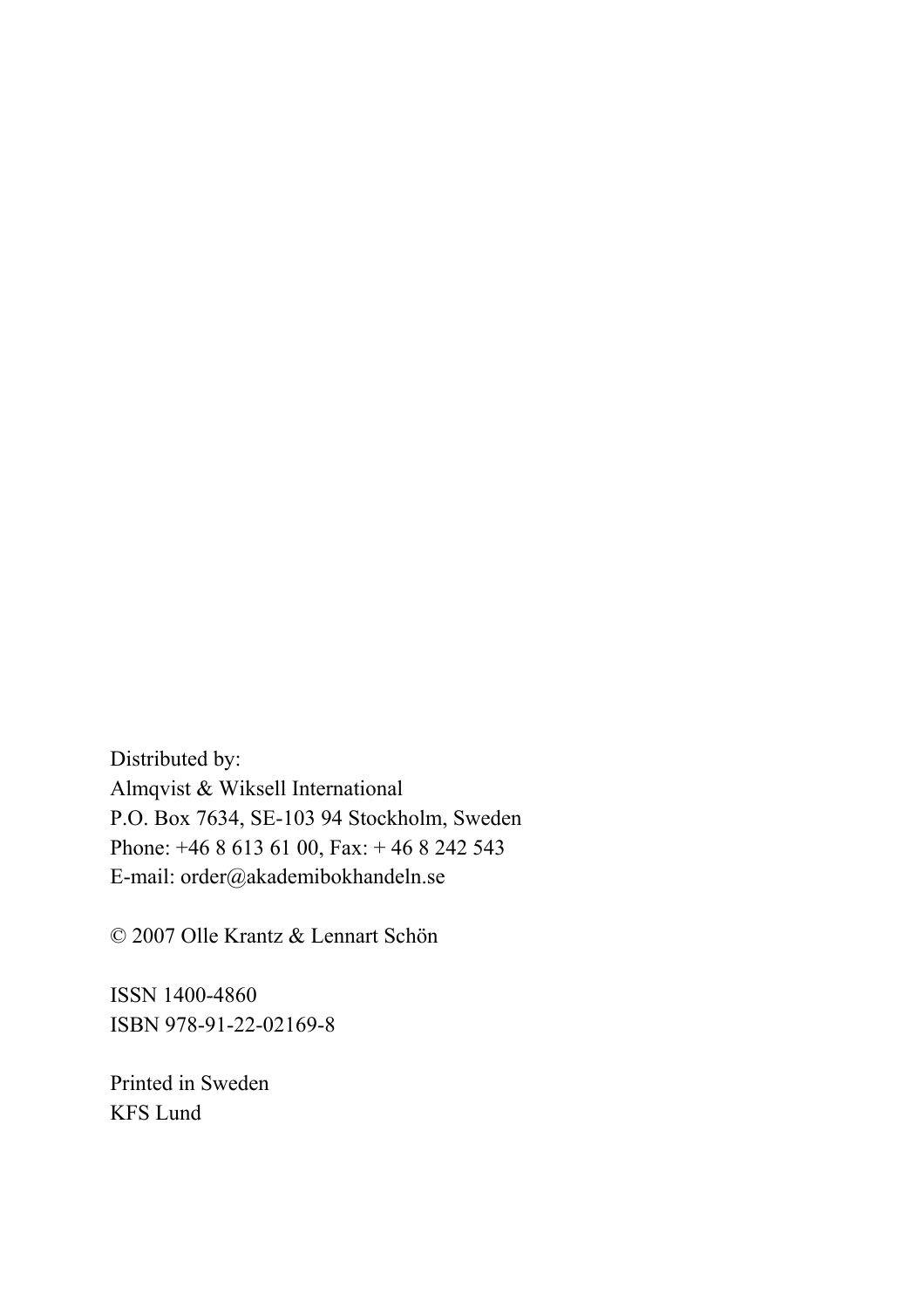Distributed by:
Almqvist & Wiksell International
P.O. Box 7634, SE-103 94 Stockholm, Sweden
Phone: +46 8 613 61 00, Fax: + 46 8 242 543
E-mail: order@akademibokhandeln.se

© 2007 Olle Krantz & Lennart Schön

ISSN 1400-4860
ISBN 978-91-22-02169-8

Printed in Sweden
KFS Lund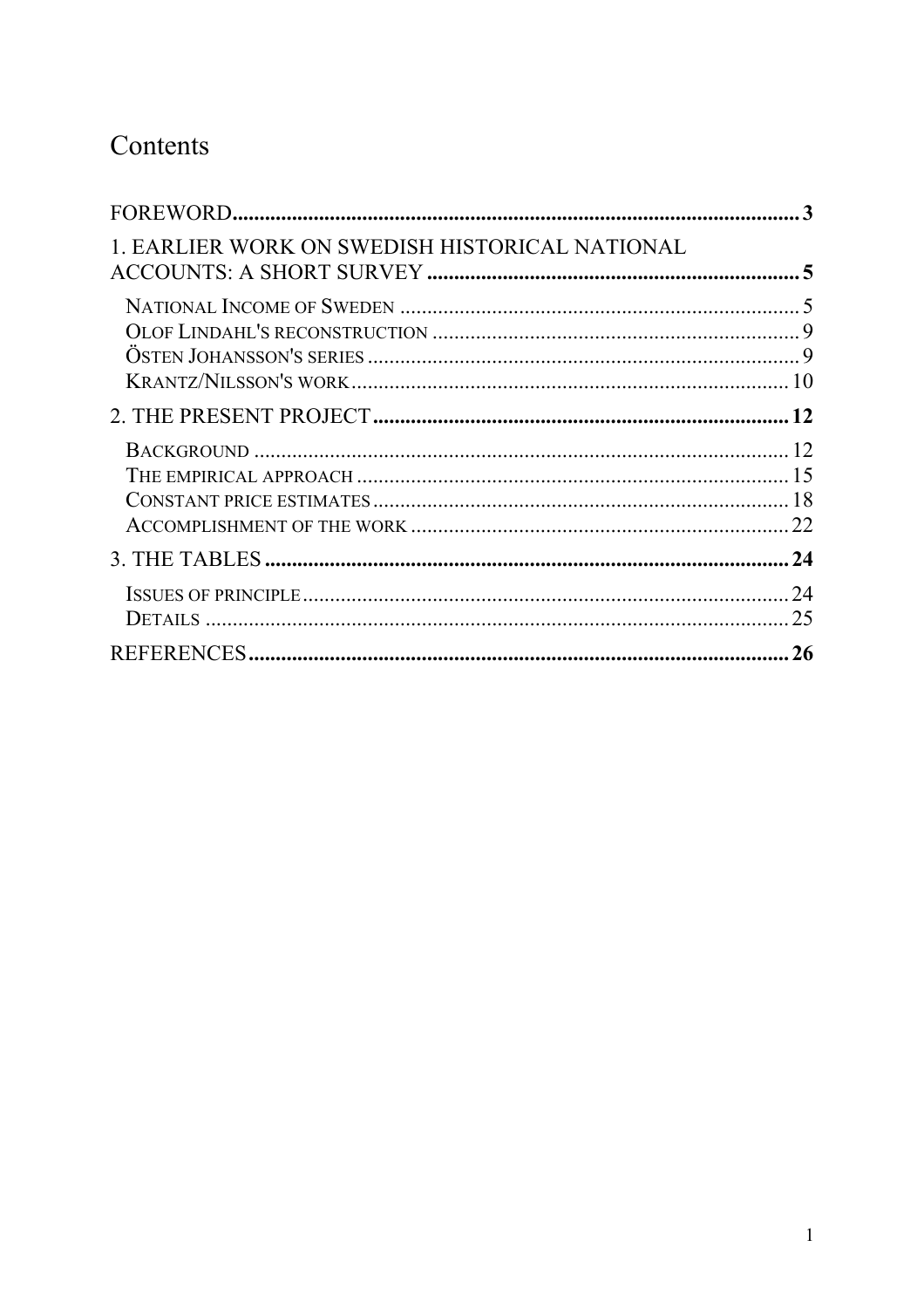# Contents

FOREWORD .......... 3

1. EARLIER WORK ON SWEDISH HISTORICAL NATIONAL ACCOUNTS: A SHORT SURVEY .......... 5
   - NATIONAL INCOME OF SWEDEN .......... 5
   - OLOF LINDAHL'S RECONSTRUCTION .......... 9
   - ÖSTEN JOHANSSON'S SERIES .......... 9
   - KRANTZ/NILSSON'S WORK .......... 10

2. THE PRESENT PROJECT .......... 12
   - BACKGROUND .......... 12
   - THE EMPIRICAL APPROACH .......... 15
   - CONSTANT PRICE ESTIMATES .......... 18
   - ACCOMPLISHMENT OF THE WORK .......... 22

3. THE TABLES .......... 24
   - ISSUES OF PRINCIPLE .......... 24
   - DETAILS .......... 25

REFERENCES .......... 26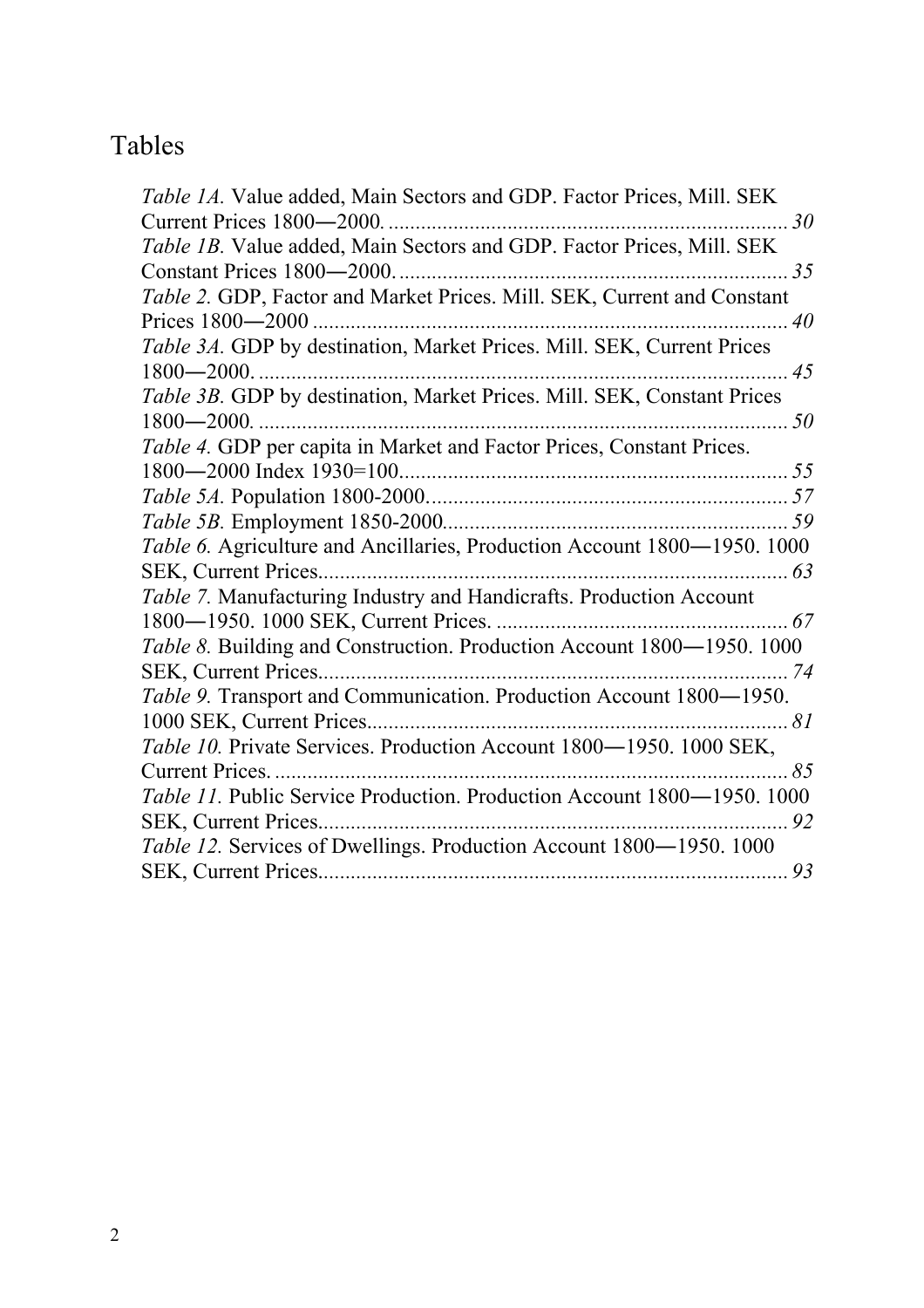# Tables

*Table 1A.* Value added, Main Sectors and GDP. Factor Prices, Mill. SEK Current Prices 1800―2000. .......... *30*
*Table 1B.* Value added, Main Sectors and GDP. Factor Prices, Mill. SEK Constant Prices 1800―2000. .......... *35*
*Table 2.* GDP, Factor and Market Prices. Mill. SEK, Current and Constant Prices 1800―2000 .......... *40*
*Table 3A.* GDP by destination, Market Prices. Mill. SEK, Current Prices 1800―2000. .......... *45*
*Table 3B.* GDP by destination, Market Prices. Mill. SEK, Constant Prices 1800―2000. .......... *50*
*Table 4.* GDP per capita in Market and Factor Prices, Constant Prices. 1800―2000 Index 1930=100.......... *55*
*Table 5A.* Population 1800-2000.......... *57*
*Table 5B.* Employment 1850-2000.......... *59*
*Table 6.* Agriculture and Ancillaries, Production Account 1800―1950. 1000 SEK, Current Prices.......... *63*
*Table 7.* Manufacturing Industry and Handicrafts. Production Account 1800―1950. 1000 SEK, Current Prices. .......... *67*
*Table 8.* Building and Construction. Production Account 1800―1950. 1000 SEK, Current Prices.......... *74*
*Table 9.* Transport and Communication. Production Account 1800―1950. 1000 SEK, Current Prices.......... *81*
*Table 10.* Private Services. Production Account 1800―1950. 1000 SEK, Current Prices. .......... *85*
*Table 11.* Public Service Production. Production Account 1800―1950. 1000 SEK, Current Prices.......... *92*
*Table 12.* Services of Dwellings. Production Account 1800―1950. 1000 SEK, Current Prices.......... *93*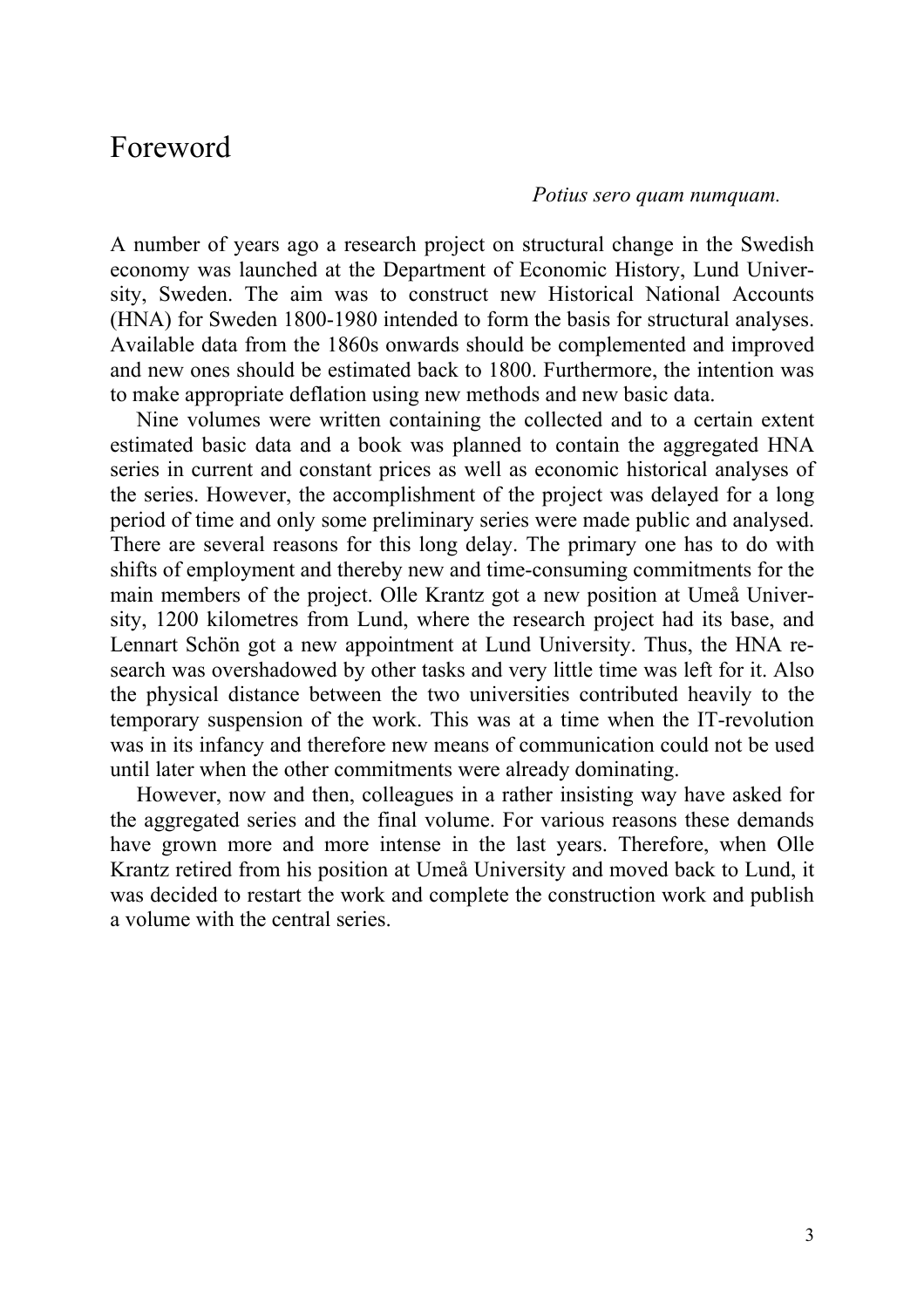# Foreword

*Potius sero quam numquam.*

A number of years ago a research project on structural change in the Swedish economy was launched at the Department of Economic History, Lund University, Sweden. The aim was to construct new Historical National Accounts (HNA) for Sweden 1800-1980 intended to form the basis for structural analyses. Available data from the 1860s onwards should be complemented and improved and new ones should be estimated back to 1800. Furthermore, the intention was to make appropriate deflation using new methods and new basic data.

Nine volumes were written containing the collected and to a certain extent estimated basic data and a book was planned to contain the aggregated HNA series in current and constant prices as well as economic historical analyses of the series. However, the accomplishment of the project was delayed for a long period of time and only some preliminary series were made public and analysed. There are several reasons for this long delay. The primary one has to do with shifts of employment and thereby new and time-consuming commitments for the main members of the project. Olle Krantz got a new position at Umeå University, 1200 kilometres from Lund, where the research project had its base, and Lennart Schön got a new appointment at Lund University. Thus, the HNA research was overshadowed by other tasks and very little time was left for it. Also the physical distance between the two universities contributed heavily to the temporary suspension of the work. This was at a time when the IT-revolution was in its infancy and therefore new means of communication could not be used until later when the other commitments were already dominating.

However, now and then, colleagues in a rather insisting way have asked for the aggregated series and the final volume. For various reasons these demands have grown more and more intense in the last years. Therefore, when Olle Krantz retired from his position at Umeå University and moved back to Lund, it was decided to restart the work and complete the construction work and publish a volume with the central series.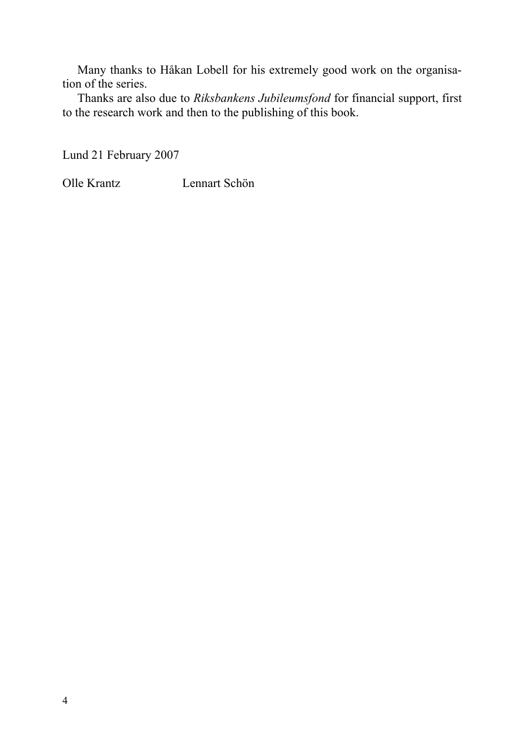Many thanks to Håkan Lobell for his extremely good work on the organisation of the series.

Thanks are also due to *Riksbankens Jubileumsfond* for financial support, first to the research work and then to the publishing of this book.

Lund 21 February 2007

Olle Krantz Lennart Schön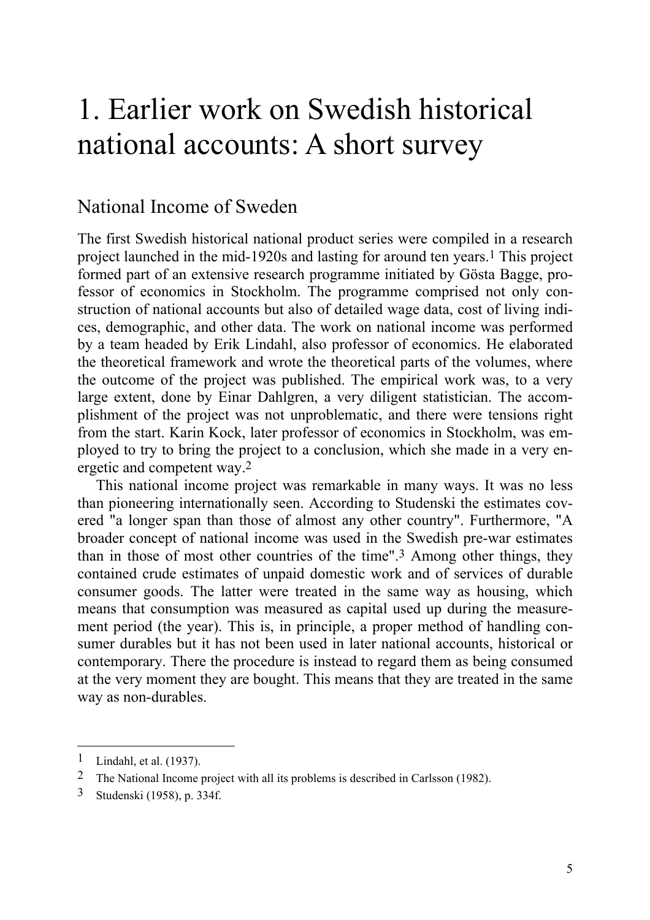# 1. Earlier work on Swedish historical national accounts: A short survey

## National Income of Sweden

The first Swedish historical national product series were compiled in a research project launched in the mid-1920s and lasting for around ten years.[1] This project formed part of an extensive research programme initiated by Gösta Bagge, professor of economics in Stockholm. The programme comprised not only construction of national accounts but also of detailed wage data, cost of living indices, demographic, and other data. The work on national income was performed by a team headed by Erik Lindahl, also professor of economics. He elaborated the theoretical framework and wrote the theoretical parts of the volumes, where the outcome of the project was published. The empirical work was, to a very large extent, done by Einar Dahlgren, a very diligent statistician. The accomplishment of the project was not unproblematic, and there were tensions right from the start. Karin Kock, later professor of economics in Stockholm, was employed to try to bring the project to a conclusion, which she made in a very energetic and competent way.[2]

This national income project was remarkable in many ways. It was no less than pioneering internationally seen. According to Studenski the estimates covered "a longer span than those of almost any other country". Furthermore, "A broader concept of national income was used in the Swedish pre-war estimates than in those of most other countries of the time".[3] Among other things, they contained crude estimates of unpaid domestic work and of services of durable consumer goods. The latter were treated in the same way as housing, which means that consumption was measured as capital used up during the measurement period (the year). This is, in principle, a proper method of handling consumer durables but it has not been used in later national accounts, historical or contemporary. There the procedure is instead to regard them as being consumed at the very moment they are bought. This means that they are treated in the same way as non-durables.

---

[1] Lindahl, et al. (1937).

[2] The National Income project with all its problems is described in Carlsson (1982).

[3] Studenski (1958), p. 334f.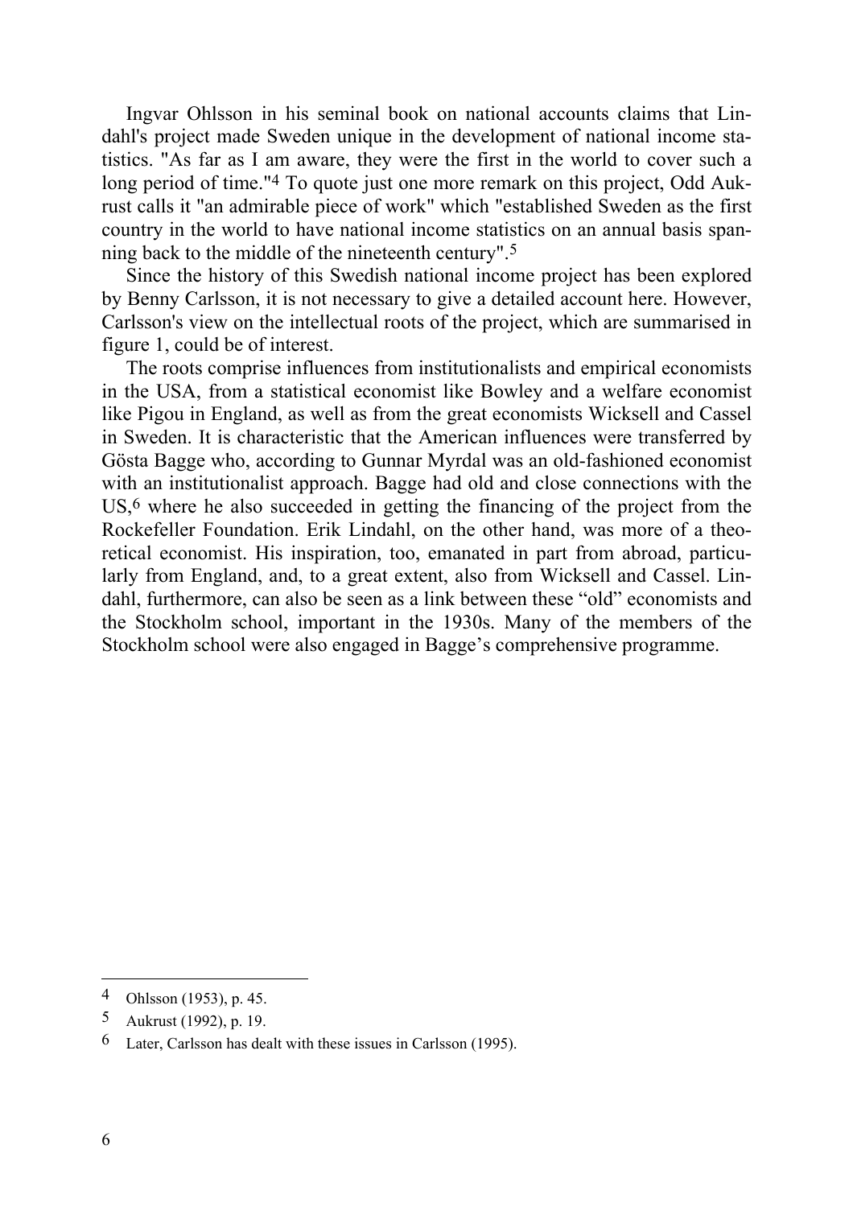Ingvar Ohlsson in his seminal book on national accounts claims that Lindahl's project made Sweden unique in the development of national income statistics. "As far as I am aware, they were the first in the world to cover such a long period of time."[4] To quote just one more remark on this project, Odd Aukrust calls it "an admirable piece of work" which "established Sweden as the first country in the world to have national income statistics on an annual basis spanning back to the middle of the nineteenth century".[5]

Since the history of this Swedish national income project has been explored by Benny Carlsson, it is not necessary to give a detailed account here. However, Carlsson's view on the intellectual roots of the project, which are summarised in figure 1, could be of interest.

The roots comprise influences from institutionalists and empirical economists in the USA, from a statistical economist like Bowley and a welfare economist like Pigou in England, as well as from the great economists Wicksell and Cassel in Sweden. It is characteristic that the American influences were transferred by Gösta Bagge who, according to Gunnar Myrdal was an old-fashioned economist with an institutionalist approach. Bagge had old and close connections with the US,[6] where he also succeeded in getting the financing of the project from the Rockefeller Foundation. Erik Lindahl, on the other hand, was more of a theoretical economist. His inspiration, too, emanated in part from abroad, particularly from England, and, to a great extent, also from Wicksell and Cassel. Lindahl, furthermore, can also be seen as a link between these "old" economists and the Stockholm school, important in the 1930s. Many of the members of the Stockholm school were also engaged in Bagge's comprehensive programme.

---

[4] Ohlsson (1953), p. 45.

[5] Aukrust (1992), p. 19.

[6] Later, Carlsson has dealt with these issues in Carlsson (1995).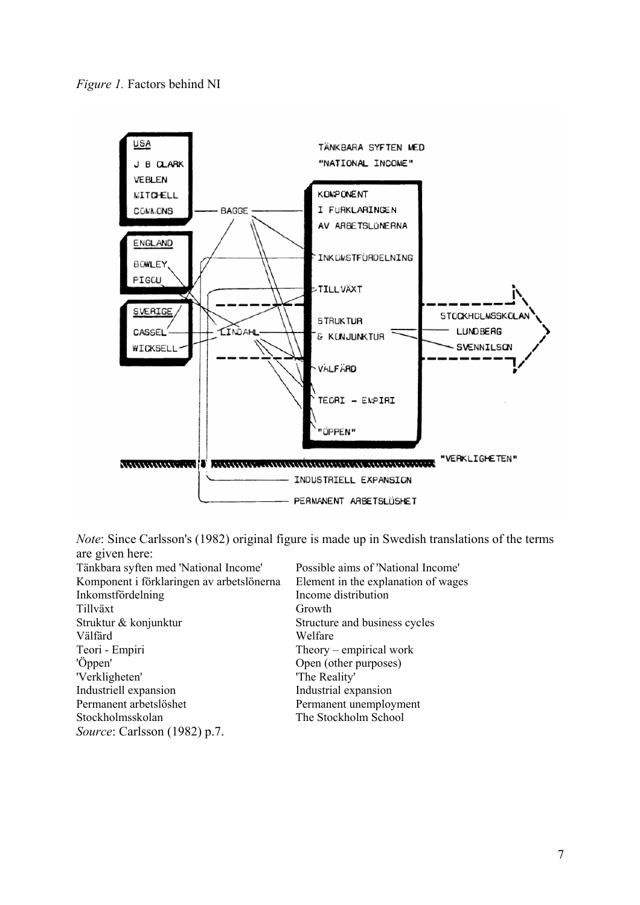*Figure 1.* Factors behind NI

*Note*: Since Carlsson's (1982) original figure is made up in Swedish translations of the terms are given here:

| | |
|---|---|
| Tänkbara syften med 'National Income' | Possible aims of 'National Income' |
| Komponent i förklaringen av arbetslönerna | Element in the explanation of wages |
| Inkomstfördelning | Income distribution |
| Tillväxt | Growth |
| Struktur & konjunktur | Structure and business cycles |
| Välfärd | Welfare |
| Teori - Empiri | Theory – empirical work |
| 'Öppen' | Open (other purposes) |
| 'Verkligheten' | 'The Reality' |
| Industriell expansion | Industrial expansion |
| Permanent arbetslöshet | Permanent unemployment |
| Stockholmsskolan | The Stockholm School |

*Source*: Carlsson (1982) p.7.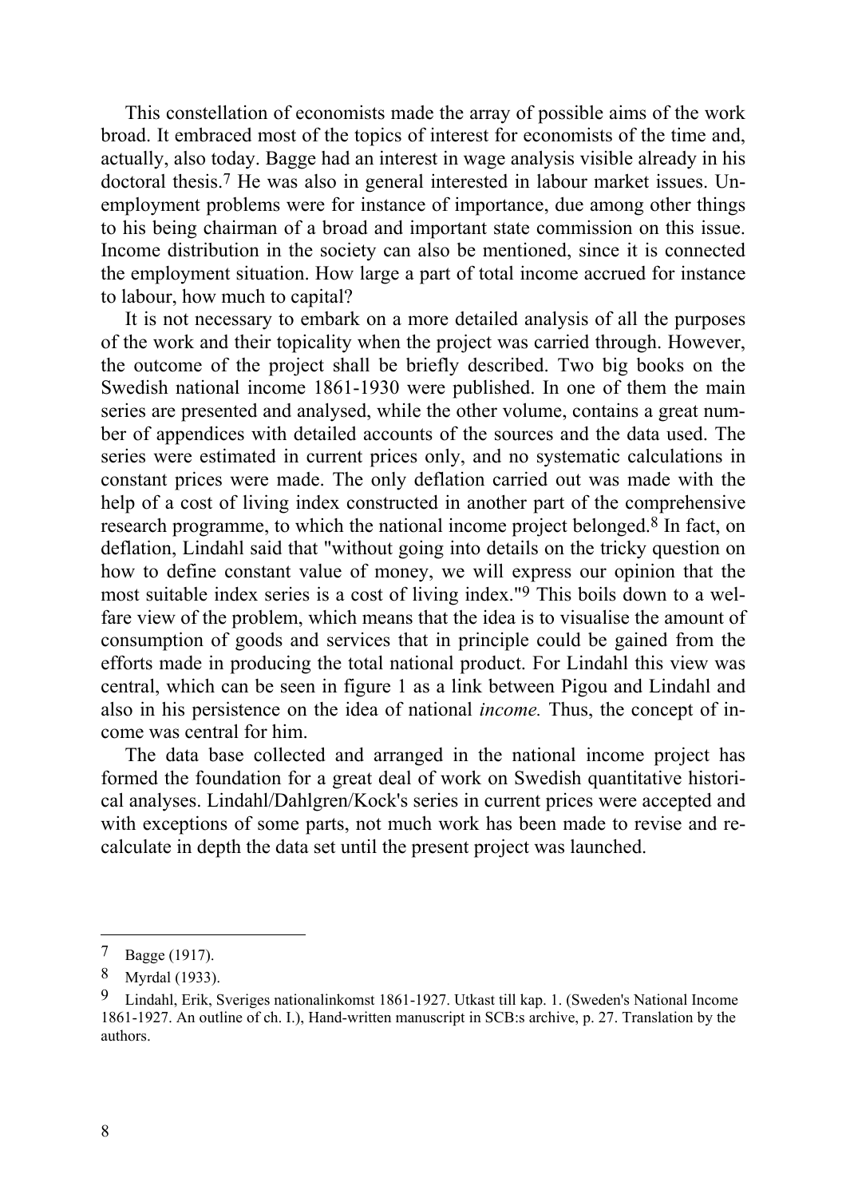This constellation of economists made the array of possible aims of the work broad. It embraced most of the topics of interest for economists of the time and, actually, also today. Bagge had an interest in wage analysis visible already in his doctoral thesis.[7] He was also in general interested in labour market issues. Unemployment problems were for instance of importance, due among other things to his being chairman of a broad and important state commission on this issue. Income distribution in the society can also be mentioned, since it is connected the employment situation. How large a part of total income accrued for instance to labour, how much to capital?

It is not necessary to embark on a more detailed analysis of all the purposes of the work and their topicality when the project was carried through. However, the outcome of the project shall be briefly described. Two big books on the Swedish national income 1861-1930 were published. In one of them the main series are presented and analysed, while the other volume, contains a great number of appendices with detailed accounts of the sources and the data used. The series were estimated in current prices only, and no systematic calculations in constant prices were made. The only deflation carried out was made with the help of a cost of living index constructed in another part of the comprehensive research programme, to which the national income project belonged.[8] In fact, on deflation, Lindahl said that "without going into details on the tricky question on how to define constant value of money, we will express our opinion that the most suitable index series is a cost of living index."[9] This boils down to a welfare view of the problem, which means that the idea is to visualise the amount of consumption of goods and services that in principle could be gained from the efforts made in producing the total national product. For Lindahl this view was central, which can be seen in figure 1 as a link between Pigou and Lindahl and also in his persistence on the idea of national *income.* Thus, the concept of income was central for him.

The data base collected and arranged in the national income project has formed the foundation for a great deal of work on Swedish quantitative historical analyses. Lindahl/Dahlgren/Kock's series in current prices were accepted and with exceptions of some parts, not much work has been made to revise and recalculate in depth the data set until the present project was launched.

---

[7] Bagge (1917).

[8] Myrdal (1933).

[9] Lindahl, Erik, Sveriges nationalinkomst 1861-1927. Utkast till kap. 1. (Sweden's National Income 1861-1927. An outline of ch. I.), Hand-written manuscript in SCB:s archive, p. 27. Translation by the authors.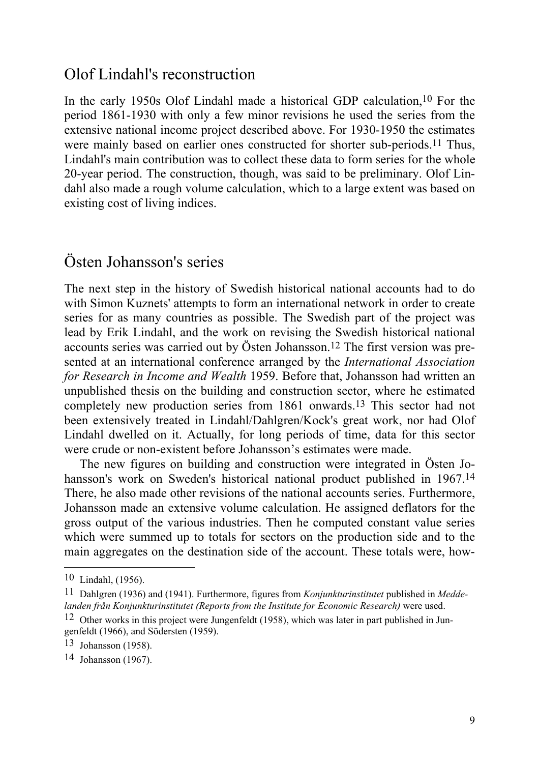## Olof Lindahl's reconstruction

In the early 1950s Olof Lindahl made a historical GDP calculation,[10] For the period 1861-1930 with only a few minor revisions he used the series from the extensive national income project described above. For 1930-1950 the estimates were mainly based on earlier ones constructed for shorter sub-periods.[11] Thus, Lindahl's main contribution was to collect these data to form series for the whole 20-year period. The construction, though, was said to be preliminary. Olof Lindahl also made a rough volume calculation, which to a large extent was based on existing cost of living indices.

## Östen Johansson's series

The next step in the history of Swedish historical national accounts had to do with Simon Kuznets' attempts to form an international network in order to create series for as many countries as possible. The Swedish part of the project was lead by Erik Lindahl, and the work on revising the Swedish historical national accounts series was carried out by Östen Johansson.[12] The first version was presented at an international conference arranged by the *International Association for Research in Income and Wealth* 1959. Before that, Johansson had written an unpublished thesis on the building and construction sector, where he estimated completely new production series from 1861 onwards.[13] This sector had not been extensively treated in Lindahl/Dahlgren/Kock's great work, nor had Olof Lindahl dwelled on it. Actually, for long periods of time, data for this sector were crude or non-existent before Johansson's estimates were made.

The new figures on building and construction were integrated in Östen Johansson's work on Sweden's historical national product published in 1967.[14] There, he also made other revisions of the national accounts series. Furthermore, Johansson made an extensive volume calculation. He assigned deflators for the gross output of the various industries. Then he computed constant value series which were summed up to totals for sectors on the production side and to the main aggregates on the destination side of the account. These totals were, how-

---

[10] Lindahl, (1956).

[11] Dahlgren (1936) and (1941). Furthermore, figures from *Konjunkturinstitutet* published in *Meddelanden från Konjunkturinstitutet (Reports from the Institute for Economic Research)* were used.

[12] Other works in this project were Jungenfeldt (1958), which was later in part published in Jungenfeldt (1966), and Södersten (1959).

[13] Johansson (1958).

[14] Johansson (1967).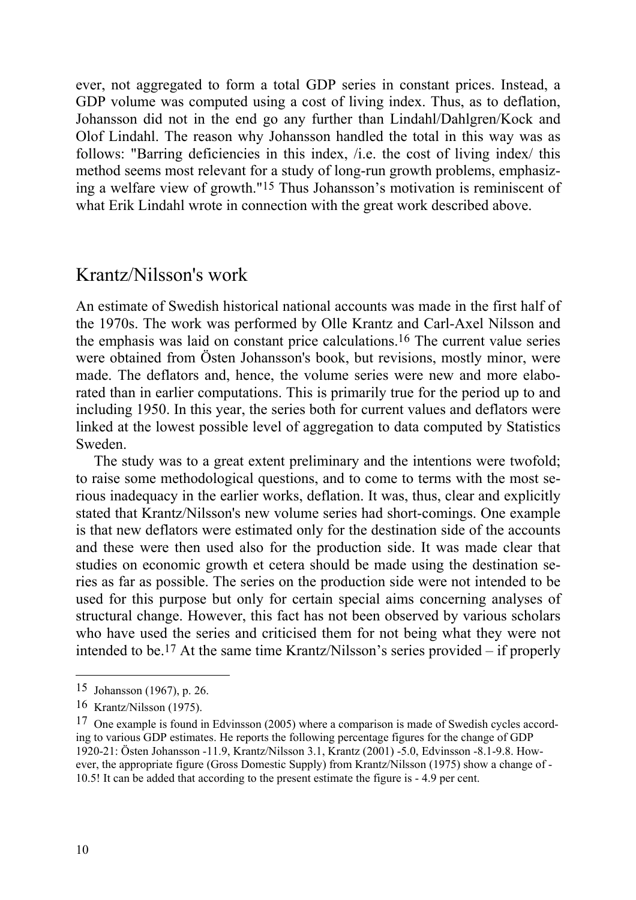ever, not aggregated to form a total GDP series in constant prices. Instead, a GDP volume was computed using a cost of living index. Thus, as to deflation, Johansson did not in the end go any further than Lindahl/Dahlgren/Kock and Olof Lindahl. The reason why Johansson handled the total in this way was as follows: "Barring deficiencies in this index, /i.e. the cost of living index/ this method seems most relevant for a study of long-run growth problems, emphasizing a welfare view of growth."[15] Thus Johansson's motivation is reminiscent of what Erik Lindahl wrote in connection with the great work described above.

## Krantz/Nilsson's work

An estimate of Swedish historical national accounts was made in the first half of the 1970s. The work was performed by Olle Krantz and Carl-Axel Nilsson and the emphasis was laid on constant price calculations.[16] The current value series were obtained from Östen Johansson's book, but revisions, mostly minor, were made. The deflators and, hence, the volume series were new and more elaborated than in earlier computations. This is primarily true for the period up to and including 1950. In this year, the series both for current values and deflators were linked at the lowest possible level of aggregation to data computed by Statistics Sweden.

The study was to a great extent preliminary and the intentions were twofold; to raise some methodological questions, and to come to terms with the most serious inadequacy in the earlier works, deflation. It was, thus, clear and explicitly stated that Krantz/Nilsson's new volume series had short-comings. One example is that new deflators were estimated only for the destination side of the accounts and these were then used also for the production side. It was made clear that studies on economic growth et cetera should be made using the destination series as far as possible. The series on the production side were not intended to be used for this purpose but only for certain special aims concerning analyses of structural change. However, this fact has not been observed by various scholars who have used the series and criticised them for not being what they were not intended to be.[17] At the same time Krantz/Nilsson's series provided – if properly

---

[15] Johansson (1967), p. 26.

[16] Krantz/Nilsson (1975).

[17] One example is found in Edvinsson (2005) where a comparison is made of Swedish cycles according to various GDP estimates. He reports the following percentage figures for the change of GDP 1920-21: Östen Johansson -11.9, Krantz/Nilsson 3.1, Krantz (2001) -5.0, Edvinsson -8.1-9.8. However, the appropriate figure (Gross Domestic Supply) from Krantz/Nilsson (1975) show a change of -10.5! It can be added that according to the present estimate the figure is - 4.9 per cent.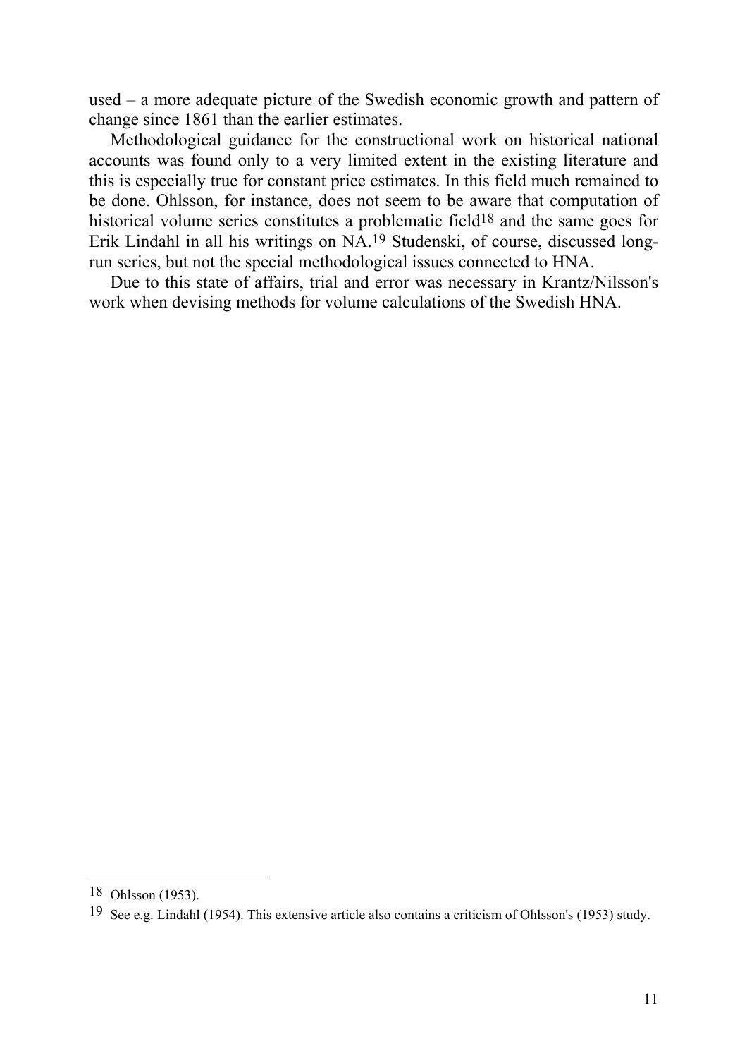used – a more adequate picture of the Swedish economic growth and pattern of change since 1861 than the earlier estimates.

Methodological guidance for the constructional work on historical national accounts was found only to a very limited extent in the existing literature and this is especially true for constant price estimates. In this field much remained to be done. Ohlsson, for instance, does not seem to be aware that computation of historical volume series constitutes a problematic field[18] and the same goes for Erik Lindahl in all his writings on NA.[19] Studenski, of course, discussed long-run series, but not the special methodological issues connected to HNA.

Due to this state of affairs, trial and error was necessary in Krantz/Nilsson's work when devising methods for volume calculations of the Swedish HNA.

---

[18] Ohlsson (1953).

[19] See e.g. Lindahl (1954). This extensive article also contains a criticism of Ohlsson's (1953) study.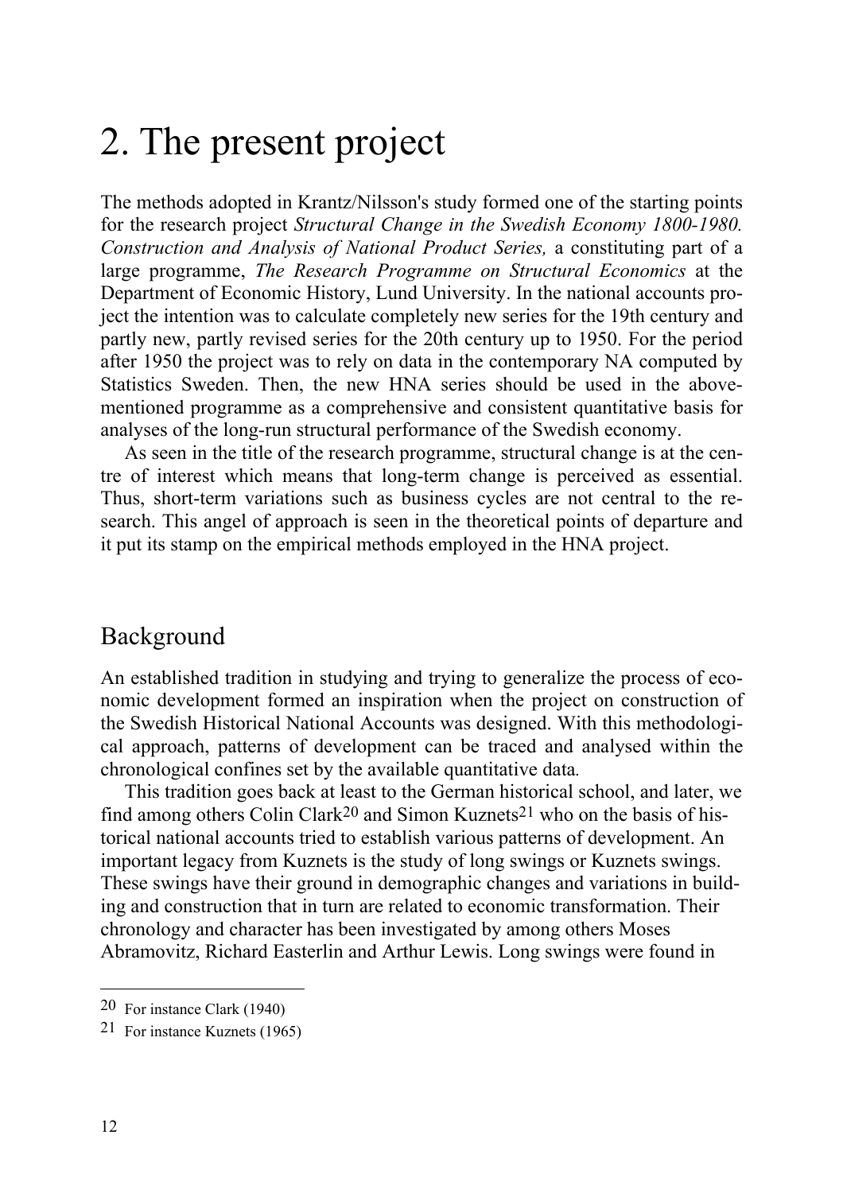# 2. The present project

The methods adopted in Krantz/Nilsson's study formed one of the starting points for the research project *Structural Change in the Swedish Economy 1800-1980. Construction and Analysis of National Product Series,* a constituting part of a large programme, *The Research Programme on Structural Economics* at the Department of Economic History, Lund University. In the national accounts project the intention was to calculate completely new series for the 19th century and partly new, partly revised series for the 20th century up to 1950. For the period after 1950 the project was to rely on data in the contemporary NA computed by Statistics Sweden. Then, the new HNA series should be used in the above-mentioned programme as a comprehensive and consistent quantitative basis for analyses of the long-run structural performance of the Swedish economy.

As seen in the title of the research programme, structural change is at the centre of interest which means that long-term change is perceived as essential. Thus, short-term variations such as business cycles are not central to the research. This angel of approach is seen in the theoretical points of departure and it put its stamp on the empirical methods employed in the HNA project.

## Background

An established tradition in studying and trying to generalize the process of economic development formed an inspiration when the project on construction of the Swedish Historical National Accounts was designed. With this methodological approach, patterns of development can be traced and analysed within the chronological confines set by the available quantitative data.

This tradition goes back at least to the German historical school, and later, we find among others Colin Clark[20] and Simon Kuznets[21] who on the basis of historical national accounts tried to establish various patterns of development. An important legacy from Kuznets is the study of long swings or Kuznets swings. These swings have their ground in demographic changes and variations in building and construction that in turn are related to economic transformation. Their chronology and character has been investigated by among others Moses Abramovitz, Richard Easterlin and Arthur Lewis. Long swings were found in

---

20 For instance Clark (1940)

21 For instance Kuznets (1965)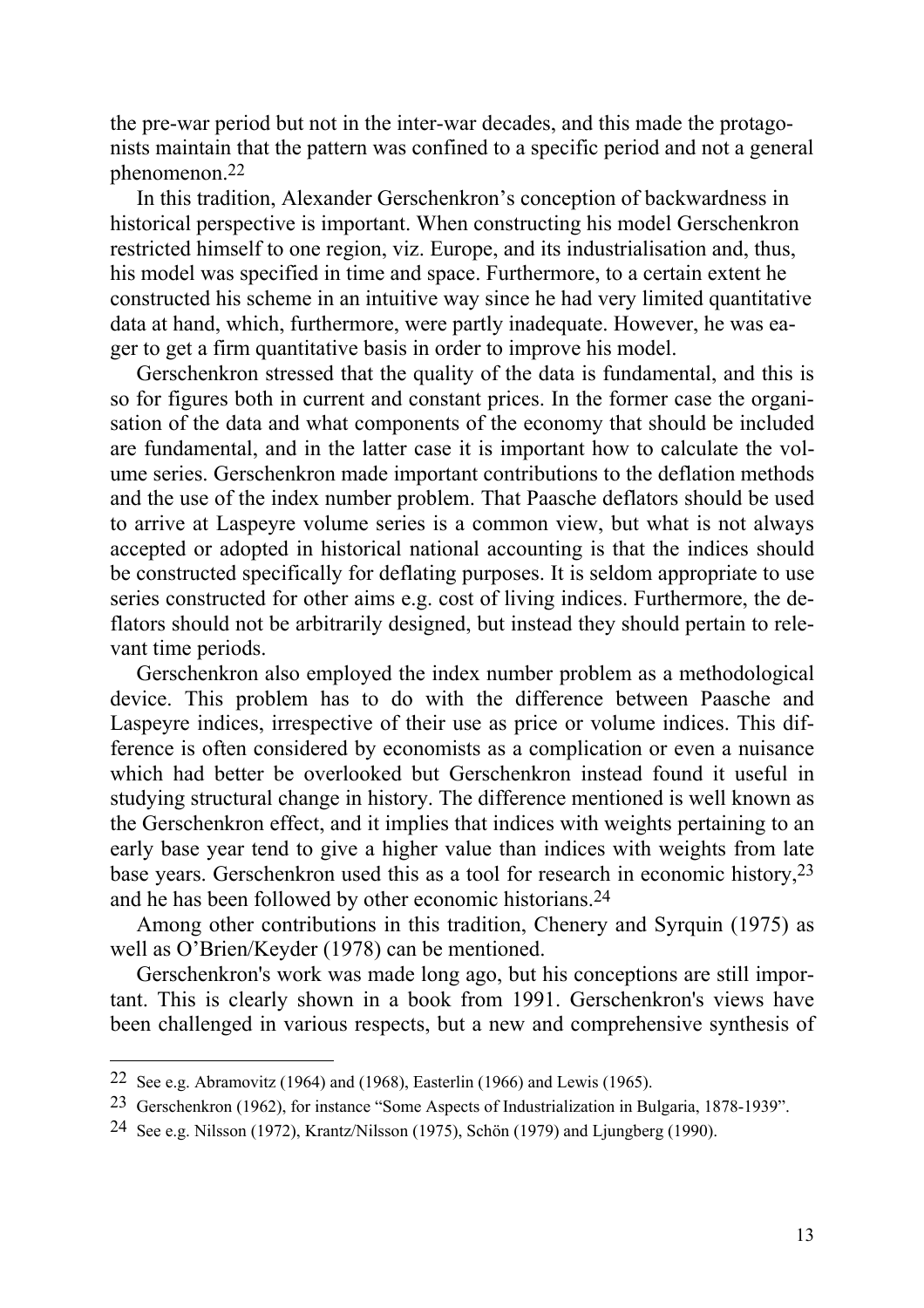the pre-war period but not in the inter-war decades, and this made the protagonists maintain that the pattern was confined to a specific period and not a general phenomenon.[22]

In this tradition, Alexander Gerschenkron's conception of backwardness in historical perspective is important. When constructing his model Gerschenkron restricted himself to one region, viz. Europe, and its industrialisation and, thus, his model was specified in time and space. Furthermore, to a certain extent he constructed his scheme in an intuitive way since he had very limited quantitative data at hand, which, furthermore, were partly inadequate. However, he was eager to get a firm quantitative basis in order to improve his model.

Gerschenkron stressed that the quality of the data is fundamental, and this is so for figures both in current and constant prices. In the former case the organisation of the data and what components of the economy that should be included are fundamental, and in the latter case it is important how to calculate the volume series. Gerschenkron made important contributions to the deflation methods and the use of the index number problem. That Paasche deflators should be used to arrive at Laspeyre volume series is a common view, but what is not always accepted or adopted in historical national accounting is that the indices should be constructed specifically for deflating purposes. It is seldom appropriate to use series constructed for other aims e.g. cost of living indices. Furthermore, the deflators should not be arbitrarily designed, but instead they should pertain to relevant time periods.

Gerschenkron also employed the index number problem as a methodological device. This problem has to do with the difference between Paasche and Laspeyre indices, irrespective of their use as price or volume indices. This difference is often considered by economists as a complication or even a nuisance which had better be overlooked but Gerschenkron instead found it useful in studying structural change in history. The difference mentioned is well known as the Gerschenkron effect, and it implies that indices with weights pertaining to an early base year tend to give a higher value than indices with weights from late base years. Gerschenkron used this as a tool for research in economic history,[23] and he has been followed by other economic historians.[24]

Among other contributions in this tradition, Chenery and Syrquin (1975) as well as O'Brien/Keyder (1978) can be mentioned.

Gerschenkron's work was made long ago, but his conceptions are still important. This is clearly shown in a book from 1991. Gerschenkron's views have been challenged in various respects, but a new and comprehensive synthesis of

---

[22] See e.g. Abramovitz (1964) and (1968), Easterlin (1966) and Lewis (1965).

[23] Gerschenkron (1962), for instance "Some Aspects of Industrialization in Bulgaria, 1878-1939".

[24] See e.g. Nilsson (1972), Krantz/Nilsson (1975), Schön (1979) and Ljungberg (1990).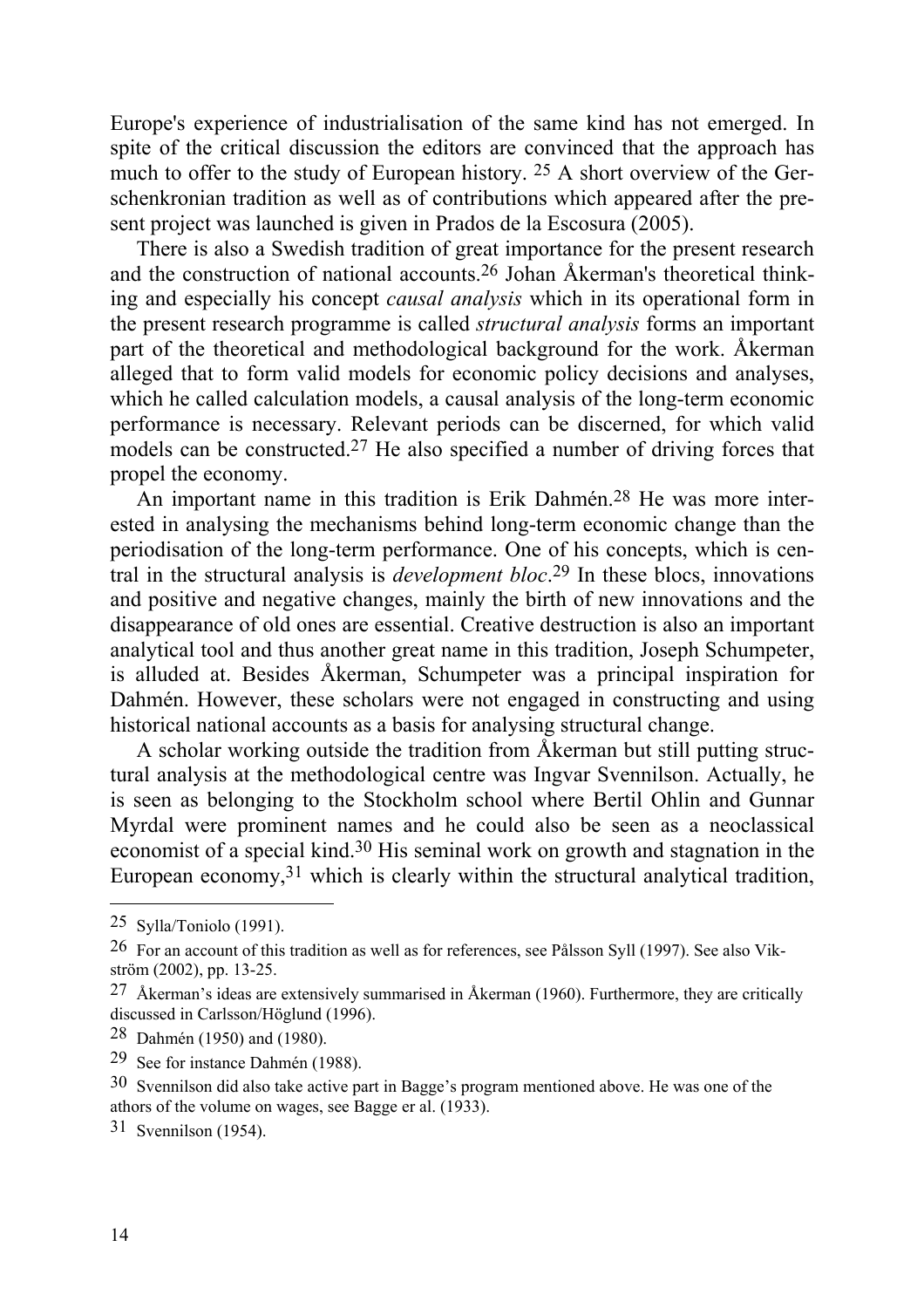Europe's experience of industrialisation of the same kind has not emerged. In spite of the critical discussion the editors are convinced that the approach has much to offer to the study of European history. [25] A short overview of the Gerschenkronian tradition as well as of contributions which appeared after the present project was launched is given in Prados de la Escosura (2005).

There is also a Swedish tradition of great importance for the present research and the construction of national accounts.[26] Johan Åkerman's theoretical thinking and especially his concept *causal analysis* which in its operational form in the present research programme is called *structural analysis* forms an important part of the theoretical and methodological background for the work. Åkerman alleged that to form valid models for economic policy decisions and analyses, which he called calculation models, a causal analysis of the long-term economic performance is necessary. Relevant periods can be discerned, for which valid models can be constructed.[27] He also specified a number of driving forces that propel the economy.

An important name in this tradition is Erik Dahmén.[28] He was more interested in analysing the mechanisms behind long-term economic change than the periodisation of the long-term performance. One of his concepts, which is central in the structural analysis is *development bloc*.[29] In these blocs, innovations and positive and negative changes, mainly the birth of new innovations and the disappearance of old ones are essential. Creative destruction is also an important analytical tool and thus another great name in this tradition, Joseph Schumpeter, is alluded at. Besides Åkerman, Schumpeter was a principal inspiration for Dahmén. However, these scholars were not engaged in constructing and using historical national accounts as a basis for analysing structural change.

A scholar working outside the tradition from Åkerman but still putting structural analysis at the methodological centre was Ingvar Svennilson. Actually, he is seen as belonging to the Stockholm school where Bertil Ohlin and Gunnar Myrdal were prominent names and he could also be seen as a neoclassical economist of a special kind.[30] His seminal work on growth and stagnation in the European economy,[31] which is clearly within the structural analytical tradition,

---

[25] Sylla/Toniolo (1991).

[26] For an account of this tradition as well as for references, see Pålsson Syll (1997). See also Vikström (2002), pp. 13-25.

[27] Åkerman's ideas are extensively summarised in Åkerman (1960). Furthermore, they are critically discussed in Carlsson/Höglund (1996).

[28] Dahmén (1950) and (1980).

[29] See for instance Dahmén (1988).

[30] Svennilson did also take active part in Bagge's program mentioned above. He was one of the athors of the volume on wages, see Bagge er al. (1933).

[31] Svennilson (1954).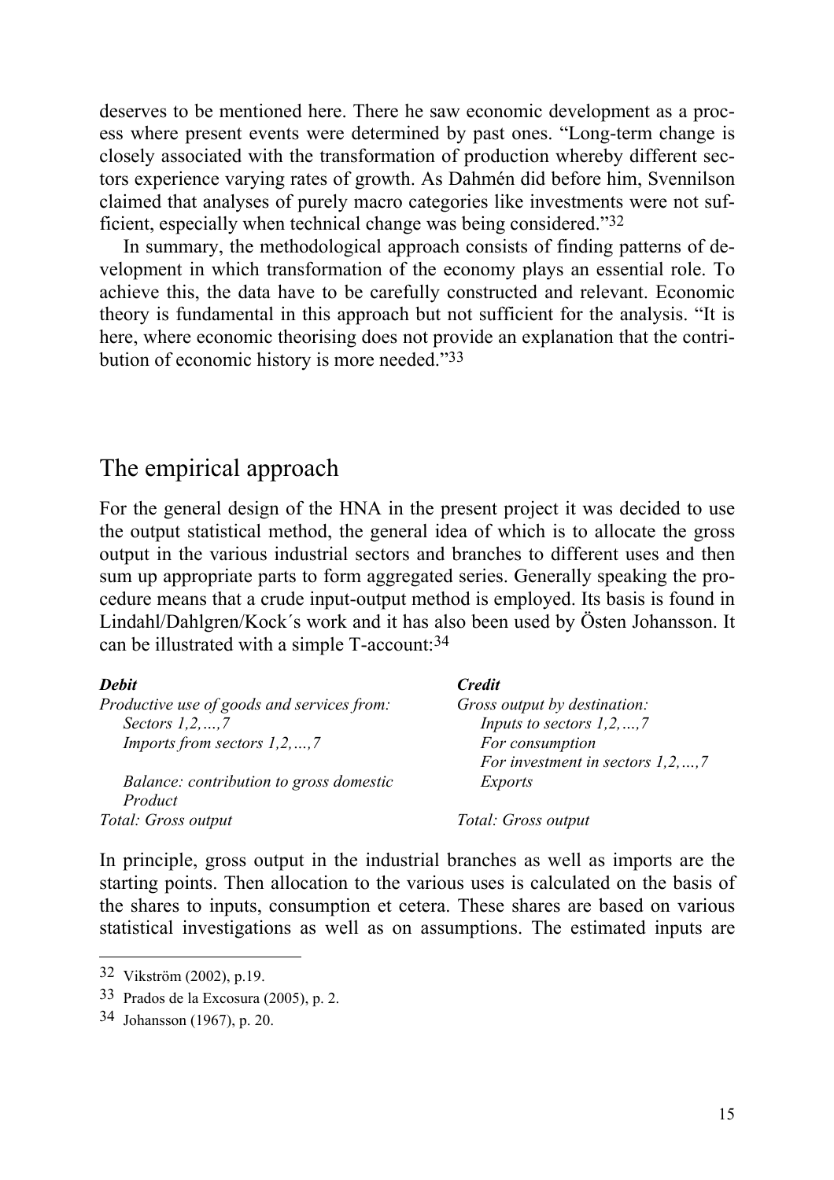deserves to be mentioned here. There he saw economic development as a process where present events were determined by past ones. "Long-term change is closely associated with the transformation of production whereby different sectors experience varying rates of growth. As Dahmén did before him, Svennilson claimed that analyses of purely macro categories like investments were not sufficient, especially when technical change was being considered."[32]

In summary, the methodological approach consists of finding patterns of development in which transformation of the economy plays an essential role. To achieve this, the data have to be carefully constructed and relevant. Economic theory is fundamental in this approach but not sufficient for the analysis. "It is here, where economic theorising does not provide an explanation that the contribution of economic history is more needed."[33]

## The empirical approach

For the general design of the HNA in the present project it was decided to use the output statistical method, the general idea of which is to allocate the gross output in the various industrial sectors and branches to different uses and then sum up appropriate parts to form aggregated series. Generally speaking the procedure means that a crude input-output method is employed. Its basis is found in Lindahl/Dahlgren/Kock´s work and it has also been used by Östen Johansson. It can be illustrated with a simple T-account:[34]

| ***Debit*** | ***Credit*** |
|---|---|
| *Productive use of goods and services from:* | *Gross output by destination:* |
| *Sectors 1,2,…,7* | *Inputs to sectors 1,2,…,7* |
| *Imports from sectors 1,2,…,7* | *For consumption* |
| | *For investment in sectors 1,2,…,7* |
| *Balance: contribution to gross domestic Product* | *Exports* |
| *Total: Gross output* | *Total: Gross output* |

In principle, gross output in the industrial branches as well as imports are the starting points. Then allocation to the various uses is calculated on the basis of the shares to inputs, consumption et cetera. These shares are based on various statistical investigations as well as on assumptions. The estimated inputs are

32 Vikström (2002), p.19.

33 Prados de la Excosura (2005), p. 2.

34 Johansson (1967), p. 20.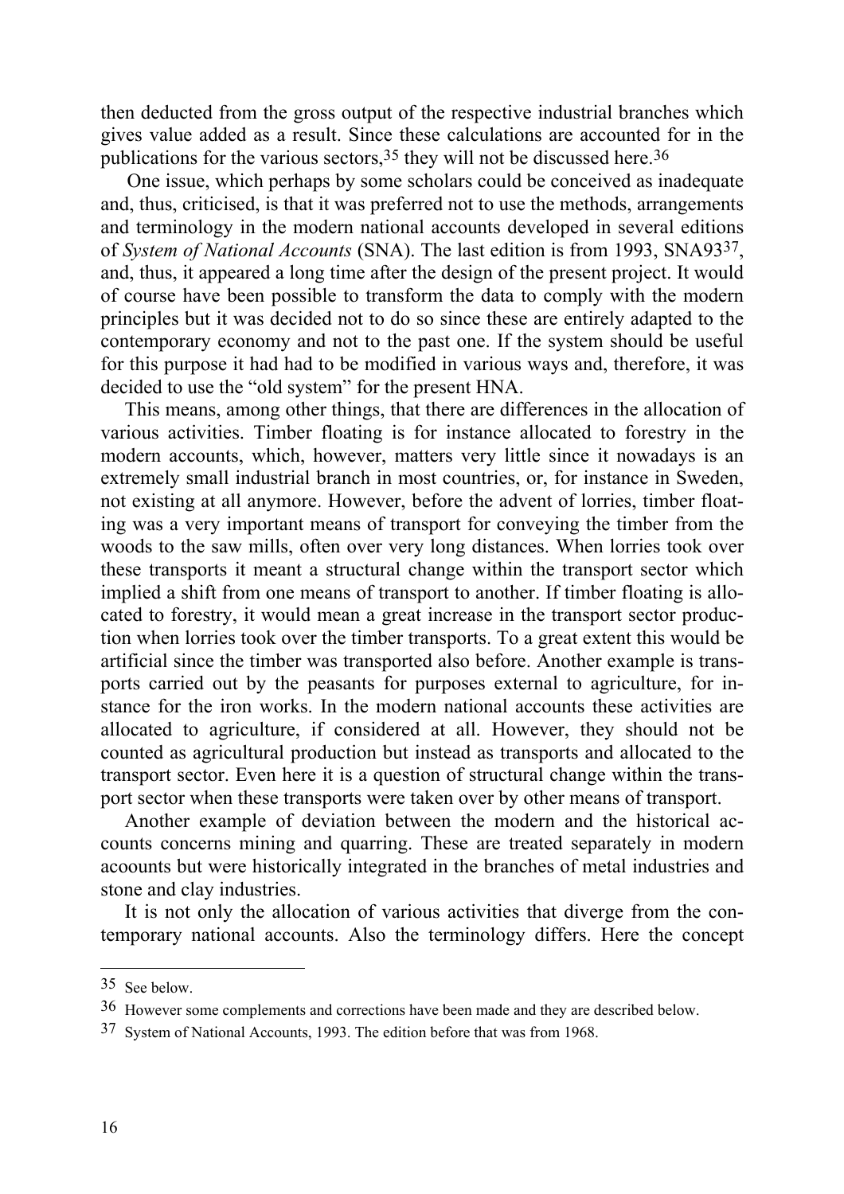then deducted from the gross output of the respective industrial branches which gives value added as a result. Since these calculations are accounted for in the publications for the various sectors,[35] they will not be discussed here.[36]

One issue, which perhaps by some scholars could be conceived as inadequate and, thus, criticised, is that it was preferred not to use the methods, arrangements and terminology in the modern national accounts developed in several editions of *System of National Accounts* (SNA). The last edition is from 1993, SNA93[37], and, thus, it appeared a long time after the design of the present project. It would of course have been possible to transform the data to comply with the modern principles but it was decided not to do so since these are entirely adapted to the contemporary economy and not to the past one. If the system should be useful for this purpose it had had to be modified in various ways and, therefore, it was decided to use the "old system" for the present HNA.

This means, among other things, that there are differences in the allocation of various activities. Timber floating is for instance allocated to forestry in the modern accounts, which, however, matters very little since it nowadays is an extremely small industrial branch in most countries, or, for instance in Sweden, not existing at all anymore. However, before the advent of lorries, timber floating was a very important means of transport for conveying the timber from the woods to the saw mills, often over very long distances. When lorries took over these transports it meant a structural change within the transport sector which implied a shift from one means of transport to another. If timber floating is allocated to forestry, it would mean a great increase in the transport sector production when lorries took over the timber transports. To a great extent this would be artificial since the timber was transported also before. Another example is transports carried out by the peasants for purposes external to agriculture, for instance for the iron works. In the modern national accounts these activities are allocated to agriculture, if considered at all. However, they should not be counted as agricultural production but instead as transports and allocated to the transport sector. Even here it is a question of structural change within the transport sector when these transports were taken over by other means of transport.

Another example of deviation between the modern and the historical accounts concerns mining and quarring. These are treated separately in modern acoounts but were historically integrated in the branches of metal industries and stone and clay industries.

It is not only the allocation of various activities that diverge from the contemporary national accounts. Also the terminology differs. Here the concept

---

[35] See below.

[36] However some complements and corrections have been made and they are described below.

[37] System of National Accounts, 1993. The edition before that was from 1968.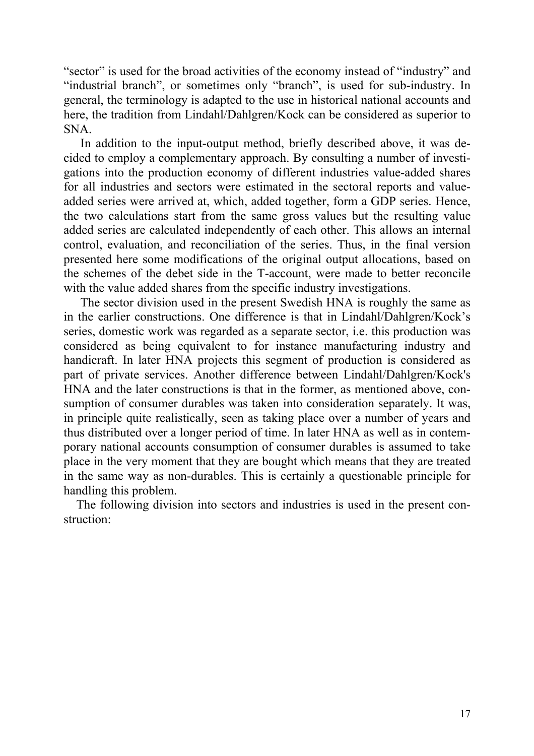"sector" is used for the broad activities of the economy instead of "industry" and "industrial branch", or sometimes only "branch", is used for sub-industry. In general, the terminology is adapted to the use in historical national accounts and here, the tradition from Lindahl/Dahlgren/Kock can be considered as superior to SNA.

In addition to the input-output method, briefly described above, it was decided to employ a complementary approach. By consulting a number of investigations into the production economy of different industries value-added shares for all industries and sectors were estimated in the sectoral reports and value-added series were arrived at, which, added together, form a GDP series. Hence, the two calculations start from the same gross values but the resulting value added series are calculated independently of each other. This allows an internal control, evaluation, and reconciliation of the series. Thus, in the final version presented here some modifications of the original output allocations, based on the schemes of the debet side in the T-account, were made to better reconcile with the value added shares from the specific industry investigations.

The sector division used in the present Swedish HNA is roughly the same as in the earlier constructions. One difference is that in Lindahl/Dahlgren/Kock's series, domestic work was regarded as a separate sector, i.e. this production was considered as being equivalent to for instance manufacturing industry and handicraft. In later HNA projects this segment of production is considered as part of private services. Another difference between Lindahl/Dahlgren/Kock's HNA and the later constructions is that in the former, as mentioned above, consumption of consumer durables was taken into consideration separately. It was, in principle quite realistically, seen as taking place over a number of years and thus distributed over a longer period of time. In later HNA as well as in contemporary national accounts consumption of consumer durables is assumed to take place in the very moment that they are bought which means that they are treated in the same way as non-durables. This is certainly a questionable principle for handling this problem.

The following division into sectors and industries is used in the present construction: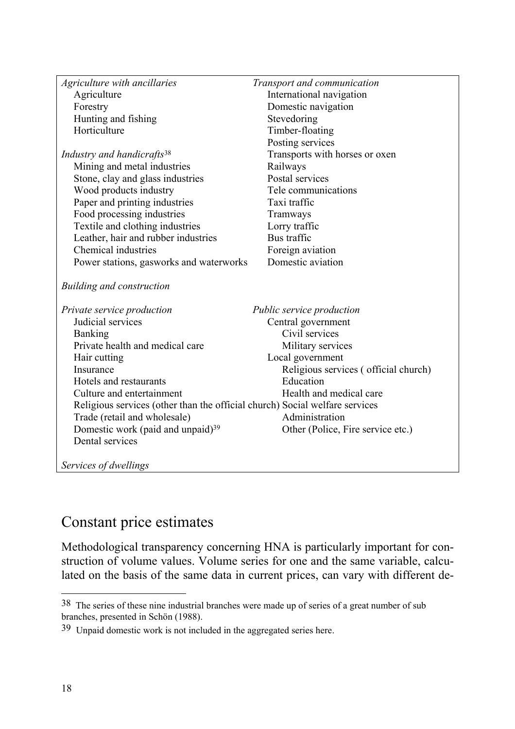| | |
|---|---|
| *Agriculture with ancillaries* | *Transport and communication* |
| Agriculture | International navigation |
| Forestry | Domestic navigation |
| Hunting and fishing | Stevedoring |
| Horticulture | Timber-floating |
| | Posting services |
| *Industry and handicrafts*[38] | Transports with horses or oxen |
| Mining and metal industries | Railways |
| Stone, clay and glass industries | Postal services |
| Wood products industry | Tele communications |
| Paper and printing industries | Taxi traffic |
| Food processing industries | Tramways |
| Textile and clothing industries | Lorry traffic |
| Leather, hair and rubber industries | Bus traffic |
| Chemical industries | Foreign aviation |
| Power stations, gasworks and waterworks | Domestic aviation |
| | |
| *Building and construction* | |
| | |
| *Private service production* | *Public service production* |
| Judicial services | Central government |
| Banking | Civil services |
| Private health and medical care | Military services |
| Hair cutting | Local government |
| Insurance | Religious services ( official church) |
| Hotels and restaurants | Education |
| Culture and entertainment | Health and medical care |
| Religious services (other than the official church) | Social welfare services |
| Trade (retail and wholesale) | Administration |
| Domestic work (paid and unpaid)[39] | Other (Police, Fire service etc.) |
| Dental services | |
| | |
| *Services of dwellings* | |

## Constant price estimates

Methodological transparency concerning HNA is particularly important for construction of volume values. Volume series for one and the same variable, calculated on the basis of the same data in current prices, can vary with different de-

---

[38] The series of these nine industrial branches were made up of series of a great number of sub branches, presented in Schön (1988).

[39] Unpaid domestic work is not included in the aggregated series here.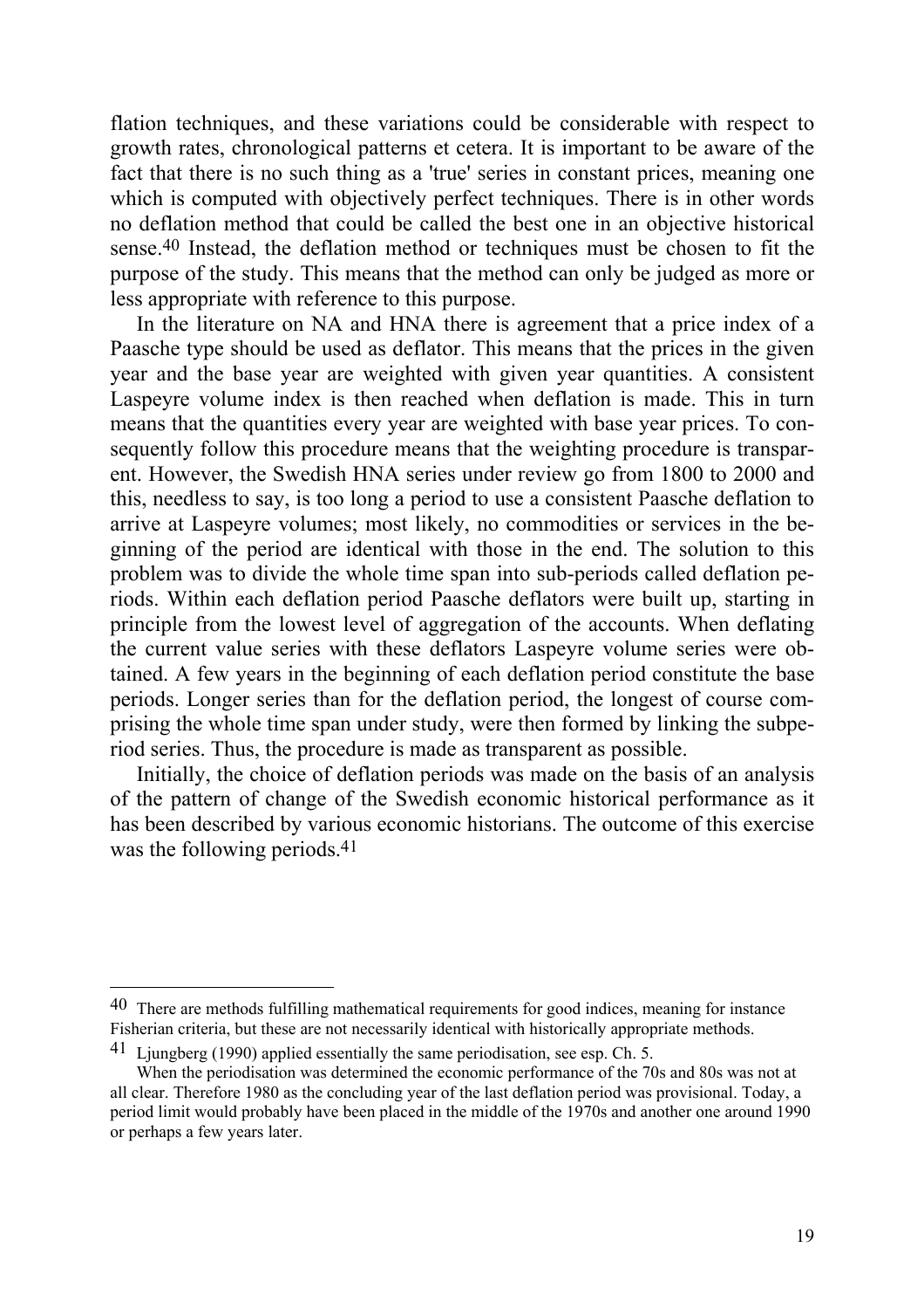flation techniques, and these variations could be considerable with respect to growth rates, chronological patterns et cetera. It is important to be aware of the fact that there is no such thing as a 'true' series in constant prices, meaning one which is computed with objectively perfect techniques. There is in other words no deflation method that could be called the best one in an objective historical sense.[40] Instead, the deflation method or techniques must be chosen to fit the purpose of the study. This means that the method can only be judged as more or less appropriate with reference to this purpose.

In the literature on NA and HNA there is agreement that a price index of a Paasche type should be used as deflator. This means that the prices in the given year and the base year are weighted with given year quantities. A consistent Laspeyre volume index is then reached when deflation is made. This in turn means that the quantities every year are weighted with base year prices. To consequently follow this procedure means that the weighting procedure is transparent. However, the Swedish HNA series under review go from 1800 to 2000 and this, needless to say, is too long a period to use a consistent Paasche deflation to arrive at Laspeyre volumes; most likely, no commodities or services in the beginning of the period are identical with those in the end. The solution to this problem was to divide the whole time span into sub-periods called deflation periods. Within each deflation period Paasche deflators were built up, starting in principle from the lowest level of aggregation of the accounts. When deflating the current value series with these deflators Laspeyre volume series were obtained. A few years in the beginning of each deflation period constitute the base periods. Longer series than for the deflation period, the longest of course comprising the whole time span under study, were then formed by linking the subperiod series. Thus, the procedure is made as transparent as possible.

Initially, the choice of deflation periods was made on the basis of an analysis of the pattern of change of the Swedish economic historical performance as it has been described by various economic historians. The outcome of this exercise was the following periods.[41]

---

[40] There are methods fulfilling mathematical requirements for good indices, meaning for instance Fisherian criteria, but these are not necessarily identical with historically appropriate methods.

[41] Ljungberg (1990) applied essentially the same periodisation, see esp. Ch. 5.
When the periodisation was determined the economic performance of the 70s and 80s was not at all clear. Therefore 1980 as the concluding year of the last deflation period was provisional. Today, a period limit would probably have been placed in the middle of the 1970s and another one around 1990 or perhaps a few years later.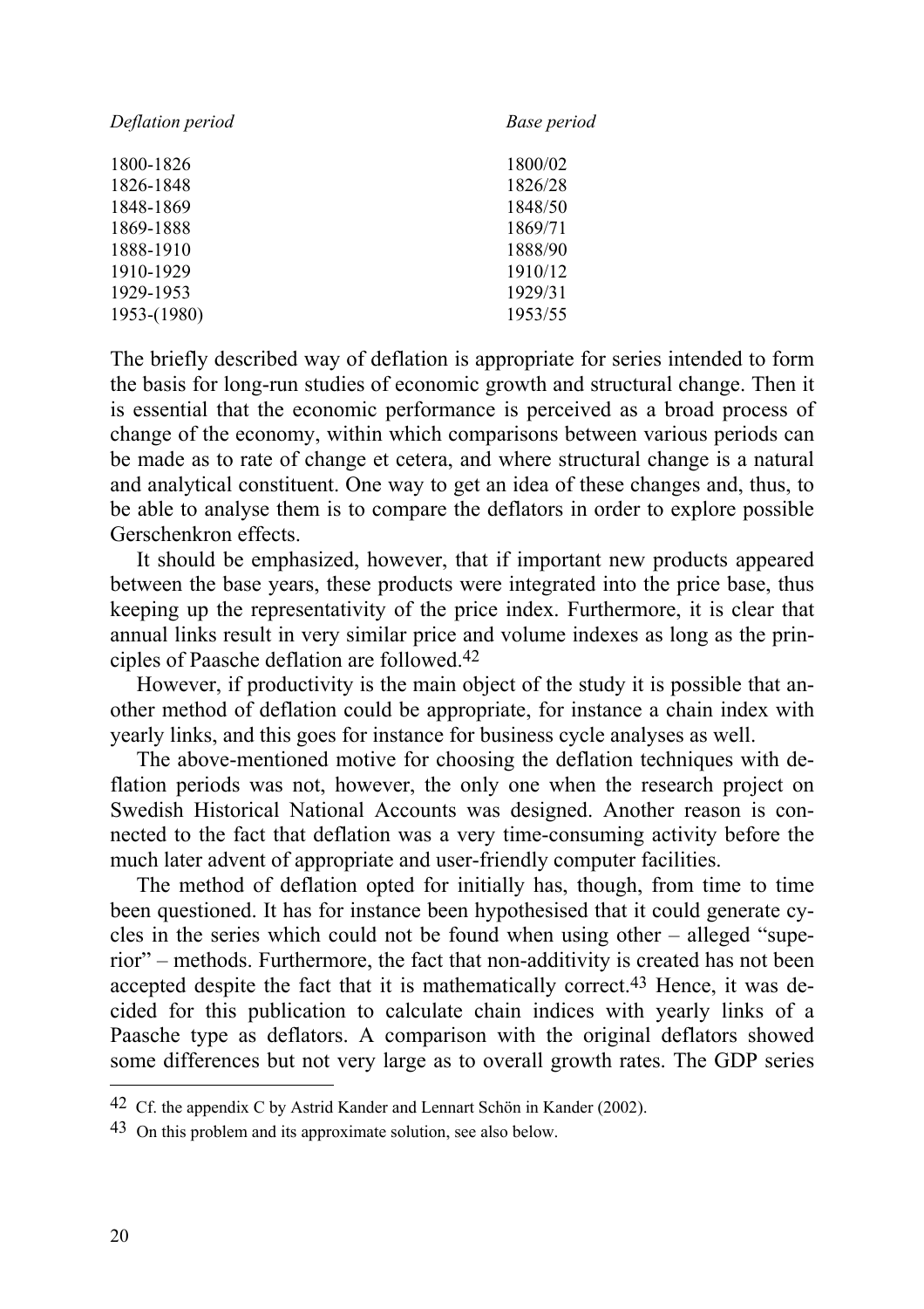| *Deflation period* | *Base period* |
|---|---|
| 1800-1826 | 1800/02 |
| 1826-1848 | 1826/28 |
| 1848-1869 | 1848/50 |
| 1869-1888 | 1869/71 |
| 1888-1910 | 1888/90 |
| 1910-1929 | 1910/12 |
| 1929-1953 | 1929/31 |
| 1953-(1980) | 1953/55 |

The briefly described way of deflation is appropriate for series intended to form the basis for long-run studies of economic growth and structural change. Then it is essential that the economic performance is perceived as a broad process of change of the economy, within which comparisons between various periods can be made as to rate of change et cetera, and where structural change is a natural and analytical constituent. One way to get an idea of these changes and, thus, to be able to analyse them is to compare the deflators in order to explore possible Gerschenkron effects.

It should be emphasized, however, that if important new products appeared between the base years, these products were integrated into the price base, thus keeping up the representativity of the price index. Furthermore, it is clear that annual links result in very similar price and volume indexes as long as the principles of Paasche deflation are followed.[42]

However, if productivity is the main object of the study it is possible that another method of deflation could be appropriate, for instance a chain index with yearly links, and this goes for instance for business cycle analyses as well.

The above-mentioned motive for choosing the deflation techniques with deflation periods was not, however, the only one when the research project on Swedish Historical National Accounts was designed. Another reason is connected to the fact that deflation was a very time-consuming activity before the much later advent of appropriate and user-friendly computer facilities.

The method of deflation opted for initially has, though, from time to time been questioned. It has for instance been hypothesised that it could generate cycles in the series which could not be found when using other – alleged "superior" – methods. Furthermore, the fact that non-additivity is created has not been accepted despite the fact that it is mathematically correct.[43] Hence, it was decided for this publication to calculate chain indices with yearly links of a Paasche type as deflators. A comparison with the original deflators showed some differences but not very large as to overall growth rates. The GDP series

[42] Cf. the appendix C by Astrid Kander and Lennart Schön in Kander (2002).

[43] On this problem and its approximate solution, see also below.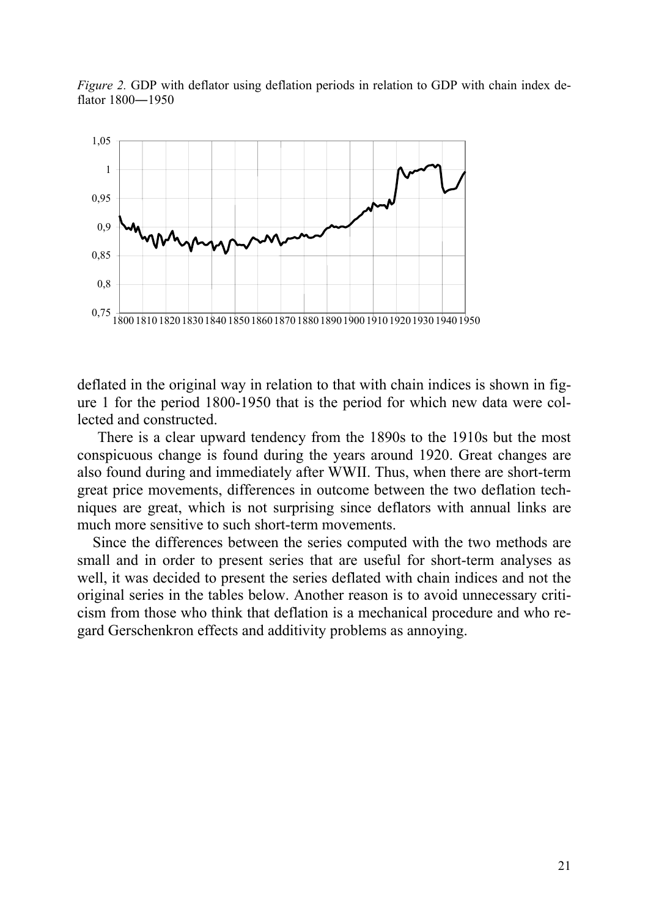*Figure 2.* GDP with deflator using deflation periods in relation to GDP with chain index deflator 1800―1950

deflated in the original way in relation to that with chain indices is shown in figure 1 for the period 1800-1950 that is the period for which new data were collected and constructed.

There is a clear upward tendency from the 1890s to the 1910s but the most conspicuous change is found during the years around 1920. Great changes are also found during and immediately after WWII. Thus, when there are short-term great price movements, differences in outcome between the two deflation techniques are great, which is not surprising since deflators with annual links are much more sensitive to such short-term movements.

Since the differences between the series computed with the two methods are small and in order to present series that are useful for short-term analyses as well, it was decided to present the series deflated with chain indices and not the original series in the tables below. Another reason is to avoid unnecessary criticism from those who think that deflation is a mechanical procedure and who regard Gerschenkron effects and additivity problems as annoying.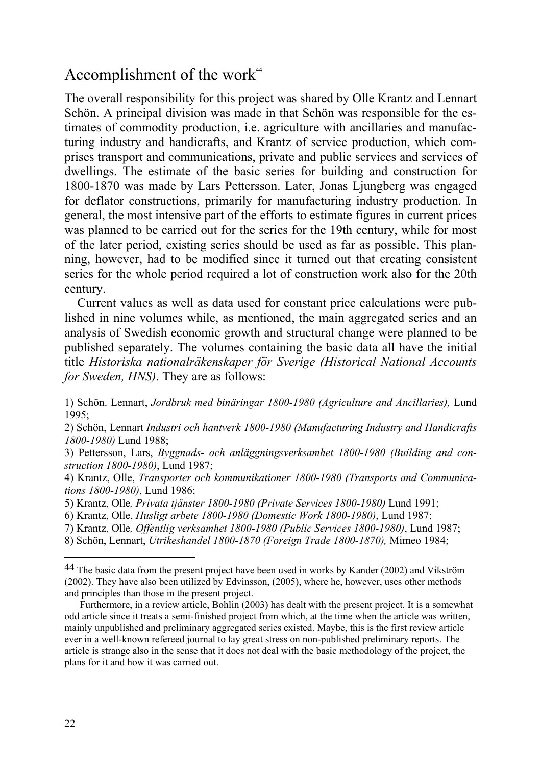## Accomplishment of the work[44]

The overall responsibility for this project was shared by Olle Krantz and Lennart Schön. A principal division was made in that Schön was responsible for the estimates of commodity production, i.e. agriculture with ancillaries and manufacturing industry and handicrafts, and Krantz of service production, which comprises transport and communications, private and public services and services of dwellings. The estimate of the basic series for building and construction for 1800-1870 was made by Lars Pettersson. Later, Jonas Ljungberg was engaged for deflator constructions, primarily for manufacturing industry production. In general, the most intensive part of the efforts to estimate figures in current prices was planned to be carried out for the series for the 19th century, while for most of the later period, existing series should be used as far as possible. This planning, however, had to be modified since it turned out that creating consistent series for the whole period required a lot of construction work also for the 20th century.

Current values as well as data used for constant price calculations were published in nine volumes while, as mentioned, the main aggregated series and an analysis of Swedish economic growth and structural change were planned to be published separately. The volumes containing the basic data all have the initial title *Historiska nationalräkenskaper för Sverige (Historical National Accounts for Sweden, HNS)*. They are as follows:

1) Schön. Lennart, *Jordbruk med binäringar 1800-1980 (Agriculture and Ancillaries),* Lund 1995;

2) Schön, Lennart *Industri och hantverk 1800-1980 (Manufacturing Industry and Handicrafts 1800-1980)* Lund 1988;

3) Pettersson, Lars, *Byggnads- och anläggningsverksamhet 1800-1980 (Building and construction 1800-1980)*, Lund 1987;

4) Krantz, Olle, *Transporter och kommunikationer 1800-1980 (Transports and Communications 1800-1980)*, Lund 1986;

5) Krantz, Olle*, Privata tjänster 1800-1980 (Private Services 1800-1980)* Lund 1991;

6) Krantz, Olle, *Husligt arbete 1800-1980 (Domestic Work 1800-1980)*, Lund 1987;

7) Krantz, Olle*, Offentlig verksamhet 1800-1980 (Public Services 1800-1980)*, Lund 1987;

8) Schön, Lennart, *Utrikeshandel 1800-1870 (Foreign Trade 1800-1870),* Mimeo 1984;

---

[44] The basic data from the present project have been used in works by Kander (2002) and Vikström (2002). They have also been utilized by Edvinsson, (2005), where he, however, uses other methods and principles than those in the present project.

Furthermore, in a review article, Bohlin (2003) has dealt with the present project. It is a somewhat odd article since it treats a semi-finished project from which, at the time when the article was written, mainly unpublished and preliminary aggregated series existed. Maybe, this is the first review article ever in a well-known refereed journal to lay great stress on non-published preliminary reports. The article is strange also in the sense that it does not deal with the basic methodology of the project, the plans for it and how it was carried out.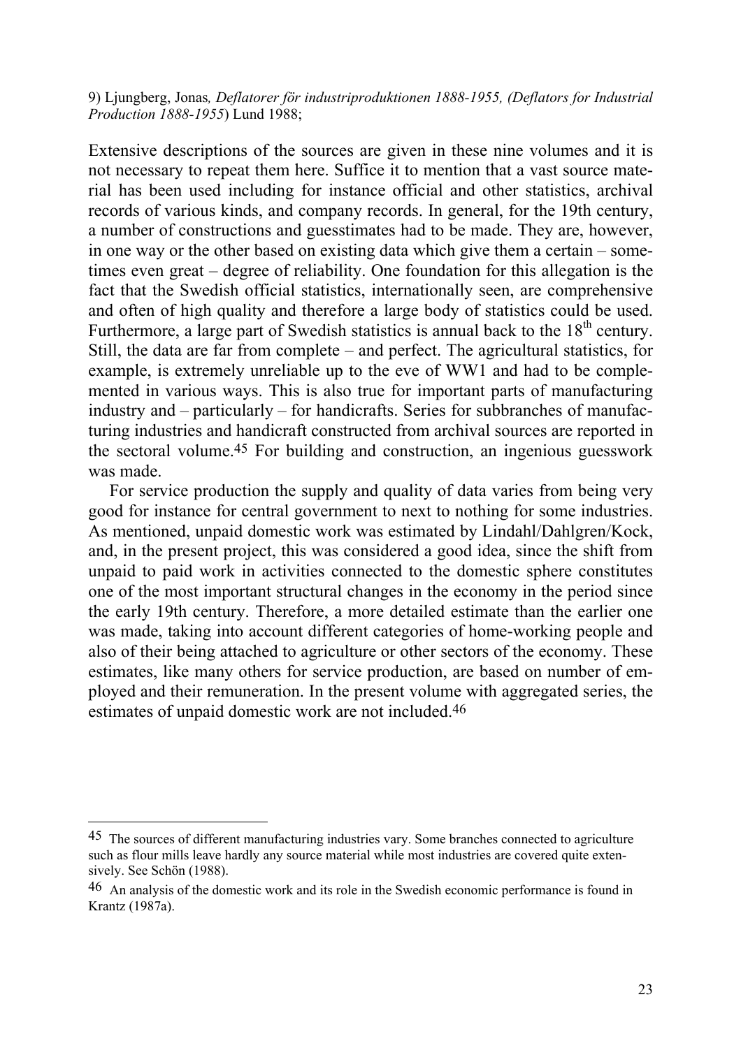9) Ljungberg, Jonas*, Deflatorer för industriproduktionen 1888-1955, (Deflators for Industrial Production 1888-1955*) Lund 1988;

Extensive descriptions of the sources are given in these nine volumes and it is not necessary to repeat them here. Suffice it to mention that a vast source material has been used including for instance official and other statistics, archival records of various kinds, and company records. In general, for the 19th century, a number of constructions and guesstimates had to be made. They are, however, in one way or the other based on existing data which give them a certain – sometimes even great – degree of reliability. One foundation for this allegation is the fact that the Swedish official statistics, internationally seen, are comprehensive and often of high quality and therefore a large body of statistics could be used. Furthermore, a large part of Swedish statistics is annual back to the 18th century. Still, the data are far from complete – and perfect. The agricultural statistics, for example, is extremely unreliable up to the eve of WW1 and had to be complemented in various ways. This is also true for important parts of manufacturing industry and – particularly – for handicrafts. Series for subbranches of manufacturing industries and handicraft constructed from archival sources are reported in the sectoral volume.[45] For building and construction, an ingenious guesswork was made.

For service production the supply and quality of data varies from being very good for instance for central government to next to nothing for some industries. As mentioned, unpaid domestic work was estimated by Lindahl/Dahlgren/Kock, and, in the present project, this was considered a good idea, since the shift from unpaid to paid work in activities connected to the domestic sphere constitutes one of the most important structural changes in the economy in the period since the early 19th century. Therefore, a more detailed estimate than the earlier one was made, taking into account different categories of home-working people and also of their being attached to agriculture or other sectors of the economy. These estimates, like many others for service production, are based on number of employed and their remuneration. In the present volume with aggregated series, the estimates of unpaid domestic work are not included.[46]

---

[45] The sources of different manufacturing industries vary. Some branches connected to agriculture such as flour mills leave hardly any source material while most industries are covered quite extensively. See Schön (1988).

[46] An analysis of the domestic work and its role in the Swedish economic performance is found in Krantz (1987a).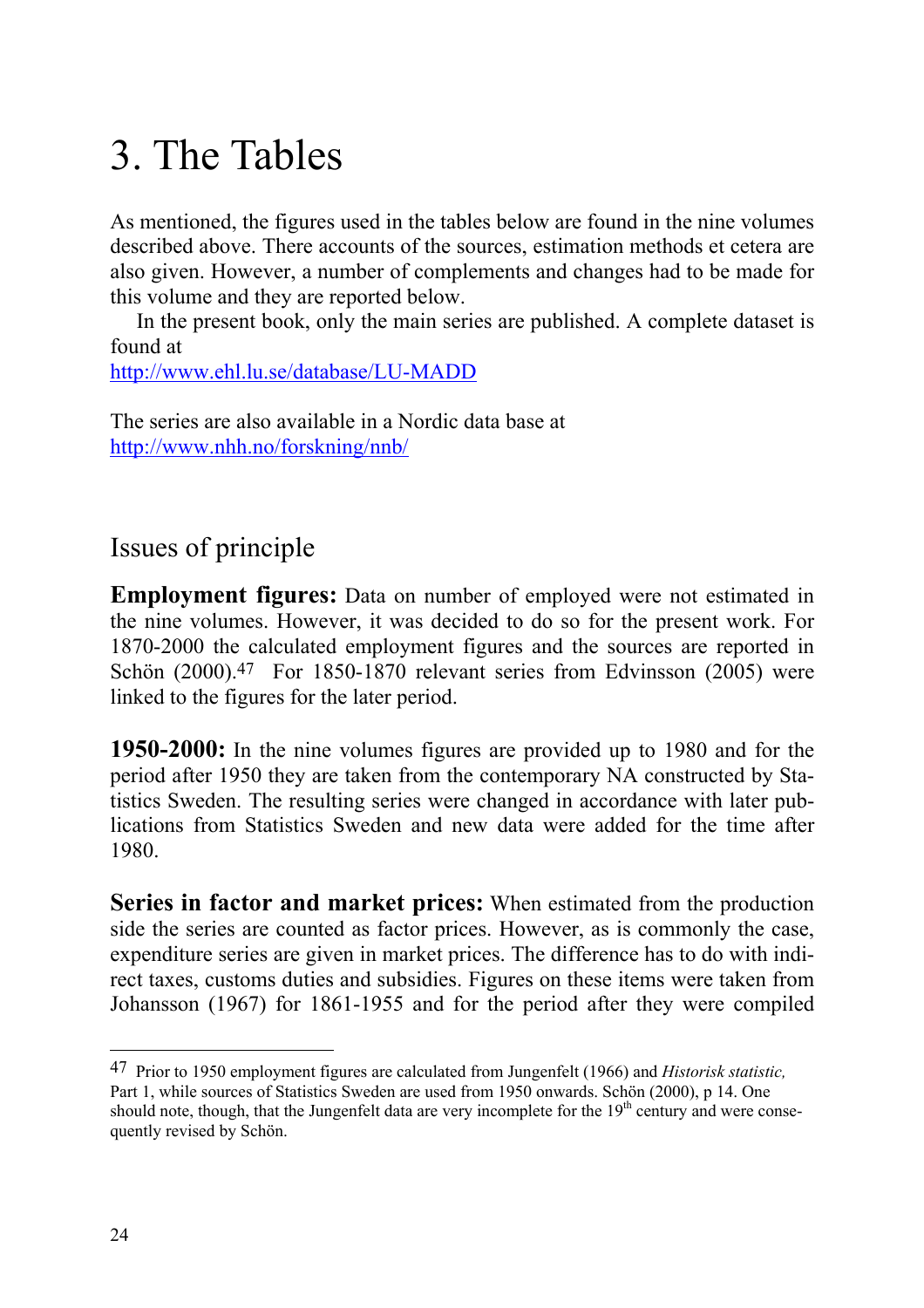# 3. The Tables

As mentioned, the figures used in the tables below are found in the nine volumes described above. There accounts of the sources, estimation methods et cetera are also given. However, a number of complements and changes had to be made for this volume and they are reported below.

In the present book, only the main series are published. A complete dataset is found at
http://www.ehl.lu.se/database/LU-MADD

The series are also available in a Nordic data base at
http://www.nhh.no/forskning/nnb/

## Issues of principle

**Employment figures:** Data on number of employed were not estimated in the nine volumes. However, it was decided to do so for the present work. For 1870-2000 the calculated employment figures and the sources are reported in Schön (2000).[47] For 1850-1870 relevant series from Edvinsson (2005) were linked to the figures for the later period.

**1950-2000:** In the nine volumes figures are provided up to 1980 and for the period after 1950 they are taken from the contemporary NA constructed by Statistics Sweden. The resulting series were changed in accordance with later publications from Statistics Sweden and new data were added for the time after 1980.

**Series in factor and market prices:** When estimated from the production side the series are counted as factor prices. However, as is commonly the case, expenditure series are given in market prices. The difference has to do with indirect taxes, customs duties and subsidies. Figures on these items were taken from Johansson (1967) for 1861-1955 and for the period after they were compiled

---

[47] Prior to 1950 employment figures are calculated from Jungenfelt (1966) and *Historisk statistic,* Part 1, while sources of Statistics Sweden are used from 1950 onwards. Schön (2000), p 14. One should note, though, that the Jungenfelt data are very incomplete for the 19th century and were consequently revised by Schön.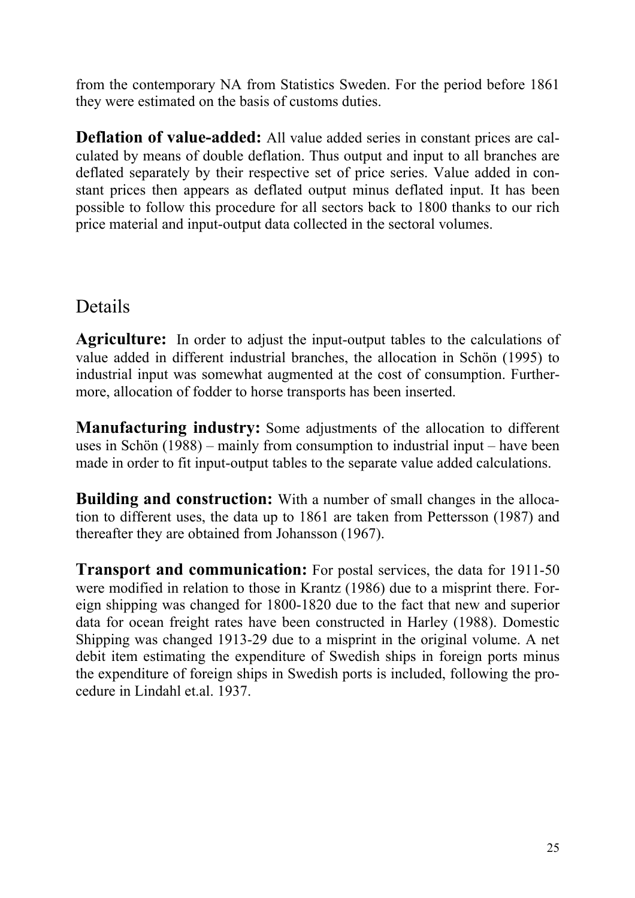from the contemporary NA from Statistics Sweden. For the period before 1861 they were estimated on the basis of customs duties.

**Deflation of value-added:** All value added series in constant prices are calculated by means of double deflation. Thus output and input to all branches are deflated separately by their respective set of price series. Value added in constant prices then appears as deflated output minus deflated input. It has been possible to follow this procedure for all sectors back to 1800 thanks to our rich price material and input-output data collected in the sectoral volumes.

## Details

**Agriculture:** In order to adjust the input-output tables to the calculations of value added in different industrial branches, the allocation in Schön (1995) to industrial input was somewhat augmented at the cost of consumption. Furthermore, allocation of fodder to horse transports has been inserted.

**Manufacturing industry:** Some adjustments of the allocation to different uses in Schön (1988) – mainly from consumption to industrial input – have been made in order to fit input-output tables to the separate value added calculations.

**Building and construction:** With a number of small changes in the allocation to different uses, the data up to 1861 are taken from Pettersson (1987) and thereafter they are obtained from Johansson (1967).

**Transport and communication:** For postal services, the data for 1911-50 were modified in relation to those in Krantz (1986) due to a misprint there. Foreign shipping was changed for 1800-1820 due to the fact that new and superior data for ocean freight rates have been constructed in Harley (1988). Domestic Shipping was changed 1913-29 due to a misprint in the original volume. A net debit item estimating the expenditure of Swedish ships in foreign ports minus the expenditure of foreign ships in Swedish ports is included, following the procedure in Lindahl et.al. 1937.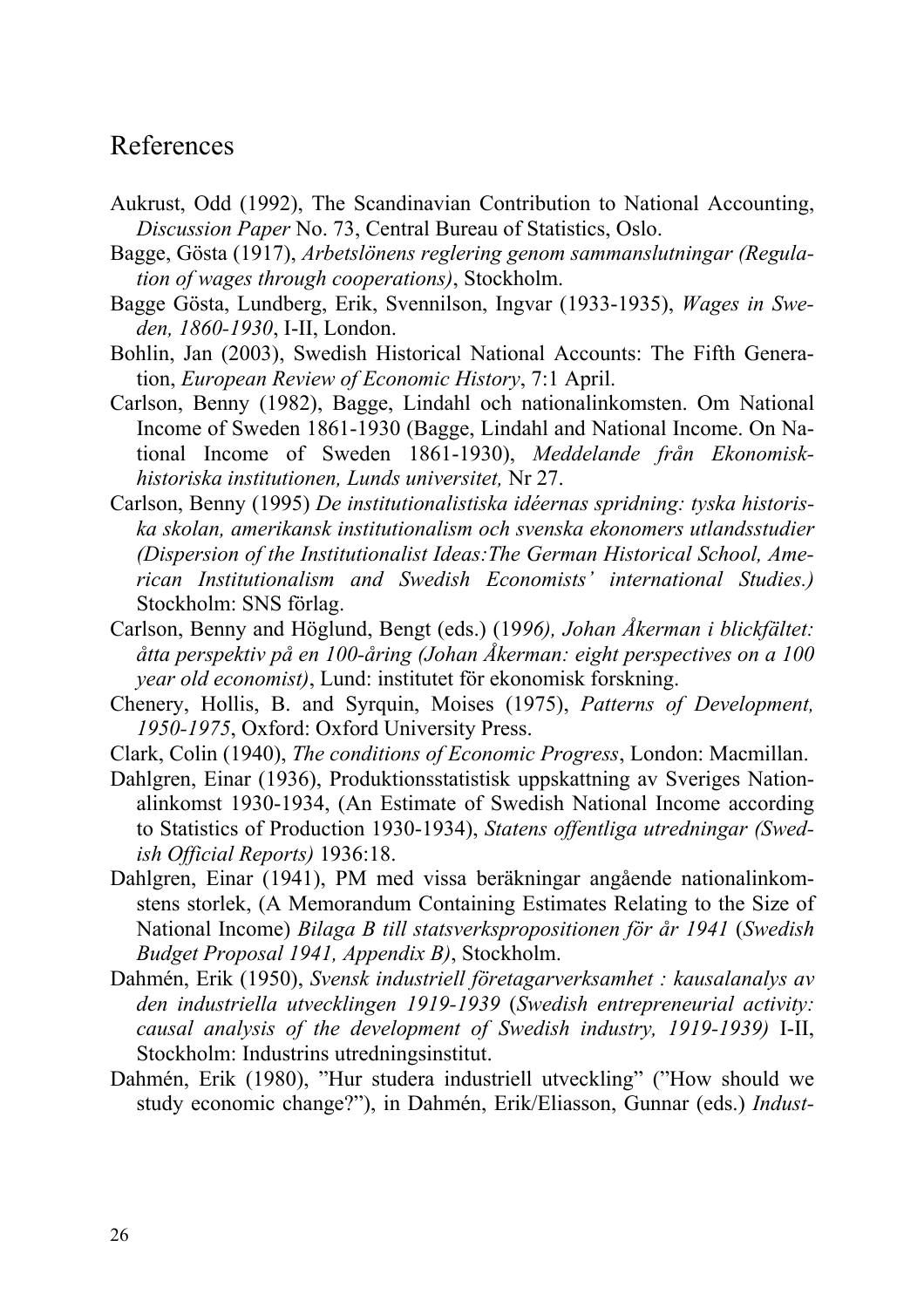# References

Aukrust, Odd (1992), The Scandinavian Contribution to National Accounting, *Discussion Paper* No. 73, Central Bureau of Statistics, Oslo.

Bagge, Gösta (1917), *Arbetslönens reglering genom sammanslutningar (Regulation of wages through cooperations)*, Stockholm.

Bagge Gösta, Lundberg, Erik, Svennilson, Ingvar (1933-1935), *Wages in Sweden, 1860-1930*, I-II, London.

Bohlin, Jan (2003), Swedish Historical National Accounts: The Fifth Generation, *European Review of Economic History*, 7:1 April.

Carlson, Benny (1982), Bagge, Lindahl och nationalinkomsten. Om National Income of Sweden 1861-1930 (Bagge, Lindahl and National Income. On National Income of Sweden 1861-1930), *Meddelande från Ekonomisk-historiska institutionen, Lunds universitet,* Nr 27.

Carlson, Benny (1995) *De institutionalistiska idéernas spridning: tyska historiska skolan, amerikansk institutionalism och svenska ekonomers utlandsstudier (Dispersion of the Institutionalist Ideas:The German Historical School, American Institutionalism and Swedish Economists' international Studies.)* Stockholm: SNS förlag.

Carlson, Benny and Höglund, Bengt (eds.) (19*96), Johan Åkerman i blickfältet: åtta perspektiv på en 100-åring (Johan Åkerman: eight perspectives on a 100 year old economist)*, Lund: institutet för ekonomisk forskning.

Chenery, Hollis, B. and Syrquin, Moises (1975), *Patterns of Development, 1950-1975*, Oxford: Oxford University Press.

Clark, Colin (1940), *The conditions of Economic Progress*, London: Macmillan.

Dahlgren, Einar (1936), Produktionsstatistisk uppskattning av Sveriges Nationalinkomst 1930-1934, (An Estimate of Swedish National Income according to Statistics of Production 1930-1934), *Statens offentliga utredningar (Swedish Official Reports)* 1936:18.

Dahlgren, Einar (1941), PM med vissa beräkningar angående nationalinkomstens storlek, (A Memorandum Containing Estimates Relating to the Size of National Income) *Bilaga B till statsverkspropositionen för år 1941* (*Swedish Budget Proposal 1941, Appendix B)*, Stockholm.

Dahmén, Erik (1950), *Svensk industriell företagarverksamhet : kausalanalys av den industriella utvecklingen 1919-1939* (*Swedish entrepreneurial activity: causal analysis of the development of Swedish industry, 1919-1939)* I-II, Stockholm: Industrins utredningsinstitut.

Dahmén, Erik (1980), "Hur studera industriell utveckling" ("How should we study economic change?"), in Dahmén, Erik/Eliasson, Gunnar (eds.) *Indust-*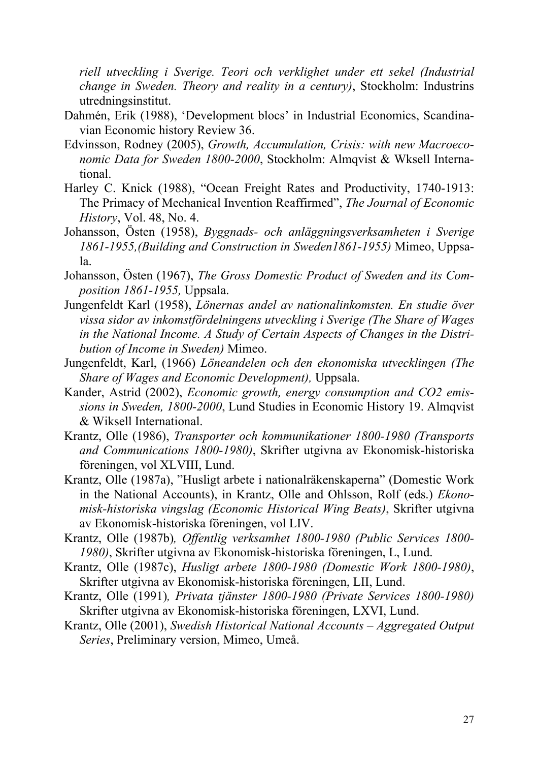*riell utveckling i Sverige. Teori och verklighet under ett sekel (Industrial change in Sweden. Theory and reality in a century)*, Stockholm: Industrins utredningsinstitut.

Dahmén, Erik (1988), 'Development blocs' in Industrial Economics, Scandinavian Economic history Review 36.

Edvinsson, Rodney (2005), *Growth, Accumulation, Crisis: with new Macroeconomic Data for Sweden 1800-2000*, Stockholm: Almqvist & Wksell International.

Harley C. Knick (1988), "Ocean Freight Rates and Productivity, 1740-1913: The Primacy of Mechanical Invention Reaffirmed", *The Journal of Economic History*, Vol. 48, No. 4.

Johansson, Östen (1958), *Byggnads- och anläggningsverksamheten i Sverige 1861-1955,(Building and Construction in Sweden1861-1955)* Mimeo, Uppsala.

Johansson, Östen (1967), *The Gross Domestic Product of Sweden and its Composition 1861-1955,* Uppsala.

Jungenfeldt Karl (1958), *Lönernas andel av nationalinkomsten. En studie över vissa sidor av inkomstfördelningens utveckling i Sverige (The Share of Wages in the National Income. A Study of Certain Aspects of Changes in the Distribution of Income in Sweden)* Mimeo.

Jungenfeldt, Karl, (1966) *Löneandelen och den ekonomiska utvecklingen (The Share of Wages and Economic Development),* Uppsala.

Kander, Astrid (2002), *Economic growth, energy consumption and CO2 emissions in Sweden, 1800-2000*, Lund Studies in Economic History 19. Almqvist & Wiksell International.

Krantz, Olle (1986), *Transporter och kommunikationer 1800-1980 (Transports and Communications 1800-1980)*, Skrifter utgivna av Ekonomisk-historiska föreningen, vol XLVIII, Lund.

Krantz, Olle (1987a), "Husligt arbete i nationalräkenskaperna" (Domestic Work in the National Accounts), in Krantz, Olle and Ohlsson, Rolf (eds.) *Ekonomisk-historiska vingslag (Economic Historical Wing Beats)*, Skrifter utgivna av Ekonomisk-historiska föreningen, vol LIV.

Krantz, Olle (1987b)*, Offentlig verksamhet 1800-1980 (Public Services 1800-1980)*, Skrifter utgivna av Ekonomisk-historiska föreningen, L, Lund.

Krantz, Olle (1987c), *Husligt arbete 1800-1980 (Domestic Work 1800-1980)*, Skrifter utgivna av Ekonomisk-historiska föreningen, LII, Lund.

Krantz, Olle (1991)*, Privata tjänster 1800-1980 (Private Services 1800-1980)* Skrifter utgivna av Ekonomisk-historiska föreningen, LXVI, Lund.

Krantz, Olle (2001), *Swedish Historical National Accounts – Aggregated Output Series*, Preliminary version, Mimeo, Umeå.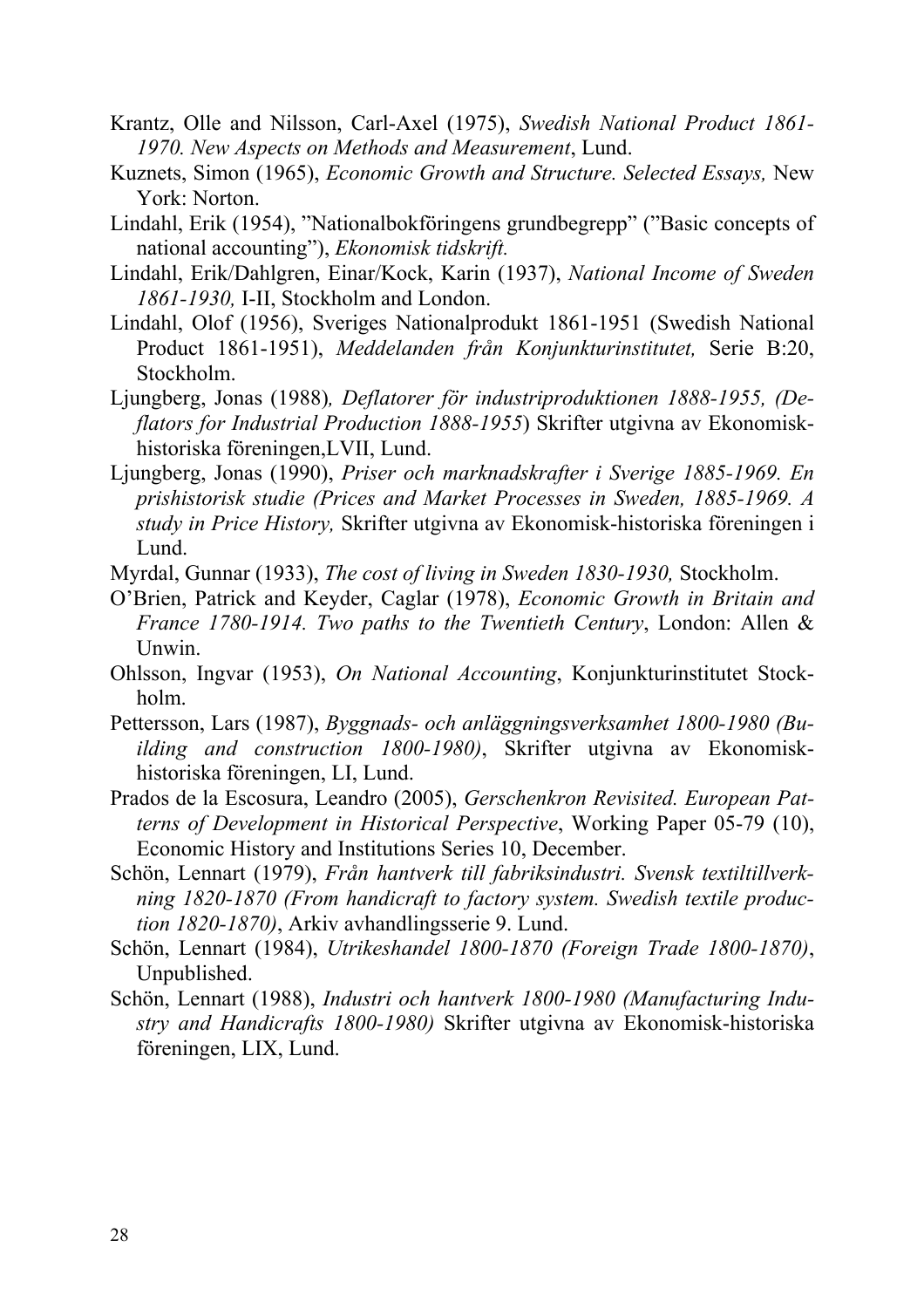Krantz, Olle and Nilsson, Carl-Axel (1975), *Swedish National Product 1861-1970. New Aspects on Methods and Measurement*, Lund.

Kuznets, Simon (1965), *Economic Growth and Structure. Selected Essays,* New York: Norton.

Lindahl, Erik (1954), ”Nationalbokföringens grundbegrepp” (”Basic concepts of national accounting”), *Ekonomisk tidskrift.*

Lindahl, Erik/Dahlgren, Einar/Kock, Karin (1937), *National Income of Sweden 1861-1930,* I-II, Stockholm and London.

Lindahl, Olof (1956), Sveriges Nationalprodukt 1861-1951 (Swedish National Product 1861-1951), *Meddelanden från Konjunkturinstitutet,* Serie B:20, Stockholm.

Ljungberg, Jonas (1988)*, Deflatorer för industriproduktionen 1888-1955, (Deflators for Industrial Production 1888-1955*) Skrifter utgivna av Ekonomisk-historiska föreningen,LVII, Lund.

Ljungberg, Jonas (1990), *Priser och marknadskrafter i Sverige 1885-1969. En prishistorisk studie (Prices and Market Processes in Sweden, 1885-1969. A study in Price History,* Skrifter utgivna av Ekonomisk-historiska föreningen i Lund.

Myrdal, Gunnar (1933), *The cost of living in Sweden 1830-1930,* Stockholm.

O'Brien, Patrick and Keyder, Caglar (1978), *Economic Growth in Britain and France 1780-1914. Two paths to the Twentieth Century*, London: Allen & Unwin.

Ohlsson, Ingvar (1953), *On National Accounting*, Konjunkturinstitutet Stockholm.

Pettersson, Lars (1987), *Byggnads- och anläggningsverksamhet 1800-1980 (Building and construction 1800-1980)*, Skrifter utgivna av Ekonomisk-historiska föreningen, LI, Lund.

Prados de la Escosura, Leandro (2005), *Gerschenkron Revisited. European Patterns of Development in Historical Perspective*, Working Paper 05-79 (10), Economic History and Institutions Series 10, December.

Schön, Lennart (1979), *Från hantverk till fabriksindustri. Svensk textiltillverkning 1820-1870 (From handicraft to factory system. Swedish textile production 1820-1870)*, Arkiv avhandlingsserie 9. Lund.

Schön, Lennart (1984), *Utrikeshandel 1800-1870 (Foreign Trade 1800-1870)*, Unpublished.

Schön, Lennart (1988), *Industri och hantverk 1800-1980 (Manufacturing Industry and Handicrafts 1800-1980)* Skrifter utgivna av Ekonomisk-historiska föreningen, LIX, Lund.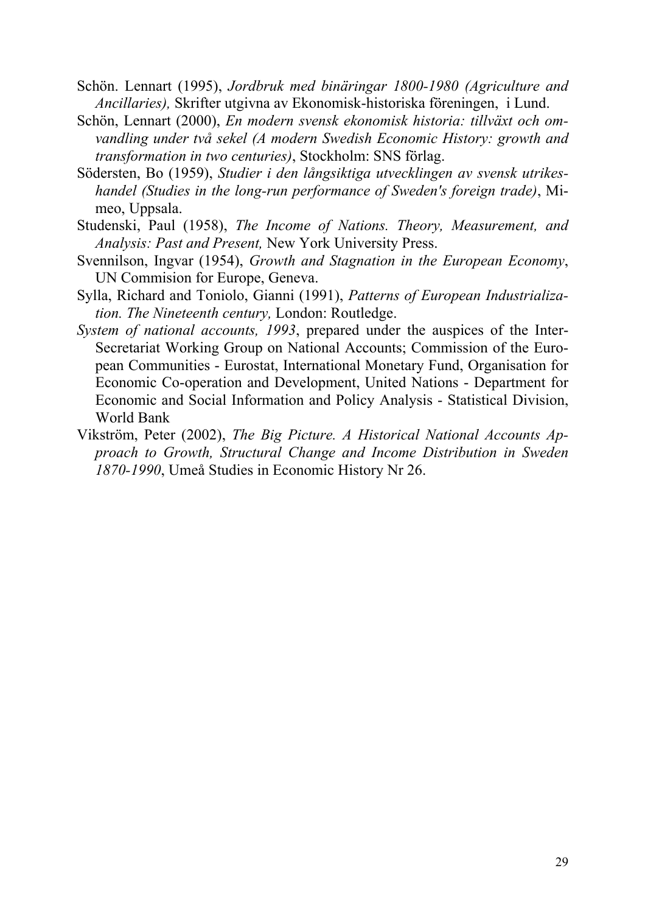Schön. Lennart (1995), *Jordbruk med binäringar 1800-1980 (Agriculture and Ancillaries),* Skrifter utgivna av Ekonomisk-historiska föreningen, i Lund.

Schön, Lennart (2000), *En modern svensk ekonomisk historia: tillväxt och omvandling under två sekel (A modern Swedish Economic History: growth and transformation in two centuries)*, Stockholm: SNS förlag.

Södersten, Bo (1959), *Studier i den långsiktiga utvecklingen av svensk utrikeshandel (Studies in the long-run performance of Sweden's foreign trade)*, Mimeo, Uppsala.

Studenski, Paul (1958), *The Income of Nations. Theory, Measurement, and Analysis: Past and Present,* New York University Press.

Svennilson, Ingvar (1954), *Growth and Stagnation in the European Economy*, UN Commision for Europe, Geneva.

Sylla, Richard and Toniolo, Gianni (1991), *Patterns of European Industrialization. The Nineteenth century,* London: Routledge.

*System of national accounts, 1993*, prepared under the auspices of the Inter-Secretariat Working Group on National Accounts; Commission of the European Communities - Eurostat, International Monetary Fund, Organisation for Economic Co-operation and Development, United Nations - Department for Economic and Social Information and Policy Analysis - Statistical Division, World Bank

Vikström, Peter (2002), *The Big Picture. A Historical National Accounts Approach to Growth, Structural Change and Income Distribution in Sweden 1870-1990*, Umeå Studies in Economic History Nr 26.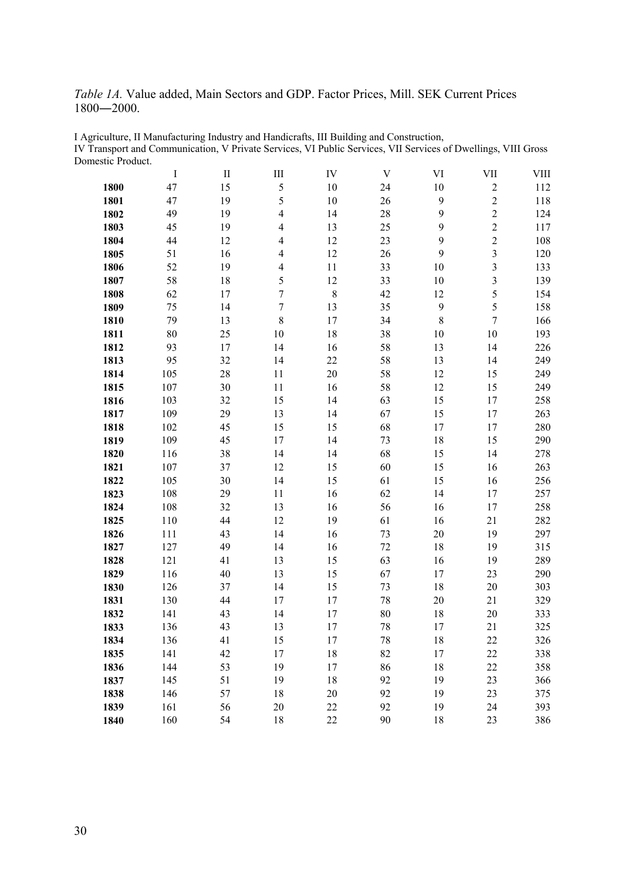*Table 1A.* Value added, Main Sectors and GDP. Factor Prices, Mill. SEK Current Prices 1800―2000.

I Agriculture, II Manufacturing Industry and Handicrafts, III Building and Construction, IV Transport and Communication, V Private Services, VI Public Services, VII Services of Dwellings, VIII Gross Domestic Product.

| | I | II | III | IV | V | VI | VII | VIII |
|---|---|---|---|---|---|---|---|---|
| **1800** | 47 | 15 | 5 | 10 | 24 | 10 | 2 | 112 |
| **1801** | 47 | 19 | 5 | 10 | 26 | 9 | 2 | 118 |
| **1802** | 49 | 19 | 4 | 14 | 28 | 9 | 2 | 124 |
| **1803** | 45 | 19 | 4 | 13 | 25 | 9 | 2 | 117 |
| **1804** | 44 | 12 | 4 | 12 | 23 | 9 | 2 | 108 |
| **1805** | 51 | 16 | 4 | 12 | 26 | 9 | 3 | 120 |
| **1806** | 52 | 19 | 4 | 11 | 33 | 10 | 3 | 133 |
| **1807** | 58 | 18 | 5 | 12 | 33 | 10 | 3 | 139 |
| **1808** | 62 | 17 | 7 | 8 | 42 | 12 | 5 | 154 |
| **1809** | 75 | 14 | 7 | 13 | 35 | 9 | 5 | 158 |
| **1810** | 79 | 13 | 8 | 17 | 34 | 8 | 7 | 166 |
| **1811** | 80 | 25 | 10 | 18 | 38 | 10 | 10 | 193 |
| **1812** | 93 | 17 | 14 | 16 | 58 | 13 | 14 | 226 |
| **1813** | 95 | 32 | 14 | 22 | 58 | 13 | 14 | 249 |
| **1814** | 105 | 28 | 11 | 20 | 58 | 12 | 15 | 249 |
| **1815** | 107 | 30 | 11 | 16 | 58 | 12 | 15 | 249 |
| **1816** | 103 | 32 | 15 | 14 | 63 | 15 | 17 | 258 |
| **1817** | 109 | 29 | 13 | 14 | 67 | 15 | 17 | 263 |
| **1818** | 102 | 45 | 15 | 15 | 68 | 17 | 17 | 280 |
| **1819** | 109 | 45 | 17 | 14 | 73 | 18 | 15 | 290 |
| **1820** | 116 | 38 | 14 | 14 | 68 | 15 | 14 | 278 |
| **1821** | 107 | 37 | 12 | 15 | 60 | 15 | 16 | 263 |
| **1822** | 105 | 30 | 14 | 15 | 61 | 15 | 16 | 256 |
| **1823** | 108 | 29 | 11 | 16 | 62 | 14 | 17 | 257 |
| **1824** | 108 | 32 | 13 | 16 | 56 | 16 | 17 | 258 |
| **1825** | 110 | 44 | 12 | 19 | 61 | 16 | 21 | 282 |
| **1826** | 111 | 43 | 14 | 16 | 73 | 20 | 19 | 297 |
| **1827** | 127 | 49 | 14 | 16 | 72 | 18 | 19 | 315 |
| **1828** | 121 | 41 | 13 | 15 | 63 | 16 | 19 | 289 |
| **1829** | 116 | 40 | 13 | 15 | 67 | 17 | 23 | 290 |
| **1830** | 126 | 37 | 14 | 15 | 73 | 18 | 20 | 303 |
| **1831** | 130 | 44 | 17 | 17 | 78 | 20 | 21 | 329 |
| **1832** | 141 | 43 | 14 | 17 | 80 | 18 | 20 | 333 |
| **1833** | 136 | 43 | 13 | 17 | 78 | 17 | 21 | 325 |
| **1834** | 136 | 41 | 15 | 17 | 78 | 18 | 22 | 326 |
| **1835** | 141 | 42 | 17 | 18 | 82 | 17 | 22 | 338 |
| **1836** | 144 | 53 | 19 | 17 | 86 | 18 | 22 | 358 |
| **1837** | 145 | 51 | 19 | 18 | 92 | 19 | 23 | 366 |
| **1838** | 146 | 57 | 18 | 20 | 92 | 19 | 23 | 375 |
| **1839** | 161 | 56 | 20 | 22 | 92 | 19 | 24 | 393 |
| **1840** | 160 | 54 | 18 | 22 | 90 | 18 | 23 | 386 |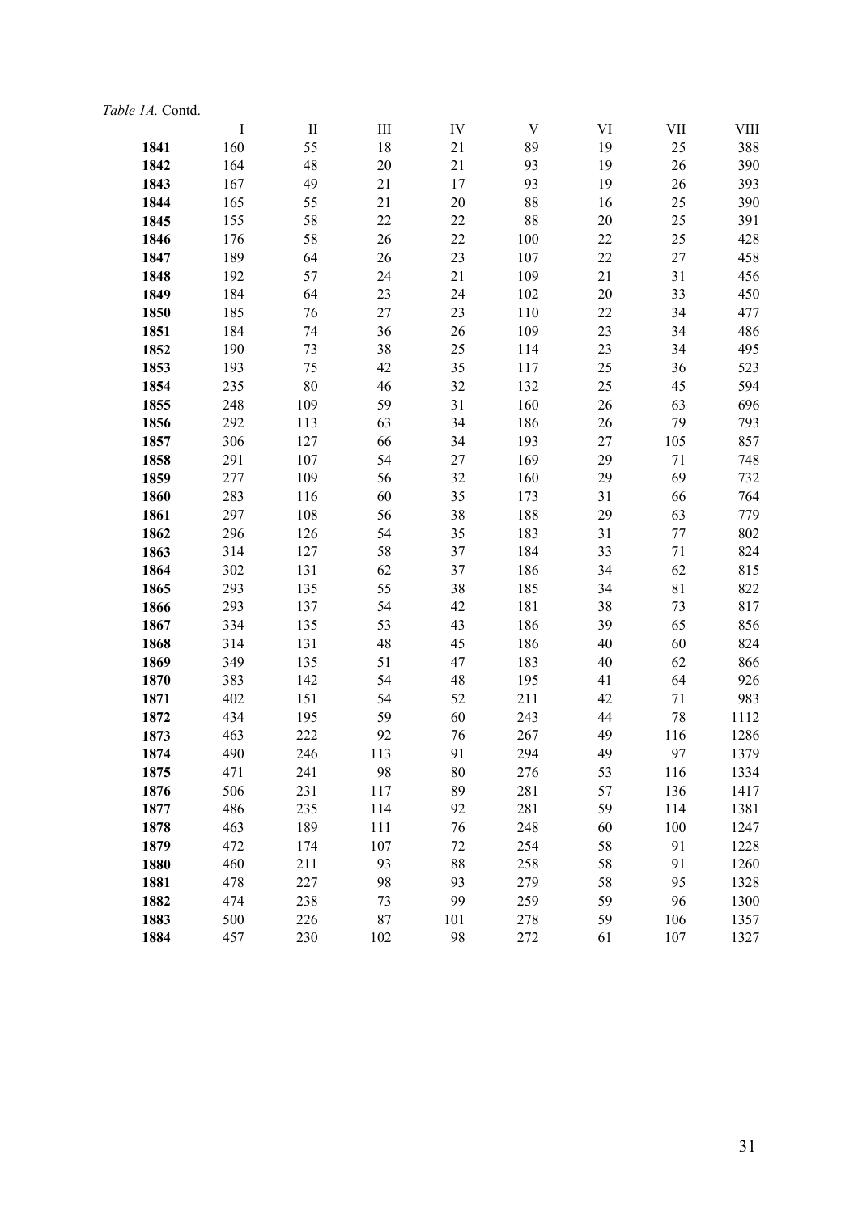*Table 1A.* Contd.

| | I | II | III | IV | V | VI | VII | VIII |
|---|---|---|---|---|---|---|---|---|
| **1841** | 160 | 55 | 18 | 21 | 89 | 19 | 25 | 388 |
| **1842** | 164 | 48 | 20 | 21 | 93 | 19 | 26 | 390 |
| **1843** | 167 | 49 | 21 | 17 | 93 | 19 | 26 | 393 |
| **1844** | 165 | 55 | 21 | 20 | 88 | 16 | 25 | 390 |
| **1845** | 155 | 58 | 22 | 22 | 88 | 20 | 25 | 391 |
| **1846** | 176 | 58 | 26 | 22 | 100 | 22 | 25 | 428 |
| **1847** | 189 | 64 | 26 | 23 | 107 | 22 | 27 | 458 |
| **1848** | 192 | 57 | 24 | 21 | 109 | 21 | 31 | 456 |
| **1849** | 184 | 64 | 23 | 24 | 102 | 20 | 33 | 450 |
| **1850** | 185 | 76 | 27 | 23 | 110 | 22 | 34 | 477 |
| **1851** | 184 | 74 | 36 | 26 | 109 | 23 | 34 | 486 |
| **1852** | 190 | 73 | 38 | 25 | 114 | 23 | 34 | 495 |
| **1853** | 193 | 75 | 42 | 35 | 117 | 25 | 36 | 523 |
| **1854** | 235 | 80 | 46 | 32 | 132 | 25 | 45 | 594 |
| **1855** | 248 | 109 | 59 | 31 | 160 | 26 | 63 | 696 |
| **1856** | 292 | 113 | 63 | 34 | 186 | 26 | 79 | 793 |
| **1857** | 306 | 127 | 66 | 34 | 193 | 27 | 105 | 857 |
| **1858** | 291 | 107 | 54 | 27 | 169 | 29 | 71 | 748 |
| **1859** | 277 | 109 | 56 | 32 | 160 | 29 | 69 | 732 |
| **1860** | 283 | 116 | 60 | 35 | 173 | 31 | 66 | 764 |
| **1861** | 297 | 108 | 56 | 38 | 188 | 29 | 63 | 779 |
| **1862** | 296 | 126 | 54 | 35 | 183 | 31 | 77 | 802 |
| **1863** | 314 | 127 | 58 | 37 | 184 | 33 | 71 | 824 |
| **1864** | 302 | 131 | 62 | 37 | 186 | 34 | 62 | 815 |
| **1865** | 293 | 135 | 55 | 38 | 185 | 34 | 81 | 822 |
| **1866** | 293 | 137 | 54 | 42 | 181 | 38 | 73 | 817 |
| **1867** | 334 | 135 | 53 | 43 | 186 | 39 | 65 | 856 |
| **1868** | 314 | 131 | 48 | 45 | 186 | 40 | 60 | 824 |
| **1869** | 349 | 135 | 51 | 47 | 183 | 40 | 62 | 866 |
| **1870** | 383 | 142 | 54 | 48 | 195 | 41 | 64 | 926 |
| **1871** | 402 | 151 | 54 | 52 | 211 | 42 | 71 | 983 |
| **1872** | 434 | 195 | 59 | 60 | 243 | 44 | 78 | 1112 |
| **1873** | 463 | 222 | 92 | 76 | 267 | 49 | 116 | 1286 |
| **1874** | 490 | 246 | 113 | 91 | 294 | 49 | 97 | 1379 |
| **1875** | 471 | 241 | 98 | 80 | 276 | 53 | 116 | 1334 |
| **1876** | 506 | 231 | 117 | 89 | 281 | 57 | 136 | 1417 |
| **1877** | 486 | 235 | 114 | 92 | 281 | 59 | 114 | 1381 |
| **1878** | 463 | 189 | 111 | 76 | 248 | 60 | 100 | 1247 |
| **1879** | 472 | 174 | 107 | 72 | 254 | 58 | 91 | 1228 |
| **1880** | 460 | 211 | 93 | 88 | 258 | 58 | 91 | 1260 |
| **1881** | 478 | 227 | 98 | 93 | 279 | 58 | 95 | 1328 |
| **1882** | 474 | 238 | 73 | 99 | 259 | 59 | 96 | 1300 |
| **1883** | 500 | 226 | 87 | 101 | 278 | 59 | 106 | 1357 |
| **1884** | 457 | 230 | 102 | 98 | 272 | 61 | 107 | 1327 |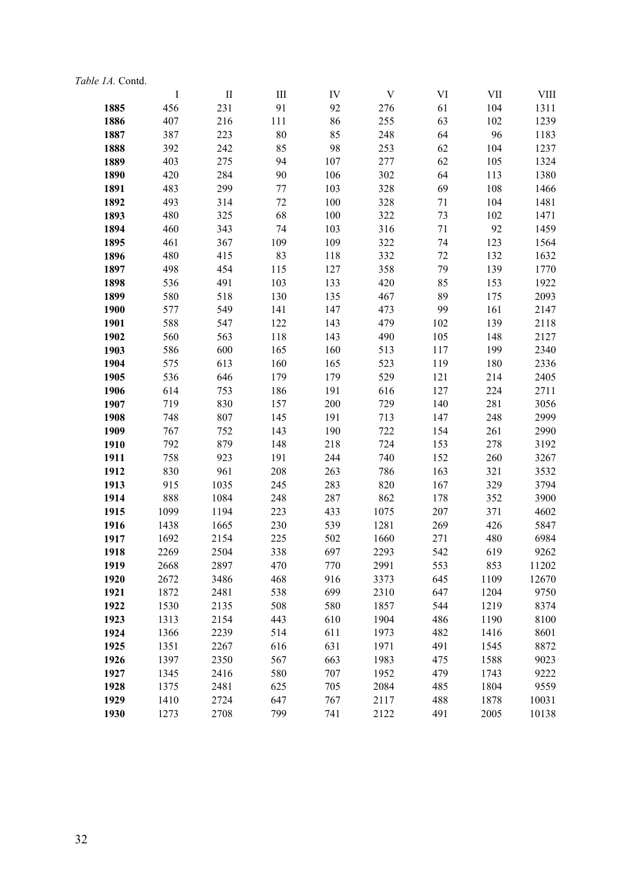*Table 1A.* Contd.

| | I | II | III | IV | V | VI | VII | VIII |
|---|---|---|---|---|---|---|---|---|
| **1885** | 456 | 231 | 91 | 92 | 276 | 61 | 104 | 1311 |
| **1886** | 407 | 216 | 111 | 86 | 255 | 63 | 102 | 1239 |
| **1887** | 387 | 223 | 80 | 85 | 248 | 64 | 96 | 1183 |
| **1888** | 392 | 242 | 85 | 98 | 253 | 62 | 104 | 1237 |
| **1889** | 403 | 275 | 94 | 107 | 277 | 62 | 105 | 1324 |
| **1890** | 420 | 284 | 90 | 106 | 302 | 64 | 113 | 1380 |
| **1891** | 483 | 299 | 77 | 103 | 328 | 69 | 108 | 1466 |
| **1892** | 493 | 314 | 72 | 100 | 328 | 71 | 104 | 1481 |
| **1893** | 480 | 325 | 68 | 100 | 322 | 73 | 102 | 1471 |
| **1894** | 460 | 343 | 74 | 103 | 316 | 71 | 92 | 1459 |
| **1895** | 461 | 367 | 109 | 109 | 322 | 74 | 123 | 1564 |
| **1896** | 480 | 415 | 83 | 118 | 332 | 72 | 132 | 1632 |
| **1897** | 498 | 454 | 115 | 127 | 358 | 79 | 139 | 1770 |
| **1898** | 536 | 491 | 103 | 133 | 420 | 85 | 153 | 1922 |
| **1899** | 580 | 518 | 130 | 135 | 467 | 89 | 175 | 2093 |
| **1900** | 577 | 549 | 141 | 147 | 473 | 99 | 161 | 2147 |
| **1901** | 588 | 547 | 122 | 143 | 479 | 102 | 139 | 2118 |
| **1902** | 560 | 563 | 118 | 143 | 490 | 105 | 148 | 2127 |
| **1903** | 586 | 600 | 165 | 160 | 513 | 117 | 199 | 2340 |
| **1904** | 575 | 613 | 160 | 165 | 523 | 119 | 180 | 2336 |
| **1905** | 536 | 646 | 179 | 179 | 529 | 121 | 214 | 2405 |
| **1906** | 614 | 753 | 186 | 191 | 616 | 127 | 224 | 2711 |
| **1907** | 719 | 830 | 157 | 200 | 729 | 140 | 281 | 3056 |
| **1908** | 748 | 807 | 145 | 191 | 713 | 147 | 248 | 2999 |
| **1909** | 767 | 752 | 143 | 190 | 722 | 154 | 261 | 2990 |
| **1910** | 792 | 879 | 148 | 218 | 724 | 153 | 278 | 3192 |
| **1911** | 758 | 923 | 191 | 244 | 740 | 152 | 260 | 3267 |
| **1912** | 830 | 961 | 208 | 263 | 786 | 163 | 321 | 3532 |
| **1913** | 915 | 1035 | 245 | 283 | 820 | 167 | 329 | 3794 |
| **1914** | 888 | 1084 | 248 | 287 | 862 | 178 | 352 | 3900 |
| **1915** | 1099 | 1194 | 223 | 433 | 1075 | 207 | 371 | 4602 |
| **1916** | 1438 | 1665 | 230 | 539 | 1281 | 269 | 426 | 5847 |
| **1917** | 1692 | 2154 | 225 | 502 | 1660 | 271 | 480 | 6984 |
| **1918** | 2269 | 2504 | 338 | 697 | 2293 | 542 | 619 | 9262 |
| **1919** | 2668 | 2897 | 470 | 770 | 2991 | 553 | 853 | 11202 |
| **1920** | 2672 | 3486 | 468 | 916 | 3373 | 645 | 1109 | 12670 |
| **1921** | 1872 | 2481 | 538 | 699 | 2310 | 647 | 1204 | 9750 |
| **1922** | 1530 | 2135 | 508 | 580 | 1857 | 544 | 1219 | 8374 |
| **1923** | 1313 | 2154 | 443 | 610 | 1904 | 486 | 1190 | 8100 |
| **1924** | 1366 | 2239 | 514 | 611 | 1973 | 482 | 1416 | 8601 |
| **1925** | 1351 | 2267 | 616 | 631 | 1971 | 491 | 1545 | 8872 |
| **1926** | 1397 | 2350 | 567 | 663 | 1983 | 475 | 1588 | 9023 |
| **1927** | 1345 | 2416 | 580 | 707 | 1952 | 479 | 1743 | 9222 |
| **1928** | 1375 | 2481 | 625 | 705 | 2084 | 485 | 1804 | 9559 |
| **1929** | 1410 | 2724 | 647 | 767 | 2117 | 488 | 1878 | 10031 |
| **1930** | 1273 | 2708 | 799 | 741 | 2122 | 491 | 2005 | 10138 |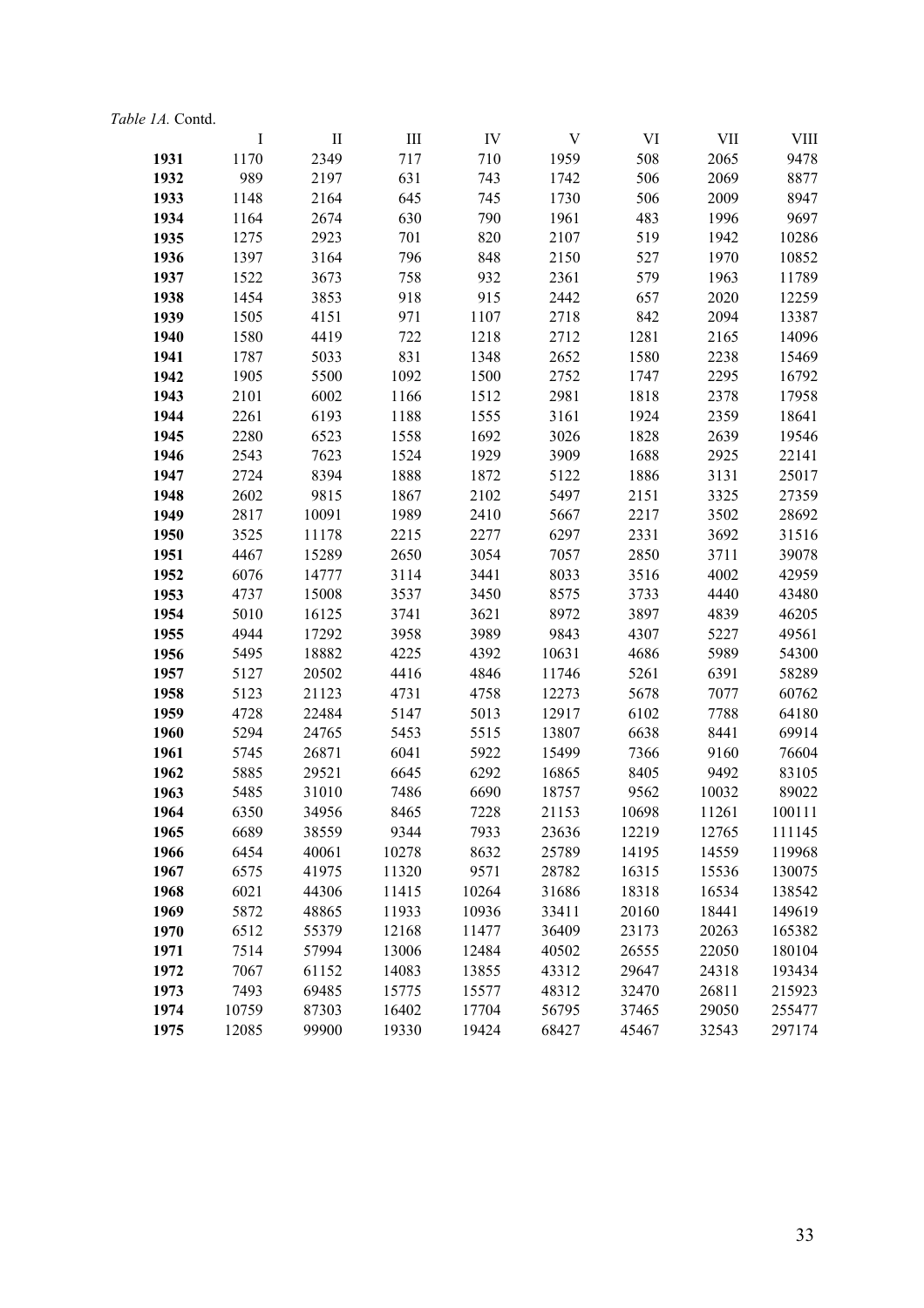*Table 1A.* Contd.

| | I | II | III | IV | V | VI | VII | VIII |
|---|---|---|---|---|---|---|---|---|
| **1931** | 1170 | 2349 | 717 | 710 | 1959 | 508 | 2065 | 9478 |
| **1932** | 989 | 2197 | 631 | 743 | 1742 | 506 | 2069 | 8877 |
| **1933** | 1148 | 2164 | 645 | 745 | 1730 | 506 | 2009 | 8947 |
| **1934** | 1164 | 2674 | 630 | 790 | 1961 | 483 | 1996 | 9697 |
| **1935** | 1275 | 2923 | 701 | 820 | 2107 | 519 | 1942 | 10286 |
| **1936** | 1397 | 3164 | 796 | 848 | 2150 | 527 | 1970 | 10852 |
| **1937** | 1522 | 3673 | 758 | 932 | 2361 | 579 | 1963 | 11789 |
| **1938** | 1454 | 3853 | 918 | 915 | 2442 | 657 | 2020 | 12259 |
| **1939** | 1505 | 4151 | 971 | 1107 | 2718 | 842 | 2094 | 13387 |
| **1940** | 1580 | 4419 | 722 | 1218 | 2712 | 1281 | 2165 | 14096 |
| **1941** | 1787 | 5033 | 831 | 1348 | 2652 | 1580 | 2238 | 15469 |
| **1942** | 1905 | 5500 | 1092 | 1500 | 2752 | 1747 | 2295 | 16792 |
| **1943** | 2101 | 6002 | 1166 | 1512 | 2981 | 1818 | 2378 | 17958 |
| **1944** | 2261 | 6193 | 1188 | 1555 | 3161 | 1924 | 2359 | 18641 |
| **1945** | 2280 | 6523 | 1558 | 1692 | 3026 | 1828 | 2639 | 19546 |
| **1946** | 2543 | 7623 | 1524 | 1929 | 3909 | 1688 | 2925 | 22141 |
| **1947** | 2724 | 8394 | 1888 | 1872 | 5122 | 1886 | 3131 | 25017 |
| **1948** | 2602 | 9815 | 1867 | 2102 | 5497 | 2151 | 3325 | 27359 |
| **1949** | 2817 | 10091 | 1989 | 2410 | 5667 | 2217 | 3502 | 28692 |
| **1950** | 3525 | 11178 | 2215 | 2277 | 6297 | 2331 | 3692 | 31516 |
| **1951** | 4467 | 15289 | 2650 | 3054 | 7057 | 2850 | 3711 | 39078 |
| **1952** | 6076 | 14777 | 3114 | 3441 | 8033 | 3516 | 4002 | 42959 |
| **1953** | 4737 | 15008 | 3537 | 3450 | 8575 | 3733 | 4440 | 43480 |
| **1954** | 5010 | 16125 | 3741 | 3621 | 8972 | 3897 | 4839 | 46205 |
| **1955** | 4944 | 17292 | 3958 | 3989 | 9843 | 4307 | 5227 | 49561 |
| **1956** | 5495 | 18882 | 4225 | 4392 | 10631 | 4686 | 5989 | 54300 |
| **1957** | 5127 | 20502 | 4416 | 4846 | 11746 | 5261 | 6391 | 58289 |
| **1958** | 5123 | 21123 | 4731 | 4758 | 12273 | 5678 | 7077 | 60762 |
| **1959** | 4728 | 22484 | 5147 | 5013 | 12917 | 6102 | 7788 | 64180 |
| **1960** | 5294 | 24765 | 5453 | 5515 | 13807 | 6638 | 8441 | 69914 |
| **1961** | 5745 | 26871 | 6041 | 5922 | 15499 | 7366 | 9160 | 76604 |
| **1962** | 5885 | 29521 | 6645 | 6292 | 16865 | 8405 | 9492 | 83105 |
| **1963** | 5485 | 31010 | 7486 | 6690 | 18757 | 9562 | 10032 | 89022 |
| **1964** | 6350 | 34956 | 8465 | 7228 | 21153 | 10698 | 11261 | 100111 |
| **1965** | 6689 | 38559 | 9344 | 7933 | 23636 | 12219 | 12765 | 111145 |
| **1966** | 6454 | 40061 | 10278 | 8632 | 25789 | 14195 | 14559 | 119968 |
| **1967** | 6575 | 41975 | 11320 | 9571 | 28782 | 16315 | 15536 | 130075 |
| **1968** | 6021 | 44306 | 11415 | 10264 | 31686 | 18318 | 16534 | 138542 |
| **1969** | 5872 | 48865 | 11933 | 10936 | 33411 | 20160 | 18441 | 149619 |
| **1970** | 6512 | 55379 | 12168 | 11477 | 36409 | 23173 | 20263 | 165382 |
| **1971** | 7514 | 57994 | 13006 | 12484 | 40502 | 26555 | 22050 | 180104 |
| **1972** | 7067 | 61152 | 14083 | 13855 | 43312 | 29647 | 24318 | 193434 |
| **1973** | 7493 | 69485 | 15775 | 15577 | 48312 | 32470 | 26811 | 215923 |
| **1974** | 10759 | 87303 | 16402 | 17704 | 56795 | 37465 | 29050 | 255477 |
| **1975** | 12085 | 99900 | 19330 | 19424 | 68427 | 45467 | 32543 | 297174 |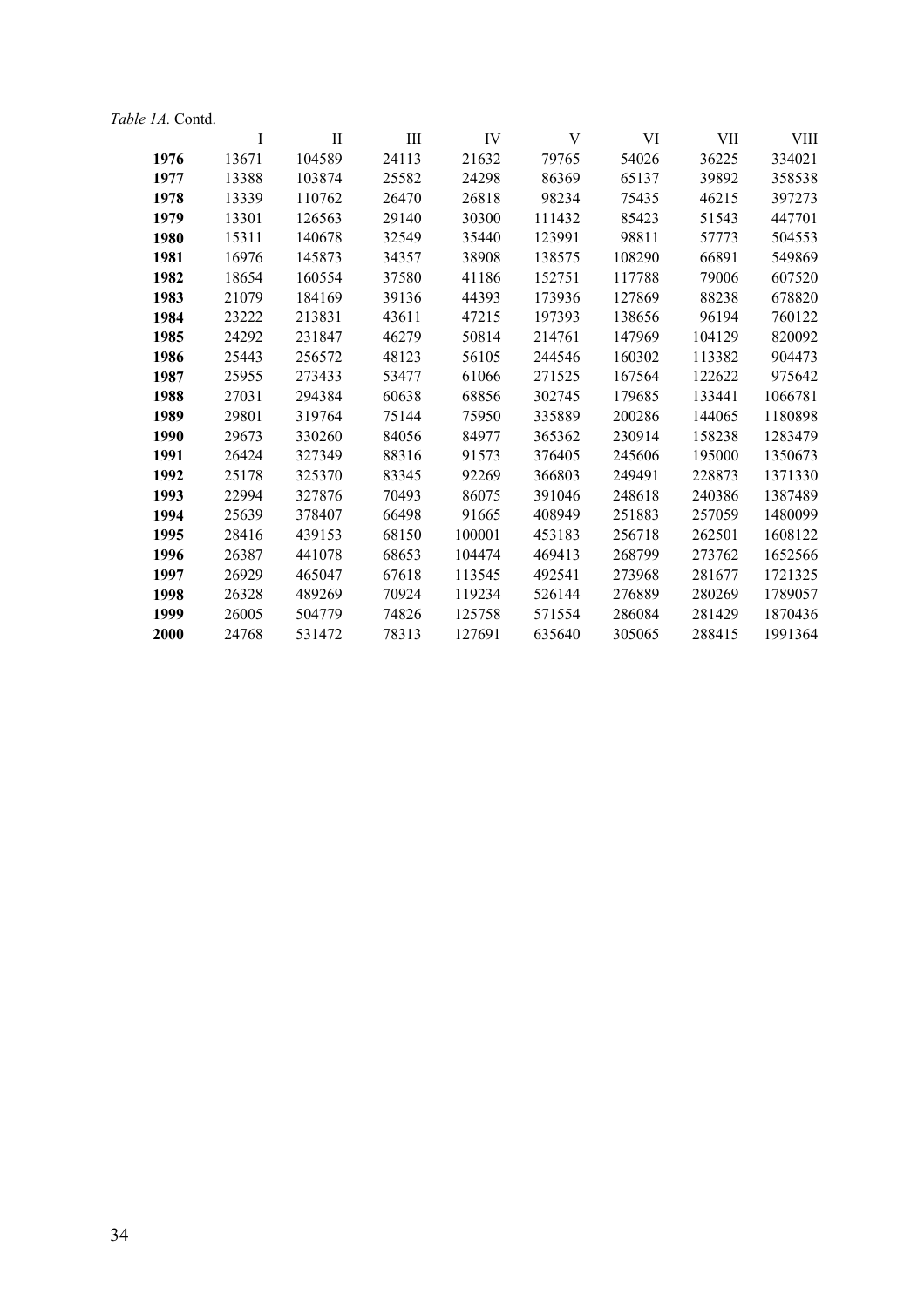*Table 1A.* Contd.

| | I | II | III | IV | V | VI | VII | VIII |
|---|---|---|---|---|---|---|---|---|
| **1976** | 13671 | 104589 | 24113 | 21632 | 79765 | 54026 | 36225 | 334021 |
| **1977** | 13388 | 103874 | 25582 | 24298 | 86369 | 65137 | 39892 | 358538 |
| **1978** | 13339 | 110762 | 26470 | 26818 | 98234 | 75435 | 46215 | 397273 |
| **1979** | 13301 | 126563 | 29140 | 30300 | 111432 | 85423 | 51543 | 447701 |
| **1980** | 15311 | 140678 | 32549 | 35440 | 123991 | 98811 | 57773 | 504553 |
| **1981** | 16976 | 145873 | 34357 | 38908 | 138575 | 108290 | 66891 | 549869 |
| **1982** | 18654 | 160554 | 37580 | 41186 | 152751 | 117788 | 79006 | 607520 |
| **1983** | 21079 | 184169 | 39136 | 44393 | 173936 | 127869 | 88238 | 678820 |
| **1984** | 23222 | 213831 | 43611 | 47215 | 197393 | 138656 | 96194 | 760122 |
| **1985** | 24292 | 231847 | 46279 | 50814 | 214761 | 147969 | 104129 | 820092 |
| **1986** | 25443 | 256572 | 48123 | 56105 | 244546 | 160302 | 113382 | 904473 |
| **1987** | 25955 | 273433 | 53477 | 61066 | 271525 | 167564 | 122622 | 975642 |
| **1988** | 27031 | 294384 | 60638 | 68856 | 302745 | 179685 | 133441 | 1066781 |
| **1989** | 29801 | 319764 | 75144 | 75950 | 335889 | 200286 | 144065 | 1180898 |
| **1990** | 29673 | 330260 | 84056 | 84977 | 365362 | 230914 | 158238 | 1283479 |
| **1991** | 26424 | 327349 | 88316 | 91573 | 376405 | 245606 | 195000 | 1350673 |
| **1992** | 25178 | 325370 | 83345 | 92269 | 366803 | 249491 | 228873 | 1371330 |
| **1993** | 22994 | 327876 | 70493 | 86075 | 391046 | 248618 | 240386 | 1387489 |
| **1994** | 25639 | 378407 | 66498 | 91665 | 408949 | 251883 | 257059 | 1480099 |
| **1995** | 28416 | 439153 | 68150 | 100001 | 453183 | 256718 | 262501 | 1608122 |
| **1996** | 26387 | 441078 | 68653 | 104474 | 469413 | 268799 | 273762 | 1652566 |
| **1997** | 26929 | 465047 | 67618 | 113545 | 492541 | 273968 | 281677 | 1721325 |
| **1998** | 26328 | 489269 | 70924 | 119234 | 526144 | 276889 | 280269 | 1789057 |
| **1999** | 26005 | 504779 | 74826 | 125758 | 571554 | 286084 | 281429 | 1870436 |
| **2000** | 24768 | 531472 | 78313 | 127691 | 635640 | 305065 | 288415 | 1991364 |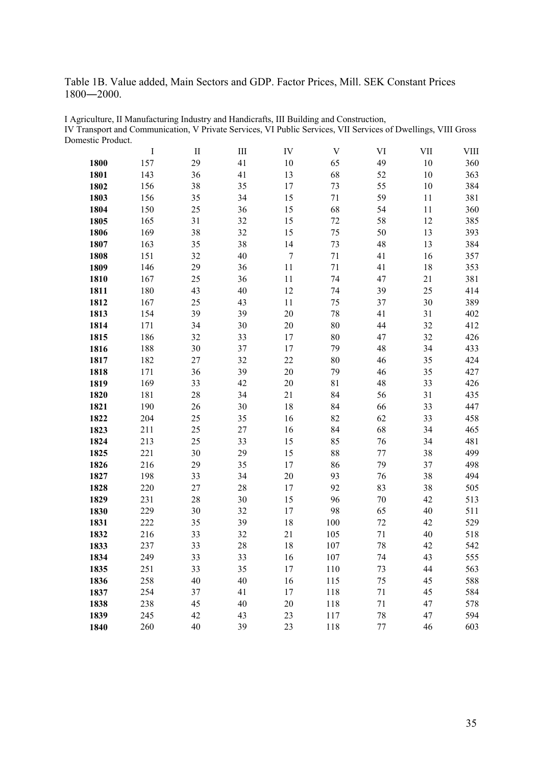Table 1B. Value added, Main Sectors and GDP. Factor Prices, Mill. SEK Constant Prices 1800―2000.

I Agriculture, II Manufacturing Industry and Handicrafts, III Building and Construction, IV Transport and Communication, V Private Services, VI Public Services, VII Services of Dwellings, VIII Gross Domestic Product.

| | I | II | III | IV | V | VI | VII | VIII |
|---|---|---|---|---|---|---|---|---|
| **1800** | 157 | 29 | 41 | 10 | 65 | 49 | 10 | 360 |
| **1801** | 143 | 36 | 41 | 13 | 68 | 52 | 10 | 363 |
| **1802** | 156 | 38 | 35 | 17 | 73 | 55 | 10 | 384 |
| **1803** | 156 | 35 | 34 | 15 | 71 | 59 | 11 | 381 |
| **1804** | 150 | 25 | 36 | 15 | 68 | 54 | 11 | 360 |
| **1805** | 165 | 31 | 32 | 15 | 72 | 58 | 12 | 385 |
| **1806** | 169 | 38 | 32 | 15 | 75 | 50 | 13 | 393 |
| **1807** | 163 | 35 | 38 | 14 | 73 | 48 | 13 | 384 |
| **1808** | 151 | 32 | 40 | 7 | 71 | 41 | 16 | 357 |
| **1809** | 146 | 29 | 36 | 11 | 71 | 41 | 18 | 353 |
| **1810** | 167 | 25 | 36 | 11 | 74 | 47 | 21 | 381 |
| **1811** | 180 | 43 | 40 | 12 | 74 | 39 | 25 | 414 |
| **1812** | 167 | 25 | 43 | 11 | 75 | 37 | 30 | 389 |
| **1813** | 154 | 39 | 39 | 20 | 78 | 41 | 31 | 402 |
| **1814** | 171 | 34 | 30 | 20 | 80 | 44 | 32 | 412 |
| **1815** | 186 | 32 | 33 | 17 | 80 | 47 | 32 | 426 |
| **1816** | 188 | 30 | 37 | 17 | 79 | 48 | 34 | 433 |
| **1817** | 182 | 27 | 32 | 22 | 80 | 46 | 35 | 424 |
| **1818** | 171 | 36 | 39 | 20 | 79 | 46 | 35 | 427 |
| **1819** | 169 | 33 | 42 | 20 | 81 | 48 | 33 | 426 |
| **1820** | 181 | 28 | 34 | 21 | 84 | 56 | 31 | 435 |
| **1821** | 190 | 26 | 30 | 18 | 84 | 66 | 33 | 447 |
| **1822** | 204 | 25 | 35 | 16 | 82 | 62 | 33 | 458 |
| **1823** | 211 | 25 | 27 | 16 | 84 | 68 | 34 | 465 |
| **1824** | 213 | 25 | 33 | 15 | 85 | 76 | 34 | 481 |
| **1825** | 221 | 30 | 29 | 15 | 88 | 77 | 38 | 499 |
| **1826** | 216 | 29 | 35 | 17 | 86 | 79 | 37 | 498 |
| **1827** | 198 | 33 | 34 | 20 | 93 | 76 | 38 | 494 |
| **1828** | 220 | 27 | 28 | 17 | 92 | 83 | 38 | 505 |
| **1829** | 231 | 28 | 30 | 15 | 96 | 70 | 42 | 513 |
| **1830** | 229 | 30 | 32 | 17 | 98 | 65 | 40 | 511 |
| **1831** | 222 | 35 | 39 | 18 | 100 | 72 | 42 | 529 |
| **1832** | 216 | 33 | 32 | 21 | 105 | 71 | 40 | 518 |
| **1833** | 237 | 33 | 28 | 18 | 107 | 78 | 42 | 542 |
| **1834** | 249 | 33 | 33 | 16 | 107 | 74 | 43 | 555 |
| **1835** | 251 | 33 | 35 | 17 | 110 | 73 | 44 | 563 |
| **1836** | 258 | 40 | 40 | 16 | 115 | 75 | 45 | 588 |
| **1837** | 254 | 37 | 41 | 17 | 118 | 71 | 45 | 584 |
| **1838** | 238 | 45 | 40 | 20 | 118 | 71 | 47 | 578 |
| **1839** | 245 | 42 | 43 | 23 | 117 | 78 | 47 | 594 |
| **1840** | 260 | 40 | 39 | 23 | 118 | 77 | 46 | 603 |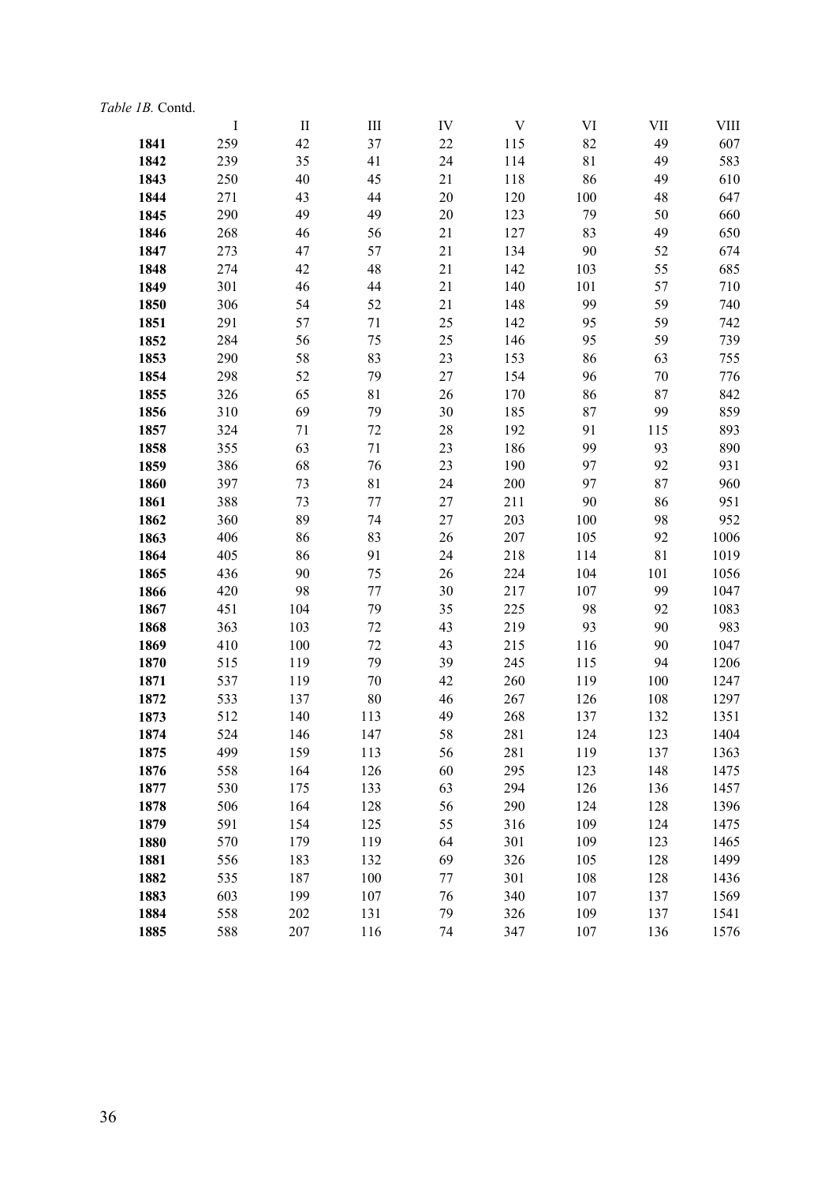*Table 1B.* Contd.

| | I | II | III | IV | V | VI | VII | VIII |
|---|---|---|---|---|---|---|---|---|
| **1841** | 259 | 42 | 37 | 22 | 115 | 82 | 49 | 607 |
| **1842** | 239 | 35 | 41 | 24 | 114 | 81 | 49 | 583 |
| **1843** | 250 | 40 | 45 | 21 | 118 | 86 | 49 | 610 |
| **1844** | 271 | 43 | 44 | 20 | 120 | 100 | 48 | 647 |
| **1845** | 290 | 49 | 49 | 20 | 123 | 79 | 50 | 660 |
| **1846** | 268 | 46 | 56 | 21 | 127 | 83 | 49 | 650 |
| **1847** | 273 | 47 | 57 | 21 | 134 | 90 | 52 | 674 |
| **1848** | 274 | 42 | 48 | 21 | 142 | 103 | 55 | 685 |
| **1849** | 301 | 46 | 44 | 21 | 140 | 101 | 57 | 710 |
| **1850** | 306 | 54 | 52 | 21 | 148 | 99 | 59 | 740 |
| **1851** | 291 | 57 | 71 | 25 | 142 | 95 | 59 | 742 |
| **1852** | 284 | 56 | 75 | 25 | 146 | 95 | 59 | 739 |
| **1853** | 290 | 58 | 83 | 23 | 153 | 86 | 63 | 755 |
| **1854** | 298 | 52 | 79 | 27 | 154 | 96 | 70 | 776 |
| **1855** | 326 | 65 | 81 | 26 | 170 | 86 | 87 | 842 |
| **1856** | 310 | 69 | 79 | 30 | 185 | 87 | 99 | 859 |
| **1857** | 324 | 71 | 72 | 28 | 192 | 91 | 115 | 893 |
| **1858** | 355 | 63 | 71 | 23 | 186 | 99 | 93 | 890 |
| **1859** | 386 | 68 | 76 | 23 | 190 | 97 | 92 | 931 |
| **1860** | 397 | 73 | 81 | 24 | 200 | 97 | 87 | 960 |
| **1861** | 388 | 73 | 77 | 27 | 211 | 90 | 86 | 951 |
| **1862** | 360 | 89 | 74 | 27 | 203 | 100 | 98 | 952 |
| **1863** | 406 | 86 | 83 | 26 | 207 | 105 | 92 | 1006 |
| **1864** | 405 | 86 | 91 | 24 | 218 | 114 | 81 | 1019 |
| **1865** | 436 | 90 | 75 | 26 | 224 | 104 | 101 | 1056 |
| **1866** | 420 | 98 | 77 | 30 | 217 | 107 | 99 | 1047 |
| **1867** | 451 | 104 | 79 | 35 | 225 | 98 | 92 | 1083 |
| **1868** | 363 | 103 | 72 | 43 | 219 | 93 | 90 | 983 |
| **1869** | 410 | 100 | 72 | 43 | 215 | 116 | 90 | 1047 |
| **1870** | 515 | 119 | 79 | 39 | 245 | 115 | 94 | 1206 |
| **1871** | 537 | 119 | 70 | 42 | 260 | 119 | 100 | 1247 |
| **1872** | 533 | 137 | 80 | 46 | 267 | 126 | 108 | 1297 |
| **1873** | 512 | 140 | 113 | 49 | 268 | 137 | 132 | 1351 |
| **1874** | 524 | 146 | 147 | 58 | 281 | 124 | 123 | 1404 |
| **1875** | 499 | 159 | 113 | 56 | 281 | 119 | 137 | 1363 |
| **1876** | 558 | 164 | 126 | 60 | 295 | 123 | 148 | 1475 |
| **1877** | 530 | 175 | 133 | 63 | 294 | 126 | 136 | 1457 |
| **1878** | 506 | 164 | 128 | 56 | 290 | 124 | 128 | 1396 |
| **1879** | 591 | 154 | 125 | 55 | 316 | 109 | 124 | 1475 |
| **1880** | 570 | 179 | 119 | 64 | 301 | 109 | 123 | 1465 |
| **1881** | 556 | 183 | 132 | 69 | 326 | 105 | 128 | 1499 |
| **1882** | 535 | 187 | 100 | 77 | 301 | 108 | 128 | 1436 |
| **1883** | 603 | 199 | 107 | 76 | 340 | 107 | 137 | 1569 |
| **1884** | 558 | 202 | 131 | 79 | 326 | 109 | 137 | 1541 |
| **1885** | 588 | 207 | 116 | 74 | 347 | 107 | 136 | 1576 |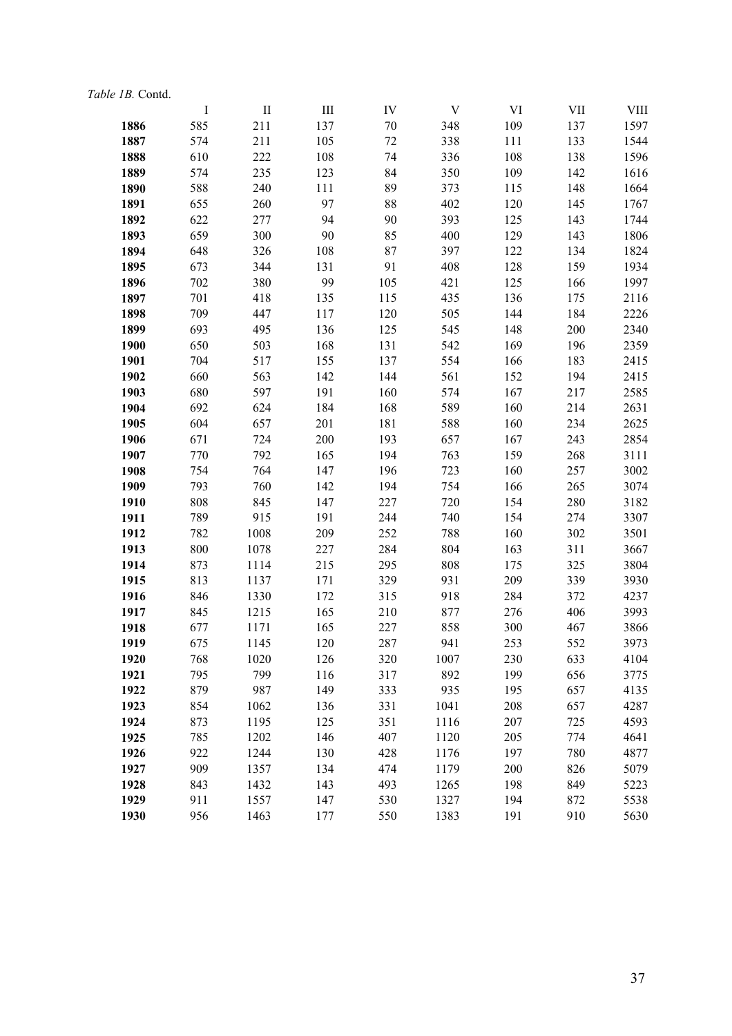*Table 1B.* Contd.

| | I | II | III | IV | V | VI | VII | VIII |
|---|---|---|---|---|---|---|---|---|
| **1886** | 585 | 211 | 137 | 70 | 348 | 109 | 137 | 1597 |
| **1887** | 574 | 211 | 105 | 72 | 338 | 111 | 133 | 1544 |
| **1888** | 610 | 222 | 108 | 74 | 336 | 108 | 138 | 1596 |
| **1889** | 574 | 235 | 123 | 84 | 350 | 109 | 142 | 1616 |
| **1890** | 588 | 240 | 111 | 89 | 373 | 115 | 148 | 1664 |
| **1891** | 655 | 260 | 97 | 88 | 402 | 120 | 145 | 1767 |
| **1892** | 622 | 277 | 94 | 90 | 393 | 125 | 143 | 1744 |
| **1893** | 659 | 300 | 90 | 85 | 400 | 129 | 143 | 1806 |
| **1894** | 648 | 326 | 108 | 87 | 397 | 122 | 134 | 1824 |
| **1895** | 673 | 344 | 131 | 91 | 408 | 128 | 159 | 1934 |
| **1896** | 702 | 380 | 99 | 105 | 421 | 125 | 166 | 1997 |
| **1897** | 701 | 418 | 135 | 115 | 435 | 136 | 175 | 2116 |
| **1898** | 709 | 447 | 117 | 120 | 505 | 144 | 184 | 2226 |
| **1899** | 693 | 495 | 136 | 125 | 545 | 148 | 200 | 2340 |
| **1900** | 650 | 503 | 168 | 131 | 542 | 169 | 196 | 2359 |
| **1901** | 704 | 517 | 155 | 137 | 554 | 166 | 183 | 2415 |
| **1902** | 660 | 563 | 142 | 144 | 561 | 152 | 194 | 2415 |
| **1903** | 680 | 597 | 191 | 160 | 574 | 167 | 217 | 2585 |
| **1904** | 692 | 624 | 184 | 168 | 589 | 160 | 214 | 2631 |
| **1905** | 604 | 657 | 201 | 181 | 588 | 160 | 234 | 2625 |
| **1906** | 671 | 724 | 200 | 193 | 657 | 167 | 243 | 2854 |
| **1907** | 770 | 792 | 165 | 194 | 763 | 159 | 268 | 3111 |
| **1908** | 754 | 764 | 147 | 196 | 723 | 160 | 257 | 3002 |
| **1909** | 793 | 760 | 142 | 194 | 754 | 166 | 265 | 3074 |
| **1910** | 808 | 845 | 147 | 227 | 720 | 154 | 280 | 3182 |
| **1911** | 789 | 915 | 191 | 244 | 740 | 154 | 274 | 3307 |
| **1912** | 782 | 1008 | 209 | 252 | 788 | 160 | 302 | 3501 |
| **1913** | 800 | 1078 | 227 | 284 | 804 | 163 | 311 | 3667 |
| **1914** | 873 | 1114 | 215 | 295 | 808 | 175 | 325 | 3804 |
| **1915** | 813 | 1137 | 171 | 329 | 931 | 209 | 339 | 3930 |
| **1916** | 846 | 1330 | 172 | 315 | 918 | 284 | 372 | 4237 |
| **1917** | 845 | 1215 | 165 | 210 | 877 | 276 | 406 | 3993 |
| **1918** | 677 | 1171 | 165 | 227 | 858 | 300 | 467 | 3866 |
| **1919** | 675 | 1145 | 120 | 287 | 941 | 253 | 552 | 3973 |
| **1920** | 768 | 1020 | 126 | 320 | 1007 | 230 | 633 | 4104 |
| **1921** | 795 | 799 | 116 | 317 | 892 | 199 | 656 | 3775 |
| **1922** | 879 | 987 | 149 | 333 | 935 | 195 | 657 | 4135 |
| **1923** | 854 | 1062 | 136 | 331 | 1041 | 208 | 657 | 4287 |
| **1924** | 873 | 1195 | 125 | 351 | 1116 | 207 | 725 | 4593 |
| **1925** | 785 | 1202 | 146 | 407 | 1120 | 205 | 774 | 4641 |
| **1926** | 922 | 1244 | 130 | 428 | 1176 | 197 | 780 | 4877 |
| **1927** | 909 | 1357 | 134 | 474 | 1179 | 200 | 826 | 5079 |
| **1928** | 843 | 1432 | 143 | 493 | 1265 | 198 | 849 | 5223 |
| **1929** | 911 | 1557 | 147 | 530 | 1327 | 194 | 872 | 5538 |
| **1930** | 956 | 1463 | 177 | 550 | 1383 | 191 | 910 | 5630 |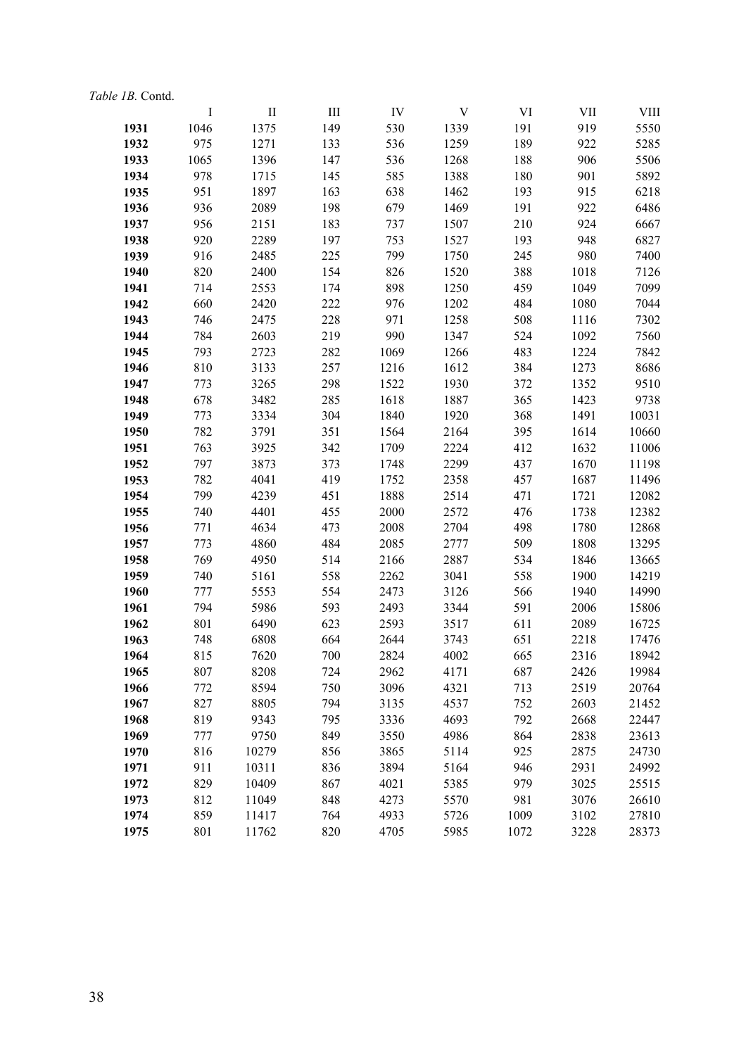*Table 1B.* Contd.

| | I | II | III | IV | V | VI | VII | VIII |
|---|---|---|---|---|---|---|---|---|
| **1931** | 1046 | 1375 | 149 | 530 | 1339 | 191 | 919 | 5550 |
| **1932** | 975 | 1271 | 133 | 536 | 1259 | 189 | 922 | 5285 |
| **1933** | 1065 | 1396 | 147 | 536 | 1268 | 188 | 906 | 5506 |
| **1934** | 978 | 1715 | 145 | 585 | 1388 | 180 | 901 | 5892 |
| **1935** | 951 | 1897 | 163 | 638 | 1462 | 193 | 915 | 6218 |
| **1936** | 936 | 2089 | 198 | 679 | 1469 | 191 | 922 | 6486 |
| **1937** | 956 | 2151 | 183 | 737 | 1507 | 210 | 924 | 6667 |
| **1938** | 920 | 2289 | 197 | 753 | 1527 | 193 | 948 | 6827 |
| **1939** | 916 | 2485 | 225 | 799 | 1750 | 245 | 980 | 7400 |
| **1940** | 820 | 2400 | 154 | 826 | 1520 | 388 | 1018 | 7126 |
| **1941** | 714 | 2553 | 174 | 898 | 1250 | 459 | 1049 | 7099 |
| **1942** | 660 | 2420 | 222 | 976 | 1202 | 484 | 1080 | 7044 |
| **1943** | 746 | 2475 | 228 | 971 | 1258 | 508 | 1116 | 7302 |
| **1944** | 784 | 2603 | 219 | 990 | 1347 | 524 | 1092 | 7560 |
| **1945** | 793 | 2723 | 282 | 1069 | 1266 | 483 | 1224 | 7842 |
| **1946** | 810 | 3133 | 257 | 1216 | 1612 | 384 | 1273 | 8686 |
| **1947** | 773 | 3265 | 298 | 1522 | 1930 | 372 | 1352 | 9510 |
| **1948** | 678 | 3482 | 285 | 1618 | 1887 | 365 | 1423 | 9738 |
| **1949** | 773 | 3334 | 304 | 1840 | 1920 | 368 | 1491 | 10031 |
| **1950** | 782 | 3791 | 351 | 1564 | 2164 | 395 | 1614 | 10660 |
| **1951** | 763 | 3925 | 342 | 1709 | 2224 | 412 | 1632 | 11006 |
| **1952** | 797 | 3873 | 373 | 1748 | 2299 | 437 | 1670 | 11198 |
| **1953** | 782 | 4041 | 419 | 1752 | 2358 | 457 | 1687 | 11496 |
| **1954** | 799 | 4239 | 451 | 1888 | 2514 | 471 | 1721 | 12082 |
| **1955** | 740 | 4401 | 455 | 2000 | 2572 | 476 | 1738 | 12382 |
| **1956** | 771 | 4634 | 473 | 2008 | 2704 | 498 | 1780 | 12868 |
| **1957** | 773 | 4860 | 484 | 2085 | 2777 | 509 | 1808 | 13295 |
| **1958** | 769 | 4950 | 514 | 2166 | 2887 | 534 | 1846 | 13665 |
| **1959** | 740 | 5161 | 558 | 2262 | 3041 | 558 | 1900 | 14219 |
| **1960** | 777 | 5553 | 554 | 2473 | 3126 | 566 | 1940 | 14990 |
| **1961** | 794 | 5986 | 593 | 2493 | 3344 | 591 | 2006 | 15806 |
| **1962** | 801 | 6490 | 623 | 2593 | 3517 | 611 | 2089 | 16725 |
| **1963** | 748 | 6808 | 664 | 2644 | 3743 | 651 | 2218 | 17476 |
| **1964** | 815 | 7620 | 700 | 2824 | 4002 | 665 | 2316 | 18942 |
| **1965** | 807 | 8208 | 724 | 2962 | 4171 | 687 | 2426 | 19984 |
| **1966** | 772 | 8594 | 750 | 3096 | 4321 | 713 | 2519 | 20764 |
| **1967** | 827 | 8805 | 794 | 3135 | 4537 | 752 | 2603 | 21452 |
| **1968** | 819 | 9343 | 795 | 3336 | 4693 | 792 | 2668 | 22447 |
| **1969** | 777 | 9750 | 849 | 3550 | 4986 | 864 | 2838 | 23613 |
| **1970** | 816 | 10279 | 856 | 3865 | 5114 | 925 | 2875 | 24730 |
| **1971** | 911 | 10311 | 836 | 3894 | 5164 | 946 | 2931 | 24992 |
| **1972** | 829 | 10409 | 867 | 4021 | 5385 | 979 | 3025 | 25515 |
| **1973** | 812 | 11049 | 848 | 4273 | 5570 | 981 | 3076 | 26610 |
| **1974** | 859 | 11417 | 764 | 4933 | 5726 | 1009 | 3102 | 27810 |
| **1975** | 801 | 11762 | 820 | 4705 | 5985 | 1072 | 3228 | 28373 |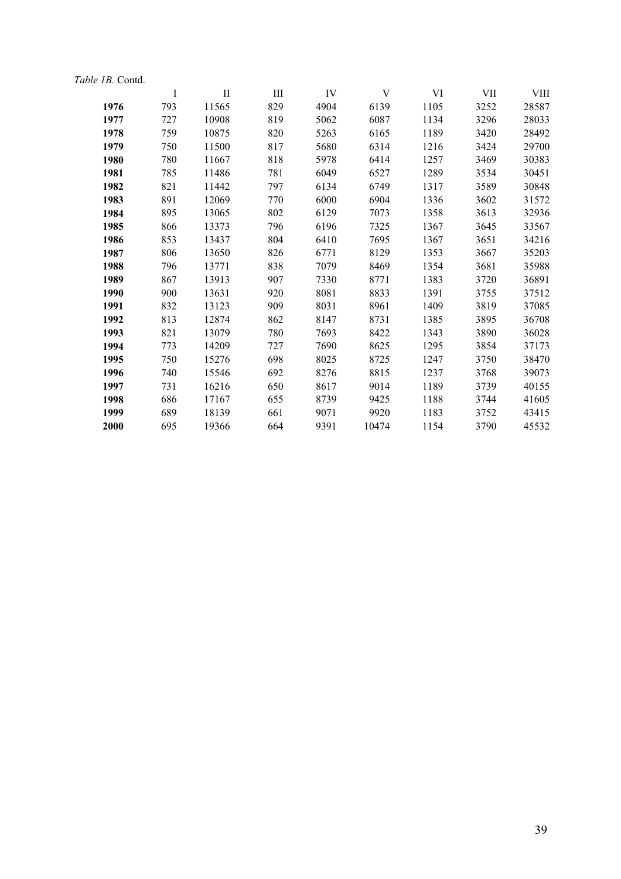*Table 1B.* Contd.

| | I | II | III | IV | V | VI | VII | VIII |
|---|---|---|---|---|---|---|---|---|
| **1976** | 793 | 11565 | 829 | 4904 | 6139 | 1105 | 3252 | 28587 |
| **1977** | 727 | 10908 | 819 | 5062 | 6087 | 1134 | 3296 | 28033 |
| **1978** | 759 | 10875 | 820 | 5263 | 6165 | 1189 | 3420 | 28492 |
| **1979** | 750 | 11500 | 817 | 5680 | 6314 | 1216 | 3424 | 29700 |
| **1980** | 780 | 11667 | 818 | 5978 | 6414 | 1257 | 3469 | 30383 |
| **1981** | 785 | 11486 | 781 | 6049 | 6527 | 1289 | 3534 | 30451 |
| **1982** | 821 | 11442 | 797 | 6134 | 6749 | 1317 | 3589 | 30848 |
| **1983** | 891 | 12069 | 770 | 6000 | 6904 | 1336 | 3602 | 31572 |
| **1984** | 895 | 13065 | 802 | 6129 | 7073 | 1358 | 3613 | 32936 |
| **1985** | 866 | 13373 | 796 | 6196 | 7325 | 1367 | 3645 | 33567 |
| **1986** | 853 | 13437 | 804 | 6410 | 7695 | 1367 | 3651 | 34216 |
| **1987** | 806 | 13650 | 826 | 6771 | 8129 | 1353 | 3667 | 35203 |
| **1988** | 796 | 13771 | 838 | 7079 | 8469 | 1354 | 3681 | 35988 |
| **1989** | 867 | 13913 | 907 | 7330 | 8771 | 1383 | 3720 | 36891 |
| **1990** | 900 | 13631 | 920 | 8081 | 8833 | 1391 | 3755 | 37512 |
| **1991** | 832 | 13123 | 909 | 8031 | 8961 | 1409 | 3819 | 37085 |
| **1992** | 813 | 12874 | 862 | 8147 | 8731 | 1385 | 3895 | 36708 |
| **1993** | 821 | 13079 | 780 | 7693 | 8422 | 1343 | 3890 | 36028 |
| **1994** | 773 | 14209 | 727 | 7690 | 8625 | 1295 | 3854 | 37173 |
| **1995** | 750 | 15276 | 698 | 8025 | 8725 | 1247 | 3750 | 38470 |
| **1996** | 740 | 15546 | 692 | 8276 | 8815 | 1237 | 3768 | 39073 |
| **1997** | 731 | 16216 | 650 | 8617 | 9014 | 1189 | 3739 | 40155 |
| **1998** | 686 | 17167 | 655 | 8739 | 9425 | 1188 | 3744 | 41605 |
| **1999** | 689 | 18139 | 661 | 9071 | 9920 | 1183 | 3752 | 43415 |
| **2000** | 695 | 19366 | 664 | 9391 | 10474 | 1154 | 3790 | 45532 |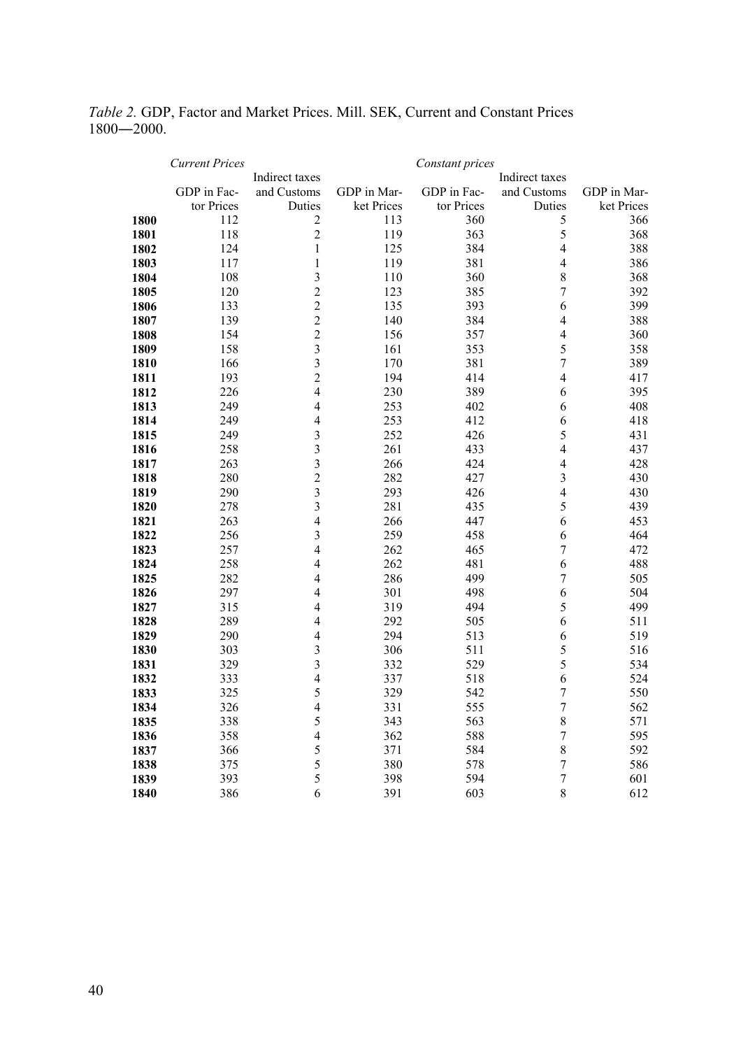*Table 2.* GDP, Factor and Market Prices. Mill. SEK, Current and Constant Prices 1800―2000.

| | *Current Prices* | | | *Constant prices* | | |
|---|---|---|---|---|---|---|
| | GDP in Factor Prices | Indirect taxes and Customs Duties | GDP in Market Prices | GDP in Factor Prices | Indirect taxes and Customs Duties | GDP in Market Prices |
| **1800** | 112 | 2 | 113 | 360 | 5 | 366 |
| **1801** | 118 | 2 | 119 | 363 | 5 | 368 |
| **1802** | 124 | 1 | 125 | 384 | 4 | 388 |
| **1803** | 117 | 1 | 119 | 381 | 4 | 386 |
| **1804** | 108 | 3 | 110 | 360 | 8 | 368 |
| **1805** | 120 | 2 | 123 | 385 | 7 | 392 |
| **1806** | 133 | 2 | 135 | 393 | 6 | 399 |
| **1807** | 139 | 2 | 140 | 384 | 4 | 388 |
| **1808** | 154 | 2 | 156 | 357 | 4 | 360 |
| **1809** | 158 | 3 | 161 | 353 | 5 | 358 |
| **1810** | 166 | 3 | 170 | 381 | 7 | 389 |
| **1811** | 193 | 2 | 194 | 414 | 4 | 417 |
| **1812** | 226 | 4 | 230 | 389 | 6 | 395 |
| **1813** | 249 | 4 | 253 | 402 | 6 | 408 |
| **1814** | 249 | 4 | 253 | 412 | 6 | 418 |
| **1815** | 249 | 3 | 252 | 426 | 5 | 431 |
| **1816** | 258 | 3 | 261 | 433 | 4 | 437 |
| **1817** | 263 | 3 | 266 | 424 | 4 | 428 |
| **1818** | 280 | 2 | 282 | 427 | 3 | 430 |
| **1819** | 290 | 3 | 293 | 426 | 4 | 430 |
| **1820** | 278 | 3 | 281 | 435 | 5 | 439 |
| **1821** | 263 | 4 | 266 | 447 | 6 | 453 |
| **1822** | 256 | 3 | 259 | 458 | 6 | 464 |
| **1823** | 257 | 4 | 262 | 465 | 7 | 472 |
| **1824** | 258 | 4 | 262 | 481 | 6 | 488 |
| **1825** | 282 | 4 | 286 | 499 | 7 | 505 |
| **1826** | 297 | 4 | 301 | 498 | 6 | 504 |
| **1827** | 315 | 4 | 319 | 494 | 5 | 499 |
| **1828** | 289 | 4 | 292 | 505 | 6 | 511 |
| **1829** | 290 | 4 | 294 | 513 | 6 | 519 |
| **1830** | 303 | 3 | 306 | 511 | 5 | 516 |
| **1831** | 329 | 3 | 332 | 529 | 5 | 534 |
| **1832** | 333 | 4 | 337 | 518 | 6 | 524 |
| **1833** | 325 | 5 | 329 | 542 | 7 | 550 |
| **1834** | 326 | 4 | 331 | 555 | 7 | 562 |
| **1835** | 338 | 5 | 343 | 563 | 8 | 571 |
| **1836** | 358 | 4 | 362 | 588 | 7 | 595 |
| **1837** | 366 | 5 | 371 | 584 | 8 | 592 |
| **1838** | 375 | 5 | 380 | 578 | 7 | 586 |
| **1839** | 393 | 5 | 398 | 594 | 7 | 601 |
| **1840** | 386 | 6 | 391 | 603 | 8 | 612 |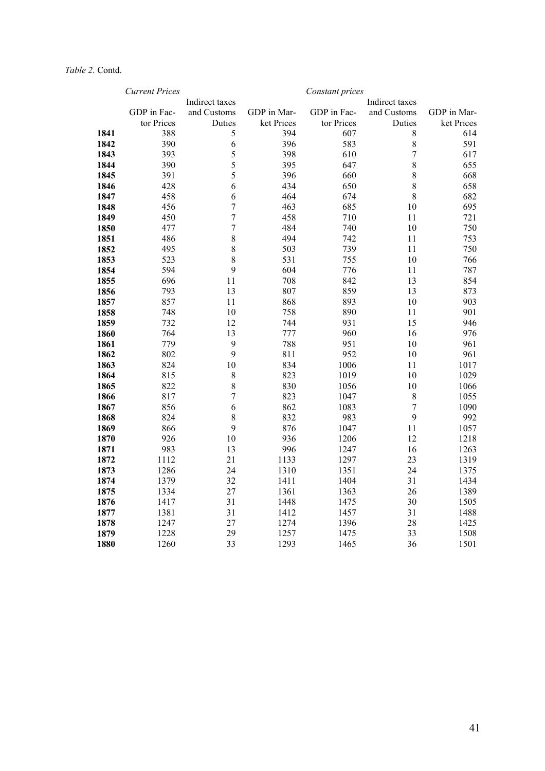*Table 2.* Contd.

| | *Current Prices* | | | *Constant prices* | | |
|---|---|---|---|---|---|---|
| | GDP in Factor Prices | Indirect taxes and Customs Duties | GDP in Market Prices | GDP in Factor Prices | Indirect taxes and Customs Duties | GDP in Market Prices |
| **1841** | 388 | 5 | 394 | 607 | 8 | 614 |
| **1842** | 390 | 6 | 396 | 583 | 8 | 591 |
| **1843** | 393 | 5 | 398 | 610 | 7 | 617 |
| **1844** | 390 | 5 | 395 | 647 | 8 | 655 |
| **1845** | 391 | 5 | 396 | 660 | 8 | 668 |
| **1846** | 428 | 6 | 434 | 650 | 8 | 658 |
| **1847** | 458 | 6 | 464 | 674 | 8 | 682 |
| **1848** | 456 | 7 | 463 | 685 | 10 | 695 |
| **1849** | 450 | 7 | 458 | 710 | 11 | 721 |
| **1850** | 477 | 7 | 484 | 740 | 10 | 750 |
| **1851** | 486 | 8 | 494 | 742 | 11 | 753 |
| **1852** | 495 | 8 | 503 | 739 | 11 | 750 |
| **1853** | 523 | 8 | 531 | 755 | 10 | 766 |
| **1854** | 594 | 9 | 604 | 776 | 11 | 787 |
| **1855** | 696 | 11 | 708 | 842 | 13 | 854 |
| **1856** | 793 | 13 | 807 | 859 | 13 | 873 |
| **1857** | 857 | 11 | 868 | 893 | 10 | 903 |
| **1858** | 748 | 10 | 758 | 890 | 11 | 901 |
| **1859** | 732 | 12 | 744 | 931 | 15 | 946 |
| **1860** | 764 | 13 | 777 | 960 | 16 | 976 |
| **1861** | 779 | 9 | 788 | 951 | 10 | 961 |
| **1862** | 802 | 9 | 811 | 952 | 10 | 961 |
| **1863** | 824 | 10 | 834 | 1006 | 11 | 1017 |
| **1864** | 815 | 8 | 823 | 1019 | 10 | 1029 |
| **1865** | 822 | 8 | 830 | 1056 | 10 | 1066 |
| **1866** | 817 | 7 | 823 | 1047 | 8 | 1055 |
| **1867** | 856 | 6 | 862 | 1083 | 7 | 1090 |
| **1868** | 824 | 8 | 832 | 983 | 9 | 992 |
| **1869** | 866 | 9 | 876 | 1047 | 11 | 1057 |
| **1870** | 926 | 10 | 936 | 1206 | 12 | 1218 |
| **1871** | 983 | 13 | 996 | 1247 | 16 | 1263 |
| **1872** | 1112 | 21 | 1133 | 1297 | 23 | 1319 |
| **1873** | 1286 | 24 | 1310 | 1351 | 24 | 1375 |
| **1874** | 1379 | 32 | 1411 | 1404 | 31 | 1434 |
| **1875** | 1334 | 27 | 1361 | 1363 | 26 | 1389 |
| **1876** | 1417 | 31 | 1448 | 1475 | 30 | 1505 |
| **1877** | 1381 | 31 | 1412 | 1457 | 31 | 1488 |
| **1878** | 1247 | 27 | 1274 | 1396 | 28 | 1425 |
| **1879** | 1228 | 29 | 1257 | 1475 | 33 | 1508 |
| **1880** | 1260 | 33 | 1293 | 1465 | 36 | 1501 |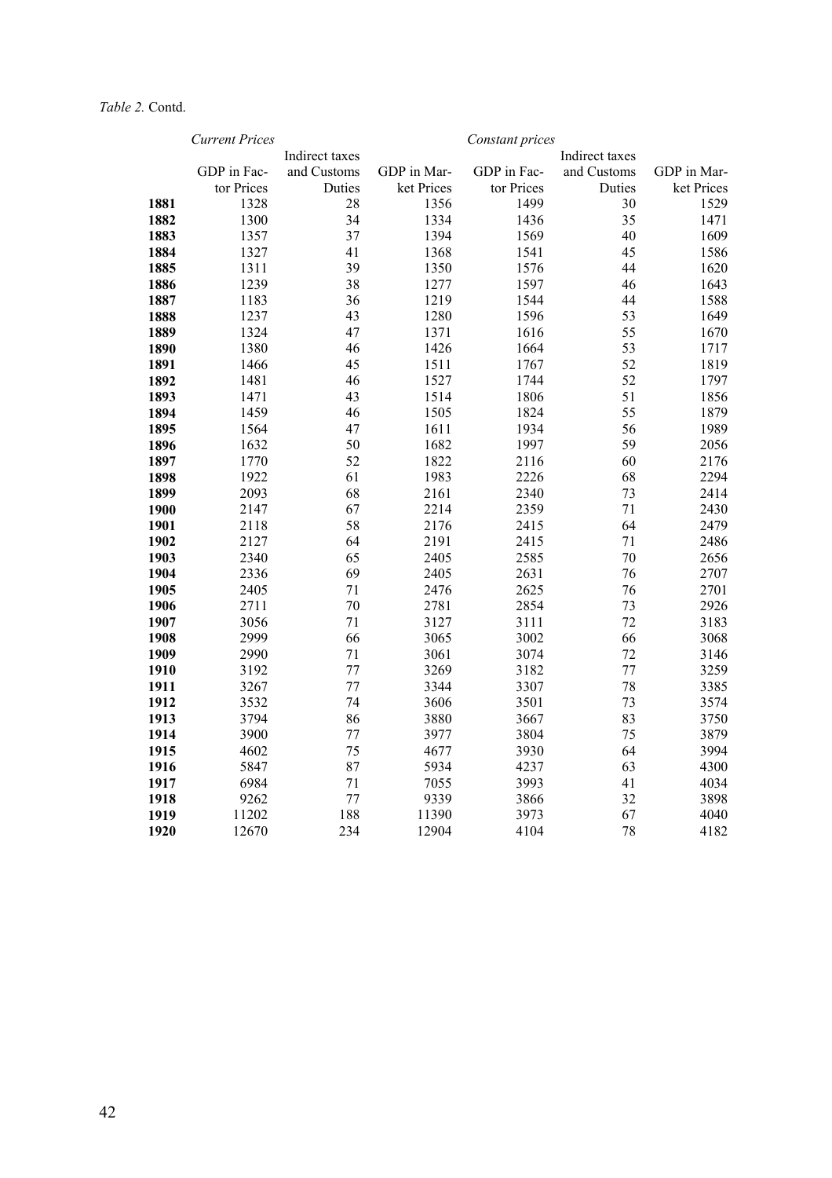*Table 2.* Contd.

| | *Current Prices* | | | *Constant prices* | | |
|---|---|---|---|---|---|---|
| | GDP in Factor Prices | Indirect taxes and Customs Duties | GDP in Market Prices | GDP in Factor Prices | Indirect taxes and Customs Duties | GDP in Market Prices |
| **1881** | 1328 | 28 | 1356 | 1499 | 30 | 1529 |
| **1882** | 1300 | 34 | 1334 | 1436 | 35 | 1471 |
| **1883** | 1357 | 37 | 1394 | 1569 | 40 | 1609 |
| **1884** | 1327 | 41 | 1368 | 1541 | 45 | 1586 |
| **1885** | 1311 | 39 | 1350 | 1576 | 44 | 1620 |
| **1886** | 1239 | 38 | 1277 | 1597 | 46 | 1643 |
| **1887** | 1183 | 36 | 1219 | 1544 | 44 | 1588 |
| **1888** | 1237 | 43 | 1280 | 1596 | 53 | 1649 |
| **1889** | 1324 | 47 | 1371 | 1616 | 55 | 1670 |
| **1890** | 1380 | 46 | 1426 | 1664 | 53 | 1717 |
| **1891** | 1466 | 45 | 1511 | 1767 | 52 | 1819 |
| **1892** | 1481 | 46 | 1527 | 1744 | 52 | 1797 |
| **1893** | 1471 | 43 | 1514 | 1806 | 51 | 1856 |
| **1894** | 1459 | 46 | 1505 | 1824 | 55 | 1879 |
| **1895** | 1564 | 47 | 1611 | 1934 | 56 | 1989 |
| **1896** | 1632 | 50 | 1682 | 1997 | 59 | 2056 |
| **1897** | 1770 | 52 | 1822 | 2116 | 60 | 2176 |
| **1898** | 1922 | 61 | 1983 | 2226 | 68 | 2294 |
| **1899** | 2093 | 68 | 2161 | 2340 | 73 | 2414 |
| **1900** | 2147 | 67 | 2214 | 2359 | 71 | 2430 |
| **1901** | 2118 | 58 | 2176 | 2415 | 64 | 2479 |
| **1902** | 2127 | 64 | 2191 | 2415 | 71 | 2486 |
| **1903** | 2340 | 65 | 2405 | 2585 | 70 | 2656 |
| **1904** | 2336 | 69 | 2405 | 2631 | 76 | 2707 |
| **1905** | 2405 | 71 | 2476 | 2625 | 76 | 2701 |
| **1906** | 2711 | 70 | 2781 | 2854 | 73 | 2926 |
| **1907** | 3056 | 71 | 3127 | 3111 | 72 | 3183 |
| **1908** | 2999 | 66 | 3065 | 3002 | 66 | 3068 |
| **1909** | 2990 | 71 | 3061 | 3074 | 72 | 3146 |
| **1910** | 3192 | 77 | 3269 | 3182 | 77 | 3259 |
| **1911** | 3267 | 77 | 3344 | 3307 | 78 | 3385 |
| **1912** | 3532 | 74 | 3606 | 3501 | 73 | 3574 |
| **1913** | 3794 | 86 | 3880 | 3667 | 83 | 3750 |
| **1914** | 3900 | 77 | 3977 | 3804 | 75 | 3879 |
| **1915** | 4602 | 75 | 4677 | 3930 | 64 | 3994 |
| **1916** | 5847 | 87 | 5934 | 4237 | 63 | 4300 |
| **1917** | 6984 | 71 | 7055 | 3993 | 41 | 4034 |
| **1918** | 9262 | 77 | 9339 | 3866 | 32 | 3898 |
| **1919** | 11202 | 188 | 11390 | 3973 | 67 | 4040 |
| **1920** | 12670 | 234 | 12904 | 4104 | 78 | 4182 |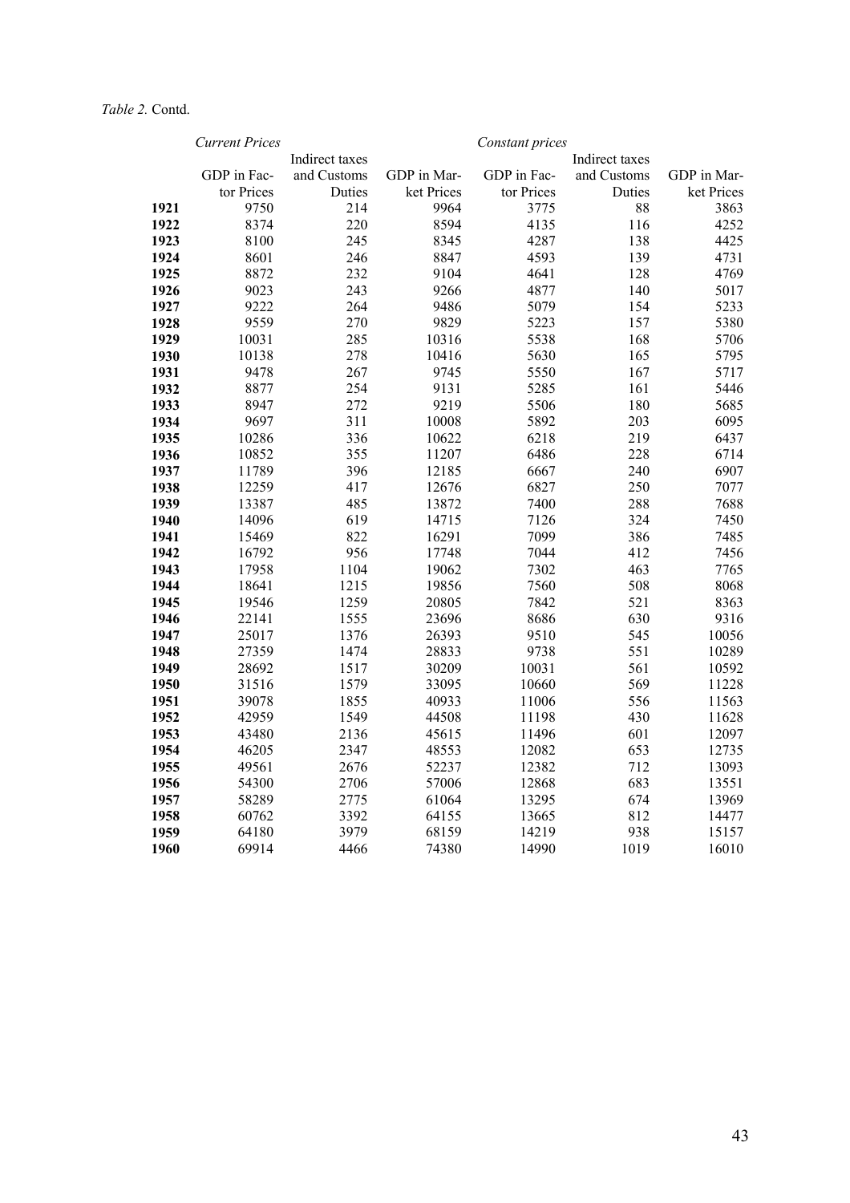*Table 2.* Contd.

| | *Current Prices* | | | *Constant prices* | | |
|---|---|---|---|---|---|---|
| | GDP in Factor Prices | Indirect taxes and Customs Duties | GDP in Market Prices | GDP in Factor Prices | Indirect taxes and Customs Duties | GDP in Market Prices |
| **1921** | 9750 | 214 | 9964 | 3775 | 88 | 3863 |
| **1922** | 8374 | 220 | 8594 | 4135 | 116 | 4252 |
| **1923** | 8100 | 245 | 8345 | 4287 | 138 | 4425 |
| **1924** | 8601 | 246 | 8847 | 4593 | 139 | 4731 |
| **1925** | 8872 | 232 | 9104 | 4641 | 128 | 4769 |
| **1926** | 9023 | 243 | 9266 | 4877 | 140 | 5017 |
| **1927** | 9222 | 264 | 9486 | 5079 | 154 | 5233 |
| **1928** | 9559 | 270 | 9829 | 5223 | 157 | 5380 |
| **1929** | 10031 | 285 | 10316 | 5538 | 168 | 5706 |
| **1930** | 10138 | 278 | 10416 | 5630 | 165 | 5795 |
| **1931** | 9478 | 267 | 9745 | 5550 | 167 | 5717 |
| **1932** | 8877 | 254 | 9131 | 5285 | 161 | 5446 |
| **1933** | 8947 | 272 | 9219 | 5506 | 180 | 5685 |
| **1934** | 9697 | 311 | 10008 | 5892 | 203 | 6095 |
| **1935** | 10286 | 336 | 10622 | 6218 | 219 | 6437 |
| **1936** | 10852 | 355 | 11207 | 6486 | 228 | 6714 |
| **1937** | 11789 | 396 | 12185 | 6667 | 240 | 6907 |
| **1938** | 12259 | 417 | 12676 | 6827 | 250 | 7077 |
| **1939** | 13387 | 485 | 13872 | 7400 | 288 | 7688 |
| **1940** | 14096 | 619 | 14715 | 7126 | 324 | 7450 |
| **1941** | 15469 | 822 | 16291 | 7099 | 386 | 7485 |
| **1942** | 16792 | 956 | 17748 | 7044 | 412 | 7456 |
| **1943** | 17958 | 1104 | 19062 | 7302 | 463 | 7765 |
| **1944** | 18641 | 1215 | 19856 | 7560 | 508 | 8068 |
| **1945** | 19546 | 1259 | 20805 | 7842 | 521 | 8363 |
| **1946** | 22141 | 1555 | 23696 | 8686 | 630 | 9316 |
| **1947** | 25017 | 1376 | 26393 | 9510 | 545 | 10056 |
| **1948** | 27359 | 1474 | 28833 | 9738 | 551 | 10289 |
| **1949** | 28692 | 1517 | 30209 | 10031 | 561 | 10592 |
| **1950** | 31516 | 1579 | 33095 | 10660 | 569 | 11228 |
| **1951** | 39078 | 1855 | 40933 | 11006 | 556 | 11563 |
| **1952** | 42959 | 1549 | 44508 | 11198 | 430 | 11628 |
| **1953** | 43480 | 2136 | 45615 | 11496 | 601 | 12097 |
| **1954** | 46205 | 2347 | 48553 | 12082 | 653 | 12735 |
| **1955** | 49561 | 2676 | 52237 | 12382 | 712 | 13093 |
| **1956** | 54300 | 2706 | 57006 | 12868 | 683 | 13551 |
| **1957** | 58289 | 2775 | 61064 | 13295 | 674 | 13969 |
| **1958** | 60762 | 3392 | 64155 | 13665 | 812 | 14477 |
| **1959** | 64180 | 3979 | 68159 | 14219 | 938 | 15157 |
| **1960** | 69914 | 4466 | 74380 | 14990 | 1019 | 16010 |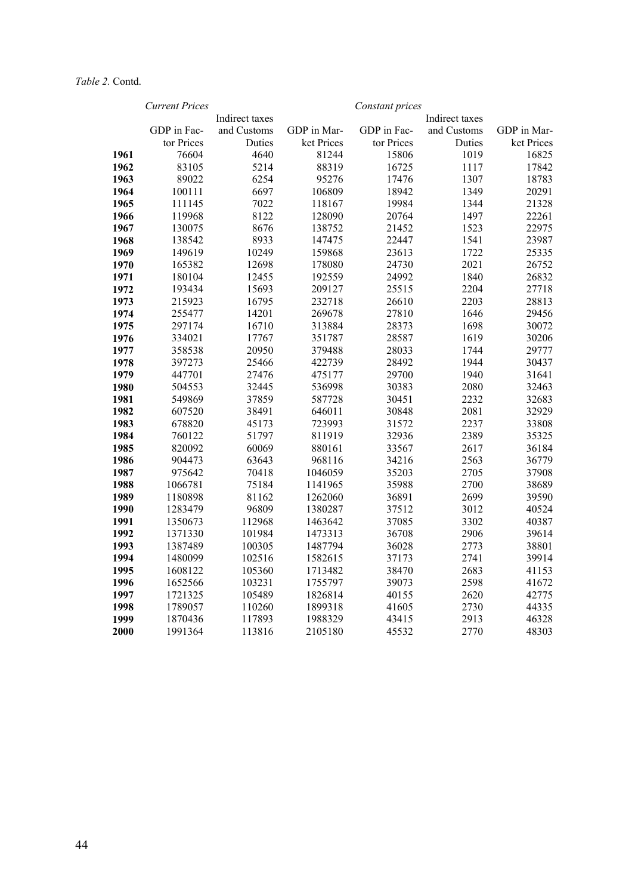*Table 2.* Contd.

| | *Current Prices* | | | *Constant prices* | | |
|---|---|---|---|---|---|---|
| | GDP in Factor Prices | Indirect taxes and Customs Duties | GDP in Market Prices | GDP in Factor Prices | Indirect taxes and Customs Duties | GDP in Market Prices |
| **1961** | 76604 | 4640 | 81244 | 15806 | 1019 | 16825 |
| **1962** | 83105 | 5214 | 88319 | 16725 | 1117 | 17842 |
| **1963** | 89022 | 6254 | 95276 | 17476 | 1307 | 18783 |
| **1964** | 100111 | 6697 | 106809 | 18942 | 1349 | 20291 |
| **1965** | 111145 | 7022 | 118167 | 19984 | 1344 | 21328 |
| **1966** | 119968 | 8122 | 128090 | 20764 | 1497 | 22261 |
| **1967** | 130075 | 8676 | 138752 | 21452 | 1523 | 22975 |
| **1968** | 138542 | 8933 | 147475 | 22447 | 1541 | 23987 |
| **1969** | 149619 | 10249 | 159868 | 23613 | 1722 | 25335 |
| **1970** | 165382 | 12698 | 178080 | 24730 | 2021 | 26752 |
| **1971** | 180104 | 12455 | 192559 | 24992 | 1840 | 26832 |
| **1972** | 193434 | 15693 | 209127 | 25515 | 2204 | 27718 |
| **1973** | 215923 | 16795 | 232718 | 26610 | 2203 | 28813 |
| **1974** | 255477 | 14201 | 269678 | 27810 | 1646 | 29456 |
| **1975** | 297174 | 16710 | 313884 | 28373 | 1698 | 30072 |
| **1976** | 334021 | 17767 | 351787 | 28587 | 1619 | 30206 |
| **1977** | 358538 | 20950 | 379488 | 28033 | 1744 | 29777 |
| **1978** | 397273 | 25466 | 422739 | 28492 | 1944 | 30437 |
| **1979** | 447701 | 27476 | 475177 | 29700 | 1940 | 31641 |
| **1980** | 504553 | 32445 | 536998 | 30383 | 2080 | 32463 |
| **1981** | 549869 | 37859 | 587728 | 30451 | 2232 | 32683 |
| **1982** | 607520 | 38491 | 646011 | 30848 | 2081 | 32929 |
| **1983** | 678820 | 45173 | 723993 | 31572 | 2237 | 33808 |
| **1984** | 760122 | 51797 | 811919 | 32936 | 2389 | 35325 |
| **1985** | 820092 | 60069 | 880161 | 33567 | 2617 | 36184 |
| **1986** | 904473 | 63643 | 968116 | 34216 | 2563 | 36779 |
| **1987** | 975642 | 70418 | 1046059 | 35203 | 2705 | 37908 |
| **1988** | 1066781 | 75184 | 1141965 | 35988 | 2700 | 38689 |
| **1989** | 1180898 | 81162 | 1262060 | 36891 | 2699 | 39590 |
| **1990** | 1283479 | 96809 | 1380287 | 37512 | 3012 | 40524 |
| **1991** | 1350673 | 112968 | 1463642 | 37085 | 3302 | 40387 |
| **1992** | 1371330 | 101984 | 1473313 | 36708 | 2906 | 39614 |
| **1993** | 1387489 | 100305 | 1487794 | 36028 | 2773 | 38801 |
| **1994** | 1480099 | 102516 | 1582615 | 37173 | 2741 | 39914 |
| **1995** | 1608122 | 105360 | 1713482 | 38470 | 2683 | 41153 |
| **1996** | 1652566 | 103231 | 1755797 | 39073 | 2598 | 41672 |
| **1997** | 1721325 | 105489 | 1826814 | 40155 | 2620 | 42775 |
| **1998** | 1789057 | 110260 | 1899318 | 41605 | 2730 | 44335 |
| **1999** | 1870436 | 117893 | 1988329 | 43415 | 2913 | 46328 |
| **2000** | 1991364 | 113816 | 2105180 | 45532 | 2770 | 48303 |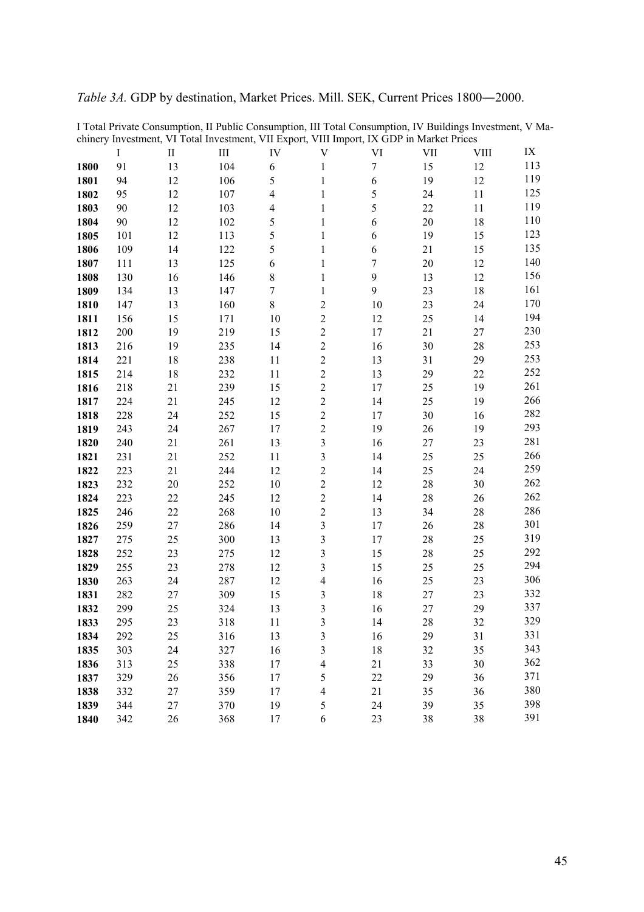*Table 3A.* GDP by destination, Market Prices. Mill. SEK, Current Prices 1800―2000.

I Total Private Consumption, II Public Consumption, III Total Consumption, IV Buildings Investment, V Machinery Investment, VI Total Investment, VII Export, VIII Import, IX GDP in Market Prices

| | I | II | III | IV | V | VI | VII | VIII | IX |
|---|---|---|---|---|---|---|---|---|---|
| **1800** | 91 | 13 | 104 | 6 | 1 | 7 | 15 | 12 | 113 |
| **1801** | 94 | 12 | 106 | 5 | 1 | 6 | 19 | 12 | 119 |
| **1802** | 95 | 12 | 107 | 4 | 1 | 5 | 24 | 11 | 125 |
| **1803** | 90 | 12 | 103 | 4 | 1 | 5 | 22 | 11 | 119 |
| **1804** | 90 | 12 | 102 | 5 | 1 | 6 | 20 | 18 | 110 |
| **1805** | 101 | 12 | 113 | 5 | 1 | 6 | 19 | 15 | 123 |
| **1806** | 109 | 14 | 122 | 5 | 1 | 6 | 21 | 15 | 135 |
| **1807** | 111 | 13 | 125 | 6 | 1 | 7 | 20 | 12 | 140 |
| **1808** | 130 | 16 | 146 | 8 | 1 | 9 | 13 | 12 | 156 |
| **1809** | 134 | 13 | 147 | 7 | 1 | 9 | 23 | 18 | 161 |
| **1810** | 147 | 13 | 160 | 8 | 2 | 10 | 23 | 24 | 170 |
| **1811** | 156 | 15 | 171 | 10 | 2 | 12 | 25 | 14 | 194 |
| **1812** | 200 | 19 | 219 | 15 | 2 | 17 | 21 | 27 | 230 |
| **1813** | 216 | 19 | 235 | 14 | 2 | 16 | 30 | 28 | 253 |
| **1814** | 221 | 18 | 238 | 11 | 2 | 13 | 31 | 29 | 253 |
| **1815** | 214 | 18 | 232 | 11 | 2 | 13 | 29 | 22 | 252 |
| **1816** | 218 | 21 | 239 | 15 | 2 | 17 | 25 | 19 | 261 |
| **1817** | 224 | 21 | 245 | 12 | 2 | 14 | 25 | 19 | 266 |
| **1818** | 228 | 24 | 252 | 15 | 2 | 17 | 30 | 16 | 282 |
| **1819** | 243 | 24 | 267 | 17 | 2 | 19 | 26 | 19 | 293 |
| **1820** | 240 | 21 | 261 | 13 | 3 | 16 | 27 | 23 | 281 |
| **1821** | 231 | 21 | 252 | 11 | 3 | 14 | 25 | 25 | 266 |
| **1822** | 223 | 21 | 244 | 12 | 2 | 14 | 25 | 24 | 259 |
| **1823** | 232 | 20 | 252 | 10 | 2 | 12 | 28 | 30 | 262 |
| **1824** | 223 | 22 | 245 | 12 | 2 | 14 | 28 | 26 | 262 |
| **1825** | 246 | 22 | 268 | 10 | 2 | 13 | 34 | 28 | 286 |
| **1826** | 259 | 27 | 286 | 14 | 3 | 17 | 26 | 28 | 301 |
| **1827** | 275 | 25 | 300 | 13 | 3 | 17 | 28 | 25 | 319 |
| **1828** | 252 | 23 | 275 | 12 | 3 | 15 | 28 | 25 | 292 |
| **1829** | 255 | 23 | 278 | 12 | 3 | 15 | 25 | 25 | 294 |
| **1830** | 263 | 24 | 287 | 12 | 4 | 16 | 25 | 23 | 306 |
| **1831** | 282 | 27 | 309 | 15 | 3 | 18 | 27 | 23 | 332 |
| **1832** | 299 | 25 | 324 | 13 | 3 | 16 | 27 | 29 | 337 |
| **1833** | 295 | 23 | 318 | 11 | 3 | 14 | 28 | 32 | 329 |
| **1834** | 292 | 25 | 316 | 13 | 3 | 16 | 29 | 31 | 331 |
| **1835** | 303 | 24 | 327 | 16 | 3 | 18 | 32 | 35 | 343 |
| **1836** | 313 | 25 | 338 | 17 | 4 | 21 | 33 | 30 | 362 |
| **1837** | 329 | 26 | 356 | 17 | 5 | 22 | 29 | 36 | 371 |
| **1838** | 332 | 27 | 359 | 17 | 4 | 21 | 35 | 36 | 380 |
| **1839** | 344 | 27 | 370 | 19 | 5 | 24 | 39 | 35 | 398 |
| **1840** | 342 | 26 | 368 | 17 | 6 | 23 | 38 | 38 | 391 |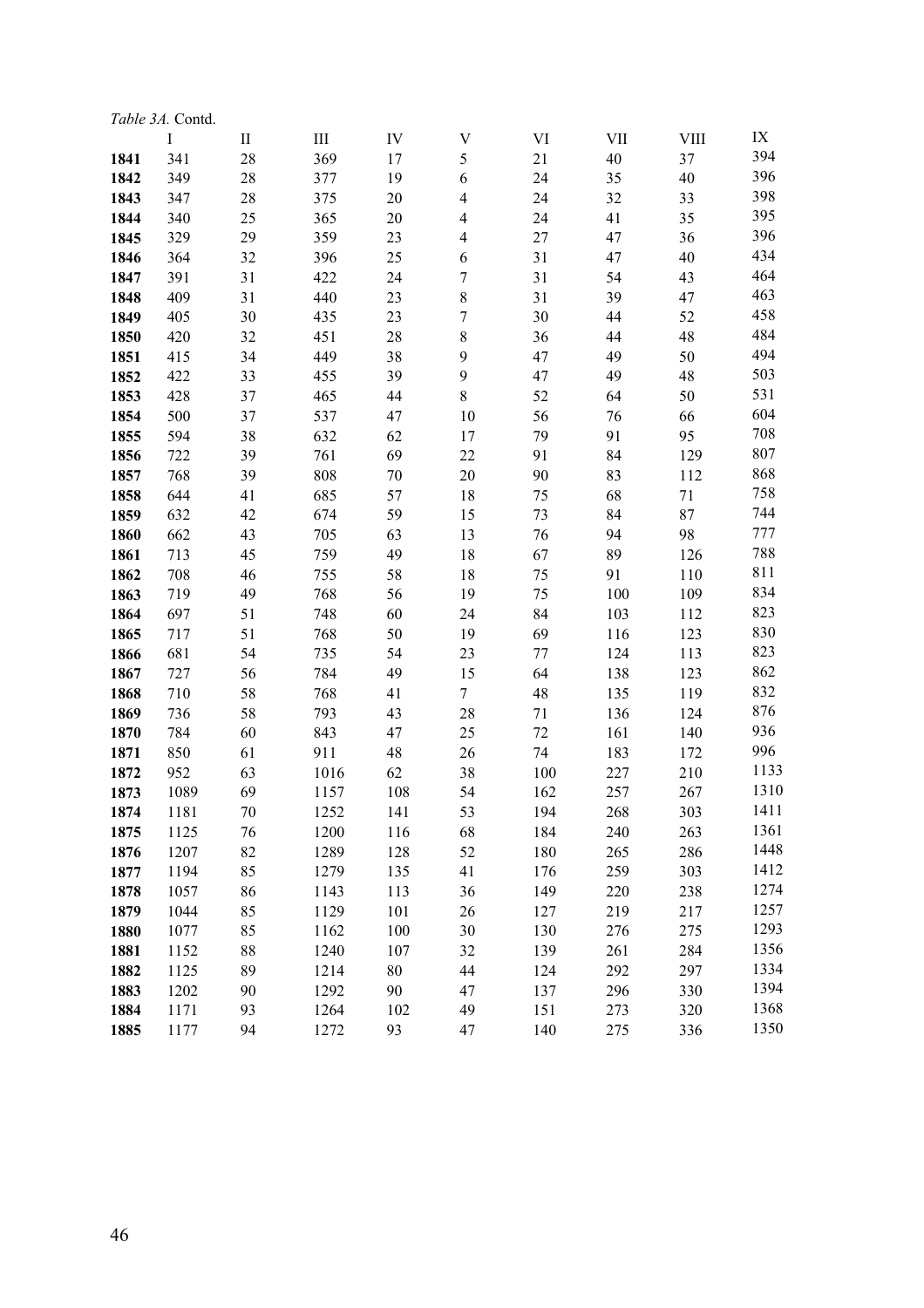*Table 3A.* Contd.

| | I | II | III | IV | V | VI | VII | VIII | IX |
|---|---|---|---|---|---|---|---|---|---|
| **1841** | 341 | 28 | 369 | 17 | 5 | 21 | 40 | 37 | 394 |
| **1842** | 349 | 28 | 377 | 19 | 6 | 24 | 35 | 40 | 396 |
| **1843** | 347 | 28 | 375 | 20 | 4 | 24 | 32 | 33 | 398 |
| **1844** | 340 | 25 | 365 | 20 | 4 | 24 | 41 | 35 | 395 |
| **1845** | 329 | 29 | 359 | 23 | 4 | 27 | 47 | 36 | 396 |
| **1846** | 364 | 32 | 396 | 25 | 6 | 31 | 47 | 40 | 434 |
| **1847** | 391 | 31 | 422 | 24 | 7 | 31 | 54 | 43 | 464 |
| **1848** | 409 | 31 | 440 | 23 | 8 | 31 | 39 | 47 | 463 |
| **1849** | 405 | 30 | 435 | 23 | 7 | 30 | 44 | 52 | 458 |
| **1850** | 420 | 32 | 451 | 28 | 8 | 36 | 44 | 48 | 484 |
| **1851** | 415 | 34 | 449 | 38 | 9 | 47 | 49 | 50 | 494 |
| **1852** | 422 | 33 | 455 | 39 | 9 | 47 | 49 | 48 | 503 |
| **1853** | 428 | 37 | 465 | 44 | 8 | 52 | 64 | 50 | 531 |
| **1854** | 500 | 37 | 537 | 47 | 10 | 56 | 76 | 66 | 604 |
| **1855** | 594 | 38 | 632 | 62 | 17 | 79 | 91 | 95 | 708 |
| **1856** | 722 | 39 | 761 | 69 | 22 | 91 | 84 | 129 | 807 |
| **1857** | 768 | 39 | 808 | 70 | 20 | 90 | 83 | 112 | 868 |
| **1858** | 644 | 41 | 685 | 57 | 18 | 75 | 68 | 71 | 758 |
| **1859** | 632 | 42 | 674 | 59 | 15 | 73 | 84 | 87 | 744 |
| **1860** | 662 | 43 | 705 | 63 | 13 | 76 | 94 | 98 | 777 |
| **1861** | 713 | 45 | 759 | 49 | 18 | 67 | 89 | 126 | 788 |
| **1862** | 708 | 46 | 755 | 58 | 18 | 75 | 91 | 110 | 811 |
| **1863** | 719 | 49 | 768 | 56 | 19 | 75 | 100 | 109 | 834 |
| **1864** | 697 | 51 | 748 | 60 | 24 | 84 | 103 | 112 | 823 |
| **1865** | 717 | 51 | 768 | 50 | 19 | 69 | 116 | 123 | 830 |
| **1866** | 681 | 54 | 735 | 54 | 23 | 77 | 124 | 113 | 823 |
| **1867** | 727 | 56 | 784 | 49 | 15 | 64 | 138 | 123 | 862 |
| **1868** | 710 | 58 | 768 | 41 | 7 | 48 | 135 | 119 | 832 |
| **1869** | 736 | 58 | 793 | 43 | 28 | 71 | 136 | 124 | 876 |
| **1870** | 784 | 60 | 843 | 47 | 25 | 72 | 161 | 140 | 936 |
| **1871** | 850 | 61 | 911 | 48 | 26 | 74 | 183 | 172 | 996 |
| **1872** | 952 | 63 | 1016 | 62 | 38 | 100 | 227 | 210 | 1133 |
| **1873** | 1089 | 69 | 1157 | 108 | 54 | 162 | 257 | 267 | 1310 |
| **1874** | 1181 | 70 | 1252 | 141 | 53 | 194 | 268 | 303 | 1411 |
| **1875** | 1125 | 76 | 1200 | 116 | 68 | 184 | 240 | 263 | 1361 |
| **1876** | 1207 | 82 | 1289 | 128 | 52 | 180 | 265 | 286 | 1448 |
| **1877** | 1194 | 85 | 1279 | 135 | 41 | 176 | 259 | 303 | 1412 |
| **1878** | 1057 | 86 | 1143 | 113 | 36 | 149 | 220 | 238 | 1274 |
| **1879** | 1044 | 85 | 1129 | 101 | 26 | 127 | 219 | 217 | 1257 |
| **1880** | 1077 | 85 | 1162 | 100 | 30 | 130 | 276 | 275 | 1293 |
| **1881** | 1152 | 88 | 1240 | 107 | 32 | 139 | 261 | 284 | 1356 |
| **1882** | 1125 | 89 | 1214 | 80 | 44 | 124 | 292 | 297 | 1334 |
| **1883** | 1202 | 90 | 1292 | 90 | 47 | 137 | 296 | 330 | 1394 |
| **1884** | 1171 | 93 | 1264 | 102 | 49 | 151 | 273 | 320 | 1368 |
| **1885** | 1177 | 94 | 1272 | 93 | 47 | 140 | 275 | 336 | 1350 |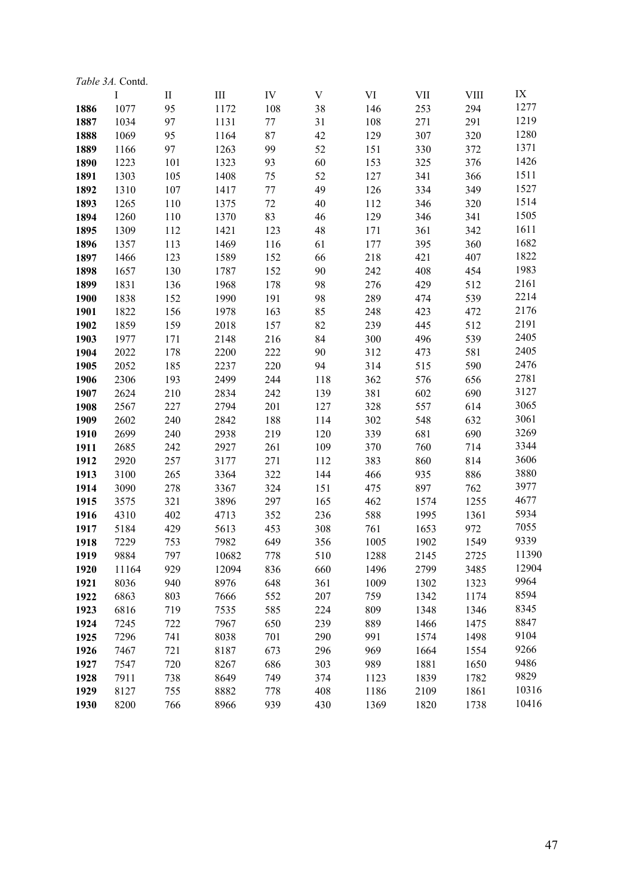*Table 3A.* Contd.

| | I | II | III | IV | V | VI | VII | VIII | IX |
|---|---|---|---|---|---|---|---|---|---|
| **1886** | 1077 | 95 | 1172 | 108 | 38 | 146 | 253 | 294 | 1277 |
| **1887** | 1034 | 97 | 1131 | 77 | 31 | 108 | 271 | 291 | 1219 |
| **1888** | 1069 | 95 | 1164 | 87 | 42 | 129 | 307 | 320 | 1280 |
| **1889** | 1166 | 97 | 1263 | 99 | 52 | 151 | 330 | 372 | 1371 |
| **1890** | 1223 | 101 | 1323 | 93 | 60 | 153 | 325 | 376 | 1426 |
| **1891** | 1303 | 105 | 1408 | 75 | 52 | 127 | 341 | 366 | 1511 |
| **1892** | 1310 | 107 | 1417 | 77 | 49 | 126 | 334 | 349 | 1527 |
| **1893** | 1265 | 110 | 1375 | 72 | 40 | 112 | 346 | 320 | 1514 |
| **1894** | 1260 | 110 | 1370 | 83 | 46 | 129 | 346 | 341 | 1505 |
| **1895** | 1309 | 112 | 1421 | 123 | 48 | 171 | 361 | 342 | 1611 |
| **1896** | 1357 | 113 | 1469 | 116 | 61 | 177 | 395 | 360 | 1682 |
| **1897** | 1466 | 123 | 1589 | 152 | 66 | 218 | 421 | 407 | 1822 |
| **1898** | 1657 | 130 | 1787 | 152 | 90 | 242 | 408 | 454 | 1983 |
| **1899** | 1831 | 136 | 1968 | 178 | 98 | 276 | 429 | 512 | 2161 |
| **1900** | 1838 | 152 | 1990 | 191 | 98 | 289 | 474 | 539 | 2214 |
| **1901** | 1822 | 156 | 1978 | 163 | 85 | 248 | 423 | 472 | 2176 |
| **1902** | 1859 | 159 | 2018 | 157 | 82 | 239 | 445 | 512 | 2191 |
| **1903** | 1977 | 171 | 2148 | 216 | 84 | 300 | 496 | 539 | 2405 |
| **1904** | 2022 | 178 | 2200 | 222 | 90 | 312 | 473 | 581 | 2405 |
| **1905** | 2052 | 185 | 2237 | 220 | 94 | 314 | 515 | 590 | 2476 |
| **1906** | 2306 | 193 | 2499 | 244 | 118 | 362 | 576 | 656 | 2781 |
| **1907** | 2624 | 210 | 2834 | 242 | 139 | 381 | 602 | 690 | 3127 |
| **1908** | 2567 | 227 | 2794 | 201 | 127 | 328 | 557 | 614 | 3065 |
| **1909** | 2602 | 240 | 2842 | 188 | 114 | 302 | 548 | 632 | 3061 |
| **1910** | 2699 | 240 | 2938 | 219 | 120 | 339 | 681 | 690 | 3269 |
| **1911** | 2685 | 242 | 2927 | 261 | 109 | 370 | 760 | 714 | 3344 |
| **1912** | 2920 | 257 | 3177 | 271 | 112 | 383 | 860 | 814 | 3606 |
| **1913** | 3100 | 265 | 3364 | 322 | 144 | 466 | 935 | 886 | 3880 |
| **1914** | 3090 | 278 | 3367 | 324 | 151 | 475 | 897 | 762 | 3977 |
| **1915** | 3575 | 321 | 3896 | 297 | 165 | 462 | 1574 | 1255 | 4677 |
| **1916** | 4310 | 402 | 4713 | 352 | 236 | 588 | 1995 | 1361 | 5934 |
| **1917** | 5184 | 429 | 5613 | 453 | 308 | 761 | 1653 | 972 | 7055 |
| **1918** | 7229 | 753 | 7982 | 649 | 356 | 1005 | 1902 | 1549 | 9339 |
| **1919** | 9884 | 797 | 10682 | 778 | 510 | 1288 | 2145 | 2725 | 11390 |
| **1920** | 11164 | 929 | 12094 | 836 | 660 | 1496 | 2799 | 3485 | 12904 |
| **1921** | 8036 | 940 | 8976 | 648 | 361 | 1009 | 1302 | 1323 | 9964 |
| **1922** | 6863 | 803 | 7666 | 552 | 207 | 759 | 1342 | 1174 | 8594 |
| **1923** | 6816 | 719 | 7535 | 585 | 224 | 809 | 1348 | 1346 | 8345 |
| **1924** | 7245 | 722 | 7967 | 650 | 239 | 889 | 1466 | 1475 | 8847 |
| **1925** | 7296 | 741 | 8038 | 701 | 290 | 991 | 1574 | 1498 | 9104 |
| **1926** | 7467 | 721 | 8187 | 673 | 296 | 969 | 1664 | 1554 | 9266 |
| **1927** | 7547 | 720 | 8267 | 686 | 303 | 989 | 1881 | 1650 | 9486 |
| **1928** | 7911 | 738 | 8649 | 749 | 374 | 1123 | 1839 | 1782 | 9829 |
| **1929** | 8127 | 755 | 8882 | 778 | 408 | 1186 | 2109 | 1861 | 10316 |
| **1930** | 8200 | 766 | 8966 | 939 | 430 | 1369 | 1820 | 1738 | 10416 |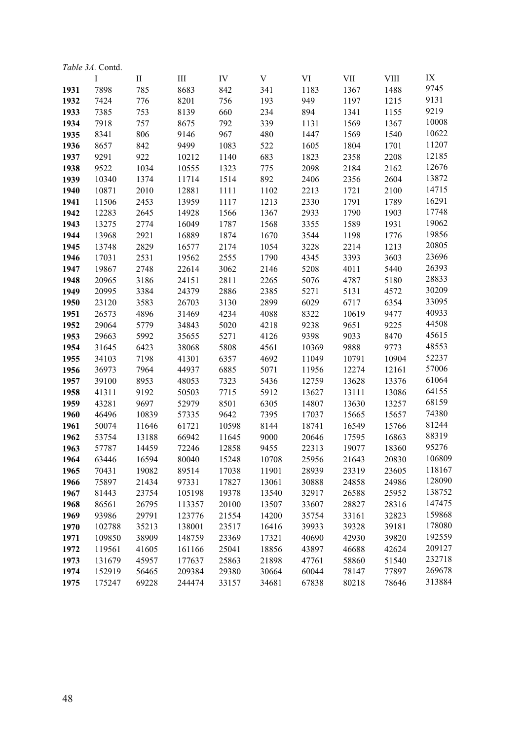*Table 3A.* Contd.

| | I | II | III | IV | V | VI | VII | VIII | IX |
|---|---|---|---|---|---|---|---|---|---|
| **1931** | 7898 | 785 | 8683 | 842 | 341 | 1183 | 1367 | 1488 | 9745 |
| **1932** | 7424 | 776 | 8201 | 756 | 193 | 949 | 1197 | 1215 | 9131 |
| **1933** | 7385 | 753 | 8139 | 660 | 234 | 894 | 1341 | 1155 | 9219 |
| **1934** | 7918 | 757 | 8675 | 792 | 339 | 1131 | 1569 | 1367 | 10008 |
| **1935** | 8341 | 806 | 9146 | 967 | 480 | 1447 | 1569 | 1540 | 10622 |
| **1936** | 8657 | 842 | 9499 | 1083 | 522 | 1605 | 1804 | 1701 | 11207 |
| **1937** | 9291 | 922 | 10212 | 1140 | 683 | 1823 | 2358 | 2208 | 12185 |
| **1938** | 9522 | 1034 | 10555 | 1323 | 775 | 2098 | 2184 | 2162 | 12676 |
| **1939** | 10340 | 1374 | 11714 | 1514 | 892 | 2406 | 2356 | 2604 | 13872 |
| **1940** | 10871 | 2010 | 12881 | 1111 | 1102 | 2213 | 1721 | 2100 | 14715 |
| **1941** | 11506 | 2453 | 13959 | 1117 | 1213 | 2330 | 1791 | 1789 | 16291 |
| **1942** | 12283 | 2645 | 14928 | 1566 | 1367 | 2933 | 1790 | 1903 | 17748 |
| **1943** | 13275 | 2774 | 16049 | 1787 | 1568 | 3355 | 1589 | 1931 | 19062 |
| **1944** | 13968 | 2921 | 16889 | 1874 | 1670 | 3544 | 1198 | 1776 | 19856 |
| **1945** | 13748 | 2829 | 16577 | 2174 | 1054 | 3228 | 2214 | 1213 | 20805 |
| **1946** | 17031 | 2531 | 19562 | 2555 | 1790 | 4345 | 3393 | 3603 | 23696 |
| **1947** | 19867 | 2748 | 22614 | 3062 | 2146 | 5208 | 4011 | 5440 | 26393 |
| **1948** | 20965 | 3186 | 24151 | 2811 | 2265 | 5076 | 4787 | 5180 | 28833 |
| **1949** | 20995 | 3384 | 24379 | 2886 | 2385 | 5271 | 5131 | 4572 | 30209 |
| **1950** | 23120 | 3583 | 26703 | 3130 | 2899 | 6029 | 6717 | 6354 | 33095 |
| **1951** | 26573 | 4896 | 31469 | 4234 | 4088 | 8322 | 10619 | 9477 | 40933 |
| **1952** | 29064 | 5779 | 34843 | 5020 | 4218 | 9238 | 9651 | 9225 | 44508 |
| **1953** | 29663 | 5992 | 35655 | 5271 | 4126 | 9398 | 9033 | 8470 | 45615 |
| **1954** | 31645 | 6423 | 38068 | 5808 | 4561 | 10369 | 9888 | 9773 | 48553 |
| **1955** | 34103 | 7198 | 41301 | 6357 | 4692 | 11049 | 10791 | 10904 | 52237 |
| **1956** | 36973 | 7964 | 44937 | 6885 | 5071 | 11956 | 12274 | 12161 | 57006 |
| **1957** | 39100 | 8953 | 48053 | 7323 | 5436 | 12759 | 13628 | 13376 | 61064 |
| **1958** | 41311 | 9192 | 50503 | 7715 | 5912 | 13627 | 13111 | 13086 | 64155 |
| **1959** | 43281 | 9697 | 52979 | 8501 | 6305 | 14807 | 13630 | 13257 | 68159 |
| **1960** | 46496 | 10839 | 57335 | 9642 | 7395 | 17037 | 15665 | 15657 | 74380 |
| **1961** | 50074 | 11646 | 61721 | 10598 | 8144 | 18741 | 16549 | 15766 | 81244 |
| **1962** | 53754 | 13188 | 66942 | 11645 | 9000 | 20646 | 17595 | 16863 | 88319 |
| **1963** | 57787 | 14459 | 72246 | 12858 | 9455 | 22313 | 19077 | 18360 | 95276 |
| **1964** | 63446 | 16594 | 80040 | 15248 | 10708 | 25956 | 21643 | 20830 | 106809 |
| **1965** | 70431 | 19082 | 89514 | 17038 | 11901 | 28939 | 23319 | 23605 | 118167 |
| **1966** | 75897 | 21434 | 97331 | 17827 | 13061 | 30888 | 24858 | 24986 | 128090 |
| **1967** | 81443 | 23754 | 105198 | 19378 | 13540 | 32917 | 26588 | 25952 | 138752 |
| **1968** | 86561 | 26795 | 113357 | 20100 | 13507 | 33607 | 28827 | 28316 | 147475 |
| **1969** | 93986 | 29791 | 123776 | 21554 | 14200 | 35754 | 33161 | 32823 | 159868 |
| **1970** | 102788 | 35213 | 138001 | 23517 | 16416 | 39933 | 39328 | 39181 | 178080 |
| **1971** | 109850 | 38909 | 148759 | 23369 | 17321 | 40690 | 42930 | 39820 | 192559 |
| **1972** | 119561 | 41605 | 161166 | 25041 | 18856 | 43897 | 46688 | 42624 | 209127 |
| **1973** | 131679 | 45957 | 177637 | 25863 | 21898 | 47761 | 58860 | 51540 | 232718 |
| **1974** | 152919 | 56465 | 209384 | 29380 | 30664 | 60044 | 78147 | 77897 | 269678 |
| **1975** | 175247 | 69228 | 244474 | 33157 | 34681 | 67838 | 80218 | 78646 | 313884 |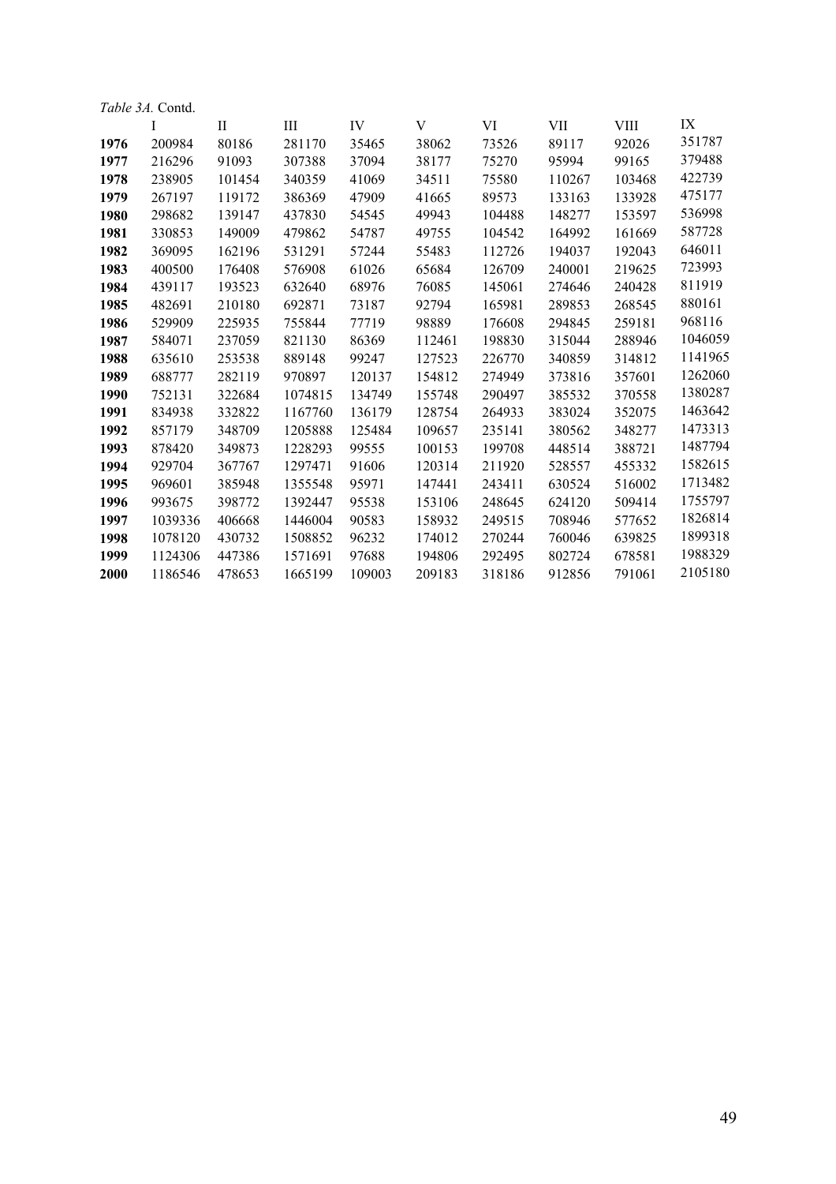*Table 3A.* Contd.

| | I | II | III | IV | V | VI | VII | VIII | IX |
|---|---|---|---|---|---|---|---|---|---|
| **1976** | 200984 | 80186 | 281170 | 35465 | 38062 | 73526 | 89117 | 92026 | 351787 |
| **1977** | 216296 | 91093 | 307388 | 37094 | 38177 | 75270 | 95994 | 99165 | 379488 |
| **1978** | 238905 | 101454 | 340359 | 41069 | 34511 | 75580 | 110267 | 103468 | 422739 |
| **1979** | 267197 | 119172 | 386369 | 47909 | 41665 | 89573 | 133163 | 133928 | 475177 |
| **1980** | 298682 | 139147 | 437830 | 54545 | 49943 | 104488 | 148277 | 153597 | 536998 |
| **1981** | 330853 | 149009 | 479862 | 54787 | 49755 | 104542 | 164992 | 161669 | 587728 |
| **1982** | 369095 | 162196 | 531291 | 57244 | 55483 | 112726 | 194037 | 192043 | 646011 |
| **1983** | 400500 | 176408 | 576908 | 61026 | 65684 | 126709 | 240001 | 219625 | 723993 |
| **1984** | 439117 | 193523 | 632640 | 68976 | 76085 | 145061 | 274646 | 240428 | 811919 |
| **1985** | 482691 | 210180 | 692871 | 73187 | 92794 | 165981 | 289853 | 268545 | 880161 |
| **1986** | 529909 | 225935 | 755844 | 77719 | 98889 | 176608 | 294845 | 259181 | 968116 |
| **1987** | 584071 | 237059 | 821130 | 86369 | 112461 | 198830 | 315044 | 288946 | 1046059 |
| **1988** | 635610 | 253538 | 889148 | 99247 | 127523 | 226770 | 340859 | 314812 | 1141965 |
| **1989** | 688777 | 282119 | 970897 | 120137 | 154812 | 274949 | 373816 | 357601 | 1262060 |
| **1990** | 752131 | 322684 | 1074815 | 134749 | 155748 | 290497 | 385532 | 370558 | 1380287 |
| **1991** | 834938 | 332822 | 1167760 | 136179 | 128754 | 264933 | 383024 | 352075 | 1463642 |
| **1992** | 857179 | 348709 | 1205888 | 125484 | 109657 | 235141 | 380562 | 348277 | 1473313 |
| **1993** | 878420 | 349873 | 1228293 | 99555 | 100153 | 199708 | 448514 | 388721 | 1487794 |
| **1994** | 929704 | 367767 | 1297471 | 91606 | 120314 | 211920 | 528557 | 455332 | 1582615 |
| **1995** | 969601 | 385948 | 1355548 | 95971 | 147441 | 243411 | 630524 | 516002 | 1713482 |
| **1996** | 993675 | 398772 | 1392447 | 95538 | 153106 | 248645 | 624120 | 509414 | 1755797 |
| **1997** | 1039336 | 406668 | 1446004 | 90583 | 158932 | 249515 | 708946 | 577652 | 1826814 |
| **1998** | 1078120 | 430732 | 1508852 | 96232 | 174012 | 270244 | 760046 | 639825 | 1899318 |
| **1999** | 1124306 | 447386 | 1571691 | 97688 | 194806 | 292495 | 802724 | 678581 | 1988329 |
| **2000** | 1186546 | 478653 | 1665199 | 109003 | 209183 | 318186 | 912856 | 791061 | 2105180 |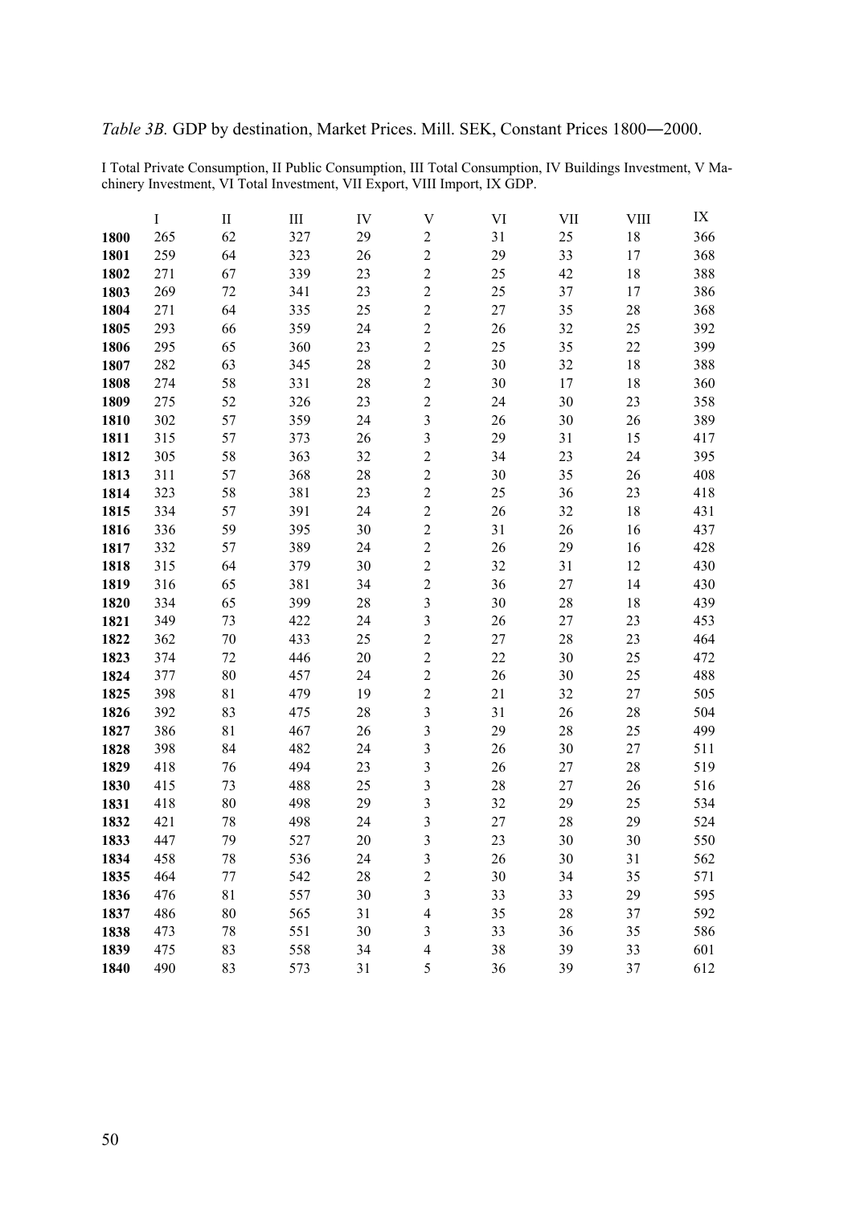*Table 3B.* GDP by destination, Market Prices. Mill. SEK, Constant Prices 1800―2000.

I Total Private Consumption, II Public Consumption, III Total Consumption, IV Buildings Investment, V Machinery Investment, VI Total Investment, VII Export, VIII Import, IX GDP.

| | I | II | III | IV | V | VI | VII | VIII | IX |
|---|---|---|---|---|---|---|---|---|---|
| **1800** | 265 | 62 | 327 | 29 | 2 | 31 | 25 | 18 | 366 |
| **1801** | 259 | 64 | 323 | 26 | 2 | 29 | 33 | 17 | 368 |
| **1802** | 271 | 67 | 339 | 23 | 2 | 25 | 42 | 18 | 388 |
| **1803** | 269 | 72 | 341 | 23 | 2 | 25 | 37 | 17 | 386 |
| **1804** | 271 | 64 | 335 | 25 | 2 | 27 | 35 | 28 | 368 |
| **1805** | 293 | 66 | 359 | 24 | 2 | 26 | 32 | 25 | 392 |
| **1806** | 295 | 65 | 360 | 23 | 2 | 25 | 35 | 22 | 399 |
| **1807** | 282 | 63 | 345 | 28 | 2 | 30 | 32 | 18 | 388 |
| **1808** | 274 | 58 | 331 | 28 | 2 | 30 | 17 | 18 | 360 |
| **1809** | 275 | 52 | 326 | 23 | 2 | 24 | 30 | 23 | 358 |
| **1810** | 302 | 57 | 359 | 24 | 3 | 26 | 30 | 26 | 389 |
| **1811** | 315 | 57 | 373 | 26 | 3 | 29 | 31 | 15 | 417 |
| **1812** | 305 | 58 | 363 | 32 | 2 | 34 | 23 | 24 | 395 |
| **1813** | 311 | 57 | 368 | 28 | 2 | 30 | 35 | 26 | 408 |
| **1814** | 323 | 58 | 381 | 23 | 2 | 25 | 36 | 23 | 418 |
| **1815** | 334 | 57 | 391 | 24 | 2 | 26 | 32 | 18 | 431 |
| **1816** | 336 | 59 | 395 | 30 | 2 | 31 | 26 | 16 | 437 |
| **1817** | 332 | 57 | 389 | 24 | 2 | 26 | 29 | 16 | 428 |
| **1818** | 315 | 64 | 379 | 30 | 2 | 32 | 31 | 12 | 430 |
| **1819** | 316 | 65 | 381 | 34 | 2 | 36 | 27 | 14 | 430 |
| **1820** | 334 | 65 | 399 | 28 | 3 | 30 | 28 | 18 | 439 |
| **1821** | 349 | 73 | 422 | 24 | 3 | 26 | 27 | 23 | 453 |
| **1822** | 362 | 70 | 433 | 25 | 2 | 27 | 28 | 23 | 464 |
| **1823** | 374 | 72 | 446 | 20 | 2 | 22 | 30 | 25 | 472 |
| **1824** | 377 | 80 | 457 | 24 | 2 | 26 | 30 | 25 | 488 |
| **1825** | 398 | 81 | 479 | 19 | 2 | 21 | 32 | 27 | 505 |
| **1826** | 392 | 83 | 475 | 28 | 3 | 31 | 26 | 28 | 504 |
| **1827** | 386 | 81 | 467 | 26 | 3 | 29 | 28 | 25 | 499 |
| **1828** | 398 | 84 | 482 | 24 | 3 | 26 | 30 | 27 | 511 |
| **1829** | 418 | 76 | 494 | 23 | 3 | 26 | 27 | 28 | 519 |
| **1830** | 415 | 73 | 488 | 25 | 3 | 28 | 27 | 26 | 516 |
| **1831** | 418 | 80 | 498 | 29 | 3 | 32 | 29 | 25 | 534 |
| **1832** | 421 | 78 | 498 | 24 | 3 | 27 | 28 | 29 | 524 |
| **1833** | 447 | 79 | 527 | 20 | 3 | 23 | 30 | 30 | 550 |
| **1834** | 458 | 78 | 536 | 24 | 3 | 26 | 30 | 31 | 562 |
| **1835** | 464 | 77 | 542 | 28 | 2 | 30 | 34 | 35 | 571 |
| **1836** | 476 | 81 | 557 | 30 | 3 | 33 | 33 | 29 | 595 |
| **1837** | 486 | 80 | 565 | 31 | 4 | 35 | 28 | 37 | 592 |
| **1838** | 473 | 78 | 551 | 30 | 3 | 33 | 36 | 35 | 586 |
| **1839** | 475 | 83 | 558 | 34 | 4 | 38 | 39 | 33 | 601 |
| **1840** | 490 | 83 | 573 | 31 | 5 | 36 | 39 | 37 | 612 |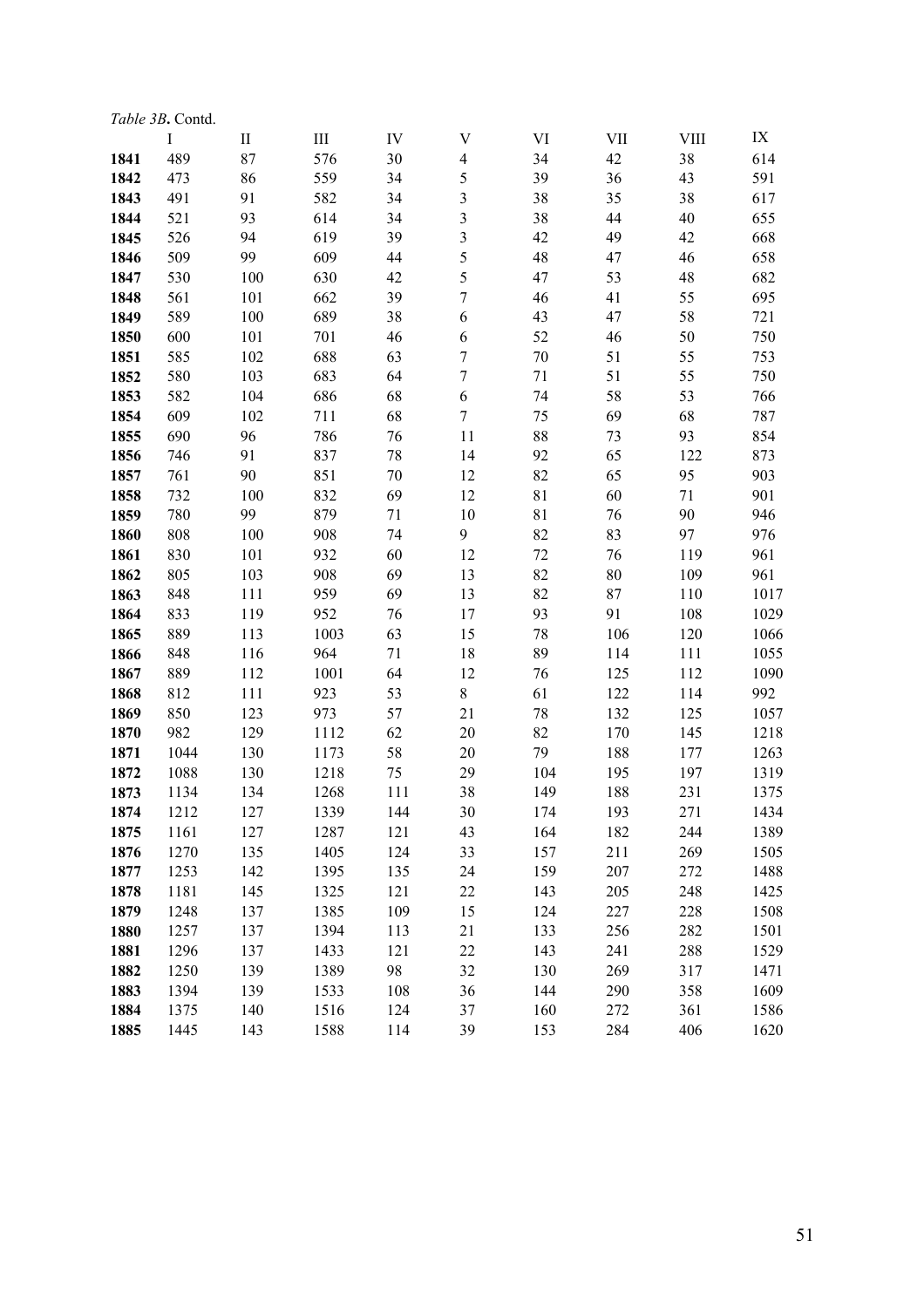*Table 3B***.** Contd.

| | I | II | III | IV | V | VI | VII | VIII | IX |
|---|---|---|---|---|---|---|---|---|---|
| **1841** | 489 | 87 | 576 | 30 | 4 | 34 | 42 | 38 | 614 |
| **1842** | 473 | 86 | 559 | 34 | 5 | 39 | 36 | 43 | 591 |
| **1843** | 491 | 91 | 582 | 34 | 3 | 38 | 35 | 38 | 617 |
| **1844** | 521 | 93 | 614 | 34 | 3 | 38 | 44 | 40 | 655 |
| **1845** | 526 | 94 | 619 | 39 | 3 | 42 | 49 | 42 | 668 |
| **1846** | 509 | 99 | 609 | 44 | 5 | 48 | 47 | 46 | 658 |
| **1847** | 530 | 100 | 630 | 42 | 5 | 47 | 53 | 48 | 682 |
| **1848** | 561 | 101 | 662 | 39 | 7 | 46 | 41 | 55 | 695 |
| **1849** | 589 | 100 | 689 | 38 | 6 | 43 | 47 | 58 | 721 |
| **1850** | 600 | 101 | 701 | 46 | 6 | 52 | 46 | 50 | 750 |
| **1851** | 585 | 102 | 688 | 63 | 7 | 70 | 51 | 55 | 753 |
| **1852** | 580 | 103 | 683 | 64 | 7 | 71 | 51 | 55 | 750 |
| **1853** | 582 | 104 | 686 | 68 | 6 | 74 | 58 | 53 | 766 |
| **1854** | 609 | 102 | 711 | 68 | 7 | 75 | 69 | 68 | 787 |
| **1855** | 690 | 96 | 786 | 76 | 11 | 88 | 73 | 93 | 854 |
| **1856** | 746 | 91 | 837 | 78 | 14 | 92 | 65 | 122 | 873 |
| **1857** | 761 | 90 | 851 | 70 | 12 | 82 | 65 | 95 | 903 |
| **1858** | 732 | 100 | 832 | 69 | 12 | 81 | 60 | 71 | 901 |
| **1859** | 780 | 99 | 879 | 71 | 10 | 81 | 76 | 90 | 946 |
| **1860** | 808 | 100 | 908 | 74 | 9 | 82 | 83 | 97 | 976 |
| **1861** | 830 | 101 | 932 | 60 | 12 | 72 | 76 | 119 | 961 |
| **1862** | 805 | 103 | 908 | 69 | 13 | 82 | 80 | 109 | 961 |
| **1863** | 848 | 111 | 959 | 69 | 13 | 82 | 87 | 110 | 1017 |
| **1864** | 833 | 119 | 952 | 76 | 17 | 93 | 91 | 108 | 1029 |
| **1865** | 889 | 113 | 1003 | 63 | 15 | 78 | 106 | 120 | 1066 |
| **1866** | 848 | 116 | 964 | 71 | 18 | 89 | 114 | 111 | 1055 |
| **1867** | 889 | 112 | 1001 | 64 | 12 | 76 | 125 | 112 | 1090 |
| **1868** | 812 | 111 | 923 | 53 | 8 | 61 | 122 | 114 | 992 |
| **1869** | 850 | 123 | 973 | 57 | 21 | 78 | 132 | 125 | 1057 |
| **1870** | 982 | 129 | 1112 | 62 | 20 | 82 | 170 | 145 | 1218 |
| **1871** | 1044 | 130 | 1173 | 58 | 20 | 79 | 188 | 177 | 1263 |
| **1872** | 1088 | 130 | 1218 | 75 | 29 | 104 | 195 | 197 | 1319 |
| **1873** | 1134 | 134 | 1268 | 111 | 38 | 149 | 188 | 231 | 1375 |
| **1874** | 1212 | 127 | 1339 | 144 | 30 | 174 | 193 | 271 | 1434 |
| **1875** | 1161 | 127 | 1287 | 121 | 43 | 164 | 182 | 244 | 1389 |
| **1876** | 1270 | 135 | 1405 | 124 | 33 | 157 | 211 | 269 | 1505 |
| **1877** | 1253 | 142 | 1395 | 135 | 24 | 159 | 207 | 272 | 1488 |
| **1878** | 1181 | 145 | 1325 | 121 | 22 | 143 | 205 | 248 | 1425 |
| **1879** | 1248 | 137 | 1385 | 109 | 15 | 124 | 227 | 228 | 1508 |
| **1880** | 1257 | 137 | 1394 | 113 | 21 | 133 | 256 | 282 | 1501 |
| **1881** | 1296 | 137 | 1433 | 121 | 22 | 143 | 241 | 288 | 1529 |
| **1882** | 1250 | 139 | 1389 | 98 | 32 | 130 | 269 | 317 | 1471 |
| **1883** | 1394 | 139 | 1533 | 108 | 36 | 144 | 290 | 358 | 1609 |
| **1884** | 1375 | 140 | 1516 | 124 | 37 | 160 | 272 | 361 | 1586 |
| **1885** | 1445 | 143 | 1588 | 114 | 39 | 153 | 284 | 406 | 1620 |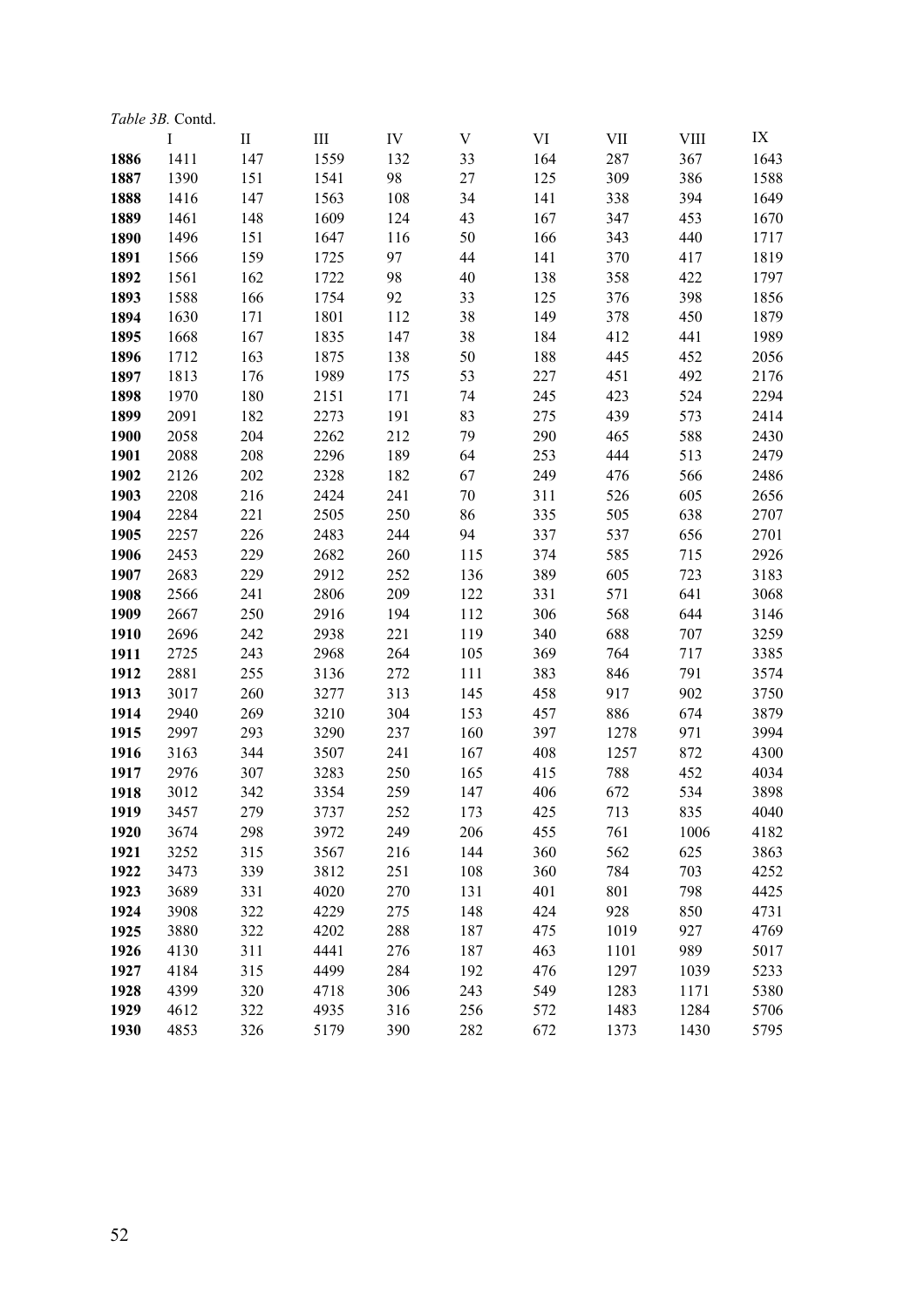*Table 3B.* Contd.

| | I | II | III | IV | V | VI | VII | VIII | IX |
|---|---|---|---|---|---|---|---|---|---|
| **1886** | 1411 | 147 | 1559 | 132 | 33 | 164 | 287 | 367 | 1643 |
| **1887** | 1390 | 151 | 1541 | 98 | 27 | 125 | 309 | 386 | 1588 |
| **1888** | 1416 | 147 | 1563 | 108 | 34 | 141 | 338 | 394 | 1649 |
| **1889** | 1461 | 148 | 1609 | 124 | 43 | 167 | 347 | 453 | 1670 |
| **1890** | 1496 | 151 | 1647 | 116 | 50 | 166 | 343 | 440 | 1717 |
| **1891** | 1566 | 159 | 1725 | 97 | 44 | 141 | 370 | 417 | 1819 |
| **1892** | 1561 | 162 | 1722 | 98 | 40 | 138 | 358 | 422 | 1797 |
| **1893** | 1588 | 166 | 1754 | 92 | 33 | 125 | 376 | 398 | 1856 |
| **1894** | 1630 | 171 | 1801 | 112 | 38 | 149 | 378 | 450 | 1879 |
| **1895** | 1668 | 167 | 1835 | 147 | 38 | 184 | 412 | 441 | 1989 |
| **1896** | 1712 | 163 | 1875 | 138 | 50 | 188 | 445 | 452 | 2056 |
| **1897** | 1813 | 176 | 1989 | 175 | 53 | 227 | 451 | 492 | 2176 |
| **1898** | 1970 | 180 | 2151 | 171 | 74 | 245 | 423 | 524 | 2294 |
| **1899** | 2091 | 182 | 2273 | 191 | 83 | 275 | 439 | 573 | 2414 |
| **1900** | 2058 | 204 | 2262 | 212 | 79 | 290 | 465 | 588 | 2430 |
| **1901** | 2088 | 208 | 2296 | 189 | 64 | 253 | 444 | 513 | 2479 |
| **1902** | 2126 | 202 | 2328 | 182 | 67 | 249 | 476 | 566 | 2486 |
| **1903** | 2208 | 216 | 2424 | 241 | 70 | 311 | 526 | 605 | 2656 |
| **1904** | 2284 | 221 | 2505 | 250 | 86 | 335 | 505 | 638 | 2707 |
| **1905** | 2257 | 226 | 2483 | 244 | 94 | 337 | 537 | 656 | 2701 |
| **1906** | 2453 | 229 | 2682 | 260 | 115 | 374 | 585 | 715 | 2926 |
| **1907** | 2683 | 229 | 2912 | 252 | 136 | 389 | 605 | 723 | 3183 |
| **1908** | 2566 | 241 | 2806 | 209 | 122 | 331 | 571 | 641 | 3068 |
| **1909** | 2667 | 250 | 2916 | 194 | 112 | 306 | 568 | 644 | 3146 |
| **1910** | 2696 | 242 | 2938 | 221 | 119 | 340 | 688 | 707 | 3259 |
| **1911** | 2725 | 243 | 2968 | 264 | 105 | 369 | 764 | 717 | 3385 |
| **1912** | 2881 | 255 | 3136 | 272 | 111 | 383 | 846 | 791 | 3574 |
| **1913** | 3017 | 260 | 3277 | 313 | 145 | 458 | 917 | 902 | 3750 |
| **1914** | 2940 | 269 | 3210 | 304 | 153 | 457 | 886 | 674 | 3879 |
| **1915** | 2997 | 293 | 3290 | 237 | 160 | 397 | 1278 | 971 | 3994 |
| **1916** | 3163 | 344 | 3507 | 241 | 167 | 408 | 1257 | 872 | 4300 |
| **1917** | 2976 | 307 | 3283 | 250 | 165 | 415 | 788 | 452 | 4034 |
| **1918** | 3012 | 342 | 3354 | 259 | 147 | 406 | 672 | 534 | 3898 |
| **1919** | 3457 | 279 | 3737 | 252 | 173 | 425 | 713 | 835 | 4040 |
| **1920** | 3674 | 298 | 3972 | 249 | 206 | 455 | 761 | 1006 | 4182 |
| **1921** | 3252 | 315 | 3567 | 216 | 144 | 360 | 562 | 625 | 3863 |
| **1922** | 3473 | 339 | 3812 | 251 | 108 | 360 | 784 | 703 | 4252 |
| **1923** | 3689 | 331 | 4020 | 270 | 131 | 401 | 801 | 798 | 4425 |
| **1924** | 3908 | 322 | 4229 | 275 | 148 | 424 | 928 | 850 | 4731 |
| **1925** | 3880 | 322 | 4202 | 288 | 187 | 475 | 1019 | 927 | 4769 |
| **1926** | 4130 | 311 | 4441 | 276 | 187 | 463 | 1101 | 989 | 5017 |
| **1927** | 4184 | 315 | 4499 | 284 | 192 | 476 | 1297 | 1039 | 5233 |
| **1928** | 4399 | 320 | 4718 | 306 | 243 | 549 | 1283 | 1171 | 5380 |
| **1929** | 4612 | 322 | 4935 | 316 | 256 | 572 | 1483 | 1284 | 5706 |
| **1930** | 4853 | 326 | 5179 | 390 | 282 | 672 | 1373 | 1430 | 5795 |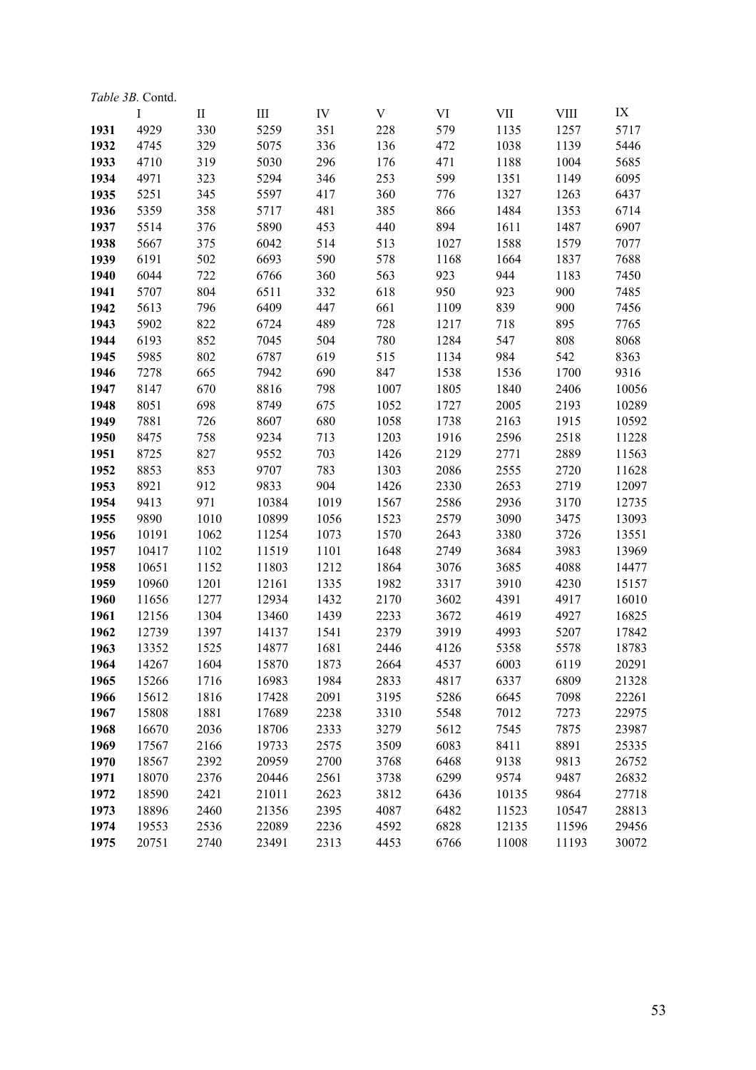*Table 3B.* Contd.

| | I | II | III | IV | V | VI | VII | VIII | IX |
|---|---|---|---|---|---|---|---|---|---|
| **1931** | 4929 | 330 | 5259 | 351 | 228 | 579 | 1135 | 1257 | 5717 |
| **1932** | 4745 | 329 | 5075 | 336 | 136 | 472 | 1038 | 1139 | 5446 |
| **1933** | 4710 | 319 | 5030 | 296 | 176 | 471 | 1188 | 1004 | 5685 |
| **1934** | 4971 | 323 | 5294 | 346 | 253 | 599 | 1351 | 1149 | 6095 |
| **1935** | 5251 | 345 | 5597 | 417 | 360 | 776 | 1327 | 1263 | 6437 |
| **1936** | 5359 | 358 | 5717 | 481 | 385 | 866 | 1484 | 1353 | 6714 |
| **1937** | 5514 | 376 | 5890 | 453 | 440 | 894 | 1611 | 1487 | 6907 |
| **1938** | 5667 | 375 | 6042 | 514 | 513 | 1027 | 1588 | 1579 | 7077 |
| **1939** | 6191 | 502 | 6693 | 590 | 578 | 1168 | 1664 | 1837 | 7688 |
| **1940** | 6044 | 722 | 6766 | 360 | 563 | 923 | 944 | 1183 | 7450 |
| **1941** | 5707 | 804 | 6511 | 332 | 618 | 950 | 923 | 900 | 7485 |
| **1942** | 5613 | 796 | 6409 | 447 | 661 | 1109 | 839 | 900 | 7456 |
| **1943** | 5902 | 822 | 6724 | 489 | 728 | 1217 | 718 | 895 | 7765 |
| **1944** | 6193 | 852 | 7045 | 504 | 780 | 1284 | 547 | 808 | 8068 |
| **1945** | 5985 | 802 | 6787 | 619 | 515 | 1134 | 984 | 542 | 8363 |
| **1946** | 7278 | 665 | 7942 | 690 | 847 | 1538 | 1536 | 1700 | 9316 |
| **1947** | 8147 | 670 | 8816 | 798 | 1007 | 1805 | 1840 | 2406 | 10056 |
| **1948** | 8051 | 698 | 8749 | 675 | 1052 | 1727 | 2005 | 2193 | 10289 |
| **1949** | 7881 | 726 | 8607 | 680 | 1058 | 1738 | 2163 | 1915 | 10592 |
| **1950** | 8475 | 758 | 9234 | 713 | 1203 | 1916 | 2596 | 2518 | 11228 |
| **1951** | 8725 | 827 | 9552 | 703 | 1426 | 2129 | 2771 | 2889 | 11563 |
| **1952** | 8853 | 853 | 9707 | 783 | 1303 | 2086 | 2555 | 2720 | 11628 |
| **1953** | 8921 | 912 | 9833 | 904 | 1426 | 2330 | 2653 | 2719 | 12097 |
| **1954** | 9413 | 971 | 10384 | 1019 | 1567 | 2586 | 2936 | 3170 | 12735 |
| **1955** | 9890 | 1010 | 10899 | 1056 | 1523 | 2579 | 3090 | 3475 | 13093 |
| **1956** | 10191 | 1062 | 11254 | 1073 | 1570 | 2643 | 3380 | 3726 | 13551 |
| **1957** | 10417 | 1102 | 11519 | 1101 | 1648 | 2749 | 3684 | 3983 | 13969 |
| **1958** | 10651 | 1152 | 11803 | 1212 | 1864 | 3076 | 3685 | 4088 | 14477 |
| **1959** | 10960 | 1201 | 12161 | 1335 | 1982 | 3317 | 3910 | 4230 | 15157 |
| **1960** | 11656 | 1277 | 12934 | 1432 | 2170 | 3602 | 4391 | 4917 | 16010 |
| **1961** | 12156 | 1304 | 13460 | 1439 | 2233 | 3672 | 4619 | 4927 | 16825 |
| **1962** | 12739 | 1397 | 14137 | 1541 | 2379 | 3919 | 4993 | 5207 | 17842 |
| **1963** | 13352 | 1525 | 14877 | 1681 | 2446 | 4126 | 5358 | 5578 | 18783 |
| **1964** | 14267 | 1604 | 15870 | 1873 | 2664 | 4537 | 6003 | 6119 | 20291 |
| **1965** | 15266 | 1716 | 16983 | 1984 | 2833 | 4817 | 6337 | 6809 | 21328 |
| **1966** | 15612 | 1816 | 17428 | 2091 | 3195 | 5286 | 6645 | 7098 | 22261 |
| **1967** | 15808 | 1881 | 17689 | 2238 | 3310 | 5548 | 7012 | 7273 | 22975 |
| **1968** | 16670 | 2036 | 18706 | 2333 | 3279 | 5612 | 7545 | 7875 | 23987 |
| **1969** | 17567 | 2166 | 19733 | 2575 | 3509 | 6083 | 8411 | 8891 | 25335 |
| **1970** | 18567 | 2392 | 20959 | 2700 | 3768 | 6468 | 9138 | 9813 | 26752 |
| **1971** | 18070 | 2376 | 20446 | 2561 | 3738 | 6299 | 9574 | 9487 | 26832 |
| **1972** | 18590 | 2421 | 21011 | 2623 | 3812 | 6436 | 10135 | 9864 | 27718 |
| **1973** | 18896 | 2460 | 21356 | 2395 | 4087 | 6482 | 11523 | 10547 | 28813 |
| **1974** | 19553 | 2536 | 22089 | 2236 | 4592 | 6828 | 12135 | 11596 | 29456 |
| **1975** | 20751 | 2740 | 23491 | 2313 | 4453 | 6766 | 11008 | 11193 | 30072 |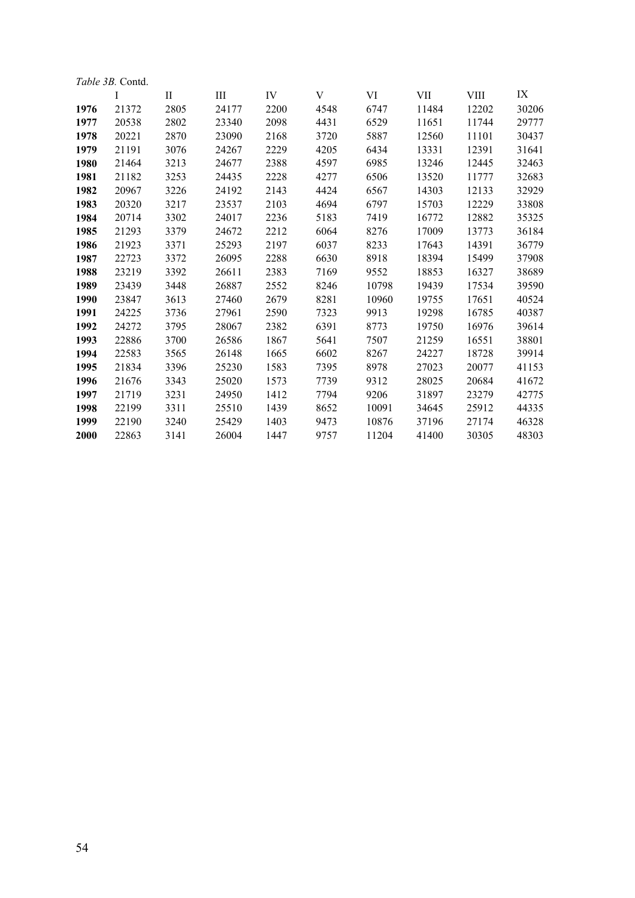*Table 3B.* Contd.

| | I | II | III | IV | V | VI | VII | VIII | IX |
|---|---|---|---|---|---|---|---|---|---|
| **1976** | 21372 | 2805 | 24177 | 2200 | 4548 | 6747 | 11484 | 12202 | 30206 |
| **1977** | 20538 | 2802 | 23340 | 2098 | 4431 | 6529 | 11651 | 11744 | 29777 |
| **1978** | 20221 | 2870 | 23090 | 2168 | 3720 | 5887 | 12560 | 11101 | 30437 |
| **1979** | 21191 | 3076 | 24267 | 2229 | 4205 | 6434 | 13331 | 12391 | 31641 |
| **1980** | 21464 | 3213 | 24677 | 2388 | 4597 | 6985 | 13246 | 12445 | 32463 |
| **1981** | 21182 | 3253 | 24435 | 2228 | 4277 | 6506 | 13520 | 11777 | 32683 |
| **1982** | 20967 | 3226 | 24192 | 2143 | 4424 | 6567 | 14303 | 12133 | 32929 |
| **1983** | 20320 | 3217 | 23537 | 2103 | 4694 | 6797 | 15703 | 12229 | 33808 |
| **1984** | 20714 | 3302 | 24017 | 2236 | 5183 | 7419 | 16772 | 12882 | 35325 |
| **1985** | 21293 | 3379 | 24672 | 2212 | 6064 | 8276 | 17009 | 13773 | 36184 |
| **1986** | 21923 | 3371 | 25293 | 2197 | 6037 | 8233 | 17643 | 14391 | 36779 |
| **1987** | 22723 | 3372 | 26095 | 2288 | 6630 | 8918 | 18394 | 15499 | 37908 |
| **1988** | 23219 | 3392 | 26611 | 2383 | 7169 | 9552 | 18853 | 16327 | 38689 |
| **1989** | 23439 | 3448 | 26887 | 2552 | 8246 | 10798 | 19439 | 17534 | 39590 |
| **1990** | 23847 | 3613 | 27460 | 2679 | 8281 | 10960 | 19755 | 17651 | 40524 |
| **1991** | 24225 | 3736 | 27961 | 2590 | 7323 | 9913 | 19298 | 16785 | 40387 |
| **1992** | 24272 | 3795 | 28067 | 2382 | 6391 | 8773 | 19750 | 16976 | 39614 |
| **1993** | 22886 | 3700 | 26586 | 1867 | 5641 | 7507 | 21259 | 16551 | 38801 |
| **1994** | 22583 | 3565 | 26148 | 1665 | 6602 | 8267 | 24227 | 18728 | 39914 |
| **1995** | 21834 | 3396 | 25230 | 1583 | 7395 | 8978 | 27023 | 20077 | 41153 |
| **1996** | 21676 | 3343 | 25020 | 1573 | 7739 | 9312 | 28025 | 20684 | 41672 |
| **1997** | 21719 | 3231 | 24950 | 1412 | 7794 | 9206 | 31897 | 23279 | 42775 |
| **1998** | 22199 | 3311 | 25510 | 1439 | 8652 | 10091 | 34645 | 25912 | 44335 |
| **1999** | 22190 | 3240 | 25429 | 1403 | 9473 | 10876 | 37196 | 27174 | 46328 |
| **2000** | 22863 | 3141 | 26004 | 1447 | 9757 | 11204 | 41400 | 30305 | 48303 |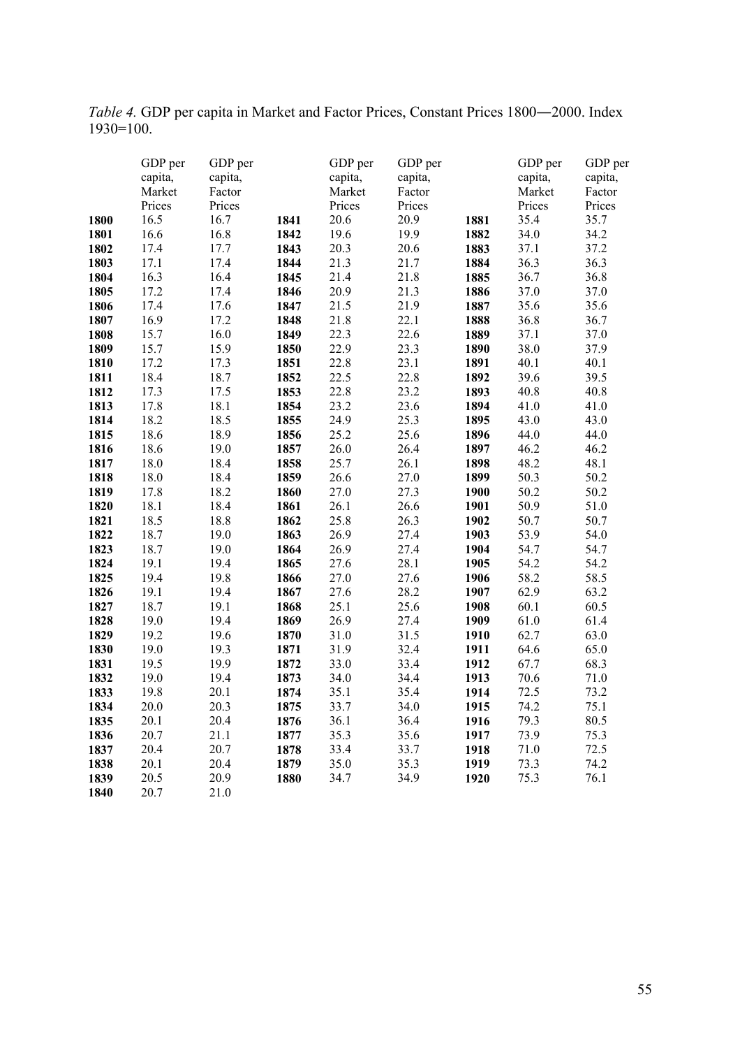*Table 4.* GDP per capita in Market and Factor Prices, Constant Prices 1800―2000. Index 1930=100.

| | GDP per capita, Market Prices | GDP per capita, Factor Prices | | GDP per capita, Market Prices | GDP per capita, Factor Prices | | GDP per capita, Market Prices | GDP per capita, Factor Prices |
|---|---|---|---|---|---|---|---|---|
| **1800** | 16.5 | 16.7 | **1841** | 20.6 | 20.9 | **1881** | 35.4 | 35.7 |
| **1801** | 16.6 | 16.8 | **1842** | 19.6 | 19.9 | **1882** | 34.0 | 34.2 |
| **1802** | 17.4 | 17.7 | **1843** | 20.3 | 20.6 | **1883** | 37.1 | 37.2 |
| **1803** | 17.1 | 17.4 | **1844** | 21.3 | 21.7 | **1884** | 36.3 | 36.3 |
| **1804** | 16.3 | 16.4 | **1845** | 21.4 | 21.8 | **1885** | 36.7 | 36.8 |
| **1805** | 17.2 | 17.4 | **1846** | 20.9 | 21.3 | **1886** | 37.0 | 37.0 |
| **1806** | 17.4 | 17.6 | **1847** | 21.5 | 21.9 | **1887** | 35.6 | 35.6 |
| **1807** | 16.9 | 17.2 | **1848** | 21.8 | 22.1 | **1888** | 36.8 | 36.7 |
| **1808** | 15.7 | 16.0 | **1849** | 22.3 | 22.6 | **1889** | 37.1 | 37.0 |
| **1809** | 15.7 | 15.9 | **1850** | 22.9 | 23.3 | **1890** | 38.0 | 37.9 |
| **1810** | 17.2 | 17.3 | **1851** | 22.8 | 23.1 | **1891** | 40.1 | 40.1 |
| **1811** | 18.4 | 18.7 | **1852** | 22.5 | 22.8 | **1892** | 39.6 | 39.5 |
| **1812** | 17.3 | 17.5 | **1853** | 22.8 | 23.2 | **1893** | 40.8 | 40.8 |
| **1813** | 17.8 | 18.1 | **1854** | 23.2 | 23.6 | **1894** | 41.0 | 41.0 |
| **1814** | 18.2 | 18.5 | **1855** | 24.9 | 25.3 | **1895** | 43.0 | 43.0 |
| **1815** | 18.6 | 18.9 | **1856** | 25.2 | 25.6 | **1896** | 44.0 | 44.0 |
| **1816** | 18.6 | 19.0 | **1857** | 26.0 | 26.4 | **1897** | 46.2 | 46.2 |
| **1817** | 18.0 | 18.4 | **1858** | 25.7 | 26.1 | **1898** | 48.2 | 48.1 |
| **1818** | 18.0 | 18.4 | **1859** | 26.6 | 27.0 | **1899** | 50.3 | 50.2 |
| **1819** | 17.8 | 18.2 | **1860** | 27.0 | 27.3 | **1900** | 50.2 | 50.2 |
| **1820** | 18.1 | 18.4 | **1861** | 26.1 | 26.6 | **1901** | 50.9 | 51.0 |
| **1821** | 18.5 | 18.8 | **1862** | 25.8 | 26.3 | **1902** | 50.7 | 50.7 |
| **1822** | 18.7 | 19.0 | **1863** | 26.9 | 27.4 | **1903** | 53.9 | 54.0 |
| **1823** | 18.7 | 19.0 | **1864** | 26.9 | 27.4 | **1904** | 54.7 | 54.7 |
| **1824** | 19.1 | 19.4 | **1865** | 27.6 | 28.1 | **1905** | 54.2 | 54.2 |
| **1825** | 19.4 | 19.8 | **1866** | 27.0 | 27.6 | **1906** | 58.2 | 58.5 |
| **1826** | 19.1 | 19.4 | **1867** | 27.6 | 28.2 | **1907** | 62.9 | 63.2 |
| **1827** | 18.7 | 19.1 | **1868** | 25.1 | 25.6 | **1908** | 60.1 | 60.5 |
| **1828** | 19.0 | 19.4 | **1869** | 26.9 | 27.4 | **1909** | 61.0 | 61.4 |
| **1829** | 19.2 | 19.6 | **1870** | 31.0 | 31.5 | **1910** | 62.7 | 63.0 |
| **1830** | 19.0 | 19.3 | **1871** | 31.9 | 32.4 | **1911** | 64.6 | 65.0 |
| **1831** | 19.5 | 19.9 | **1872** | 33.0 | 33.4 | **1912** | 67.7 | 68.3 |
| **1832** | 19.0 | 19.4 | **1873** | 34.0 | 34.4 | **1913** | 70.6 | 71.0 |
| **1833** | 19.8 | 20.1 | **1874** | 35.1 | 35.4 | **1914** | 72.5 | 73.2 |
| **1834** | 20.0 | 20.3 | **1875** | 33.7 | 34.0 | **1915** | 74.2 | 75.1 |
| **1835** | 20.1 | 20.4 | **1876** | 36.1 | 36.4 | **1916** | 79.3 | 80.5 |
| **1836** | 20.7 | 21.1 | **1877** | 35.3 | 35.6 | **1917** | 73.9 | 75.3 |
| **1837** | 20.4 | 20.7 | **1878** | 33.4 | 33.7 | **1918** | 71.0 | 72.5 |
| **1838** | 20.1 | 20.4 | **1879** | 35.0 | 35.3 | **1919** | 73.3 | 74.2 |
| **1839** | 20.5 | 20.9 | **1880** | 34.7 | 34.9 | **1920** | 75.3 | 76.1 |
| **1840** | 20.7 | 21.0 | | | | | | |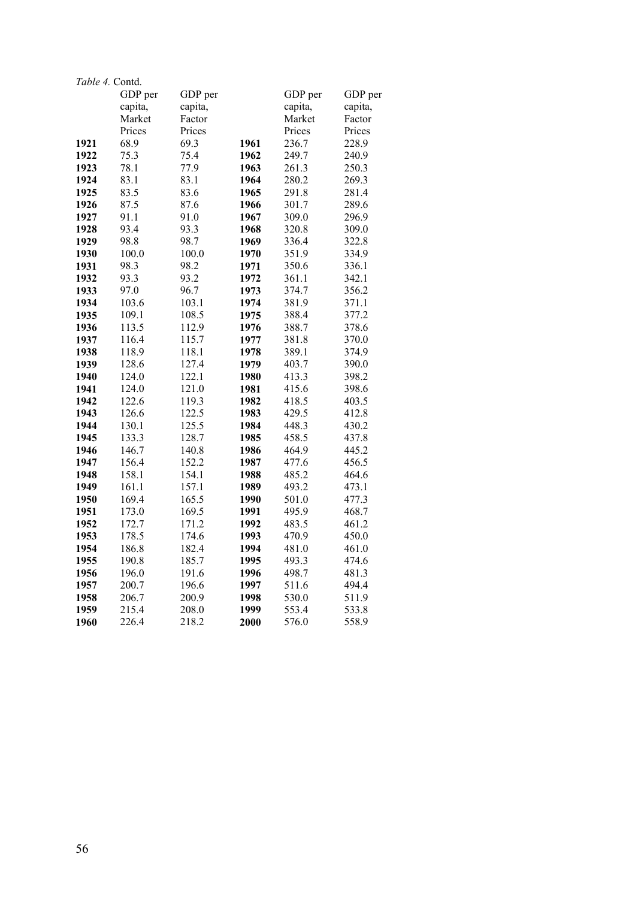*Table 4.* Contd.

|  | GDP per capita, Market Prices | GDP per capita, Factor Prices |  | GDP per capita, Market Prices | GDP per capita, Factor Prices |
|---|---|---|---|---|---|
| **1921** | 68.9 | 69.3 | **1961** | 236.7 | 228.9 |
| **1922** | 75.3 | 75.4 | **1962** | 249.7 | 240.9 |
| **1923** | 78.1 | 77.9 | **1963** | 261.3 | 250.3 |
| **1924** | 83.1 | 83.1 | **1964** | 280.2 | 269.3 |
| **1925** | 83.5 | 83.6 | **1965** | 291.8 | 281.4 |
| **1926** | 87.5 | 87.6 | **1966** | 301.7 | 289.6 |
| **1927** | 91.1 | 91.0 | **1967** | 309.0 | 296.9 |
| **1928** | 93.4 | 93.3 | **1968** | 320.8 | 309.0 |
| **1929** | 98.8 | 98.7 | **1969** | 336.4 | 322.8 |
| **1930** | 100.0 | 100.0 | **1970** | 351.9 | 334.9 |
| **1931** | 98.3 | 98.2 | **1971** | 350.6 | 336.1 |
| **1932** | 93.3 | 93.2 | **1972** | 361.1 | 342.1 |
| **1933** | 97.0 | 96.7 | **1973** | 374.7 | 356.2 |
| **1934** | 103.6 | 103.1 | **1974** | 381.9 | 371.1 |
| **1935** | 109.1 | 108.5 | **1975** | 388.4 | 377.2 |
| **1936** | 113.5 | 112.9 | **1976** | 388.7 | 378.6 |
| **1937** | 116.4 | 115.7 | **1977** | 381.8 | 370.0 |
| **1938** | 118.9 | 118.1 | **1978** | 389.1 | 374.9 |
| **1939** | 128.6 | 127.4 | **1979** | 403.7 | 390.0 |
| **1940** | 124.0 | 122.1 | **1980** | 413.3 | 398.2 |
| **1941** | 124.0 | 121.0 | **1981** | 415.6 | 398.6 |
| **1942** | 122.6 | 119.3 | **1982** | 418.5 | 403.5 |
| **1943** | 126.6 | 122.5 | **1983** | 429.5 | 412.8 |
| **1944** | 130.1 | 125.5 | **1984** | 448.3 | 430.2 |
| **1945** | 133.3 | 128.7 | **1985** | 458.5 | 437.8 |
| **1946** | 146.7 | 140.8 | **1986** | 464.9 | 445.2 |
| **1947** | 156.4 | 152.2 | **1987** | 477.6 | 456.5 |
| **1948** | 158.1 | 154.1 | **1988** | 485.2 | 464.6 |
| **1949** | 161.1 | 157.1 | **1989** | 493.2 | 473.1 |
| **1950** | 169.4 | 165.5 | **1990** | 501.0 | 477.3 |
| **1951** | 173.0 | 169.5 | **1991** | 495.9 | 468.7 |
| **1952** | 172.7 | 171.2 | **1992** | 483.5 | 461.2 |
| **1953** | 178.5 | 174.6 | **1993** | 470.9 | 450.0 |
| **1954** | 186.8 | 182.4 | **1994** | 481.0 | 461.0 |
| **1955** | 190.8 | 185.7 | **1995** | 493.3 | 474.6 |
| **1956** | 196.0 | 191.6 | **1996** | 498.7 | 481.3 |
| **1957** | 200.7 | 196.6 | **1997** | 511.6 | 494.4 |
| **1958** | 206.7 | 200.9 | **1998** | 530.0 | 511.9 |
| **1959** | 215.4 | 208.0 | **1999** | 553.4 | 533.8 |
| **1960** | 226.4 | 218.2 | **2000** | 576.0 | 558.9 |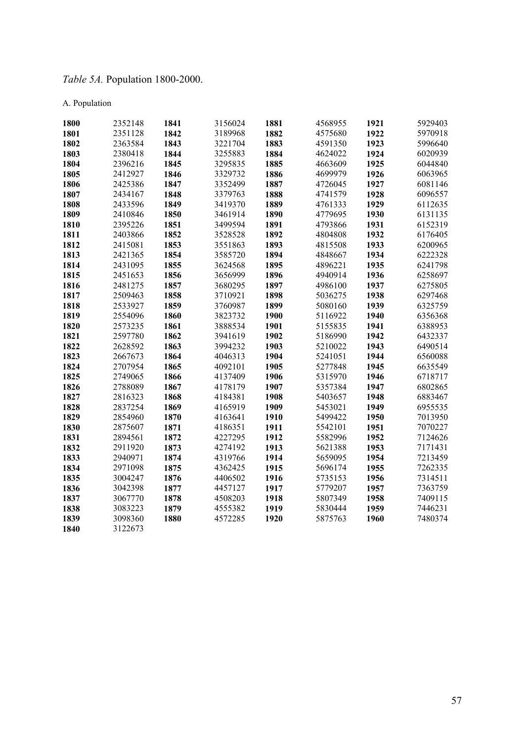*Table 5A.* Population 1800-2000.

A. Population

| | | | | | | | |
|---|---|---|---|---|---|---|---|
| **1800** | 2352148 | **1841** | 3156024 | **1881** | 4568955 | **1921** | 5929403 |
| **1801** | 2351128 | **1842** | 3189968 | **1882** | 4575680 | **1922** | 5970918 |
| **1802** | 2363584 | **1843** | 3221704 | **1883** | 4591350 | **1923** | 5996640 |
| **1803** | 2380418 | **1844** | 3255883 | **1884** | 4624022 | **1924** | 6020939 |
| **1804** | 2396216 | **1845** | 3295835 | **1885** | 4663609 | **1925** | 6044840 |
| **1805** | 2412927 | **1846** | 3329732 | **1886** | 4699979 | **1926** | 6063965 |
| **1806** | 2425386 | **1847** | 3352499 | **1887** | 4726045 | **1927** | 6081146 |
| **1807** | 2434167 | **1848** | 3379763 | **1888** | 4741579 | **1928** | 6096557 |
| **1808** | 2433596 | **1849** | 3419370 | **1889** | 4761333 | **1929** | 6112635 |
| **1809** | 2410846 | **1850** | 3461914 | **1890** | 4779695 | **1930** | 6131135 |
| **1810** | 2395226 | **1851** | 3499594 | **1891** | 4793866 | **1931** | 6152319 |
| **1811** | 2403866 | **1852** | 3528528 | **1892** | 4804808 | **1932** | 6176405 |
| **1812** | 2415081 | **1853** | 3551863 | **1893** | 4815508 | **1933** | 6200965 |
| **1813** | 2421365 | **1854** | 3585720 | **1894** | 4848667 | **1934** | 6222328 |
| **1814** | 2431095 | **1855** | 3624568 | **1895** | 4896221 | **1935** | 6241798 |
| **1815** | 2451653 | **1856** | 3656999 | **1896** | 4940914 | **1936** | 6258697 |
| **1816** | 2481275 | **1857** | 3680295 | **1897** | 4986100 | **1937** | 6275805 |
| **1817** | 2509463 | **1858** | 3710921 | **1898** | 5036275 | **1938** | 6297468 |
| **1818** | 2533927 | **1859** | 3760987 | **1899** | 5080160 | **1939** | 6325759 |
| **1819** | 2554096 | **1860** | 3823732 | **1900** | 5116922 | **1940** | 6356368 |
| **1820** | 2573235 | **1861** | 3888534 | **1901** | 5155835 | **1941** | 6388953 |
| **1821** | 2597780 | **1862** | 3941619 | **1902** | 5186990 | **1942** | 6432337 |
| **1822** | 2628592 | **1863** | 3994232 | **1903** | 5210022 | **1943** | 6490514 |
| **1823** | 2667673 | **1864** | 4046313 | **1904** | 5241051 | **1944** | 6560088 |
| **1824** | 2707954 | **1865** | 4092101 | **1905** | 5277848 | **1945** | 6635549 |
| **1825** | 2749065 | **1866** | 4137409 | **1906** | 5315970 | **1946** | 6718717 |
| **1826** | 2788089 | **1867** | 4178179 | **1907** | 5357384 | **1947** | 6802865 |
| **1827** | 2816323 | **1868** | 4184381 | **1908** | 5403657 | **1948** | 6883467 |
| **1828** | 2837254 | **1869** | 4165919 | **1909** | 5453021 | **1949** | 6955535 |
| **1829** | 2854960 | **1870** | 4163641 | **1910** | 5499422 | **1950** | 7013950 |
| **1830** | 2875607 | **1871** | 4186351 | **1911** | 5542101 | **1951** | 7070227 |
| **1831** | 2894561 | **1872** | 4227295 | **1912** | 5582996 | **1952** | 7124626 |
| **1832** | 2911920 | **1873** | 4274192 | **1913** | 5621388 | **1953** | 7171431 |
| **1833** | 2940971 | **1874** | 4319766 | **1914** | 5659095 | **1954** | 7213459 |
| **1834** | 2971098 | **1875** | 4362425 | **1915** | 5696174 | **1955** | 7262335 |
| **1835** | 3004247 | **1876** | 4406502 | **1916** | 5735153 | **1956** | 7314511 |
| **1836** | 3042398 | **1877** | 4457127 | **1917** | 5779207 | **1957** | 7363759 |
| **1837** | 3067770 | **1878** | 4508203 | **1918** | 5807349 | **1958** | 7409115 |
| **1838** | 3083223 | **1879** | 4555382 | **1919** | 5830444 | **1959** | 7446231 |
| **1839** | 3098360 | **1880** | 4572285 | **1920** | 5875763 | **1960** | 7480374 |
| **1840** | 3122673 | | | | | | |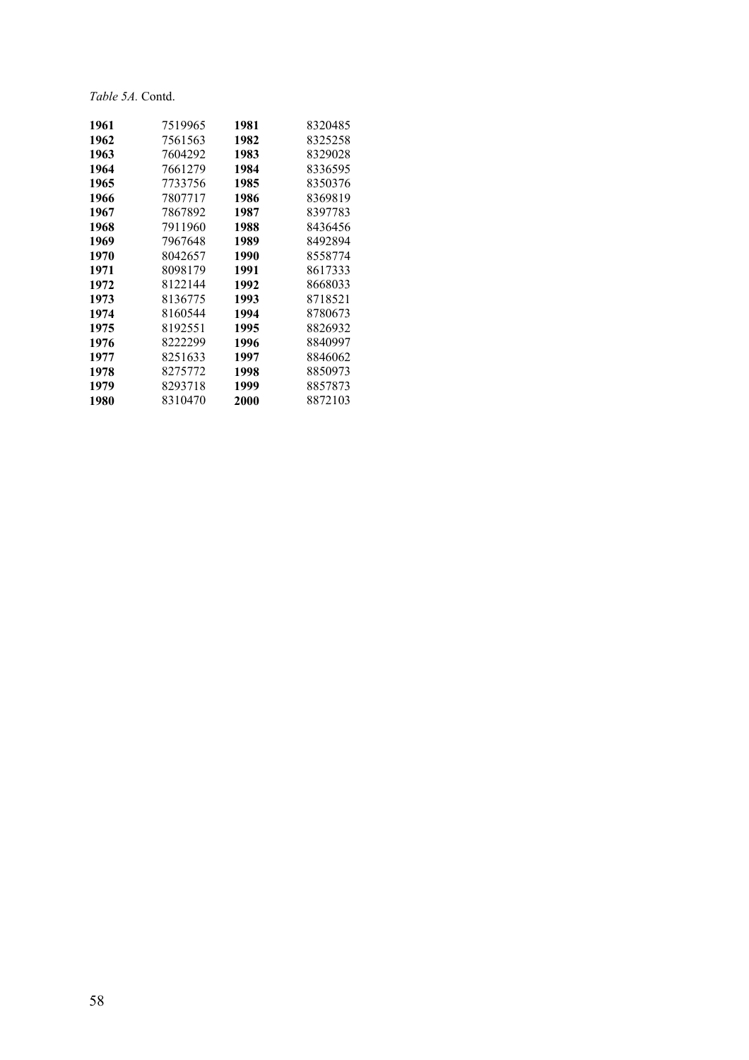*Table 5A.* Contd.

| | | | |
|---|---|---|---|
| **1961** | 7519965 | **1981** | 8320485 |
| **1962** | 7561563 | **1982** | 8325258 |
| **1963** | 7604292 | **1983** | 8329028 |
| **1964** | 7661279 | **1984** | 8336595 |
| **1965** | 7733756 | **1985** | 8350376 |
| **1966** | 7807717 | **1986** | 8369819 |
| **1967** | 7867892 | **1987** | 8397783 |
| **1968** | 7911960 | **1988** | 8436456 |
| **1969** | 7967648 | **1989** | 8492894 |
| **1970** | 8042657 | **1990** | 8558774 |
| **1971** | 8098179 | **1991** | 8617333 |
| **1972** | 8122144 | **1992** | 8668033 |
| **1973** | 8136775 | **1993** | 8718521 |
| **1974** | 8160544 | **1994** | 8780673 |
| **1975** | 8192551 | **1995** | 8826932 |
| **1976** | 8222299 | **1996** | 8840997 |
| **1977** | 8251633 | **1997** | 8846062 |
| **1978** | 8275772 | **1998** | 8850973 |
| **1979** | 8293718 | **1999** | 8857873 |
| **1980** | 8310470 | **2000** | 8872103 |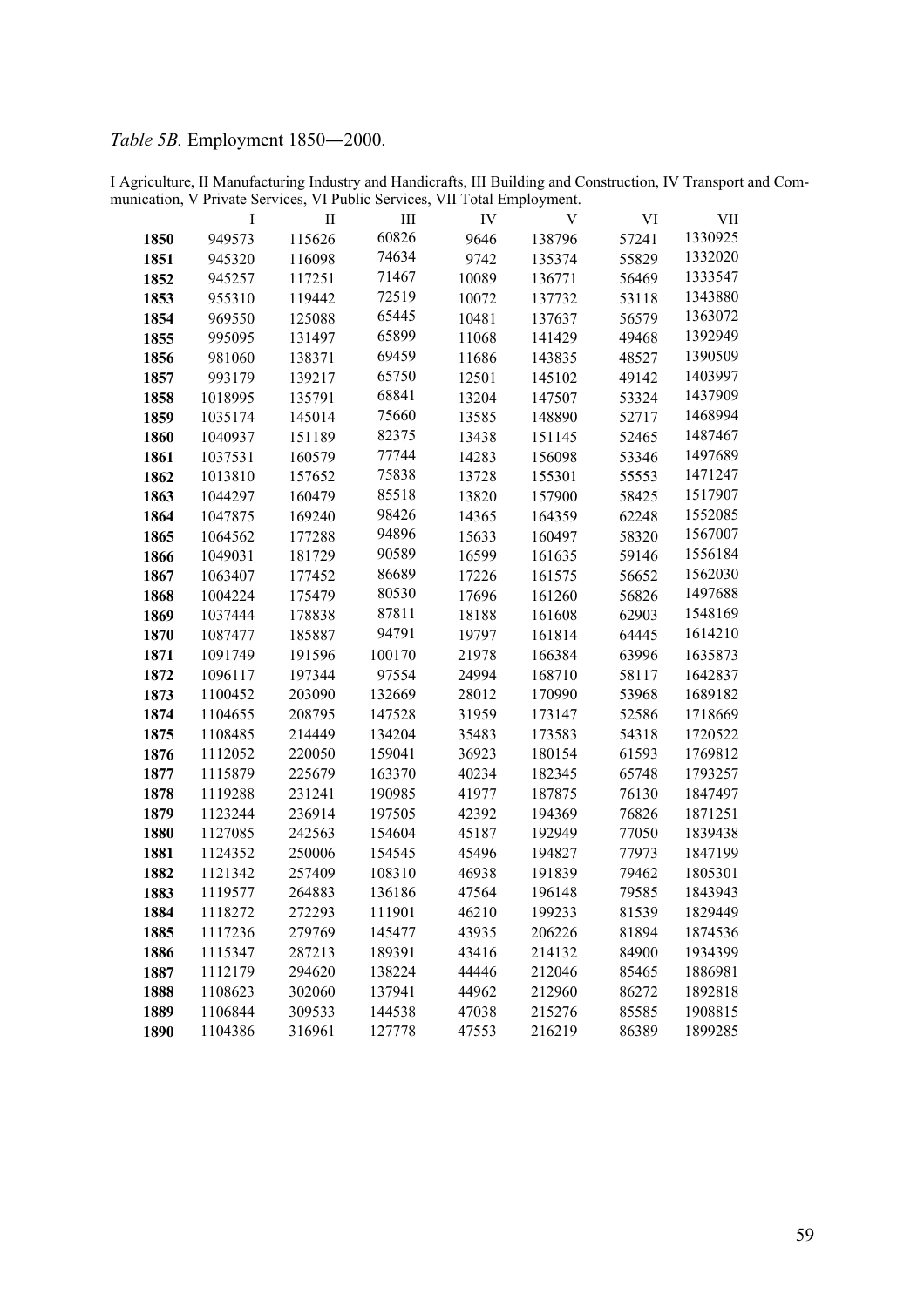*Table 5B.* Employment 1850―2000.

I Agriculture, II Manufacturing Industry and Handicrafts, III Building and Construction, IV Transport and Communication, V Private Services, VI Public Services, VII Total Employment.

| | I | II | III | IV | V | VI | VII |
|---|---|---|---|---|---|---|---|
| **1850** | 949573 | 115626 | 60826 | 9646 | 138796 | 57241 | 1330925 |
| **1851** | 945320 | 116098 | 74634 | 9742 | 135374 | 55829 | 1332020 |
| **1852** | 945257 | 117251 | 71467 | 10089 | 136771 | 56469 | 1333547 |
| **1853** | 955310 | 119442 | 72519 | 10072 | 137732 | 53118 | 1343880 |
| **1854** | 969550 | 125088 | 65445 | 10481 | 137637 | 56579 | 1363072 |
| **1855** | 995095 | 131497 | 65899 | 11068 | 141429 | 49468 | 1392949 |
| **1856** | 981060 | 138371 | 69459 | 11686 | 143835 | 48527 | 1390509 |
| **1857** | 993179 | 139217 | 65750 | 12501 | 145102 | 49142 | 1403997 |
| **1858** | 1018995 | 135791 | 68841 | 13204 | 147507 | 53324 | 1437909 |
| **1859** | 1035174 | 145014 | 75660 | 13585 | 148890 | 52717 | 1468994 |
| **1860** | 1040937 | 151189 | 82375 | 13438 | 151145 | 52465 | 1487467 |
| **1861** | 1037531 | 160579 | 77744 | 14283 | 156098 | 53346 | 1497689 |
| **1862** | 1013810 | 157652 | 75838 | 13728 | 155301 | 55553 | 1471247 |
| **1863** | 1044297 | 160479 | 85518 | 13820 | 157900 | 58425 | 1517907 |
| **1864** | 1047875 | 169240 | 98426 | 14365 | 164359 | 62248 | 1552085 |
| **1865** | 1064562 | 177288 | 94896 | 15633 | 160497 | 58320 | 1567007 |
| **1866** | 1049031 | 181729 | 90589 | 16599 | 161635 | 59146 | 1556184 |
| **1867** | 1063407 | 177452 | 86689 | 17226 | 161575 | 56652 | 1562030 |
| **1868** | 1004224 | 175479 | 80530 | 17696 | 161260 | 56826 | 1497688 |
| **1869** | 1037444 | 178838 | 87811 | 18188 | 161608 | 62903 | 1548169 |
| **1870** | 1087477 | 185887 | 94791 | 19797 | 161814 | 64445 | 1614210 |
| **1871** | 1091749 | 191596 | 100170 | 21978 | 166384 | 63996 | 1635873 |
| **1872** | 1096117 | 197344 | 97554 | 24994 | 168710 | 58117 | 1642837 |
| **1873** | 1100452 | 203090 | 132669 | 28012 | 170990 | 53968 | 1689182 |
| **1874** | 1104655 | 208795 | 147528 | 31959 | 173147 | 52586 | 1718669 |
| **1875** | 1108485 | 214449 | 134204 | 35483 | 173583 | 54318 | 1720522 |
| **1876** | 1112052 | 220050 | 159041 | 36923 | 180154 | 61593 | 1769812 |
| **1877** | 1115879 | 225679 | 163370 | 40234 | 182345 | 65748 | 1793257 |
| **1878** | 1119288 | 231241 | 190985 | 41977 | 187875 | 76130 | 1847497 |
| **1879** | 1123244 | 236914 | 197505 | 42392 | 194369 | 76826 | 1871251 |
| **1880** | 1127085 | 242563 | 154604 | 45187 | 192949 | 77050 | 1839438 |
| **1881** | 1124352 | 250006 | 154545 | 45496 | 194827 | 77973 | 1847199 |
| **1882** | 1121342 | 257409 | 108310 | 46938 | 191839 | 79462 | 1805301 |
| **1883** | 1119577 | 264883 | 136186 | 47564 | 196148 | 79585 | 1843943 |
| **1884** | 1118272 | 272293 | 111901 | 46210 | 199233 | 81539 | 1829449 |
| **1885** | 1117236 | 279769 | 145477 | 43935 | 206226 | 81894 | 1874536 |
| **1886** | 1115347 | 287213 | 189391 | 43416 | 214132 | 84900 | 1934399 |
| **1887** | 1112179 | 294620 | 138224 | 44446 | 212046 | 85465 | 1886981 |
| **1888** | 1108623 | 302060 | 137941 | 44962 | 212960 | 86272 | 1892818 |
| **1889** | 1106844 | 309533 | 144538 | 47038 | 215276 | 85585 | 1908815 |
| **1890** | 1104386 | 316961 | 127778 | 47553 | 216219 | 86389 | 1899285 |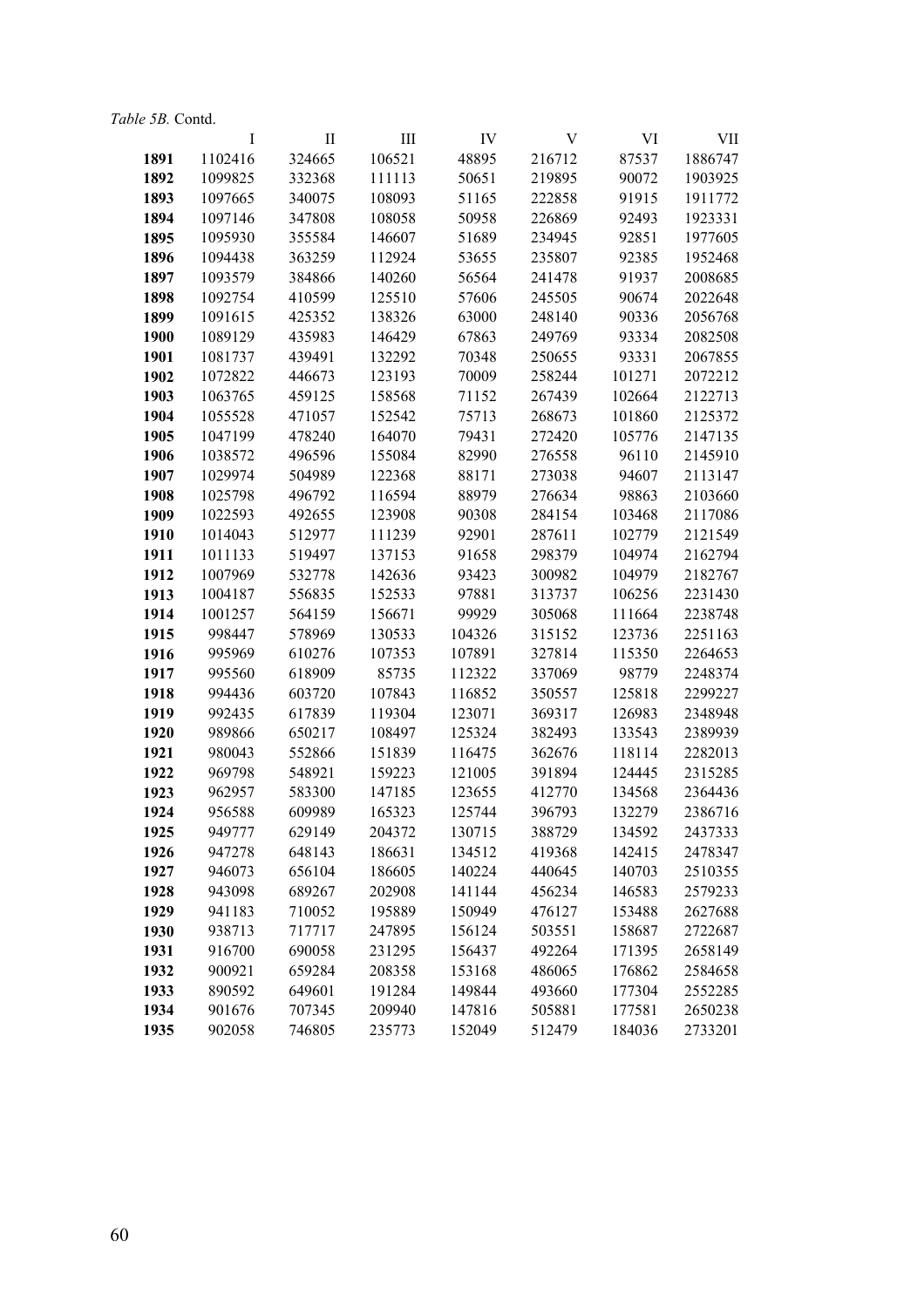*Table 5B.* Contd.

| | I | II | III | IV | V | VI | VII |
|---|---|---|---|---|---|---|---|
| **1891** | 1102416 | 324665 | 106521 | 48895 | 216712 | 87537 | 1886747 |
| **1892** | 1099825 | 332368 | 111113 | 50651 | 219895 | 90072 | 1903925 |
| **1893** | 1097665 | 340075 | 108093 | 51165 | 222858 | 91915 | 1911772 |
| **1894** | 1097146 | 347808 | 108058 | 50958 | 226869 | 92493 | 1923331 |
| **1895** | 1095930 | 355584 | 146607 | 51689 | 234945 | 92851 | 1977605 |
| **1896** | 1094438 | 363259 | 112924 | 53655 | 235807 | 92385 | 1952468 |
| **1897** | 1093579 | 384866 | 140260 | 56564 | 241478 | 91937 | 2008685 |
| **1898** | 1092754 | 410599 | 125510 | 57606 | 245505 | 90674 | 2022648 |
| **1899** | 1091615 | 425352 | 138326 | 63000 | 248140 | 90336 | 2056768 |
| **1900** | 1089129 | 435983 | 146429 | 67863 | 249769 | 93334 | 2082508 |
| **1901** | 1081737 | 439491 | 132292 | 70348 | 250655 | 93331 | 2067855 |
| **1902** | 1072822 | 446673 | 123193 | 70009 | 258244 | 101271 | 2072212 |
| **1903** | 1063765 | 459125 | 158568 | 71152 | 267439 | 102664 | 2122713 |
| **1904** | 1055528 | 471057 | 152542 | 75713 | 268673 | 101860 | 2125372 |
| **1905** | 1047199 | 478240 | 164070 | 79431 | 272420 | 105776 | 2147135 |
| **1906** | 1038572 | 496596 | 155084 | 82990 | 276558 | 96110 | 2145910 |
| **1907** | 1029974 | 504989 | 122368 | 88171 | 273038 | 94607 | 2113147 |
| **1908** | 1025798 | 496792 | 116594 | 88979 | 276634 | 98863 | 2103660 |
| **1909** | 1022593 | 492655 | 123908 | 90308 | 284154 | 103468 | 2117086 |
| **1910** | 1014043 | 512977 | 111239 | 92901 | 287611 | 102779 | 2121549 |
| **1911** | 1011133 | 519497 | 137153 | 91658 | 298379 | 104974 | 2162794 |
| **1912** | 1007969 | 532778 | 142636 | 93423 | 300982 | 104979 | 2182767 |
| **1913** | 1004187 | 556835 | 152533 | 97881 | 313737 | 106256 | 2231430 |
| **1914** | 1001257 | 564159 | 156671 | 99929 | 305068 | 111664 | 2238748 |
| **1915** | 998447 | 578969 | 130533 | 104326 | 315152 | 123736 | 2251163 |
| **1916** | 995969 | 610276 | 107353 | 107891 | 327814 | 115350 | 2264653 |
| **1917** | 995560 | 618909 | 85735 | 112322 | 337069 | 98779 | 2248374 |
| **1918** | 994436 | 603720 | 107843 | 116852 | 350557 | 125818 | 2299227 |
| **1919** | 992435 | 617839 | 119304 | 123071 | 369317 | 126983 | 2348948 |
| **1920** | 989866 | 650217 | 108497 | 125324 | 382493 | 133543 | 2389939 |
| **1921** | 980043 | 552866 | 151839 | 116475 | 362676 | 118114 | 2282013 |
| **1922** | 969798 | 548921 | 159223 | 121005 | 391894 | 124445 | 2315285 |
| **1923** | 962957 | 583300 | 147185 | 123655 | 412770 | 134568 | 2364436 |
| **1924** | 956588 | 609989 | 165323 | 125744 | 396793 | 132279 | 2386716 |
| **1925** | 949777 | 629149 | 204372 | 130715 | 388729 | 134592 | 2437333 |
| **1926** | 947278 | 648143 | 186631 | 134512 | 419368 | 142415 | 2478347 |
| **1927** | 946073 | 656104 | 186605 | 140224 | 440645 | 140703 | 2510355 |
| **1928** | 943098 | 689267 | 202908 | 141144 | 456234 | 146583 | 2579233 |
| **1929** | 941183 | 710052 | 195889 | 150949 | 476127 | 153488 | 2627688 |
| **1930** | 938713 | 717717 | 247895 | 156124 | 503551 | 158687 | 2722687 |
| **1931** | 916700 | 690058 | 231295 | 156437 | 492264 | 171395 | 2658149 |
| **1932** | 900921 | 659284 | 208358 | 153168 | 486065 | 176862 | 2584658 |
| **1933** | 890592 | 649601 | 191284 | 149844 | 493660 | 177304 | 2552285 |
| **1934** | 901676 | 707345 | 209940 | 147816 | 505881 | 177581 | 2650238 |
| **1935** | 902058 | 746805 | 235773 | 152049 | 512479 | 184036 | 2733201 |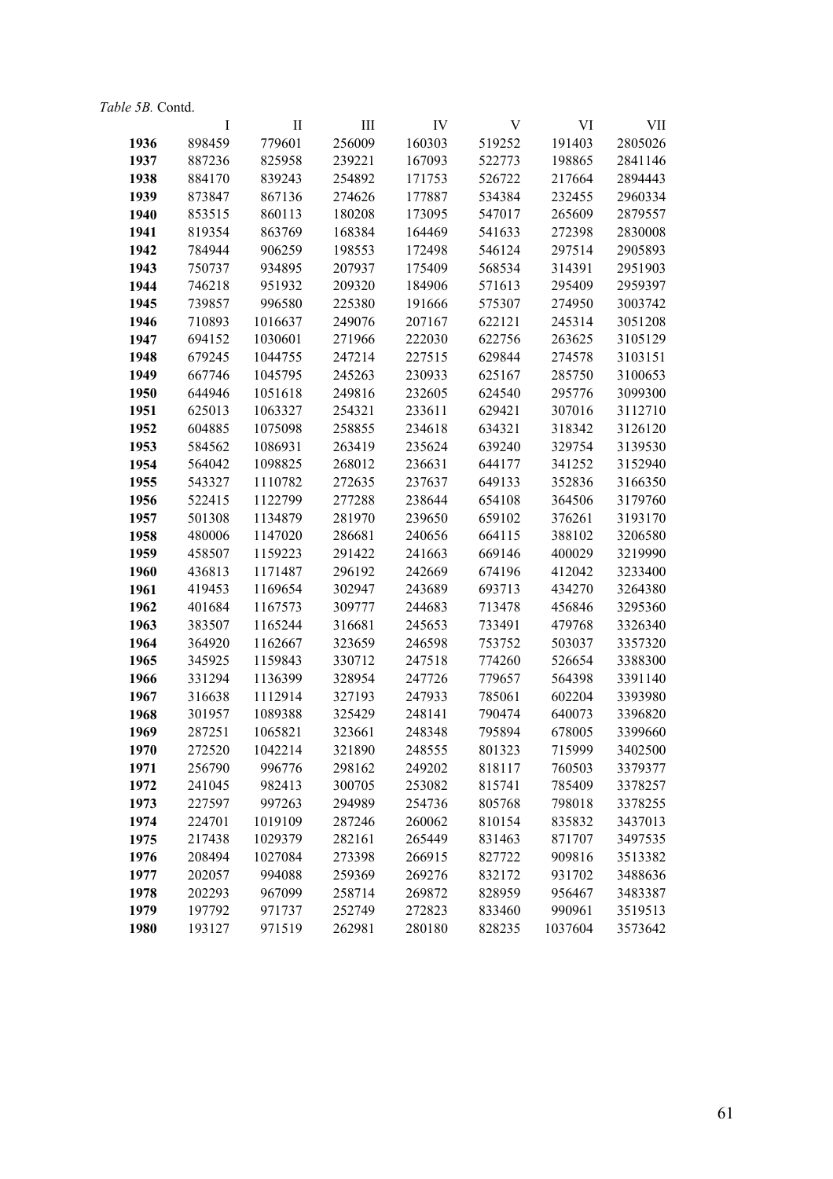*Table 5B.* Contd.

| | I | II | III | IV | V | VI | VII |
|---|---|---|---|---|---|---|---|
| **1936** | 898459 | 779601 | 256009 | 160303 | 519252 | 191403 | 2805026 |
| **1937** | 887236 | 825958 | 239221 | 167093 | 522773 | 198865 | 2841146 |
| **1938** | 884170 | 839243 | 254892 | 171753 | 526722 | 217664 | 2894443 |
| **1939** | 873847 | 867136 | 274626 | 177887 | 534384 | 232455 | 2960334 |
| **1940** | 853515 | 860113 | 180208 | 173095 | 547017 | 265609 | 2879557 |
| **1941** | 819354 | 863769 | 168384 | 164469 | 541633 | 272398 | 2830008 |
| **1942** | 784944 | 906259 | 198553 | 172498 | 546124 | 297514 | 2905893 |
| **1943** | 750737 | 934895 | 207937 | 175409 | 568534 | 314391 | 2951903 |
| **1944** | 746218 | 951932 | 209320 | 184906 | 571613 | 295409 | 2959397 |
| **1945** | 739857 | 996580 | 225380 | 191666 | 575307 | 274950 | 3003742 |
| **1946** | 710893 | 1016637 | 249076 | 207167 | 622121 | 245314 | 3051208 |
| **1947** | 694152 | 1030601 | 271966 | 222030 | 622756 | 263625 | 3105129 |
| **1948** | 679245 | 1044755 | 247214 | 227515 | 629844 | 274578 | 3103151 |
| **1949** | 667746 | 1045795 | 245263 | 230933 | 625167 | 285750 | 3100653 |
| **1950** | 644946 | 1051618 | 249816 | 232605 | 624540 | 295776 | 3099300 |
| **1951** | 625013 | 1063327 | 254321 | 233611 | 629421 | 307016 | 3112710 |
| **1952** | 604885 | 1075098 | 258855 | 234618 | 634321 | 318342 | 3126120 |
| **1953** | 584562 | 1086931 | 263419 | 235624 | 639240 | 329754 | 3139530 |
| **1954** | 564042 | 1098825 | 268012 | 236631 | 644177 | 341252 | 3152940 |
| **1955** | 543327 | 1110782 | 272635 | 237637 | 649133 | 352836 | 3166350 |
| **1956** | 522415 | 1122799 | 277288 | 238644 | 654108 | 364506 | 3179760 |
| **1957** | 501308 | 1134879 | 281970 | 239650 | 659102 | 376261 | 3193170 |
| **1958** | 480006 | 1147020 | 286681 | 240656 | 664115 | 388102 | 3206580 |
| **1959** | 458507 | 1159223 | 291422 | 241663 | 669146 | 400029 | 3219990 |
| **1960** | 436813 | 1171487 | 296192 | 242669 | 674196 | 412042 | 3233400 |
| **1961** | 419453 | 1169654 | 302947 | 243689 | 693713 | 434270 | 3264380 |
| **1962** | 401684 | 1167573 | 309777 | 244683 | 713478 | 456846 | 3295360 |
| **1963** | 383507 | 1165244 | 316681 | 245653 | 733491 | 479768 | 3326340 |
| **1964** | 364920 | 1162667 | 323659 | 246598 | 753752 | 503037 | 3357320 |
| **1965** | 345925 | 1159843 | 330712 | 247518 | 774260 | 526654 | 3388300 |
| **1966** | 331294 | 1136399 | 328954 | 247726 | 779657 | 564398 | 3391140 |
| **1967** | 316638 | 1112914 | 327193 | 247933 | 785061 | 602204 | 3393980 |
| **1968** | 301957 | 1089388 | 325429 | 248141 | 790474 | 640073 | 3396820 |
| **1969** | 287251 | 1065821 | 323661 | 248348 | 795894 | 678005 | 3399660 |
| **1970** | 272520 | 1042214 | 321890 | 248555 | 801323 | 715999 | 3402500 |
| **1971** | 256790 | 996776 | 298162 | 249202 | 818117 | 760503 | 3379377 |
| **1972** | 241045 | 982413 | 300705 | 253082 | 815741 | 785409 | 3378257 |
| **1973** | 227597 | 997263 | 294989 | 254736 | 805768 | 798018 | 3378255 |
| **1974** | 224701 | 1019109 | 287246 | 260062 | 810154 | 835832 | 3437013 |
| **1975** | 217438 | 1029379 | 282161 | 265449 | 831463 | 871707 | 3497535 |
| **1976** | 208494 | 1027084 | 273398 | 266915 | 827722 | 909816 | 3513382 |
| **1977** | 202057 | 994088 | 259369 | 269276 | 832172 | 931702 | 3488636 |
| **1978** | 202293 | 967099 | 258714 | 269872 | 828959 | 956467 | 3483387 |
| **1979** | 197792 | 971737 | 252749 | 272823 | 833460 | 990961 | 3519513 |
| **1980** | 193127 | 971519 | 262981 | 280180 | 828235 | 1037604 | 3573642 |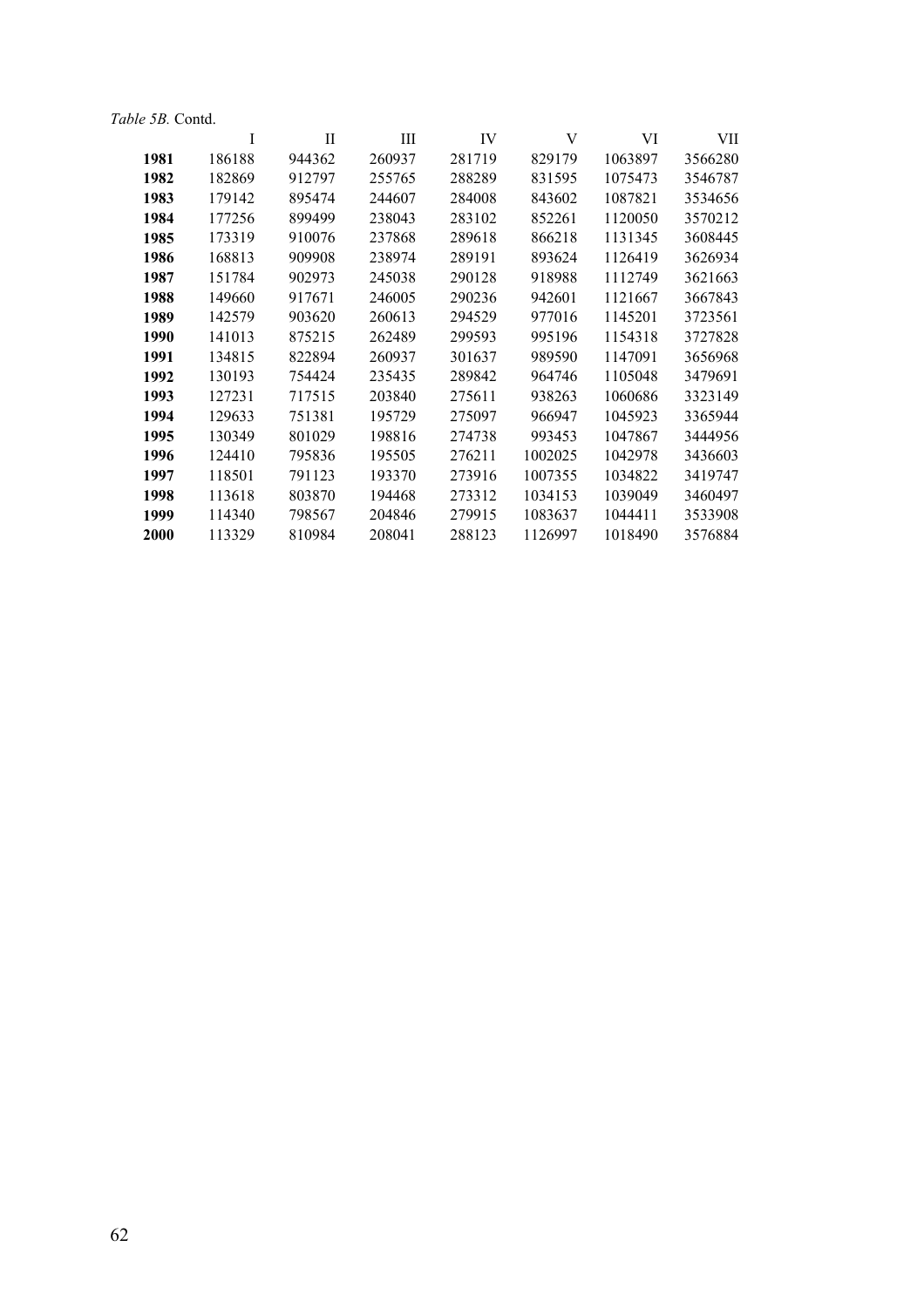*Table 5B.* Contd.

| | I | II | III | IV | V | VI | VII |
|---|---|---|---|---|---|---|---|
| **1981** | 186188 | 944362 | 260937 | 281719 | 829179 | 1063897 | 3566280 |
| **1982** | 182869 | 912797 | 255765 | 288289 | 831595 | 1075473 | 3546787 |
| **1983** | 179142 | 895474 | 244607 | 284008 | 843602 | 1087821 | 3534656 |
| **1984** | 177256 | 899499 | 238043 | 283102 | 852261 | 1120050 | 3570212 |
| **1985** | 173319 | 910076 | 237868 | 289618 | 866218 | 1131345 | 3608445 |
| **1986** | 168813 | 909908 | 238974 | 289191 | 893624 | 1126419 | 3626934 |
| **1987** | 151784 | 902973 | 245038 | 290128 | 918988 | 1112749 | 3621663 |
| **1988** | 149660 | 917671 | 246005 | 290236 | 942601 | 1121667 | 3667843 |
| **1989** | 142579 | 903620 | 260613 | 294529 | 977016 | 1145201 | 3723561 |
| **1990** | 141013 | 875215 | 262489 | 299593 | 995196 | 1154318 | 3727828 |
| **1991** | 134815 | 822894 | 260937 | 301637 | 989590 | 1147091 | 3656968 |
| **1992** | 130193 | 754424 | 235435 | 289842 | 964746 | 1105048 | 3479691 |
| **1993** | 127231 | 717515 | 203840 | 275611 | 938263 | 1060686 | 3323149 |
| **1994** | 129633 | 751381 | 195729 | 275097 | 966947 | 1045923 | 3365944 |
| **1995** | 130349 | 801029 | 198816 | 274738 | 993453 | 1047867 | 3444956 |
| **1996** | 124410 | 795836 | 195505 | 276211 | 1002025 | 1042978 | 3436603 |
| **1997** | 118501 | 791123 | 193370 | 273916 | 1007355 | 1034822 | 3419747 |
| **1998** | 113618 | 803870 | 194468 | 273312 | 1034153 | 1039049 | 3460497 |
| **1999** | 114340 | 798567 | 204846 | 279915 | 1083637 | 1044411 | 3533908 |
| **2000** | 113329 | 810984 | 208041 | 288123 | 1126997 | 1018490 | 3576884 |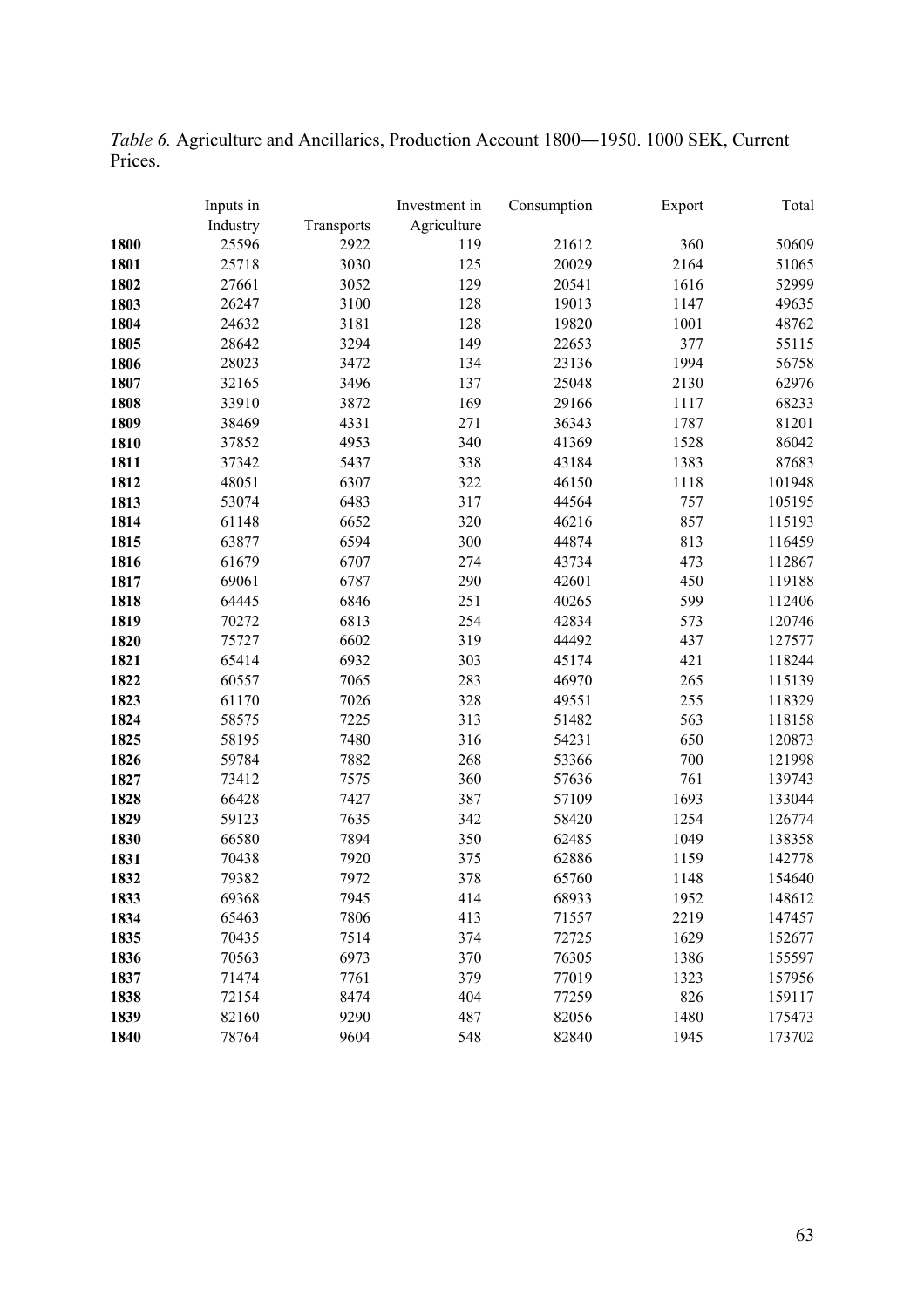*Table 6.* Agriculture and Ancillaries, Production Account 1800―1950. 1000 SEK, Current Prices.

| | Inputs in Industry | Transports | Investment in Agriculture | Consumption | Export | Total |
|---|---|---|---|---|---|---|
| **1800** | 25596 | 2922 | 119 | 21612 | 360 | 50609 |
| **1801** | 25718 | 3030 | 125 | 20029 | 2164 | 51065 |
| **1802** | 27661 | 3052 | 129 | 20541 | 1616 | 52999 |
| **1803** | 26247 | 3100 | 128 | 19013 | 1147 | 49635 |
| **1804** | 24632 | 3181 | 128 | 19820 | 1001 | 48762 |
| **1805** | 28642 | 3294 | 149 | 22653 | 377 | 55115 |
| **1806** | 28023 | 3472 | 134 | 23136 | 1994 | 56758 |
| **1807** | 32165 | 3496 | 137 | 25048 | 2130 | 62976 |
| **1808** | 33910 | 3872 | 169 | 29166 | 1117 | 68233 |
| **1809** | 38469 | 4331 | 271 | 36343 | 1787 | 81201 |
| **1810** | 37852 | 4953 | 340 | 41369 | 1528 | 86042 |
| **1811** | 37342 | 5437 | 338 | 43184 | 1383 | 87683 |
| **1812** | 48051 | 6307 | 322 | 46150 | 1118 | 101948 |
| **1813** | 53074 | 6483 | 317 | 44564 | 757 | 105195 |
| **1814** | 61148 | 6652 | 320 | 46216 | 857 | 115193 |
| **1815** | 63877 | 6594 | 300 | 44874 | 813 | 116459 |
| **1816** | 61679 | 6707 | 274 | 43734 | 473 | 112867 |
| **1817** | 69061 | 6787 | 290 | 42601 | 450 | 119188 |
| **1818** | 64445 | 6846 | 251 | 40265 | 599 | 112406 |
| **1819** | 70272 | 6813 | 254 | 42834 | 573 | 120746 |
| **1820** | 75727 | 6602 | 319 | 44492 | 437 | 127577 |
| **1821** | 65414 | 6932 | 303 | 45174 | 421 | 118244 |
| **1822** | 60557 | 7065 | 283 | 46970 | 265 | 115139 |
| **1823** | 61170 | 7026 | 328 | 49551 | 255 | 118329 |
| **1824** | 58575 | 7225 | 313 | 51482 | 563 | 118158 |
| **1825** | 58195 | 7480 | 316 | 54231 | 650 | 120873 |
| **1826** | 59784 | 7882 | 268 | 53366 | 700 | 121998 |
| **1827** | 73412 | 7575 | 360 | 57636 | 761 | 139743 |
| **1828** | 66428 | 7427 | 387 | 57109 | 1693 | 133044 |
| **1829** | 59123 | 7635 | 342 | 58420 | 1254 | 126774 |
| **1830** | 66580 | 7894 | 350 | 62485 | 1049 | 138358 |
| **1831** | 70438 | 7920 | 375 | 62886 | 1159 | 142778 |
| **1832** | 79382 | 7972 | 378 | 65760 | 1148 | 154640 |
| **1833** | 69368 | 7945 | 414 | 68933 | 1952 | 148612 |
| **1834** | 65463 | 7806 | 413 | 71557 | 2219 | 147457 |
| **1835** | 70435 | 7514 | 374 | 72725 | 1629 | 152677 |
| **1836** | 70563 | 6973 | 370 | 76305 | 1386 | 155597 |
| **1837** | 71474 | 7761 | 379 | 77019 | 1323 | 157956 |
| **1838** | 72154 | 8474 | 404 | 77259 | 826 | 159117 |
| **1839** | 82160 | 9290 | 487 | 82056 | 1480 | 175473 |
| **1840** | 78764 | 9604 | 548 | 82840 | 1945 | 173702 |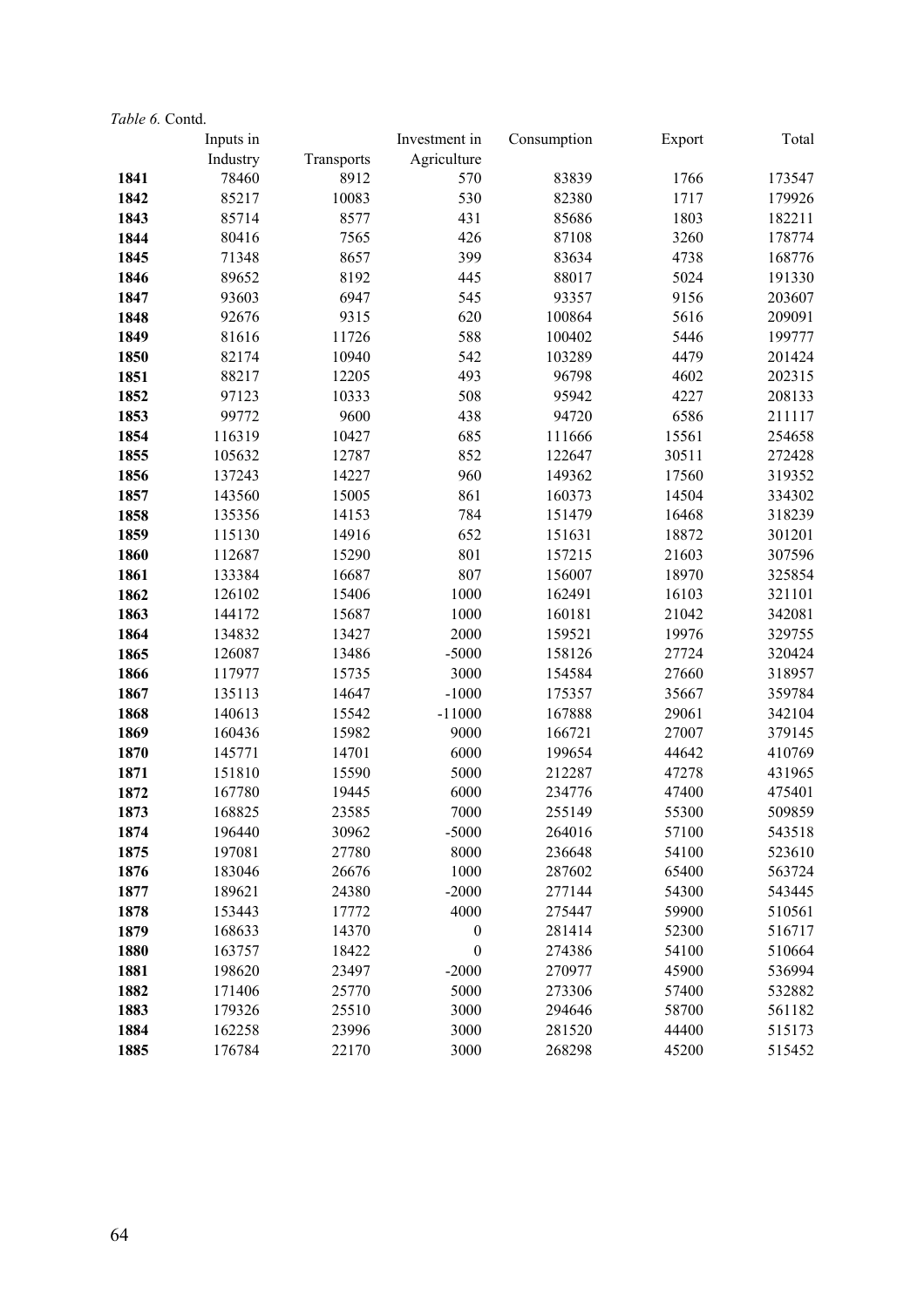*Table 6.* Contd.

| | Inputs in Industry | Transports | Investment in Agriculture | Consumption | Export | Total |
|---|---|---|---|---|---|---|
| **1841** | 78460 | 8912 | 570 | 83839 | 1766 | 173547 |
| **1842** | 85217 | 10083 | 530 | 82380 | 1717 | 179926 |
| **1843** | 85714 | 8577 | 431 | 85686 | 1803 | 182211 |
| **1844** | 80416 | 7565 | 426 | 87108 | 3260 | 178774 |
| **1845** | 71348 | 8657 | 399 | 83634 | 4738 | 168776 |
| **1846** | 89652 | 8192 | 445 | 88017 | 5024 | 191330 |
| **1847** | 93603 | 6947 | 545 | 93357 | 9156 | 203607 |
| **1848** | 92676 | 9315 | 620 | 100864 | 5616 | 209091 |
| **1849** | 81616 | 11726 | 588 | 100402 | 5446 | 199777 |
| **1850** | 82174 | 10940 | 542 | 103289 | 4479 | 201424 |
| **1851** | 88217 | 12205 | 493 | 96798 | 4602 | 202315 |
| **1852** | 97123 | 10333 | 508 | 95942 | 4227 | 208133 |
| **1853** | 99772 | 9600 | 438 | 94720 | 6586 | 211117 |
| **1854** | 116319 | 10427 | 685 | 111666 | 15561 | 254658 |
| **1855** | 105632 | 12787 | 852 | 122647 | 30511 | 272428 |
| **1856** | 137243 | 14227 | 960 | 149362 | 17560 | 319352 |
| **1857** | 143560 | 15005 | 861 | 160373 | 14504 | 334302 |
| **1858** | 135356 | 14153 | 784 | 151479 | 16468 | 318239 |
| **1859** | 115130 | 14916 | 652 | 151631 | 18872 | 301201 |
| **1860** | 112687 | 15290 | 801 | 157215 | 21603 | 307596 |
| **1861** | 133384 | 16687 | 807 | 156007 | 18970 | 325854 |
| **1862** | 126102 | 15406 | 1000 | 162491 | 16103 | 321101 |
| **1863** | 144172 | 15687 | 1000 | 160181 | 21042 | 342081 |
| **1864** | 134832 | 13427 | 2000 | 159521 | 19976 | 329755 |
| **1865** | 126087 | 13486 | -5000 | 158126 | 27724 | 320424 |
| **1866** | 117977 | 15735 | 3000 | 154584 | 27660 | 318957 |
| **1867** | 135113 | 14647 | -1000 | 175357 | 35667 | 359784 |
| **1868** | 140613 | 15542 | -11000 | 167888 | 29061 | 342104 |
| **1869** | 160436 | 15982 | 9000 | 166721 | 27007 | 379145 |
| **1870** | 145771 | 14701 | 6000 | 199654 | 44642 | 410769 |
| **1871** | 151810 | 15590 | 5000 | 212287 | 47278 | 431965 |
| **1872** | 167780 | 19445 | 6000 | 234776 | 47400 | 475401 |
| **1873** | 168825 | 23585 | 7000 | 255149 | 55300 | 509859 |
| **1874** | 196440 | 30962 | -5000 | 264016 | 57100 | 543518 |
| **1875** | 197081 | 27780 | 8000 | 236648 | 54100 | 523610 |
| **1876** | 183046 | 26676 | 1000 | 287602 | 65400 | 563724 |
| **1877** | 189621 | 24380 | -2000 | 277144 | 54300 | 543445 |
| **1878** | 153443 | 17772 | 4000 | 275447 | 59900 | 510561 |
| **1879** | 168633 | 14370 | 0 | 281414 | 52300 | 516717 |
| **1880** | 163757 | 18422 | 0 | 274386 | 54100 | 510664 |
| **1881** | 198620 | 23497 | -2000 | 270977 | 45900 | 536994 |
| **1882** | 171406 | 25770 | 5000 | 273306 | 57400 | 532882 |
| **1883** | 179326 | 25510 | 3000 | 294646 | 58700 | 561182 |
| **1884** | 162258 | 23996 | 3000 | 281520 | 44400 | 515173 |
| **1885** | 176784 | 22170 | 3000 | 268298 | 45200 | 515452 |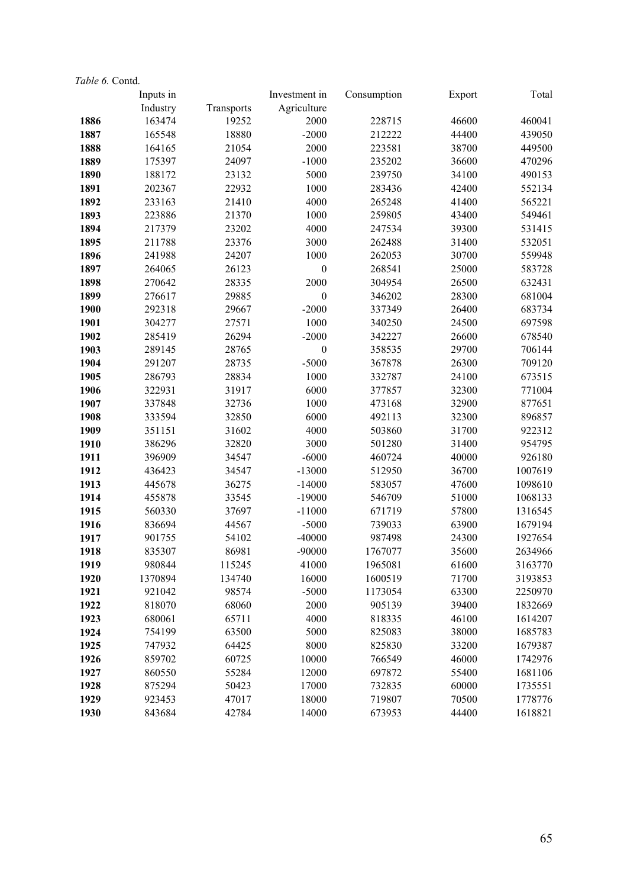*Table 6.* Contd.

| | Inputs in Industry | Transports | Investment in Agriculture | Consumption | Export | Total |
|---|---|---|---|---|---|---|
| **1886** | 163474 | 19252 | 2000 | 228715 | 46600 | 460041 |
| **1887** | 165548 | 18880 | -2000 | 212222 | 44400 | 439050 |
| **1888** | 164165 | 21054 | 2000 | 223581 | 38700 | 449500 |
| **1889** | 175397 | 24097 | -1000 | 235202 | 36600 | 470296 |
| **1890** | 188172 | 23132 | 5000 | 239750 | 34100 | 490153 |
| **1891** | 202367 | 22932 | 1000 | 283436 | 42400 | 552134 |
| **1892** | 233163 | 21410 | 4000 | 265248 | 41400 | 565221 |
| **1893** | 223886 | 21370 | 1000 | 259805 | 43400 | 549461 |
| **1894** | 217379 | 23202 | 4000 | 247534 | 39300 | 531415 |
| **1895** | 211788 | 23376 | 3000 | 262488 | 31400 | 532051 |
| **1896** | 241988 | 24207 | 1000 | 262053 | 30700 | 559948 |
| **1897** | 264065 | 26123 | 0 | 268541 | 25000 | 583728 |
| **1898** | 270642 | 28335 | 2000 | 304954 | 26500 | 632431 |
| **1899** | 276617 | 29885 | 0 | 346202 | 28300 | 681004 |
| **1900** | 292318 | 29667 | -2000 | 337349 | 26400 | 683734 |
| **1901** | 304277 | 27571 | 1000 | 340250 | 24500 | 697598 |
| **1902** | 285419 | 26294 | -2000 | 342227 | 26600 | 678540 |
| **1903** | 289145 | 28765 | 0 | 358535 | 29700 | 706144 |
| **1904** | 291207 | 28735 | -5000 | 367878 | 26300 | 709120 |
| **1905** | 286793 | 28834 | 1000 | 332787 | 24100 | 673515 |
| **1906** | 322931 | 31917 | 6000 | 377857 | 32300 | 771004 |
| **1907** | 337848 | 32736 | 1000 | 473168 | 32900 | 877651 |
| **1908** | 333594 | 32850 | 6000 | 492113 | 32300 | 896857 |
| **1909** | 351151 | 31602 | 4000 | 503860 | 31700 | 922312 |
| **1910** | 386296 | 32820 | 3000 | 501280 | 31400 | 954795 |
| **1911** | 396909 | 34547 | -6000 | 460724 | 40000 | 926180 |
| **1912** | 436423 | 34547 | -13000 | 512950 | 36700 | 1007619 |
| **1913** | 445678 | 36275 | -14000 | 583057 | 47600 | 1098610 |
| **1914** | 455878 | 33545 | -19000 | 546709 | 51000 | 1068133 |
| **1915** | 560330 | 37697 | -11000 | 671719 | 57800 | 1316545 |
| **1916** | 836694 | 44567 | -5000 | 739033 | 63900 | 1679194 |
| **1917** | 901755 | 54102 | -40000 | 987498 | 24300 | 1927654 |
| **1918** | 835307 | 86981 | -90000 | 1767077 | 35600 | 2634966 |
| **1919** | 980844 | 115245 | 41000 | 1965081 | 61600 | 3163770 |
| **1920** | 1370894 | 134740 | 16000 | 1600519 | 71700 | 3193853 |
| **1921** | 921042 | 98574 | -5000 | 1173054 | 63300 | 2250970 |
| **1922** | 818070 | 68060 | 2000 | 905139 | 39400 | 1832669 |
| **1923** | 680061 | 65711 | 4000 | 818335 | 46100 | 1614207 |
| **1924** | 754199 | 63500 | 5000 | 825083 | 38000 | 1685783 |
| **1925** | 747932 | 64425 | 8000 | 825830 | 33200 | 1679387 |
| **1926** | 859702 | 60725 | 10000 | 766549 | 46000 | 1742976 |
| **1927** | 860550 | 55284 | 12000 | 697872 | 55400 | 1681106 |
| **1928** | 875294 | 50423 | 17000 | 732835 | 60000 | 1735551 |
| **1929** | 923453 | 47017 | 18000 | 719807 | 70500 | 1778776 |
| **1930** | 843684 | 42784 | 14000 | 673953 | 44400 | 1618821 |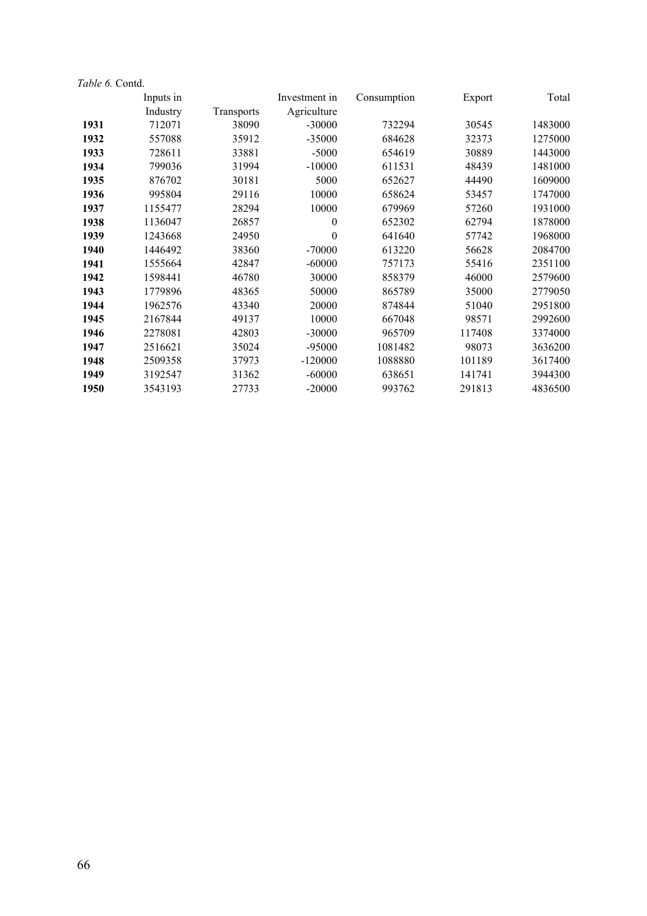*Table 6.* Contd.

| | Inputs in Industry | Transports | Investment in Agriculture | Consumption | Export | Total |
|---|---|---|---|---|---|---|
| **1931** | 712071 | 38090 | -30000 | 732294 | 30545 | 1483000 |
| **1932** | 557088 | 35912 | -35000 | 684628 | 32373 | 1275000 |
| **1933** | 728611 | 33881 | -5000 | 654619 | 30889 | 1443000 |
| **1934** | 799036 | 31994 | -10000 | 611531 | 48439 | 1481000 |
| **1935** | 876702 | 30181 | 5000 | 652627 | 44490 | 1609000 |
| **1936** | 995804 | 29116 | 10000 | 658624 | 53457 | 1747000 |
| **1937** | 1155477 | 28294 | 10000 | 679969 | 57260 | 1931000 |
| **1938** | 1136047 | 26857 | 0 | 652302 | 62794 | 1878000 |
| **1939** | 1243668 | 24950 | 0 | 641640 | 57742 | 1968000 |
| **1940** | 1446492 | 38360 | -70000 | 613220 | 56628 | 2084700 |
| **1941** | 1555664 | 42847 | -60000 | 757173 | 55416 | 2351100 |
| **1942** | 1598441 | 46780 | 30000 | 858379 | 46000 | 2579600 |
| **1943** | 1779896 | 48365 | 50000 | 865789 | 35000 | 2779050 |
| **1944** | 1962576 | 43340 | 20000 | 874844 | 51040 | 2951800 |
| **1945** | 2167844 | 49137 | 10000 | 667048 | 98571 | 2992600 |
| **1946** | 2278081 | 42803 | -30000 | 965709 | 117408 | 3374000 |
| **1947** | 2516621 | 35024 | -95000 | 1081482 | 98073 | 3636200 |
| **1948** | 2509358 | 37973 | -120000 | 1088880 | 101189 | 3617400 |
| **1949** | 3192547 | 31362 | -60000 | 638651 | 141741 | 3944300 |
| **1950** | 3543193 | 27733 | -20000 | 993762 | 291813 | 4836500 |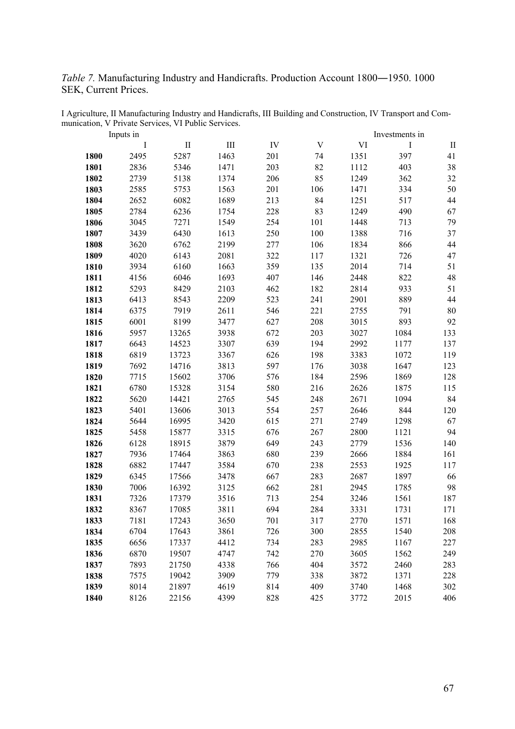*Table 7.* Manufacturing Industry and Handicrafts. Production Account 1800―1950. 1000 SEK, Current Prices.

I Agriculture, II Manufacturing Industry and Handicrafts, III Building and Construction, IV Transport and Communication, V Private Services, VI Public Services.

| | Inputs in | | | | | | Investments in | |
|---|---|---|---|---|---|---|---|---|
| | I | II | III | IV | V | VI | I | II |
| **1800** | 2495 | 5287 | 1463 | 201 | 74 | 1351 | 397 | 41 |
| **1801** | 2836 | 5346 | 1471 | 203 | 82 | 1112 | 403 | 38 |
| **1802** | 2739 | 5138 | 1374 | 206 | 85 | 1249 | 362 | 32 |
| **1803** | 2585 | 5753 | 1563 | 201 | 106 | 1471 | 334 | 50 |
| **1804** | 2652 | 6082 | 1689 | 213 | 84 | 1251 | 517 | 44 |
| **1805** | 2784 | 6236 | 1754 | 228 | 83 | 1249 | 490 | 67 |
| **1806** | 3045 | 7271 | 1549 | 254 | 101 | 1448 | 713 | 79 |
| **1807** | 3439 | 6430 | 1613 | 250 | 100 | 1388 | 716 | 37 |
| **1808** | 3620 | 6762 | 2199 | 277 | 106 | 1834 | 866 | 44 |
| **1809** | 4020 | 6143 | 2081 | 322 | 117 | 1321 | 726 | 47 |
| **1810** | 3934 | 6160 | 1663 | 359 | 135 | 2014 | 714 | 51 |
| **1811** | 4156 | 6046 | 1693 | 407 | 146 | 2448 | 822 | 48 |
| **1812** | 5293 | 8429 | 2103 | 462 | 182 | 2814 | 933 | 51 |
| **1813** | 6413 | 8543 | 2209 | 523 | 241 | 2901 | 889 | 44 |
| **1814** | 6375 | 7919 | 2611 | 546 | 221 | 2755 | 791 | 80 |
| **1815** | 6001 | 8199 | 3477 | 627 | 208 | 3015 | 893 | 92 |
| **1816** | 5957 | 13265 | 3938 | 672 | 203 | 3027 | 1084 | 133 |
| **1817** | 6643 | 14523 | 3307 | 639 | 194 | 2992 | 1177 | 137 |
| **1818** | 6819 | 13723 | 3367 | 626 | 198 | 3383 | 1072 | 119 |
| **1819** | 7692 | 14716 | 3813 | 597 | 176 | 3038 | 1647 | 123 |
| **1820** | 7715 | 15602 | 3706 | 576 | 184 | 2596 | 1869 | 128 |
| **1821** | 6780 | 15328 | 3154 | 580 | 216 | 2626 | 1875 | 115 |
| **1822** | 5620 | 14421 | 2765 | 545 | 248 | 2671 | 1094 | 84 |
| **1823** | 5401 | 13606 | 3013 | 554 | 257 | 2646 | 844 | 120 |
| **1824** | 5644 | 16995 | 3420 | 615 | 271 | 2749 | 1298 | 67 |
| **1825** | 5458 | 15877 | 3315 | 676 | 267 | 2800 | 1121 | 94 |
| **1826** | 6128 | 18915 | 3879 | 649 | 243 | 2779 | 1536 | 140 |
| **1827** | 7936 | 17464 | 3863 | 680 | 239 | 2666 | 1884 | 161 |
| **1828** | 6882 | 17447 | 3584 | 670 | 238 | 2553 | 1925 | 117 |
| **1829** | 6345 | 17566 | 3478 | 667 | 283 | 2687 | 1897 | 66 |
| **1830** | 7006 | 16392 | 3125 | 662 | 281 | 2945 | 1785 | 98 |
| **1831** | 7326 | 17379 | 3516 | 713 | 254 | 3246 | 1561 | 187 |
| **1832** | 8367 | 17085 | 3811 | 694 | 284 | 3331 | 1731 | 171 |
| **1833** | 7181 | 17243 | 3650 | 701 | 317 | 2770 | 1571 | 168 |
| **1834** | 6704 | 17643 | 3861 | 726 | 300 | 2855 | 1540 | 208 |
| **1835** | 6656 | 17337 | 4412 | 734 | 283 | 2985 | 1167 | 227 |
| **1836** | 6870 | 19507 | 4747 | 742 | 270 | 3605 | 1562 | 249 |
| **1837** | 7893 | 21750 | 4338 | 766 | 404 | 3572 | 2460 | 283 |
| **1838** | 7575 | 19042 | 3909 | 779 | 338 | 3872 | 1371 | 228 |
| **1839** | 8014 | 21897 | 4619 | 814 | 409 | 3740 | 1468 | 302 |
| **1840** | 8126 | 22156 | 4399 | 828 | 425 | 3772 | 2015 | 406 |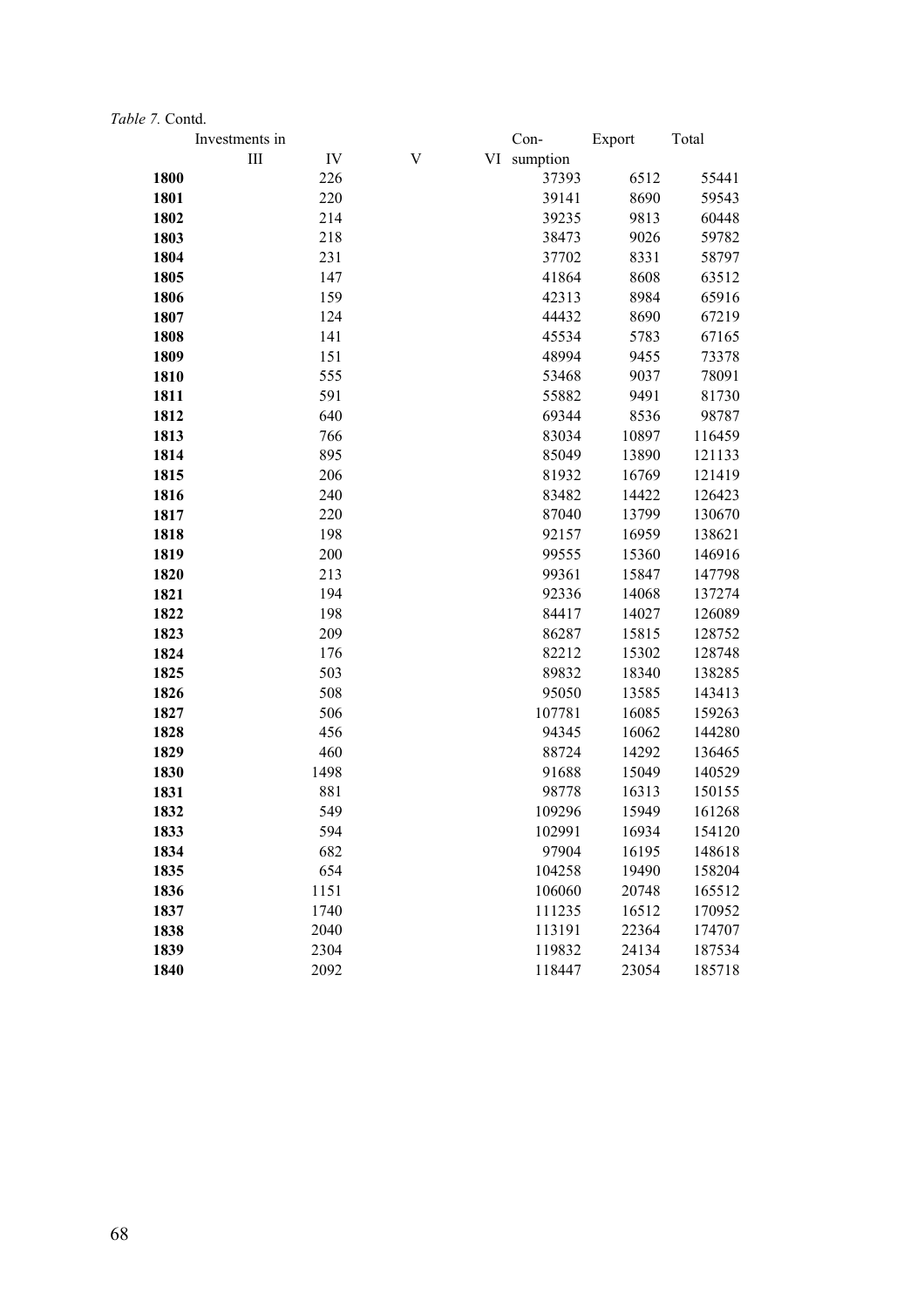*Table 7.* Contd.

| | Investments in | | | | Con- | Export | Total |
|---|---|---|---|---|---|---|---|
| | III | IV | V | VI | sumption | | |
| **1800** | | 226 | | | 37393 | 6512 | 55441 |
| **1801** | | 220 | | | 39141 | 8690 | 59543 |
| **1802** | | 214 | | | 39235 | 9813 | 60448 |
| **1803** | | 218 | | | 38473 | 9026 | 59782 |
| **1804** | | 231 | | | 37702 | 8331 | 58797 |
| **1805** | | 147 | | | 41864 | 8608 | 63512 |
| **1806** | | 159 | | | 42313 | 8984 | 65916 |
| **1807** | | 124 | | | 44432 | 8690 | 67219 |
| **1808** | | 141 | | | 45534 | 5783 | 67165 |
| **1809** | | 151 | | | 48994 | 9455 | 73378 |
| **1810** | | 555 | | | 53468 | 9037 | 78091 |
| **1811** | | 591 | | | 55882 | 9491 | 81730 |
| **1812** | | 640 | | | 69344 | 8536 | 98787 |
| **1813** | | 766 | | | 83034 | 10897 | 116459 |
| **1814** | | 895 | | | 85049 | 13890 | 121133 |
| **1815** | | 206 | | | 81932 | 16769 | 121419 |
| **1816** | | 240 | | | 83482 | 14422 | 126423 |
| **1817** | | 220 | | | 87040 | 13799 | 130670 |
| **1818** | | 198 | | | 92157 | 16959 | 138621 |
| **1819** | | 200 | | | 99555 | 15360 | 146916 |
| **1820** | | 213 | | | 99361 | 15847 | 147798 |
| **1821** | | 194 | | | 92336 | 14068 | 137274 |
| **1822** | | 198 | | | 84417 | 14027 | 126089 |
| **1823** | | 209 | | | 86287 | 15815 | 128752 |
| **1824** | | 176 | | | 82212 | 15302 | 128748 |
| **1825** | | 503 | | | 89832 | 18340 | 138285 |
| **1826** | | 508 | | | 95050 | 13585 | 143413 |
| **1827** | | 506 | | | 107781 | 16085 | 159263 |
| **1828** | | 456 | | | 94345 | 16062 | 144280 |
| **1829** | | 460 | | | 88724 | 14292 | 136465 |
| **1830** | | 1498 | | | 91688 | 15049 | 140529 |
| **1831** | | 881 | | | 98778 | 16313 | 150155 |
| **1832** | | 549 | | | 109296 | 15949 | 161268 |
| **1833** | | 594 | | | 102991 | 16934 | 154120 |
| **1834** | | 682 | | | 97904 | 16195 | 148618 |
| **1835** | | 654 | | | 104258 | 19490 | 158204 |
| **1836** | | 1151 | | | 106060 | 20748 | 165512 |
| **1837** | | 1740 | | | 111235 | 16512 | 170952 |
| **1838** | | 2040 | | | 113191 | 22364 | 174707 |
| **1839** | | 2304 | | | 119832 | 24134 | 187534 |
| **1840** | | 2092 | | | 118447 | 23054 | 185718 |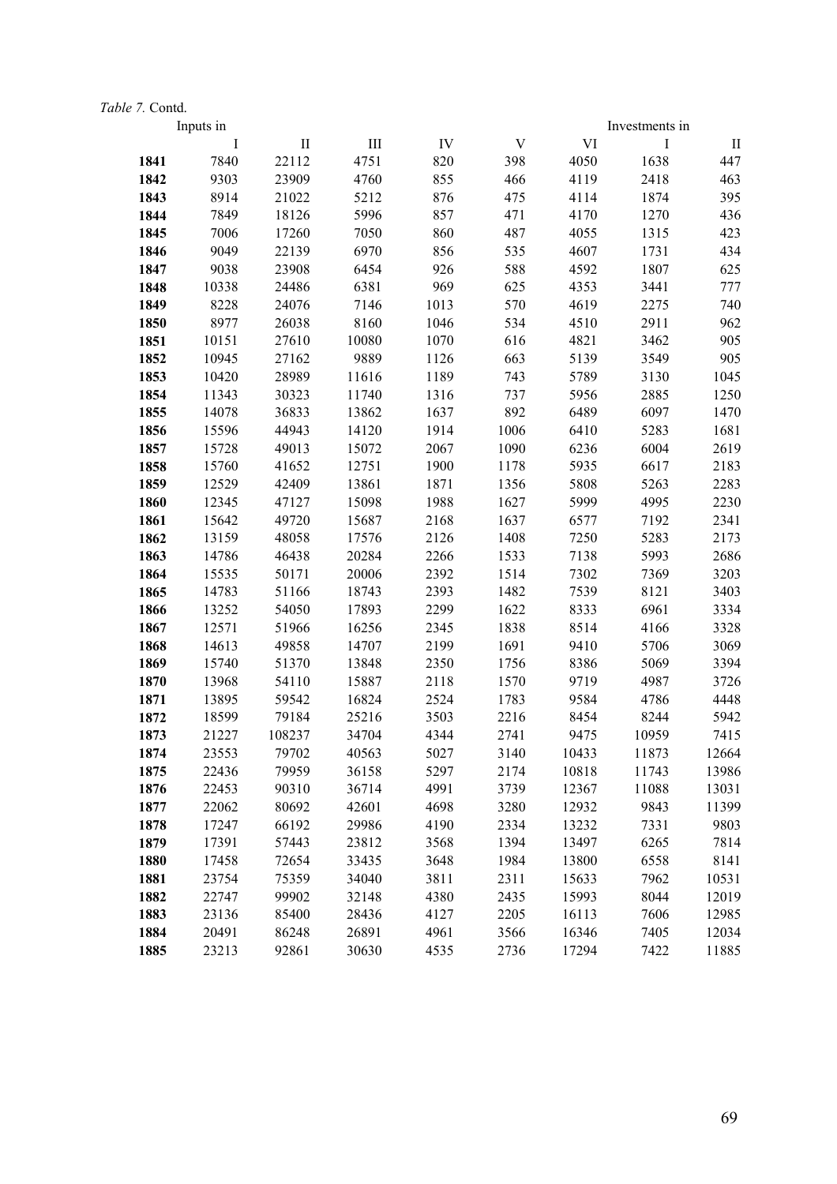*Table 7.* Contd.

| | Inputs in | | | | | | Investments in | |
|---|---|---|---|---|---|---|---|---|
| | I | II | III | IV | V | VI | I | II |
| **1841** | 7840 | 22112 | 4751 | 820 | 398 | 4050 | 1638 | 447 |
| **1842** | 9303 | 23909 | 4760 | 855 | 466 | 4119 | 2418 | 463 |
| **1843** | 8914 | 21022 | 5212 | 876 | 475 | 4114 | 1874 | 395 |
| **1844** | 7849 | 18126 | 5996 | 857 | 471 | 4170 | 1270 | 436 |
| **1845** | 7006 | 17260 | 7050 | 860 | 487 | 4055 | 1315 | 423 |
| **1846** | 9049 | 22139 | 6970 | 856 | 535 | 4607 | 1731 | 434 |
| **1847** | 9038 | 23908 | 6454 | 926 | 588 | 4592 | 1807 | 625 |
| **1848** | 10338 | 24486 | 6381 | 969 | 625 | 4353 | 3441 | 777 |
| **1849** | 8228 | 24076 | 7146 | 1013 | 570 | 4619 | 2275 | 740 |
| **1850** | 8977 | 26038 | 8160 | 1046 | 534 | 4510 | 2911 | 962 |
| **1851** | 10151 | 27610 | 10080 | 1070 | 616 | 4821 | 3462 | 905 |
| **1852** | 10945 | 27162 | 9889 | 1126 | 663 | 5139 | 3549 | 905 |
| **1853** | 10420 | 28989 | 11616 | 1189 | 743 | 5789 | 3130 | 1045 |
| **1854** | 11343 | 30323 | 11740 | 1316 | 737 | 5956 | 2885 | 1250 |
| **1855** | 14078 | 36833 | 13862 | 1637 | 892 | 6489 | 6097 | 1470 |
| **1856** | 15596 | 44943 | 14120 | 1914 | 1006 | 6410 | 5283 | 1681 |
| **1857** | 15728 | 49013 | 15072 | 2067 | 1090 | 6236 | 6004 | 2619 |
| **1858** | 15760 | 41652 | 12751 | 1900 | 1178 | 5935 | 6617 | 2183 |
| **1859** | 12529 | 42409 | 13861 | 1871 | 1356 | 5808 | 5263 | 2283 |
| **1860** | 12345 | 47127 | 15098 | 1988 | 1627 | 5999 | 4995 | 2230 |
| **1861** | 15642 | 49720 | 15687 | 2168 | 1637 | 6577 | 7192 | 2341 |
| **1862** | 13159 | 48058 | 17576 | 2126 | 1408 | 7250 | 5283 | 2173 |
| **1863** | 14786 | 46438 | 20284 | 2266 | 1533 | 7138 | 5993 | 2686 |
| **1864** | 15535 | 50171 | 20006 | 2392 | 1514 | 7302 | 7369 | 3203 |
| **1865** | 14783 | 51166 | 18743 | 2393 | 1482 | 7539 | 8121 | 3403 |
| **1866** | 13252 | 54050 | 17893 | 2299 | 1622 | 8333 | 6961 | 3334 |
| **1867** | 12571 | 51966 | 16256 | 2345 | 1838 | 8514 | 4166 | 3328 |
| **1868** | 14613 | 49858 | 14707 | 2199 | 1691 | 9410 | 5706 | 3069 |
| **1869** | 15740 | 51370 | 13848 | 2350 | 1756 | 8386 | 5069 | 3394 |
| **1870** | 13968 | 54110 | 15887 | 2118 | 1570 | 9719 | 4987 | 3726 |
| **1871** | 13895 | 59542 | 16824 | 2524 | 1783 | 9584 | 4786 | 4448 |
| **1872** | 18599 | 79184 | 25216 | 3503 | 2216 | 8454 | 8244 | 5942 |
| **1873** | 21227 | 108237 | 34704 | 4344 | 2741 | 9475 | 10959 | 7415 |
| **1874** | 23553 | 79702 | 40563 | 5027 | 3140 | 10433 | 11873 | 12664 |
| **1875** | 22436 | 79959 | 36158 | 5297 | 2174 | 10818 | 11743 | 13986 |
| **1876** | 22453 | 90310 | 36714 | 4991 | 3739 | 12367 | 11088 | 13031 |
| **1877** | 22062 | 80692 | 42601 | 4698 | 3280 | 12932 | 9843 | 11399 |
| **1878** | 17247 | 66192 | 29986 | 4190 | 2334 | 13232 | 7331 | 9803 |
| **1879** | 17391 | 57443 | 23812 | 3568 | 1394 | 13497 | 6265 | 7814 |
| **1880** | 17458 | 72654 | 33435 | 3648 | 1984 | 13800 | 6558 | 8141 |
| **1881** | 23754 | 75359 | 34040 | 3811 | 2311 | 15633 | 7962 | 10531 |
| **1882** | 22747 | 99902 | 32148 | 4380 | 2435 | 15993 | 8044 | 12019 |
| **1883** | 23136 | 85400 | 28436 | 4127 | 2205 | 16113 | 7606 | 12985 |
| **1884** | 20491 | 86248 | 26891 | 4961 | 3566 | 16346 | 7405 | 12034 |
| **1885** | 23213 | 92861 | 30630 | 4535 | 2736 | 17294 | 7422 | 11885 |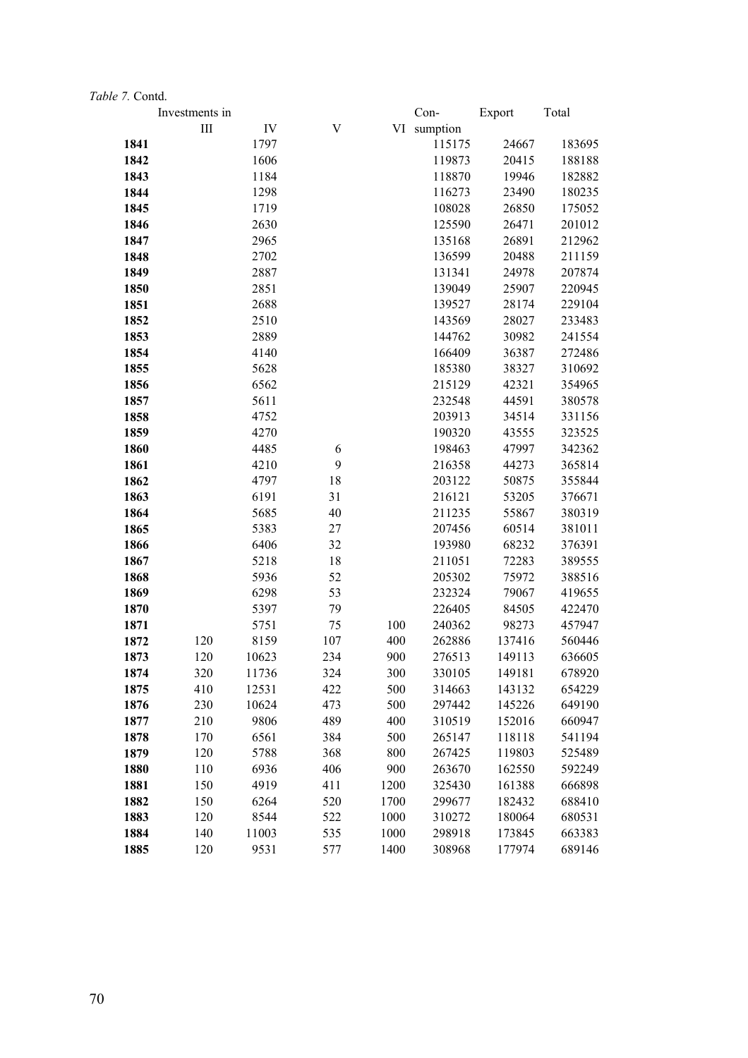*Table 7.* Contd.

| | Investments in | | | | Con- | Export | Total |
|---|---|---|---|---|---|---|---|
| | III | IV | V | VI | sumption | | |
| **1841** | | 1797 | | | 115175 | 24667 | 183695 |
| **1842** | | 1606 | | | 119873 | 20415 | 188188 |
| **1843** | | 1184 | | | 118870 | 19946 | 182882 |
| **1844** | | 1298 | | | 116273 | 23490 | 180235 |
| **1845** | | 1719 | | | 108028 | 26850 | 175052 |
| **1846** | | 2630 | | | 125590 | 26471 | 201012 |
| **1847** | | 2965 | | | 135168 | 26891 | 212962 |
| **1848** | | 2702 | | | 136599 | 20488 | 211159 |
| **1849** | | 2887 | | | 131341 | 24978 | 207874 |
| **1850** | | 2851 | | | 139049 | 25907 | 220945 |
| **1851** | | 2688 | | | 139527 | 28174 | 229104 |
| **1852** | | 2510 | | | 143569 | 28027 | 233483 |
| **1853** | | 2889 | | | 144762 | 30982 | 241554 |
| **1854** | | 4140 | | | 166409 | 36387 | 272486 |
| **1855** | | 5628 | | | 185380 | 38327 | 310692 |
| **1856** | | 6562 | | | 215129 | 42321 | 354965 |
| **1857** | | 5611 | | | 232548 | 44591 | 380578 |
| **1858** | | 4752 | | | 203913 | 34514 | 331156 |
| **1859** | | 4270 | | | 190320 | 43555 | 323525 |
| **1860** | | 4485 | 6 | | 198463 | 47997 | 342362 |
| **1861** | | 4210 | 9 | | 216358 | 44273 | 365814 |
| **1862** | | 4797 | 18 | | 203122 | 50875 | 355844 |
| **1863** | | 6191 | 31 | | 216121 | 53205 | 376671 |
| **1864** | | 5685 | 40 | | 211235 | 55867 | 380319 |
| **1865** | | 5383 | 27 | | 207456 | 60514 | 381011 |
| **1866** | | 6406 | 32 | | 193980 | 68232 | 376391 |
| **1867** | | 5218 | 18 | | 211051 | 72283 | 389555 |
| **1868** | | 5936 | 52 | | 205302 | 75972 | 388516 |
| **1869** | | 6298 | 53 | | 232324 | 79067 | 419655 |
| **1870** | | 5397 | 79 | | 226405 | 84505 | 422470 |
| **1871** | | 5751 | 75 | 100 | 240362 | 98273 | 457947 |
| **1872** | 120 | 8159 | 107 | 400 | 262886 | 137416 | 560446 |
| **1873** | 120 | 10623 | 234 | 900 | 276513 | 149113 | 636605 |
| **1874** | 320 | 11736 | 324 | 300 | 330105 | 149181 | 678920 |
| **1875** | 410 | 12531 | 422 | 500 | 314663 | 143132 | 654229 |
| **1876** | 230 | 10624 | 473 | 500 | 297442 | 145226 | 649190 |
| **1877** | 210 | 9806 | 489 | 400 | 310519 | 152016 | 660947 |
| **1878** | 170 | 6561 | 384 | 500 | 265147 | 118118 | 541194 |
| **1879** | 120 | 5788 | 368 | 800 | 267425 | 119803 | 525489 |
| **1880** | 110 | 6936 | 406 | 900 | 263670 | 162550 | 592249 |
| **1881** | 150 | 4919 | 411 | 1200 | 325430 | 161388 | 666898 |
| **1882** | 150 | 6264 | 520 | 1700 | 299677 | 182432 | 688410 |
| **1883** | 120 | 8544 | 522 | 1000 | 310272 | 180064 | 680531 |
| **1884** | 140 | 11003 | 535 | 1000 | 298918 | 173845 | 663383 |
| **1885** | 120 | 9531 | 577 | 1400 | 308968 | 177974 | 689146 |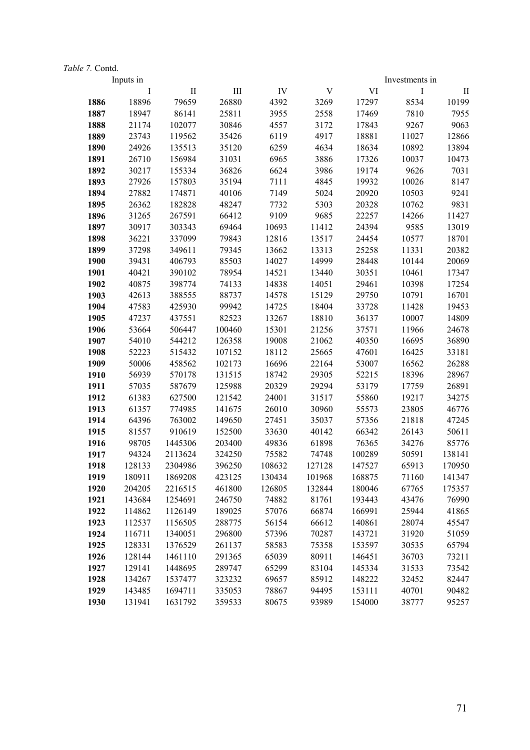*Table 7.* Contd.

| | Inputs in | | | | | | Investments in | |
|---|---|---|---|---|---|---|---|---|
| | I | II | III | IV | V | VI | I | II |
| **1886** | 18896 | 79659 | 26880 | 4392 | 3269 | 17297 | 8534 | 10199 |
| **1887** | 18947 | 86141 | 25811 | 3955 | 2558 | 17469 | 7810 | 7955 |
| **1888** | 21174 | 102077 | 30846 | 4557 | 3172 | 17843 | 9267 | 9063 |
| **1889** | 23743 | 119562 | 35426 | 6119 | 4917 | 18881 | 11027 | 12866 |
| **1890** | 24926 | 135513 | 35120 | 6259 | 4634 | 18634 | 10892 | 13894 |
| **1891** | 26710 | 156984 | 31031 | 6965 | 3886 | 17326 | 10037 | 10473 |
| **1892** | 30217 | 155334 | 36826 | 6624 | 3986 | 19174 | 9626 | 7031 |
| **1893** | 27926 | 157803 | 35194 | 7111 | 4845 | 19932 | 10026 | 8147 |
| **1894** | 27882 | 174871 | 40106 | 7149 | 5024 | 20920 | 10503 | 9241 |
| **1895** | 26362 | 182828 | 48247 | 7732 | 5303 | 20328 | 10762 | 9831 |
| **1896** | 31265 | 267591 | 66412 | 9109 | 9685 | 22257 | 14266 | 11427 |
| **1897** | 30917 | 303343 | 69464 | 10693 | 11412 | 24394 | 9585 | 13019 |
| **1898** | 36221 | 337099 | 79843 | 12816 | 13517 | 24454 | 10577 | 18701 |
| **1899** | 37298 | 349611 | 79345 | 13662 | 13313 | 25258 | 11331 | 20382 |
| **1900** | 39431 | 406793 | 85503 | 14027 | 14999 | 28448 | 10144 | 20069 |
| **1901** | 40421 | 390102 | 78954 | 14521 | 13440 | 30351 | 10461 | 17347 |
| **1902** | 40875 | 398774 | 74133 | 14838 | 14051 | 29461 | 10398 | 17254 |
| **1903** | 42613 | 388555 | 88737 | 14578 | 15129 | 29750 | 10791 | 16701 |
| **1904** | 47583 | 425930 | 99942 | 14725 | 18404 | 33728 | 11428 | 19453 |
| **1905** | 47237 | 437551 | 82523 | 13267 | 18810 | 36137 | 10007 | 14809 |
| **1906** | 53664 | 506447 | 100460 | 15301 | 21256 | 37571 | 11966 | 24678 |
| **1907** | 54010 | 544212 | 126358 | 19008 | 21062 | 40350 | 16695 | 36890 |
| **1908** | 52223 | 515432 | 107152 | 18112 | 25665 | 47601 | 16425 | 33181 |
| **1909** | 50006 | 458562 | 102173 | 16696 | 22164 | 53007 | 16562 | 26288 |
| **1910** | 56939 | 570178 | 131515 | 18742 | 29305 | 52215 | 18396 | 28967 |
| **1911** | 57035 | 587679 | 125988 | 20329 | 29294 | 53179 | 17759 | 26891 |
| **1912** | 61383 | 627500 | 121542 | 24001 | 31517 | 55860 | 19217 | 34275 |
| **1913** | 61357 | 774985 | 141675 | 26010 | 30960 | 55573 | 23805 | 46776 |
| **1914** | 64396 | 763002 | 149650 | 27451 | 35037 | 57356 | 21818 | 47245 |
| **1915** | 81557 | 910619 | 152500 | 33630 | 40142 | 66342 | 26143 | 50611 |
| **1916** | 98705 | 1445306 | 203400 | 49836 | 61898 | 76365 | 34276 | 85776 |
| **1917** | 94324 | 2113624 | 324250 | 75582 | 74748 | 100289 | 50591 | 138141 |
| **1918** | 128133 | 2304986 | 396250 | 108632 | 127128 | 147527 | 65913 | 170950 |
| **1919** | 180911 | 1869208 | 423125 | 130434 | 101968 | 168875 | 71160 | 141347 |
| **1920** | 204205 | 2216515 | 461800 | 126805 | 132844 | 180046 | 67765 | 175357 |
| **1921** | 143684 | 1254691 | 246750 | 74882 | 81761 | 193443 | 43476 | 76990 |
| **1922** | 114862 | 1126149 | 189025 | 57076 | 66874 | 166991 | 25944 | 41865 |
| **1923** | 112537 | 1156505 | 288775 | 56154 | 66612 | 140861 | 28074 | 45547 |
| **1924** | 116711 | 1340051 | 296800 | 57396 | 70287 | 143721 | 31920 | 51059 |
| **1925** | 128331 | 1376529 | 261137 | 58583 | 75358 | 153597 | 30535 | 65794 |
| **1926** | 128144 | 1461110 | 291365 | 65039 | 80911 | 146451 | 36703 | 73211 |
| **1927** | 129141 | 1448695 | 289747 | 65299 | 83104 | 145334 | 31533 | 73542 |
| **1928** | 134267 | 1537477 | 323232 | 69657 | 85912 | 148222 | 32452 | 82447 |
| **1929** | 143485 | 1694711 | 335053 | 78867 | 94495 | 153111 | 40701 | 90482 |
| **1930** | 131941 | 1631792 | 359533 | 80675 | 93989 | 154000 | 38777 | 95257 |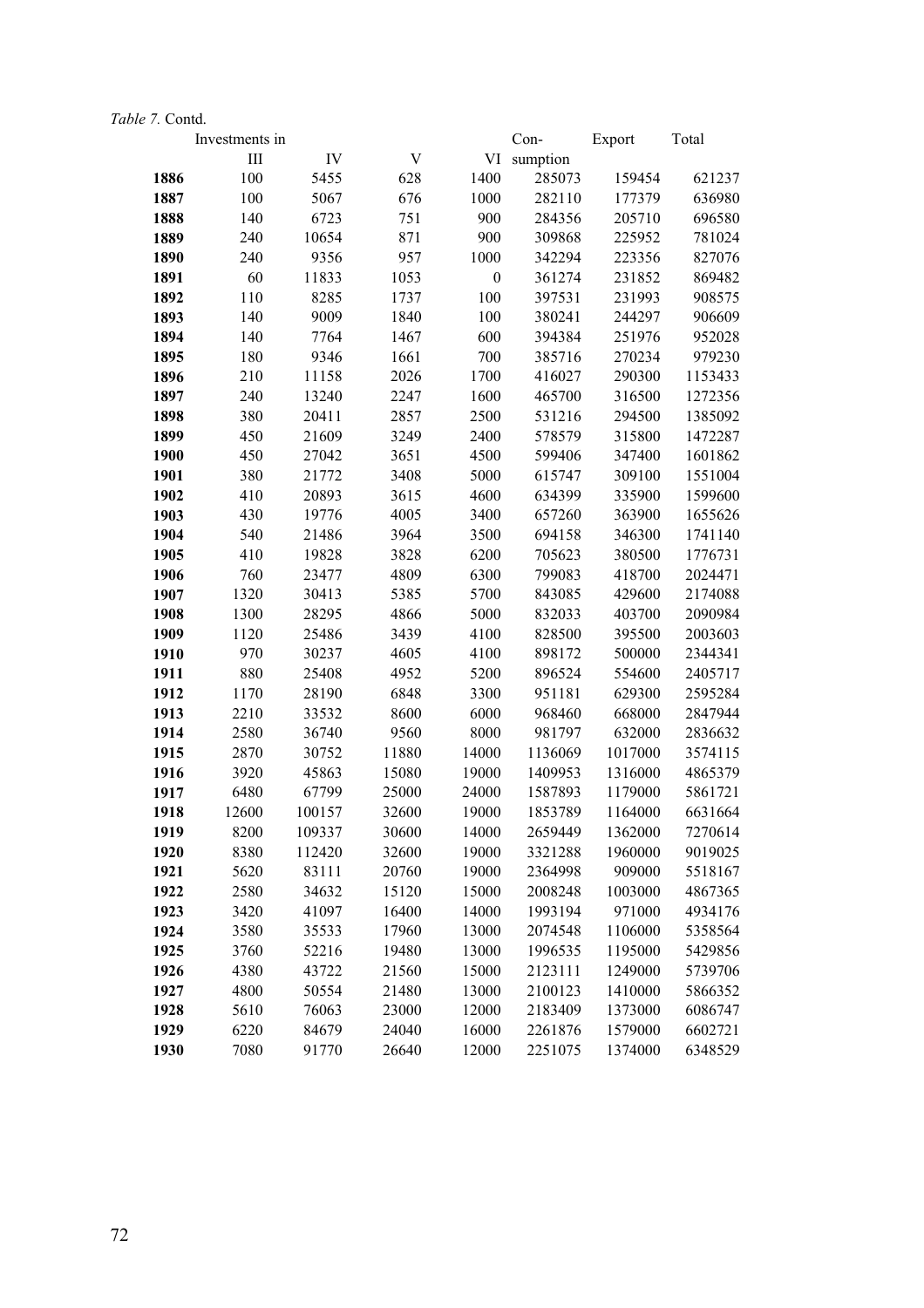*Table 7.* Contd.

| | Investments in | | | | Con- | Export | Total |
|---|---|---|---|---|---|---|---|
| | III | IV | V | VI | sumption | | |
| **1886** | 100 | 5455 | 628 | 1400 | 285073 | 159454 | 621237 |
| **1887** | 100 | 5067 | 676 | 1000 | 282110 | 177379 | 636980 |
| **1888** | 140 | 6723 | 751 | 900 | 284356 | 205710 | 696580 |
| **1889** | 240 | 10654 | 871 | 900 | 309868 | 225952 | 781024 |
| **1890** | 240 | 9356 | 957 | 1000 | 342294 | 223356 | 827076 |
| **1891** | 60 | 11833 | 1053 | 0 | 361274 | 231852 | 869482 |
| **1892** | 110 | 8285 | 1737 | 100 | 397531 | 231993 | 908575 |
| **1893** | 140 | 9009 | 1840 | 100 | 380241 | 244297 | 906609 |
| **1894** | 140 | 7764 | 1467 | 600 | 394384 | 251976 | 952028 |
| **1895** | 180 | 9346 | 1661 | 700 | 385716 | 270234 | 979230 |
| **1896** | 210 | 11158 | 2026 | 1700 | 416027 | 290300 | 1153433 |
| **1897** | 240 | 13240 | 2247 | 1600 | 465700 | 316500 | 1272356 |
| **1898** | 380 | 20411 | 2857 | 2500 | 531216 | 294500 | 1385092 |
| **1899** | 450 | 21609 | 3249 | 2400 | 578579 | 315800 | 1472287 |
| **1900** | 450 | 27042 | 3651 | 4500 | 599406 | 347400 | 1601862 |
| **1901** | 380 | 21772 | 3408 | 5000 | 615747 | 309100 | 1551004 |
| **1902** | 410 | 20893 | 3615 | 4600 | 634399 | 335900 | 1599600 |
| **1903** | 430 | 19776 | 4005 | 3400 | 657260 | 363900 | 1655626 |
| **1904** | 540 | 21486 | 3964 | 3500 | 694158 | 346300 | 1741140 |
| **1905** | 410 | 19828 | 3828 | 6200 | 705623 | 380500 | 1776731 |
| **1906** | 760 | 23477 | 4809 | 6300 | 799083 | 418700 | 2024471 |
| **1907** | 1320 | 30413 | 5385 | 5700 | 843085 | 429600 | 2174088 |
| **1908** | 1300 | 28295 | 4866 | 5000 | 832033 | 403700 | 2090984 |
| **1909** | 1120 | 25486 | 3439 | 4100 | 828500 | 395500 | 2003603 |
| **1910** | 970 | 30237 | 4605 | 4100 | 898172 | 500000 | 2344341 |
| **1911** | 880 | 25408 | 4952 | 5200 | 896524 | 554600 | 2405717 |
| **1912** | 1170 | 28190 | 6848 | 3300 | 951181 | 629300 | 2595284 |
| **1913** | 2210 | 33532 | 8600 | 6000 | 968460 | 668000 | 2847944 |
| **1914** | 2580 | 36740 | 9560 | 8000 | 981797 | 632000 | 2836632 |
| **1915** | 2870 | 30752 | 11880 | 14000 | 1136069 | 1017000 | 3574115 |
| **1916** | 3920 | 45863 | 15080 | 19000 | 1409953 | 1316000 | 4865379 |
| **1917** | 6480 | 67799 | 25000 | 24000 | 1587893 | 1179000 | 5861721 |
| **1918** | 12600 | 100157 | 32600 | 19000 | 1853789 | 1164000 | 6631664 |
| **1919** | 8200 | 109337 | 30600 | 14000 | 2659449 | 1362000 | 7270614 |
| **1920** | 8380 | 112420 | 32600 | 19000 | 3321288 | 1960000 | 9019025 |
| **1921** | 5620 | 83111 | 20760 | 19000 | 2364998 | 909000 | 5518167 |
| **1922** | 2580 | 34632 | 15120 | 15000 | 2008248 | 1003000 | 4867365 |
| **1923** | 3420 | 41097 | 16400 | 14000 | 1993194 | 971000 | 4934176 |
| **1924** | 3580 | 35533 | 17960 | 13000 | 2074548 | 1106000 | 5358564 |
| **1925** | 3760 | 52216 | 19480 | 13000 | 1996535 | 1195000 | 5429856 |
| **1926** | 4380 | 43722 | 21560 | 15000 | 2123111 | 1249000 | 5739706 |
| **1927** | 4800 | 50554 | 21480 | 13000 | 2100123 | 1410000 | 5866352 |
| **1928** | 5610 | 76063 | 23000 | 12000 | 2183409 | 1373000 | 6086747 |
| **1929** | 6220 | 84679 | 24040 | 16000 | 2261876 | 1579000 | 6602721 |
| **1930** | 7080 | 91770 | 26640 | 12000 | 2251075 | 1374000 | 6348529 |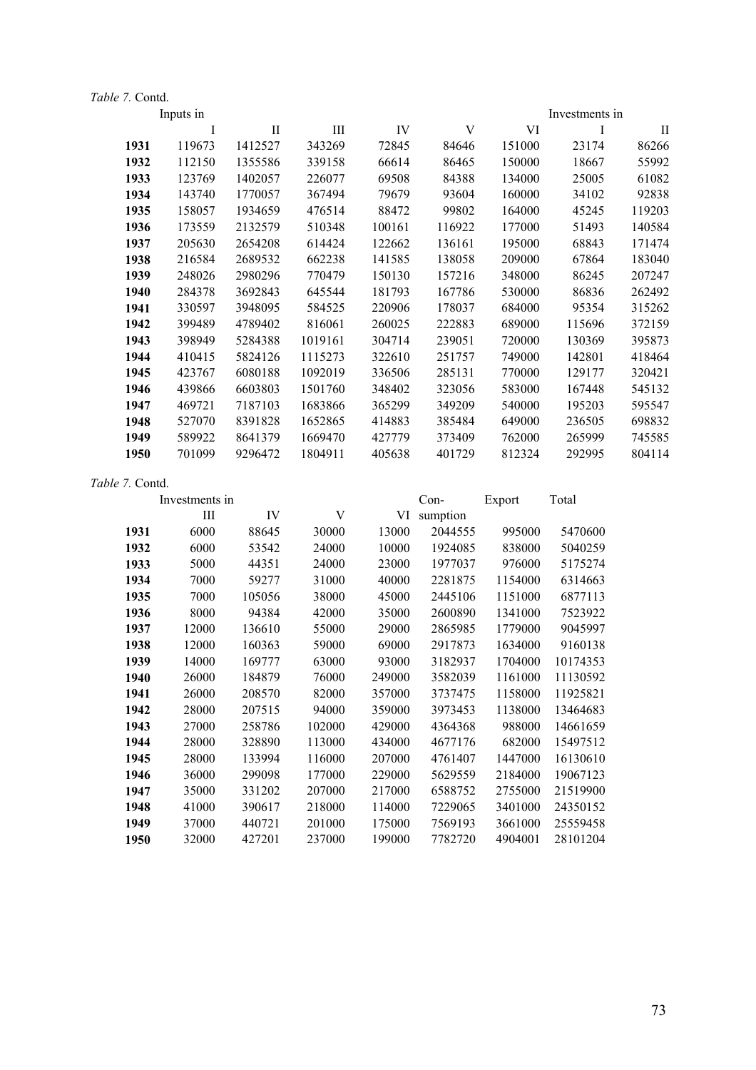*Table 7.* Contd.

| | Inputs in | | | | | | Investments in | |
|---|---|---|---|---|---|---|---|---|
| | I | II | III | IV | V | VI | I | II |
| **1931** | 119673 | 1412527 | 343269 | 72845 | 84646 | 151000 | 23174 | 86266 |
| **1932** | 112150 | 1355586 | 339158 | 66614 | 86465 | 150000 | 18667 | 55992 |
| **1933** | 123769 | 1402057 | 226077 | 69508 | 84388 | 134000 | 25005 | 61082 |
| **1934** | 143740 | 1770057 | 367494 | 79679 | 93604 | 160000 | 34102 | 92838 |
| **1935** | 158057 | 1934659 | 476514 | 88472 | 99802 | 164000 | 45245 | 119203 |
| **1936** | 173559 | 2132579 | 510348 | 100161 | 116922 | 177000 | 51493 | 140584 |
| **1937** | 205630 | 2654208 | 614424 | 122662 | 136161 | 195000 | 68843 | 171474 |
| **1938** | 216584 | 2689532 | 662238 | 141585 | 138058 | 209000 | 67864 | 183040 |
| **1939** | 248026 | 2980296 | 770479 | 150130 | 157216 | 348000 | 86245 | 207247 |
| **1940** | 284378 | 3692843 | 645544 | 181793 | 167786 | 530000 | 86836 | 262492 |
| **1941** | 330597 | 3948095 | 584525 | 220906 | 178037 | 684000 | 95354 | 315262 |
| **1942** | 399489 | 4789402 | 816061 | 260025 | 222883 | 689000 | 115696 | 372159 |
| **1943** | 398949 | 5284388 | 1019161 | 304714 | 239051 | 720000 | 130369 | 395873 |
| **1944** | 410415 | 5824126 | 1115273 | 322610 | 251757 | 749000 | 142801 | 418464 |
| **1945** | 423767 | 6080188 | 1092019 | 336506 | 285131 | 770000 | 129177 | 320421 |
| **1946** | 439866 | 6603803 | 1501760 | 348402 | 323056 | 583000 | 167448 | 545132 |
| **1947** | 469721 | 7187103 | 1683866 | 365299 | 349209 | 540000 | 195203 | 595547 |
| **1948** | 527070 | 8391828 | 1652865 | 414883 | 385484 | 649000 | 236505 | 698832 |
| **1949** | 589922 | 8641379 | 1669470 | 427779 | 373409 | 762000 | 265999 | 745585 |
| **1950** | 701099 | 9296472 | 1804911 | 405638 | 401729 | 812324 | 292995 | 804114 |

*Table 7.* Contd.

| | Investments in | | | | Con-sumption | Export | Total |
|---|---|---|---|---|---|---|---|
| | III | IV | V | VI | | | |
| **1931** | 6000 | 88645 | 30000 | 13000 | 2044555 | 995000 | 5470600 |
| **1932** | 6000 | 53542 | 24000 | 10000 | 1924085 | 838000 | 5040259 |
| **1933** | 5000 | 44351 | 24000 | 23000 | 1977037 | 976000 | 5175274 |
| **1934** | 7000 | 59277 | 31000 | 40000 | 2281875 | 1154000 | 6314663 |
| **1935** | 7000 | 105056 | 38000 | 45000 | 2445106 | 1151000 | 6877113 |
| **1936** | 8000 | 94384 | 42000 | 35000 | 2600890 | 1341000 | 7523922 |
| **1937** | 12000 | 136610 | 55000 | 29000 | 2865985 | 1779000 | 9045997 |
| **1938** | 12000 | 160363 | 59000 | 69000 | 2917873 | 1634000 | 9160138 |
| **1939** | 14000 | 169777 | 63000 | 93000 | 3182937 | 1704000 | 10174353 |
| **1940** | 26000 | 184879 | 76000 | 249000 | 3582039 | 1161000 | 11130592 |
| **1941** | 26000 | 208570 | 82000 | 357000 | 3737475 | 1158000 | 11925821 |
| **1942** | 28000 | 207515 | 94000 | 359000 | 3973453 | 1138000 | 13464683 |
| **1943** | 27000 | 258786 | 102000 | 429000 | 4364368 | 988000 | 14661659 |
| **1944** | 28000 | 328890 | 113000 | 434000 | 4677176 | 682000 | 15497512 |
| **1945** | 28000 | 133994 | 116000 | 207000 | 4761407 | 1447000 | 16130610 |
| **1946** | 36000 | 299098 | 177000 | 229000 | 5629559 | 2184000 | 19067123 |
| **1947** | 35000 | 331202 | 207000 | 217000 | 6588752 | 2755000 | 21519900 |
| **1948** | 41000 | 390617 | 218000 | 114000 | 7229065 | 3401000 | 24350152 |
| **1949** | 37000 | 440721 | 201000 | 175000 | 7569193 | 3661000 | 25559458 |
| **1950** | 32000 | 427201 | 237000 | 199000 | 7782720 | 4904001 | 28101204 |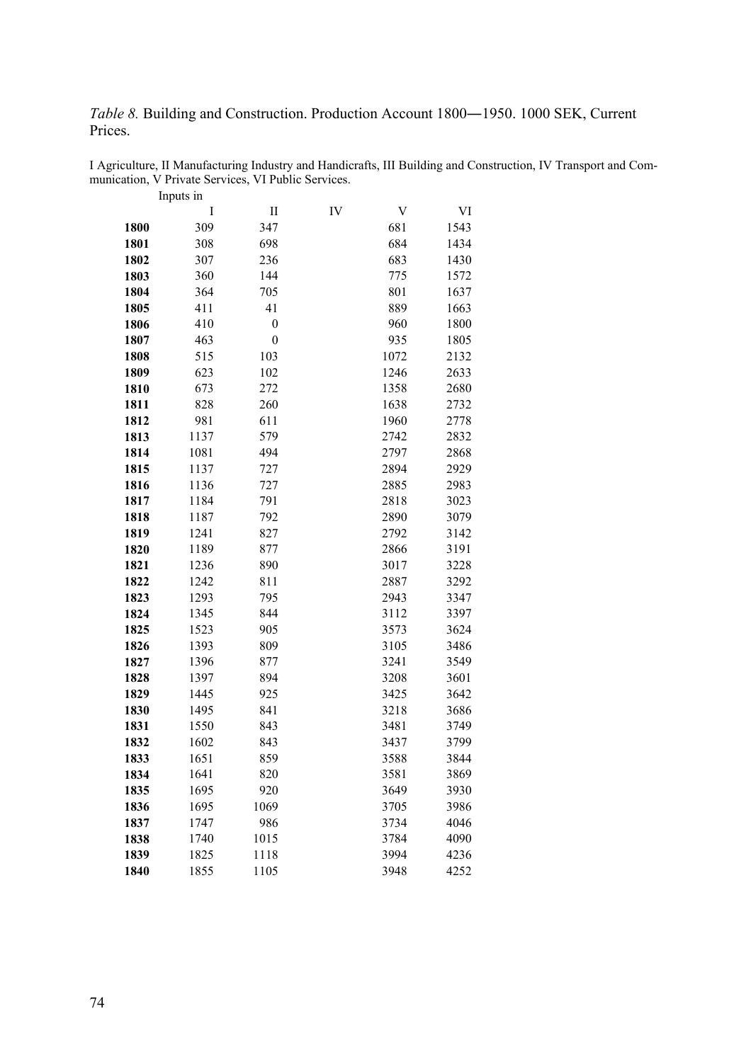*Table 8.* Building and Construction. Production Account 1800―1950. 1000 SEK, Current Prices.

I Agriculture, II Manufacturing Industry and Handicrafts, III Building and Construction, IV Transport and Communication, V Private Services, VI Public Services.

| | Inputs in | | | | |
|---|---|---|---|---|---|
| | I | II | IV | V | VI |
| **1800** | 309 | 347 | | 681 | 1543 |
| **1801** | 308 | 698 | | 684 | 1434 |
| **1802** | 307 | 236 | | 683 | 1430 |
| **1803** | 360 | 144 | | 775 | 1572 |
| **1804** | 364 | 705 | | 801 | 1637 |
| **1805** | 411 | 41 | | 889 | 1663 |
| **1806** | 410 | 0 | | 960 | 1800 |
| **1807** | 463 | 0 | | 935 | 1805 |
| **1808** | 515 | 103 | | 1072 | 2132 |
| **1809** | 623 | 102 | | 1246 | 2633 |
| **1810** | 673 | 272 | | 1358 | 2680 |
| **1811** | 828 | 260 | | 1638 | 2732 |
| **1812** | 981 | 611 | | 1960 | 2778 |
| **1813** | 1137 | 579 | | 2742 | 2832 |
| **1814** | 1081 | 494 | | 2797 | 2868 |
| **1815** | 1137 | 727 | | 2894 | 2929 |
| **1816** | 1136 | 727 | | 2885 | 2983 |
| **1817** | 1184 | 791 | | 2818 | 3023 |
| **1818** | 1187 | 792 | | 2890 | 3079 |
| **1819** | 1241 | 827 | | 2792 | 3142 |
| **1820** | 1189 | 877 | | 2866 | 3191 |
| **1821** | 1236 | 890 | | 3017 | 3228 |
| **1822** | 1242 | 811 | | 2887 | 3292 |
| **1823** | 1293 | 795 | | 2943 | 3347 |
| **1824** | 1345 | 844 | | 3112 | 3397 |
| **1825** | 1523 | 905 | | 3573 | 3624 |
| **1826** | 1393 | 809 | | 3105 | 3486 |
| **1827** | 1396 | 877 | | 3241 | 3549 |
| **1828** | 1397 | 894 | | 3208 | 3601 |
| **1829** | 1445 | 925 | | 3425 | 3642 |
| **1830** | 1495 | 841 | | 3218 | 3686 |
| **1831** | 1550 | 843 | | 3481 | 3749 |
| **1832** | 1602 | 843 | | 3437 | 3799 |
| **1833** | 1651 | 859 | | 3588 | 3844 |
| **1834** | 1641 | 820 | | 3581 | 3869 |
| **1835** | 1695 | 920 | | 3649 | 3930 |
| **1836** | 1695 | 1069 | | 3705 | 3986 |
| **1837** | 1747 | 986 | | 3734 | 4046 |
| **1838** | 1740 | 1015 | | 3784 | 4090 |
| **1839** | 1825 | 1118 | | 3994 | 4236 |
| **1840** | 1855 | 1105 | | 3948 | 4252 |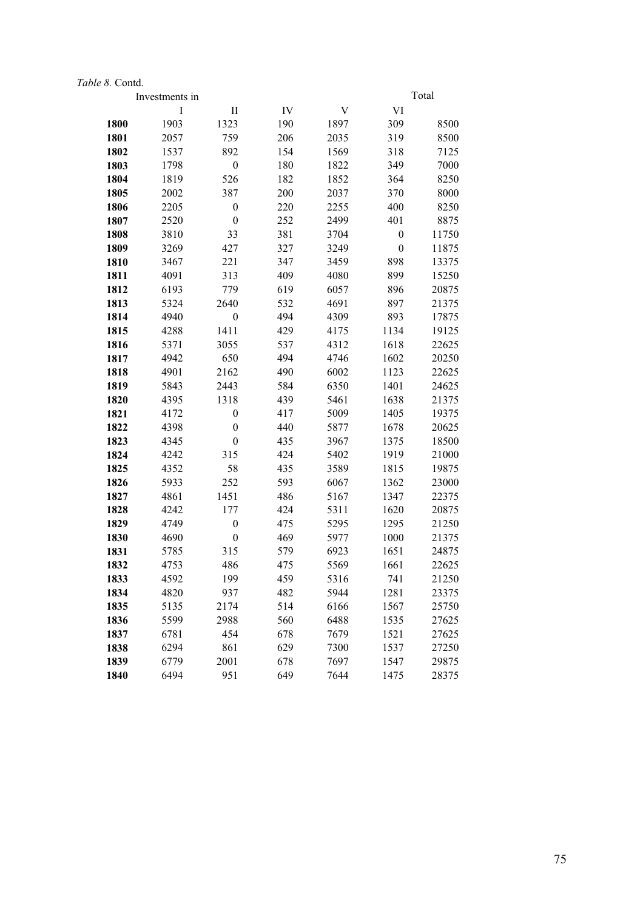*Table 8.* Contd.

| | Investments in | | | | | Total |
|---|---|---|---|---|---|---|
| | I | II | IV | V | VI | |
| **1800** | 1903 | 1323 | 190 | 1897 | 309 | 8500 |
| **1801** | 2057 | 759 | 206 | 2035 | 319 | 8500 |
| **1802** | 1537 | 892 | 154 | 1569 | 318 | 7125 |
| **1803** | 1798 | 0 | 180 | 1822 | 349 | 7000 |
| **1804** | 1819 | 526 | 182 | 1852 | 364 | 8250 |
| **1805** | 2002 | 387 | 200 | 2037 | 370 | 8000 |
| **1806** | 2205 | 0 | 220 | 2255 | 400 | 8250 |
| **1807** | 2520 | 0 | 252 | 2499 | 401 | 8875 |
| **1808** | 3810 | 33 | 381 | 3704 | 0 | 11750 |
| **1809** | 3269 | 427 | 327 | 3249 | 0 | 11875 |
| **1810** | 3467 | 221 | 347 | 3459 | 898 | 13375 |
| **1811** | 4091 | 313 | 409 | 4080 | 899 | 15250 |
| **1812** | 6193 | 779 | 619 | 6057 | 896 | 20875 |
| **1813** | 5324 | 2640 | 532 | 4691 | 897 | 21375 |
| **1814** | 4940 | 0 | 494 | 4309 | 893 | 17875 |
| **1815** | 4288 | 1411 | 429 | 4175 | 1134 | 19125 |
| **1816** | 5371 | 3055 | 537 | 4312 | 1618 | 22625 |
| **1817** | 4942 | 650 | 494 | 4746 | 1602 | 20250 |
| **1818** | 4901 | 2162 | 490 | 6002 | 1123 | 22625 |
| **1819** | 5843 | 2443 | 584 | 6350 | 1401 | 24625 |
| **1820** | 4395 | 1318 | 439 | 5461 | 1638 | 21375 |
| **1821** | 4172 | 0 | 417 | 5009 | 1405 | 19375 |
| **1822** | 4398 | 0 | 440 | 5877 | 1678 | 20625 |
| **1823** | 4345 | 0 | 435 | 3967 | 1375 | 18500 |
| **1824** | 4242 | 315 | 424 | 5402 | 1919 | 21000 |
| **1825** | 4352 | 58 | 435 | 3589 | 1815 | 19875 |
| **1826** | 5933 | 252 | 593 | 6067 | 1362 | 23000 |
| **1827** | 4861 | 1451 | 486 | 5167 | 1347 | 22375 |
| **1828** | 4242 | 177 | 424 | 5311 | 1620 | 20875 |
| **1829** | 4749 | 0 | 475 | 5295 | 1295 | 21250 |
| **1830** | 4690 | 0 | 469 | 5977 | 1000 | 21375 |
| **1831** | 5785 | 315 | 579 | 6923 | 1651 | 24875 |
| **1832** | 4753 | 486 | 475 | 5569 | 1661 | 22625 |
| **1833** | 4592 | 199 | 459 | 5316 | 741 | 21250 |
| **1834** | 4820 | 937 | 482 | 5944 | 1281 | 23375 |
| **1835** | 5135 | 2174 | 514 | 6166 | 1567 | 25750 |
| **1836** | 5599 | 2988 | 560 | 6488 | 1535 | 27625 |
| **1837** | 6781 | 454 | 678 | 7679 | 1521 | 27625 |
| **1838** | 6294 | 861 | 629 | 7300 | 1537 | 27250 |
| **1839** | 6779 | 2001 | 678 | 7697 | 1547 | 29875 |
| **1840** | 6494 | 951 | 649 | 7644 | 1475 | 28375 |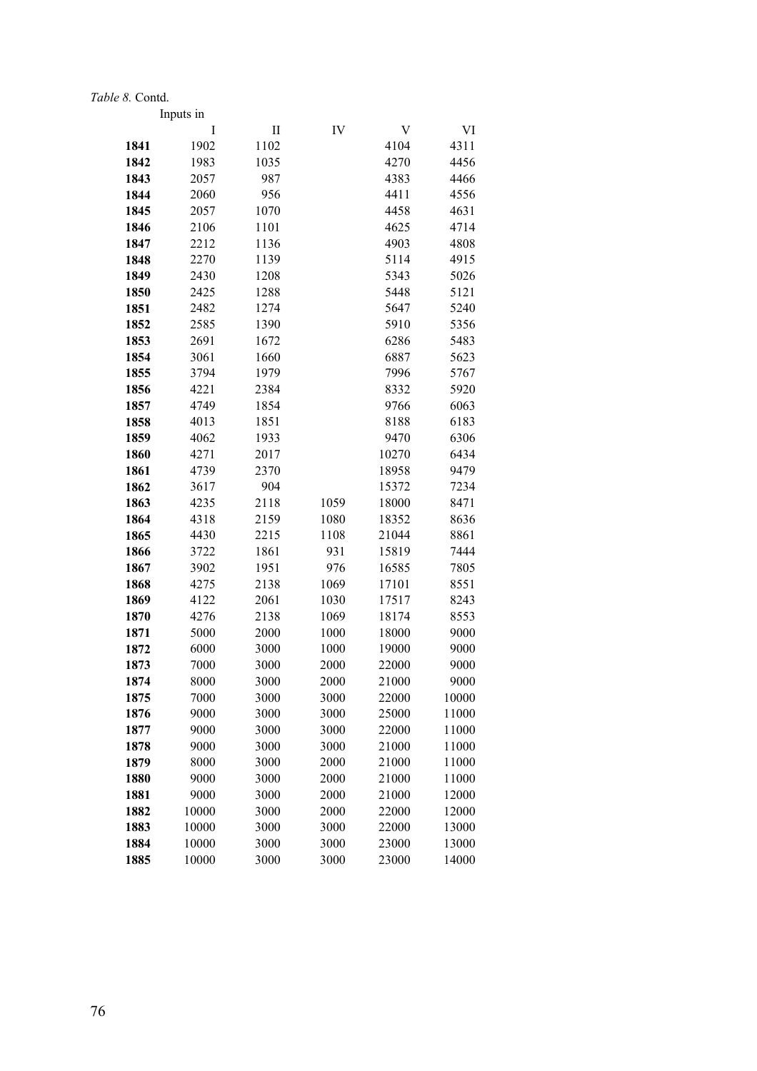*Table 8.* Contd.

| | Inputs in I | II | IV | V | VI |
|---|---|---|---|---|---|
| **1841** | 1902 | 1102 | | 4104 | 4311 |
| **1842** | 1983 | 1035 | | 4270 | 4456 |
| **1843** | 2057 | 987 | | 4383 | 4466 |
| **1844** | 2060 | 956 | | 4411 | 4556 |
| **1845** | 2057 | 1070 | | 4458 | 4631 |
| **1846** | 2106 | 1101 | | 4625 | 4714 |
| **1847** | 2212 | 1136 | | 4903 | 4808 |
| **1848** | 2270 | 1139 | | 5114 | 4915 |
| **1849** | 2430 | 1208 | | 5343 | 5026 |
| **1850** | 2425 | 1288 | | 5448 | 5121 |
| **1851** | 2482 | 1274 | | 5647 | 5240 |
| **1852** | 2585 | 1390 | | 5910 | 5356 |
| **1853** | 2691 | 1672 | | 6286 | 5483 |
| **1854** | 3061 | 1660 | | 6887 | 5623 |
| **1855** | 3794 | 1979 | | 7996 | 5767 |
| **1856** | 4221 | 2384 | | 8332 | 5920 |
| **1857** | 4749 | 1854 | | 9766 | 6063 |
| **1858** | 4013 | 1851 | | 8188 | 6183 |
| **1859** | 4062 | 1933 | | 9470 | 6306 |
| **1860** | 4271 | 2017 | | 10270 | 6434 |
| **1861** | 4739 | 2370 | | 18958 | 9479 |
| **1862** | 3617 | 904 | | 15372 | 7234 |
| **1863** | 4235 | 2118 | 1059 | 18000 | 8471 |
| **1864** | 4318 | 2159 | 1080 | 18352 | 8636 |
| **1865** | 4430 | 2215 | 1108 | 21044 | 8861 |
| **1866** | 3722 | 1861 | 931 | 15819 | 7444 |
| **1867** | 3902 | 1951 | 976 | 16585 | 7805 |
| **1868** | 4275 | 2138 | 1069 | 17101 | 8551 |
| **1869** | 4122 | 2061 | 1030 | 17517 | 8243 |
| **1870** | 4276 | 2138 | 1069 | 18174 | 8553 |
| **1871** | 5000 | 2000 | 1000 | 18000 | 9000 |
| **1872** | 6000 | 3000 | 1000 | 19000 | 9000 |
| **1873** | 7000 | 3000 | 2000 | 22000 | 9000 |
| **1874** | 8000 | 3000 | 2000 | 21000 | 9000 |
| **1875** | 7000 | 3000 | 3000 | 22000 | 10000 |
| **1876** | 9000 | 3000 | 3000 | 25000 | 11000 |
| **1877** | 9000 | 3000 | 3000 | 22000 | 11000 |
| **1878** | 9000 | 3000 | 3000 | 21000 | 11000 |
| **1879** | 8000 | 3000 | 2000 | 21000 | 11000 |
| **1880** | 9000 | 3000 | 2000 | 21000 | 11000 |
| **1881** | 9000 | 3000 | 2000 | 21000 | 12000 |
| **1882** | 10000 | 3000 | 2000 | 22000 | 12000 |
| **1883** | 10000 | 3000 | 3000 | 22000 | 13000 |
| **1884** | 10000 | 3000 | 3000 | 23000 | 13000 |
| **1885** | 10000 | 3000 | 3000 | 23000 | 14000 |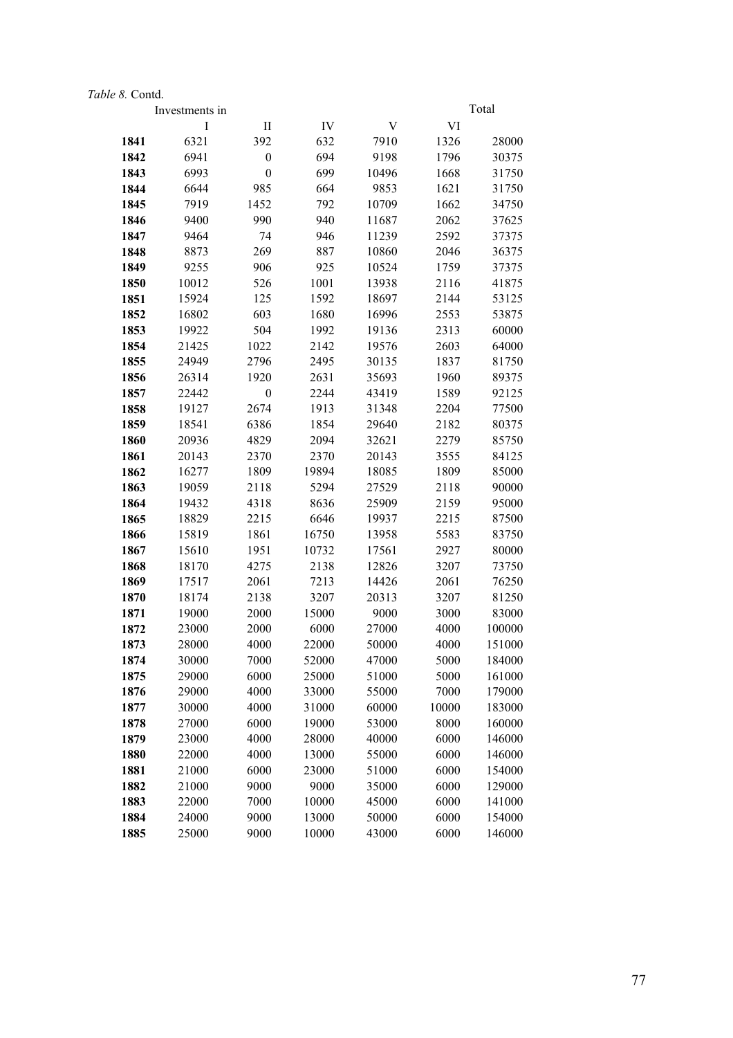*Table 8.* Contd.

| | Investments in | | | | | Total |
|---|---|---|---|---|---|---|
| | I | II | IV | V | VI | |
| **1841** | 6321 | 392 | 632 | 7910 | 1326 | 28000 |
| **1842** | 6941 | 0 | 694 | 9198 | 1796 | 30375 |
| **1843** | 6993 | 0 | 699 | 10496 | 1668 | 31750 |
| **1844** | 6644 | 985 | 664 | 9853 | 1621 | 31750 |
| **1845** | 7919 | 1452 | 792 | 10709 | 1662 | 34750 |
| **1846** | 9400 | 990 | 940 | 11687 | 2062 | 37625 |
| **1847** | 9464 | 74 | 946 | 11239 | 2592 | 37375 |
| **1848** | 8873 | 269 | 887 | 10860 | 2046 | 36375 |
| **1849** | 9255 | 906 | 925 | 10524 | 1759 | 37375 |
| **1850** | 10012 | 526 | 1001 | 13938 | 2116 | 41875 |
| **1851** | 15924 | 125 | 1592 | 18697 | 2144 | 53125 |
| **1852** | 16802 | 603 | 1680 | 16996 | 2553 | 53875 |
| **1853** | 19922 | 504 | 1992 | 19136 | 2313 | 60000 |
| **1854** | 21425 | 1022 | 2142 | 19576 | 2603 | 64000 |
| **1855** | 24949 | 2796 | 2495 | 30135 | 1837 | 81750 |
| **1856** | 26314 | 1920 | 2631 | 35693 | 1960 | 89375 |
| **1857** | 22442 | 0 | 2244 | 43419 | 1589 | 92125 |
| **1858** | 19127 | 2674 | 1913 | 31348 | 2204 | 77500 |
| **1859** | 18541 | 6386 | 1854 | 29640 | 2182 | 80375 |
| **1860** | 20936 | 4829 | 2094 | 32621 | 2279 | 85750 |
| **1861** | 20143 | 2370 | 2370 | 20143 | 3555 | 84125 |
| **1862** | 16277 | 1809 | 19894 | 18085 | 1809 | 85000 |
| **1863** | 19059 | 2118 | 5294 | 27529 | 2118 | 90000 |
| **1864** | 19432 | 4318 | 8636 | 25909 | 2159 | 95000 |
| **1865** | 18829 | 2215 | 6646 | 19937 | 2215 | 87500 |
| **1866** | 15819 | 1861 | 16750 | 13958 | 5583 | 83750 |
| **1867** | 15610 | 1951 | 10732 | 17561 | 2927 | 80000 |
| **1868** | 18170 | 4275 | 2138 | 12826 | 3207 | 73750 |
| **1869** | 17517 | 2061 | 7213 | 14426 | 2061 | 76250 |
| **1870** | 18174 | 2138 | 3207 | 20313 | 3207 | 81250 |
| **1871** | 19000 | 2000 | 15000 | 9000 | 3000 | 83000 |
| **1872** | 23000 | 2000 | 6000 | 27000 | 4000 | 100000 |
| **1873** | 28000 | 4000 | 22000 | 50000 | 4000 | 151000 |
| **1874** | 30000 | 7000 | 52000 | 47000 | 5000 | 184000 |
| **1875** | 29000 | 6000 | 25000 | 51000 | 5000 | 161000 |
| **1876** | 29000 | 4000 | 33000 | 55000 | 7000 | 179000 |
| **1877** | 30000 | 4000 | 31000 | 60000 | 10000 | 183000 |
| **1878** | 27000 | 6000 | 19000 | 53000 | 8000 | 160000 |
| **1879** | 23000 | 4000 | 28000 | 40000 | 6000 | 146000 |
| **1880** | 22000 | 4000 | 13000 | 55000 | 6000 | 146000 |
| **1881** | 21000 | 6000 | 23000 | 51000 | 6000 | 154000 |
| **1882** | 21000 | 9000 | 9000 | 35000 | 6000 | 129000 |
| **1883** | 22000 | 7000 | 10000 | 45000 | 6000 | 141000 |
| **1884** | 24000 | 9000 | 13000 | 50000 | 6000 | 154000 |
| **1885** | 25000 | 9000 | 10000 | 43000 | 6000 | 146000 |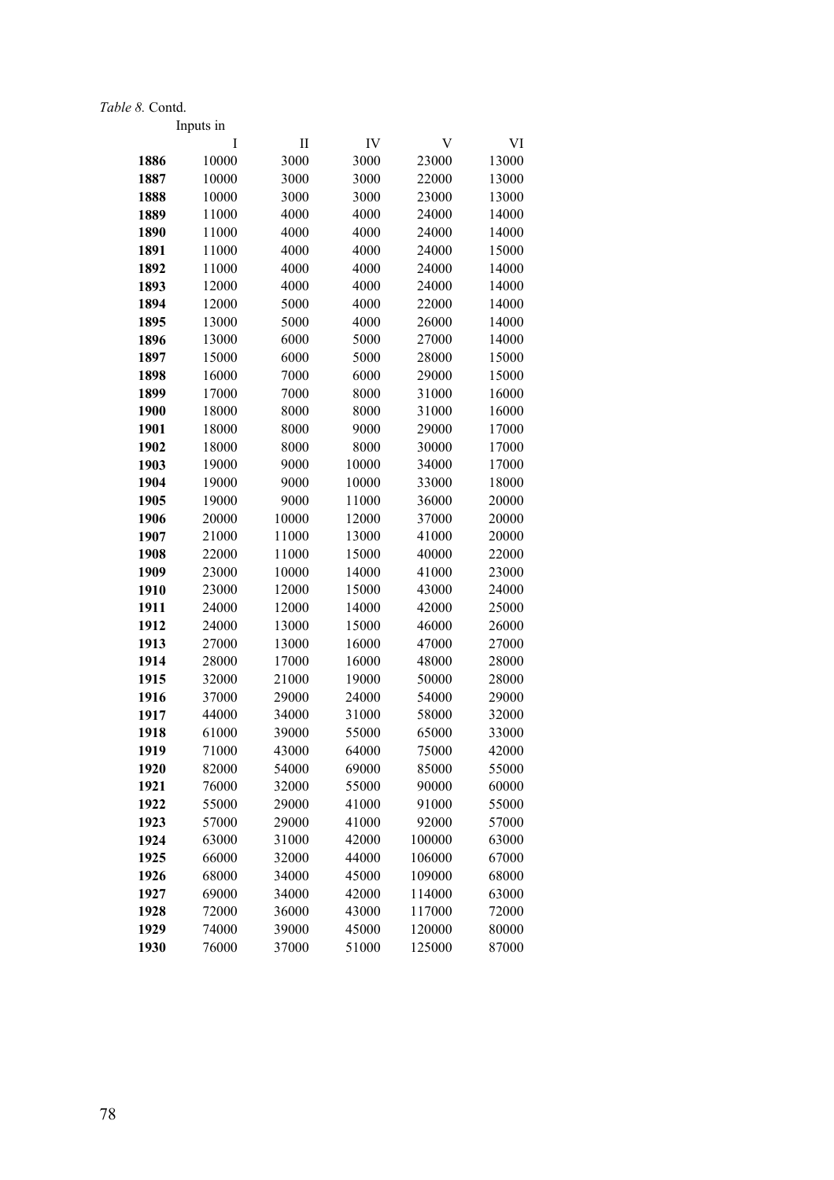*Table 8.* Contd.

| | Inputs in | | | | |
|---|---|---|---|---|---|
| | I | II | IV | V | VI |
| **1886** | 10000 | 3000 | 3000 | 23000 | 13000 |
| **1887** | 10000 | 3000 | 3000 | 22000 | 13000 |
| **1888** | 10000 | 3000 | 3000 | 23000 | 13000 |
| **1889** | 11000 | 4000 | 4000 | 24000 | 14000 |
| **1890** | 11000 | 4000 | 4000 | 24000 | 14000 |
| **1891** | 11000 | 4000 | 4000 | 24000 | 15000 |
| **1892** | 11000 | 4000 | 4000 | 24000 | 14000 |
| **1893** | 12000 | 4000 | 4000 | 24000 | 14000 |
| **1894** | 12000 | 5000 | 4000 | 22000 | 14000 |
| **1895** | 13000 | 5000 | 4000 | 26000 | 14000 |
| **1896** | 13000 | 6000 | 5000 | 27000 | 14000 |
| **1897** | 15000 | 6000 | 5000 | 28000 | 15000 |
| **1898** | 16000 | 7000 | 6000 | 29000 | 15000 |
| **1899** | 17000 | 7000 | 8000 | 31000 | 16000 |
| **1900** | 18000 | 8000 | 8000 | 31000 | 16000 |
| **1901** | 18000 | 8000 | 9000 | 29000 | 17000 |
| **1902** | 18000 | 8000 | 8000 | 30000 | 17000 |
| **1903** | 19000 | 9000 | 10000 | 34000 | 17000 |
| **1904** | 19000 | 9000 | 10000 | 33000 | 18000 |
| **1905** | 19000 | 9000 | 11000 | 36000 | 20000 |
| **1906** | 20000 | 10000 | 12000 | 37000 | 20000 |
| **1907** | 21000 | 11000 | 13000 | 41000 | 20000 |
| **1908** | 22000 | 11000 | 15000 | 40000 | 22000 |
| **1909** | 23000 | 10000 | 14000 | 41000 | 23000 |
| **1910** | 23000 | 12000 | 15000 | 43000 | 24000 |
| **1911** | 24000 | 12000 | 14000 | 42000 | 25000 |
| **1912** | 24000 | 13000 | 15000 | 46000 | 26000 |
| **1913** | 27000 | 13000 | 16000 | 47000 | 27000 |
| **1914** | 28000 | 17000 | 16000 | 48000 | 28000 |
| **1915** | 32000 | 21000 | 19000 | 50000 | 28000 |
| **1916** | 37000 | 29000 | 24000 | 54000 | 29000 |
| **1917** | 44000 | 34000 | 31000 | 58000 | 32000 |
| **1918** | 61000 | 39000 | 55000 | 65000 | 33000 |
| **1919** | 71000 | 43000 | 64000 | 75000 | 42000 |
| **1920** | 82000 | 54000 | 69000 | 85000 | 55000 |
| **1921** | 76000 | 32000 | 55000 | 90000 | 60000 |
| **1922** | 55000 | 29000 | 41000 | 91000 | 55000 |
| **1923** | 57000 | 29000 | 41000 | 92000 | 57000 |
| **1924** | 63000 | 31000 | 42000 | 100000 | 63000 |
| **1925** | 66000 | 32000 | 44000 | 106000 | 67000 |
| **1926** | 68000 | 34000 | 45000 | 109000 | 68000 |
| **1927** | 69000 | 34000 | 42000 | 114000 | 63000 |
| **1928** | 72000 | 36000 | 43000 | 117000 | 72000 |
| **1929** | 74000 | 39000 | 45000 | 120000 | 80000 |
| **1930** | 76000 | 37000 | 51000 | 125000 | 87000 |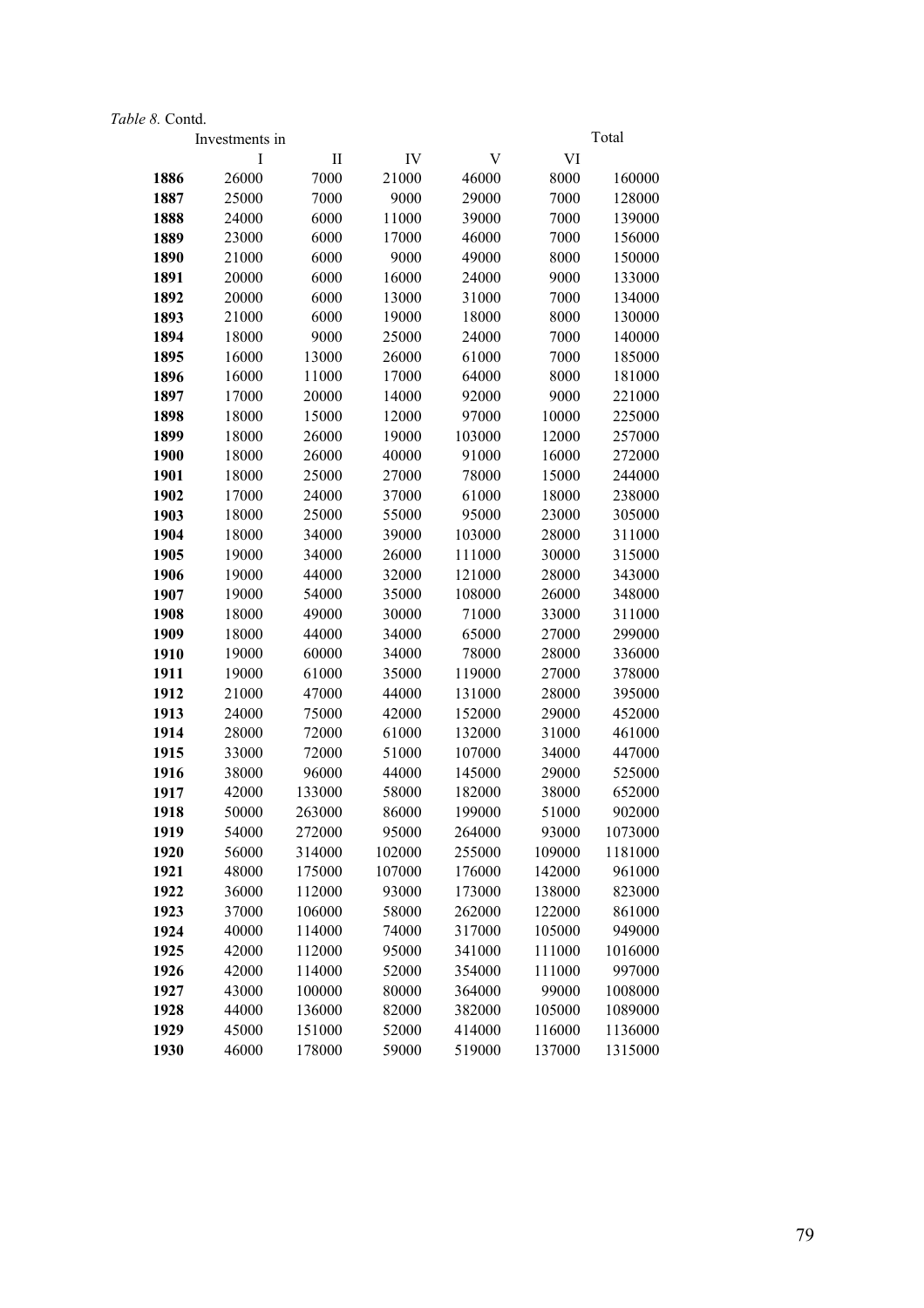*Table 8.* Contd.

| | Investments in | | | | | Total |
|---|---|---|---|---|---|---|
| | I | II | IV | V | VI | |
| **1886** | 26000 | 7000 | 21000 | 46000 | 8000 | 160000 |
| **1887** | 25000 | 7000 | 9000 | 29000 | 7000 | 128000 |
| **1888** | 24000 | 6000 | 11000 | 39000 | 7000 | 139000 |
| **1889** | 23000 | 6000 | 17000 | 46000 | 7000 | 156000 |
| **1890** | 21000 | 6000 | 9000 | 49000 | 8000 | 150000 |
| **1891** | 20000 | 6000 | 16000 | 24000 | 9000 | 133000 |
| **1892** | 20000 | 6000 | 13000 | 31000 | 7000 | 134000 |
| **1893** | 21000 | 6000 | 19000 | 18000 | 8000 | 130000 |
| **1894** | 18000 | 9000 | 25000 | 24000 | 7000 | 140000 |
| **1895** | 16000 | 13000 | 26000 | 61000 | 7000 | 185000 |
| **1896** | 16000 | 11000 | 17000 | 64000 | 8000 | 181000 |
| **1897** | 17000 | 20000 | 14000 | 92000 | 9000 | 221000 |
| **1898** | 18000 | 15000 | 12000 | 97000 | 10000 | 225000 |
| **1899** | 18000 | 26000 | 19000 | 103000 | 12000 | 257000 |
| **1900** | 18000 | 26000 | 40000 | 91000 | 16000 | 272000 |
| **1901** | 18000 | 25000 | 27000 | 78000 | 15000 | 244000 |
| **1902** | 17000 | 24000 | 37000 | 61000 | 18000 | 238000 |
| **1903** | 18000 | 25000 | 55000 | 95000 | 23000 | 305000 |
| **1904** | 18000 | 34000 | 39000 | 103000 | 28000 | 311000 |
| **1905** | 19000 | 34000 | 26000 | 111000 | 30000 | 315000 |
| **1906** | 19000 | 44000 | 32000 | 121000 | 28000 | 343000 |
| **1907** | 19000 | 54000 | 35000 | 108000 | 26000 | 348000 |
| **1908** | 18000 | 49000 | 30000 | 71000 | 33000 | 311000 |
| **1909** | 18000 | 44000 | 34000 | 65000 | 27000 | 299000 |
| **1910** | 19000 | 60000 | 34000 | 78000 | 28000 | 336000 |
| **1911** | 19000 | 61000 | 35000 | 119000 | 27000 | 378000 |
| **1912** | 21000 | 47000 | 44000 | 131000 | 28000 | 395000 |
| **1913** | 24000 | 75000 | 42000 | 152000 | 29000 | 452000 |
| **1914** | 28000 | 72000 | 61000 | 132000 | 31000 | 461000 |
| **1915** | 33000 | 72000 | 51000 | 107000 | 34000 | 447000 |
| **1916** | 38000 | 96000 | 44000 | 145000 | 29000 | 525000 |
| **1917** | 42000 | 133000 | 58000 | 182000 | 38000 | 652000 |
| **1918** | 50000 | 263000 | 86000 | 199000 | 51000 | 902000 |
| **1919** | 54000 | 272000 | 95000 | 264000 | 93000 | 1073000 |
| **1920** | 56000 | 314000 | 102000 | 255000 | 109000 | 1181000 |
| **1921** | 48000 | 175000 | 107000 | 176000 | 142000 | 961000 |
| **1922** | 36000 | 112000 | 93000 | 173000 | 138000 | 823000 |
| **1923** | 37000 | 106000 | 58000 | 262000 | 122000 | 861000 |
| **1924** | 40000 | 114000 | 74000 | 317000 | 105000 | 949000 |
| **1925** | 42000 | 112000 | 95000 | 341000 | 111000 | 1016000 |
| **1926** | 42000 | 114000 | 52000 | 354000 | 111000 | 997000 |
| **1927** | 43000 | 100000 | 80000 | 364000 | 99000 | 1008000 |
| **1928** | 44000 | 136000 | 82000 | 382000 | 105000 | 1089000 |
| **1929** | 45000 | 151000 | 52000 | 414000 | 116000 | 1136000 |
| **1930** | 46000 | 178000 | 59000 | 519000 | 137000 | 1315000 |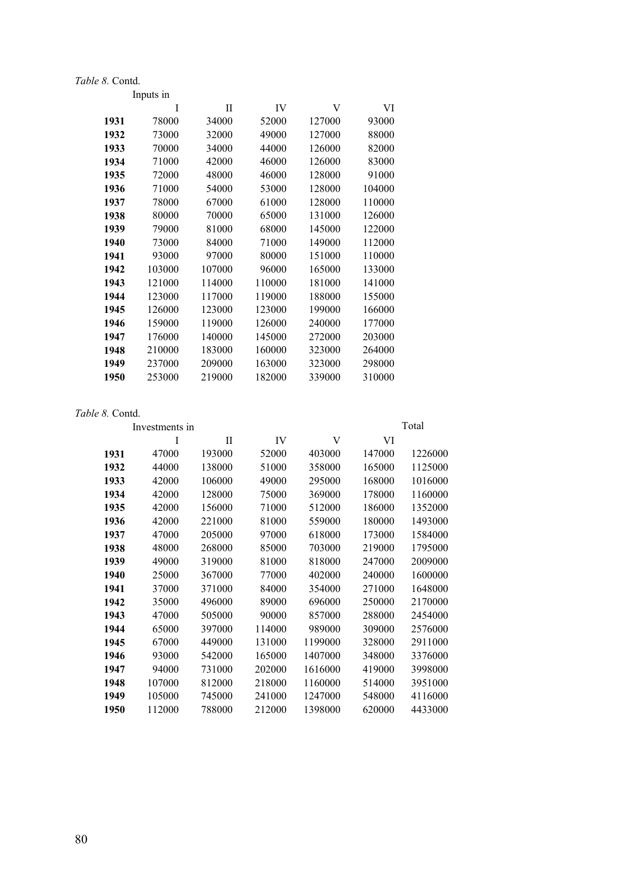*Table 8.* Contd.

| | Inputs in | | | | |
|---|---|---|---|---|---|
| | I | II | IV | V | VI |
| **1931** | 78000 | 34000 | 52000 | 127000 | 93000 |
| **1932** | 73000 | 32000 | 49000 | 127000 | 88000 |
| **1933** | 70000 | 34000 | 44000 | 126000 | 82000 |
| **1934** | 71000 | 42000 | 46000 | 126000 | 83000 |
| **1935** | 72000 | 48000 | 46000 | 128000 | 91000 |
| **1936** | 71000 | 54000 | 53000 | 128000 | 104000 |
| **1937** | 78000 | 67000 | 61000 | 128000 | 110000 |
| **1938** | 80000 | 70000 | 65000 | 131000 | 126000 |
| **1939** | 79000 | 81000 | 68000 | 145000 | 122000 |
| **1940** | 73000 | 84000 | 71000 | 149000 | 112000 |
| **1941** | 93000 | 97000 | 80000 | 151000 | 110000 |
| **1942** | 103000 | 107000 | 96000 | 165000 | 133000 |
| **1943** | 121000 | 114000 | 110000 | 181000 | 141000 |
| **1944** | 123000 | 117000 | 119000 | 188000 | 155000 |
| **1945** | 126000 | 123000 | 123000 | 199000 | 166000 |
| **1946** | 159000 | 119000 | 126000 | 240000 | 177000 |
| **1947** | 176000 | 140000 | 145000 | 272000 | 203000 |
| **1948** | 210000 | 183000 | 160000 | 323000 | 264000 |
| **1949** | 237000 | 209000 | 163000 | 323000 | 298000 |
| **1950** | 253000 | 219000 | 182000 | 339000 | 310000 |

*Table 8.* Contd.

| | Investments in | | | | | Total |
|---|---|---|---|---|---|---|
| | I | II | IV | V | VI | |
| **1931** | 47000 | 193000 | 52000 | 403000 | 147000 | 1226000 |
| **1932** | 44000 | 138000 | 51000 | 358000 | 165000 | 1125000 |
| **1933** | 42000 | 106000 | 49000 | 295000 | 168000 | 1016000 |
| **1934** | 42000 | 128000 | 75000 | 369000 | 178000 | 1160000 |
| **1935** | 42000 | 156000 | 71000 | 512000 | 186000 | 1352000 |
| **1936** | 42000 | 221000 | 81000 | 559000 | 180000 | 1493000 |
| **1937** | 47000 | 205000 | 97000 | 618000 | 173000 | 1584000 |
| **1938** | 48000 | 268000 | 85000 | 703000 | 219000 | 1795000 |
| **1939** | 49000 | 319000 | 81000 | 818000 | 247000 | 2009000 |
| **1940** | 25000 | 367000 | 77000 | 402000 | 240000 | 1600000 |
| **1941** | 37000 | 371000 | 84000 | 354000 | 271000 | 1648000 |
| **1942** | 35000 | 496000 | 89000 | 696000 | 250000 | 2170000 |
| **1943** | 47000 | 505000 | 90000 | 857000 | 288000 | 2454000 |
| **1944** | 65000 | 397000 | 114000 | 989000 | 309000 | 2576000 |
| **1945** | 67000 | 449000 | 131000 | 1199000 | 328000 | 2911000 |
| **1946** | 93000 | 542000 | 165000 | 1407000 | 348000 | 3376000 |
| **1947** | 94000 | 731000 | 202000 | 1616000 | 419000 | 3998000 |
| **1948** | 107000 | 812000 | 218000 | 1160000 | 514000 | 3951000 |
| **1949** | 105000 | 745000 | 241000 | 1247000 | 548000 | 4116000 |
| **1950** | 112000 | 788000 | 212000 | 1398000 | 620000 | 4433000 |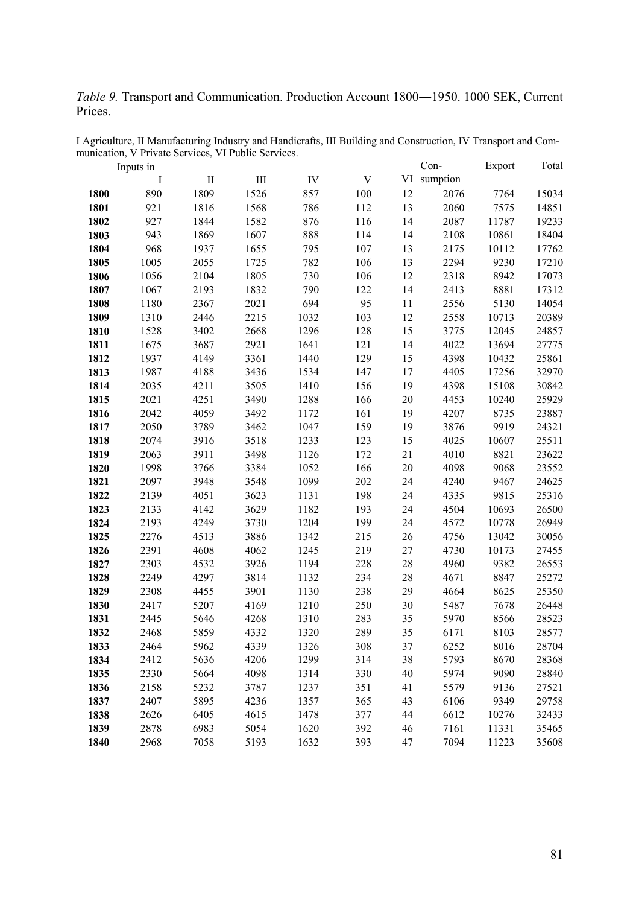*Table 9.* Transport and Communication. Production Account 1800―1950. 1000 SEK, Current Prices.

I Agriculture, II Manufacturing Industry and Handicrafts, III Building and Construction, IV Transport and Communication, V Private Services, VI Public Services.

| | Inputs in | | | | | | Con- | Export | Total |
|---|---|---|---|---|---|---|---|---|---|
| | I | II | III | IV | V | VI | sumption | | |
| **1800** | 890 | 1809 | 1526 | 857 | 100 | 12 | 2076 | 7764 | 15034 |
| **1801** | 921 | 1816 | 1568 | 786 | 112 | 13 | 2060 | 7575 | 14851 |
| **1802** | 927 | 1844 | 1582 | 876 | 116 | 14 | 2087 | 11787 | 19233 |
| **1803** | 943 | 1869 | 1607 | 888 | 114 | 14 | 2108 | 10861 | 18404 |
| **1804** | 968 | 1937 | 1655 | 795 | 107 | 13 | 2175 | 10112 | 17762 |
| **1805** | 1005 | 2055 | 1725 | 782 | 106 | 13 | 2294 | 9230 | 17210 |
| **1806** | 1056 | 2104 | 1805 | 730 | 106 | 12 | 2318 | 8942 | 17073 |
| **1807** | 1067 | 2193 | 1832 | 790 | 122 | 14 | 2413 | 8881 | 17312 |
| **1808** | 1180 | 2367 | 2021 | 694 | 95 | 11 | 2556 | 5130 | 14054 |
| **1809** | 1310 | 2446 | 2215 | 1032 | 103 | 12 | 2558 | 10713 | 20389 |
| **1810** | 1528 | 3402 | 2668 | 1296 | 128 | 15 | 3775 | 12045 | 24857 |
| **1811** | 1675 | 3687 | 2921 | 1641 | 121 | 14 | 4022 | 13694 | 27775 |
| **1812** | 1937 | 4149 | 3361 | 1440 | 129 | 15 | 4398 | 10432 | 25861 |
| **1813** | 1987 | 4188 | 3436 | 1534 | 147 | 17 | 4405 | 17256 | 32970 |
| **1814** | 2035 | 4211 | 3505 | 1410 | 156 | 19 | 4398 | 15108 | 30842 |
| **1815** | 2021 | 4251 | 3490 | 1288 | 166 | 20 | 4453 | 10240 | 25929 |
| **1816** | 2042 | 4059 | 3492 | 1172 | 161 | 19 | 4207 | 8735 | 23887 |
| **1817** | 2050 | 3789 | 3462 | 1047 | 159 | 19 | 3876 | 9919 | 24321 |
| **1818** | 2074 | 3916 | 3518 | 1233 | 123 | 15 | 4025 | 10607 | 25511 |
| **1819** | 2063 | 3911 | 3498 | 1126 | 172 | 21 | 4010 | 8821 | 23622 |
| **1820** | 1998 | 3766 | 3384 | 1052 | 166 | 20 | 4098 | 9068 | 23552 |
| **1821** | 2097 | 3948 | 3548 | 1099 | 202 | 24 | 4240 | 9467 | 24625 |
| **1822** | 2139 | 4051 | 3623 | 1131 | 198 | 24 | 4335 | 9815 | 25316 |
| **1823** | 2133 | 4142 | 3629 | 1182 | 193 | 24 | 4504 | 10693 | 26500 |
| **1824** | 2193 | 4249 | 3730 | 1204 | 199 | 24 | 4572 | 10778 | 26949 |
| **1825** | 2276 | 4513 | 3886 | 1342 | 215 | 26 | 4756 | 13042 | 30056 |
| **1826** | 2391 | 4608 | 4062 | 1245 | 219 | 27 | 4730 | 10173 | 27455 |
| **1827** | 2303 | 4532 | 3926 | 1194 | 228 | 28 | 4960 | 9382 | 26553 |
| **1828** | 2249 | 4297 | 3814 | 1132 | 234 | 28 | 4671 | 8847 | 25272 |
| **1829** | 2308 | 4455 | 3901 | 1130 | 238 | 29 | 4664 | 8625 | 25350 |
| **1830** | 2417 | 5207 | 4169 | 1210 | 250 | 30 | 5487 | 7678 | 26448 |
| **1831** | 2445 | 5646 | 4268 | 1310 | 283 | 35 | 5970 | 8566 | 28523 |
| **1832** | 2468 | 5859 | 4332 | 1320 | 289 | 35 | 6171 | 8103 | 28577 |
| **1833** | 2464 | 5962 | 4339 | 1326 | 308 | 37 | 6252 | 8016 | 28704 |
| **1834** | 2412 | 5636 | 4206 | 1299 | 314 | 38 | 5793 | 8670 | 28368 |
| **1835** | 2330 | 5664 | 4098 | 1314 | 330 | 40 | 5974 | 9090 | 28840 |
| **1836** | 2158 | 5232 | 3787 | 1237 | 351 | 41 | 5579 | 9136 | 27521 |
| **1837** | 2407 | 5895 | 4236 | 1357 | 365 | 43 | 6106 | 9349 | 29758 |
| **1838** | 2626 | 6405 | 4615 | 1478 | 377 | 44 | 6612 | 10276 | 32433 |
| **1839** | 2878 | 6983 | 5054 | 1620 | 392 | 46 | 7161 | 11331 | 35465 |
| **1840** | 2968 | 7058 | 5193 | 1632 | 393 | 47 | 7094 | 11223 | 35608 |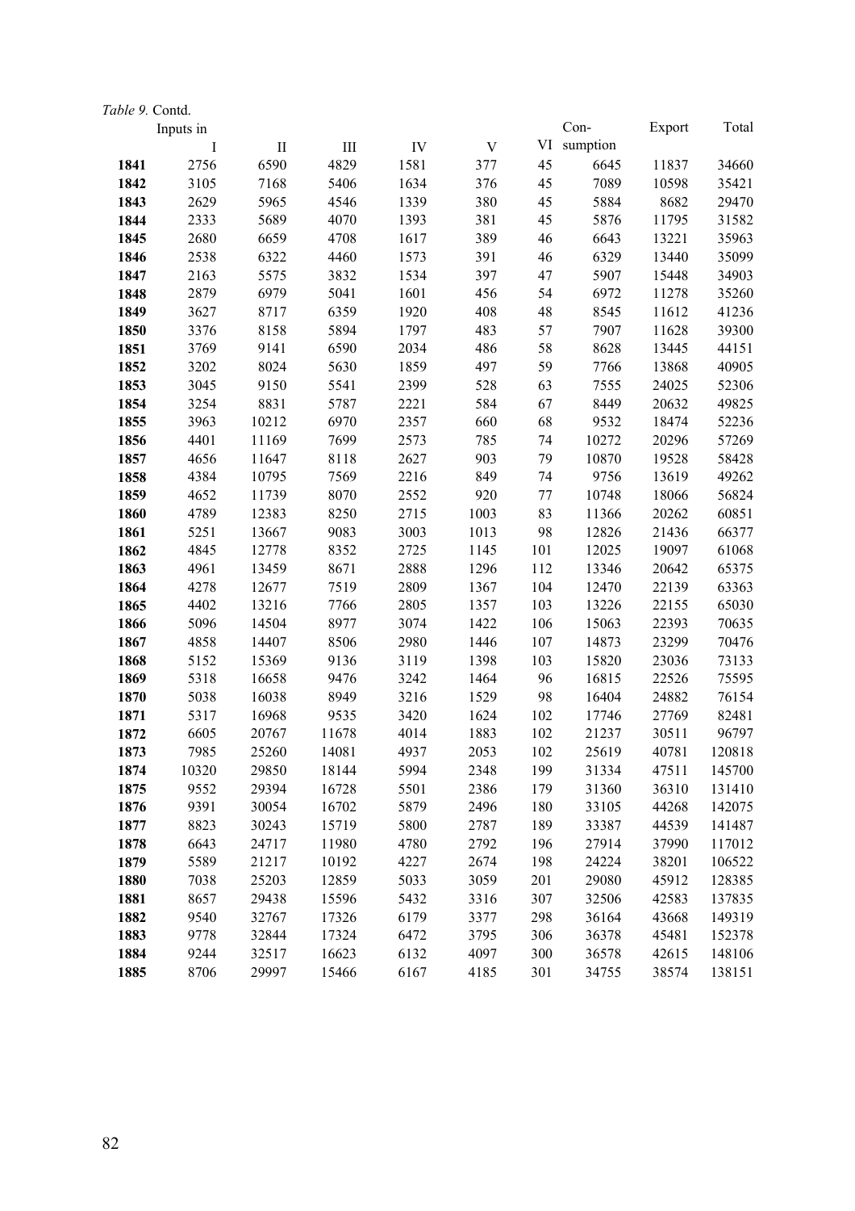*Table 9.* Contd.

| | Inputs in I | II | III | IV | V | VI | Con-sumption | Export | Total |
|---|---|---|---|---|---|---|---|---|---|
| **1841** | 2756 | 6590 | 4829 | 1581 | 377 | 45 | 6645 | 11837 | 34660 |
| **1842** | 3105 | 7168 | 5406 | 1634 | 376 | 45 | 7089 | 10598 | 35421 |
| **1843** | 2629 | 5965 | 4546 | 1339 | 380 | 45 | 5884 | 8682 | 29470 |
| **1844** | 2333 | 5689 | 4070 | 1393 | 381 | 45 | 5876 | 11795 | 31582 |
| **1845** | 2680 | 6659 | 4708 | 1617 | 389 | 46 | 6643 | 13221 | 35963 |
| **1846** | 2538 | 6322 | 4460 | 1573 | 391 | 46 | 6329 | 13440 | 35099 |
| **1847** | 2163 | 5575 | 3832 | 1534 | 397 | 47 | 5907 | 15448 | 34903 |
| **1848** | 2879 | 6979 | 5041 | 1601 | 456 | 54 | 6972 | 11278 | 35260 |
| **1849** | 3627 | 8717 | 6359 | 1920 | 408 | 48 | 8545 | 11612 | 41236 |
| **1850** | 3376 | 8158 | 5894 | 1797 | 483 | 57 | 7907 | 11628 | 39300 |
| **1851** | 3769 | 9141 | 6590 | 2034 | 486 | 58 | 8628 | 13445 | 44151 |
| **1852** | 3202 | 8024 | 5630 | 1859 | 497 | 59 | 7766 | 13868 | 40905 |
| **1853** | 3045 | 9150 | 5541 | 2399 | 528 | 63 | 7555 | 24025 | 52306 |
| **1854** | 3254 | 8831 | 5787 | 2221 | 584 | 67 | 8449 | 20632 | 49825 |
| **1855** | 3963 | 10212 | 6970 | 2357 | 660 | 68 | 9532 | 18474 | 52236 |
| **1856** | 4401 | 11169 | 7699 | 2573 | 785 | 74 | 10272 | 20296 | 57269 |
| **1857** | 4656 | 11647 | 8118 | 2627 | 903 | 79 | 10870 | 19528 | 58428 |
| **1858** | 4384 | 10795 | 7569 | 2216 | 849 | 74 | 9756 | 13619 | 49262 |
| **1859** | 4652 | 11739 | 8070 | 2552 | 920 | 77 | 10748 | 18066 | 56824 |
| **1860** | 4789 | 12383 | 8250 | 2715 | 1003 | 83 | 11366 | 20262 | 60851 |
| **1861** | 5251 | 13667 | 9083 | 3003 | 1013 | 98 | 12826 | 21436 | 66377 |
| **1862** | 4845 | 12778 | 8352 | 2725 | 1145 | 101 | 12025 | 19097 | 61068 |
| **1863** | 4961 | 13459 | 8671 | 2888 | 1296 | 112 | 13346 | 20642 | 65375 |
| **1864** | 4278 | 12677 | 7519 | 2809 | 1367 | 104 | 12470 | 22139 | 63363 |
| **1865** | 4402 | 13216 | 7766 | 2805 | 1357 | 103 | 13226 | 22155 | 65030 |
| **1866** | 5096 | 14504 | 8977 | 3074 | 1422 | 106 | 15063 | 22393 | 70635 |
| **1867** | 4858 | 14407 | 8506 | 2980 | 1446 | 107 | 14873 | 23299 | 70476 |
| **1868** | 5152 | 15369 | 9136 | 3119 | 1398 | 103 | 15820 | 23036 | 73133 |
| **1869** | 5318 | 16658 | 9476 | 3242 | 1464 | 96 | 16815 | 22526 | 75595 |
| **1870** | 5038 | 16038 | 8949 | 3216 | 1529 | 98 | 16404 | 24882 | 76154 |
| **1871** | 5317 | 16968 | 9535 | 3420 | 1624 | 102 | 17746 | 27769 | 82481 |
| **1872** | 6605 | 20767 | 11678 | 4014 | 1883 | 102 | 21237 | 30511 | 96797 |
| **1873** | 7985 | 25260 | 14081 | 4937 | 2053 | 102 | 25619 | 40781 | 120818 |
| **1874** | 10320 | 29850 | 18144 | 5994 | 2348 | 199 | 31334 | 47511 | 145700 |
| **1875** | 9552 | 29394 | 16728 | 5501 | 2386 | 179 | 31360 | 36310 | 131410 |
| **1876** | 9391 | 30054 | 16702 | 5879 | 2496 | 180 | 33105 | 44268 | 142075 |
| **1877** | 8823 | 30243 | 15719 | 5800 | 2787 | 189 | 33387 | 44539 | 141487 |
| **1878** | 6643 | 24717 | 11980 | 4780 | 2792 | 196 | 27914 | 37990 | 117012 |
| **1879** | 5589 | 21217 | 10192 | 4227 | 2674 | 198 | 24224 | 38201 | 106522 |
| **1880** | 7038 | 25203 | 12859 | 5033 | 3059 | 201 | 29080 | 45912 | 128385 |
| **1881** | 8657 | 29438 | 15596 | 5432 | 3316 | 307 | 32506 | 42583 | 137835 |
| **1882** | 9540 | 32767 | 17326 | 6179 | 3377 | 298 | 36164 | 43668 | 149319 |
| **1883** | 9778 | 32844 | 17324 | 6472 | 3795 | 306 | 36378 | 45481 | 152378 |
| **1884** | 9244 | 32517 | 16623 | 6132 | 4097 | 300 | 36578 | 42615 | 148106 |
| **1885** | 8706 | 29997 | 15466 | 6167 | 4185 | 301 | 34755 | 38574 | 138151 |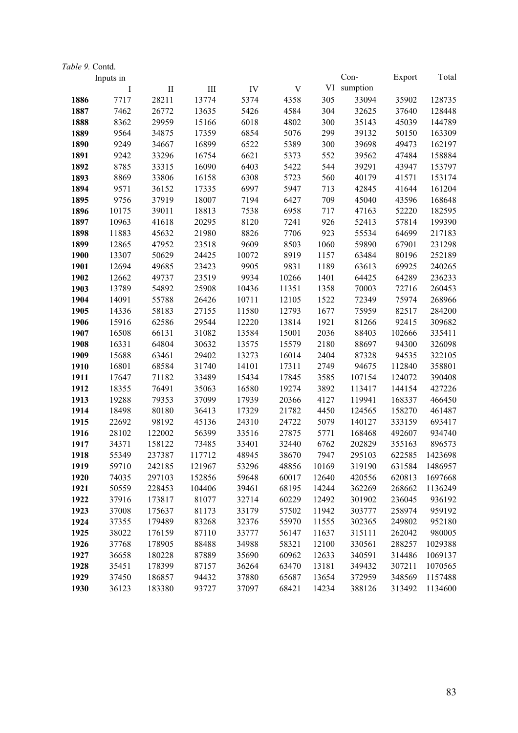*Table 9.* Contd.

| | Inputs in I | II | III | IV | V | VI | Con-sumption | Export | Total |
|---|---|---|---|---|---|---|---|---|---|
| **1886** | 7717 | 28211 | 13774 | 5374 | 4358 | 305 | 33094 | 35902 | 128735 |
| **1887** | 7462 | 26772 | 13635 | 5426 | 4584 | 304 | 32625 | 37640 | 128448 |
| **1888** | 8362 | 29959 | 15166 | 6018 | 4802 | 300 | 35143 | 45039 | 144789 |
| **1889** | 9564 | 34875 | 17359 | 6854 | 5076 | 299 | 39132 | 50150 | 163309 |
| **1890** | 9249 | 34667 | 16899 | 6522 | 5389 | 300 | 39698 | 49473 | 162197 |
| **1891** | 9242 | 33296 | 16754 | 6621 | 5373 | 552 | 39562 | 47484 | 158884 |
| **1892** | 8785 | 33315 | 16090 | 6403 | 5422 | 544 | 39291 | 43947 | 153797 |
| **1893** | 8869 | 33806 | 16158 | 6308 | 5723 | 560 | 40179 | 41571 | 153174 |
| **1894** | 9571 | 36152 | 17335 | 6997 | 5947 | 713 | 42845 | 41644 | 161204 |
| **1895** | 9756 | 37919 | 18007 | 7194 | 6427 | 709 | 45040 | 43596 | 168648 |
| **1896** | 10175 | 39011 | 18813 | 7538 | 6958 | 717 | 47163 | 52220 | 182595 |
| **1897** | 10963 | 41618 | 20295 | 8120 | 7241 | 926 | 52413 | 57814 | 199390 |
| **1898** | 11883 | 45632 | 21980 | 8826 | 7706 | 923 | 55534 | 64699 | 217183 |
| **1899** | 12865 | 47952 | 23518 | 9609 | 8503 | 1060 | 59890 | 67901 | 231298 |
| **1900** | 13307 | 50629 | 24425 | 10072 | 8919 | 1157 | 63484 | 80196 | 252189 |
| **1901** | 12694 | 49685 | 23423 | 9905 | 9831 | 1189 | 63613 | 69925 | 240265 |
| **1902** | 12662 | 49737 | 23519 | 9934 | 10266 | 1401 | 64425 | 64289 | 236233 |
| **1903** | 13789 | 54892 | 25908 | 10436 | 11351 | 1358 | 70003 | 72716 | 260453 |
| **1904** | 14091 | 55788 | 26426 | 10711 | 12105 | 1522 | 72349 | 75974 | 268966 |
| **1905** | 14336 | 58183 | 27155 | 11580 | 12793 | 1677 | 75959 | 82517 | 284200 |
| **1906** | 15916 | 62586 | 29544 | 12220 | 13814 | 1921 | 81266 | 92415 | 309682 |
| **1907** | 16508 | 66131 | 31082 | 13584 | 15001 | 2036 | 88403 | 102666 | 335411 |
| **1908** | 16331 | 64804 | 30632 | 13575 | 15579 | 2180 | 88697 | 94300 | 326098 |
| **1909** | 15688 | 63461 | 29402 | 13273 | 16014 | 2404 | 87328 | 94535 | 322105 |
| **1910** | 16801 | 68584 | 31740 | 14101 | 17311 | 2749 | 94675 | 112840 | 358801 |
| **1911** | 17647 | 71182 | 33489 | 15434 | 17845 | 3585 | 107154 | 124072 | 390408 |
| **1912** | 18355 | 76491 | 35063 | 16580 | 19274 | 3892 | 113417 | 144154 | 427226 |
| **1913** | 19288 | 79353 | 37099 | 17939 | 20366 | 4127 | 119941 | 168337 | 466450 |
| **1914** | 18498 | 80180 | 36413 | 17329 | 21782 | 4450 | 124565 | 158270 | 461487 |
| **1915** | 22692 | 98192 | 45136 | 24310 | 24722 | 5079 | 140127 | 333159 | 693417 |
| **1916** | 28102 | 122002 | 56399 | 33516 | 27875 | 5771 | 168468 | 492607 | 934740 |
| **1917** | 34371 | 158122 | 73485 | 33401 | 32440 | 6762 | 202829 | 355163 | 896573 |
| **1918** | 55349 | 237387 | 117712 | 48945 | 38670 | 7947 | 295103 | 622585 | 1423698 |
| **1919** | 59710 | 242185 | 121967 | 53296 | 48856 | 10169 | 319190 | 631584 | 1486957 |
| **1920** | 74035 | 297103 | 152856 | 59648 | 60017 | 12640 | 420556 | 620813 | 1697668 |
| **1921** | 50559 | 228453 | 104406 | 39461 | 68195 | 14244 | 362269 | 268662 | 1136249 |
| **1922** | 37916 | 173817 | 81077 | 32714 | 60229 | 12492 | 301902 | 236045 | 936192 |
| **1923** | 37008 | 175637 | 81173 | 33179 | 57502 | 11942 | 303777 | 258974 | 959192 |
| **1924** | 37355 | 179489 | 83268 | 32376 | 55970 | 11555 | 302365 | 249802 | 952180 |
| **1925** | 38022 | 176159 | 87110 | 33777 | 56147 | 11637 | 315111 | 262042 | 980005 |
| **1926** | 37768 | 178905 | 88488 | 34988 | 58321 | 12100 | 330561 | 288257 | 1029388 |
| **1927** | 36658 | 180228 | 87889 | 35690 | 60962 | 12633 | 340591 | 314486 | 1069137 |
| **1928** | 35451 | 178399 | 87157 | 36264 | 63470 | 13181 | 349432 | 307211 | 1070565 |
| **1929** | 37450 | 186857 | 94432 | 37880 | 65687 | 13654 | 372959 | 348569 | 1157488 |
| **1930** | 36123 | 183380 | 93727 | 37097 | 68421 | 14234 | 388126 | 313492 | 1134600 |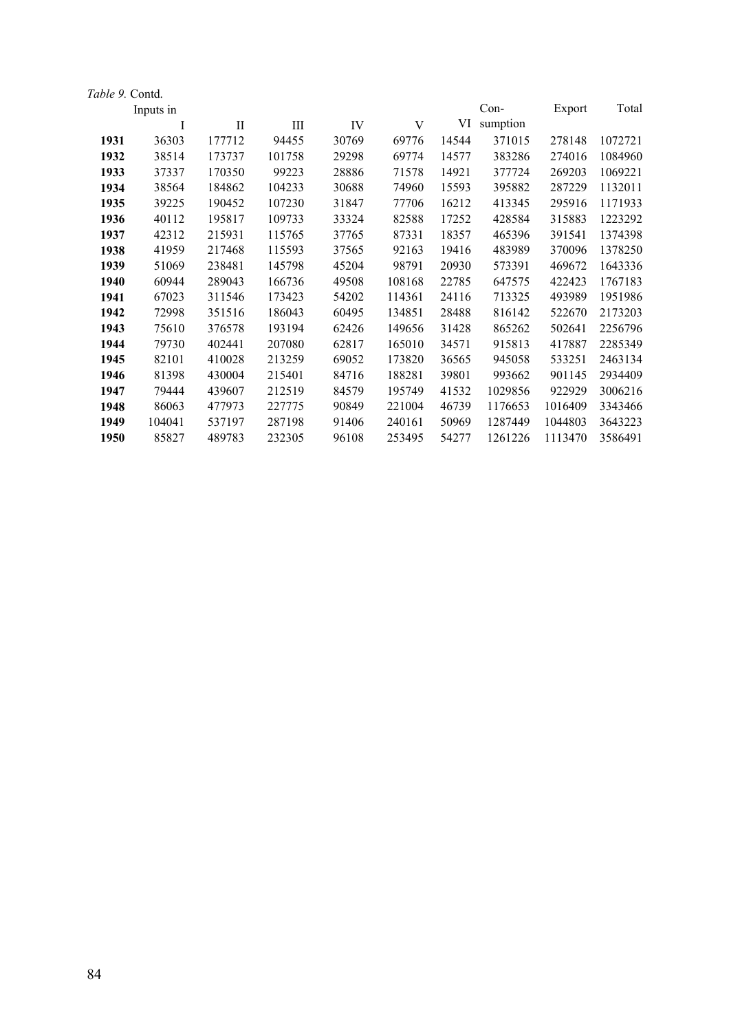*Table 9.* Contd.

| Inputs in | I | II | III | IV | V | VI | Con-sumption | Export | Total |
|---|---|---|---|---|---|---|---|---|---|
| **1931** | 36303 | 177712 | 94455 | 30769 | 69776 | 14544 | 371015 | 278148 | 1072721 |
| **1932** | 38514 | 173737 | 101758 | 29298 | 69774 | 14577 | 383286 | 274016 | 1084960 |
| **1933** | 37337 | 170350 | 99223 | 28886 | 71578 | 14921 | 377724 | 269203 | 1069221 |
| **1934** | 38564 | 184862 | 104233 | 30688 | 74960 | 15593 | 395882 | 287229 | 1132011 |
| **1935** | 39225 | 190452 | 107230 | 31847 | 77706 | 16212 | 413345 | 295916 | 1171933 |
| **1936** | 40112 | 195817 | 109733 | 33324 | 82588 | 17252 | 428584 | 315883 | 1223292 |
| **1937** | 42312 | 215931 | 115765 | 37765 | 87331 | 18357 | 465396 | 391541 | 1374398 |
| **1938** | 41959 | 217468 | 115593 | 37565 | 92163 | 19416 | 483989 | 370096 | 1378250 |
| **1939** | 51069 | 238481 | 145798 | 45204 | 98791 | 20930 | 573391 | 469672 | 1643336 |
| **1940** | 60944 | 289043 | 166736 | 49508 | 108168 | 22785 | 647575 | 422423 | 1767183 |
| **1941** | 67023 | 311546 | 173423 | 54202 | 114361 | 24116 | 713325 | 493989 | 1951986 |
| **1942** | 72998 | 351516 | 186043 | 60495 | 134851 | 28488 | 816142 | 522670 | 2173203 |
| **1943** | 75610 | 376578 | 193194 | 62426 | 149656 | 31428 | 865262 | 502641 | 2256796 |
| **1944** | 79730 | 402441 | 207080 | 62817 | 165010 | 34571 | 915813 | 417887 | 2285349 |
| **1945** | 82101 | 410028 | 213259 | 69052 | 173820 | 36565 | 945058 | 533251 | 2463134 |
| **1946** | 81398 | 430004 | 215401 | 84716 | 188281 | 39801 | 993662 | 901145 | 2934409 |
| **1947** | 79444 | 439607 | 212519 | 84579 | 195749 | 41532 | 1029856 | 922929 | 3006216 |
| **1948** | 86063 | 477973 | 227775 | 90849 | 221004 | 46739 | 1176653 | 1016409 | 3343466 |
| **1949** | 104041 | 537197 | 287198 | 91406 | 240161 | 50969 | 1287449 | 1044803 | 3643223 |
| **1950** | 85827 | 489783 | 232305 | 96108 | 253495 | 54277 | 1261226 | 1113470 | 3586491 |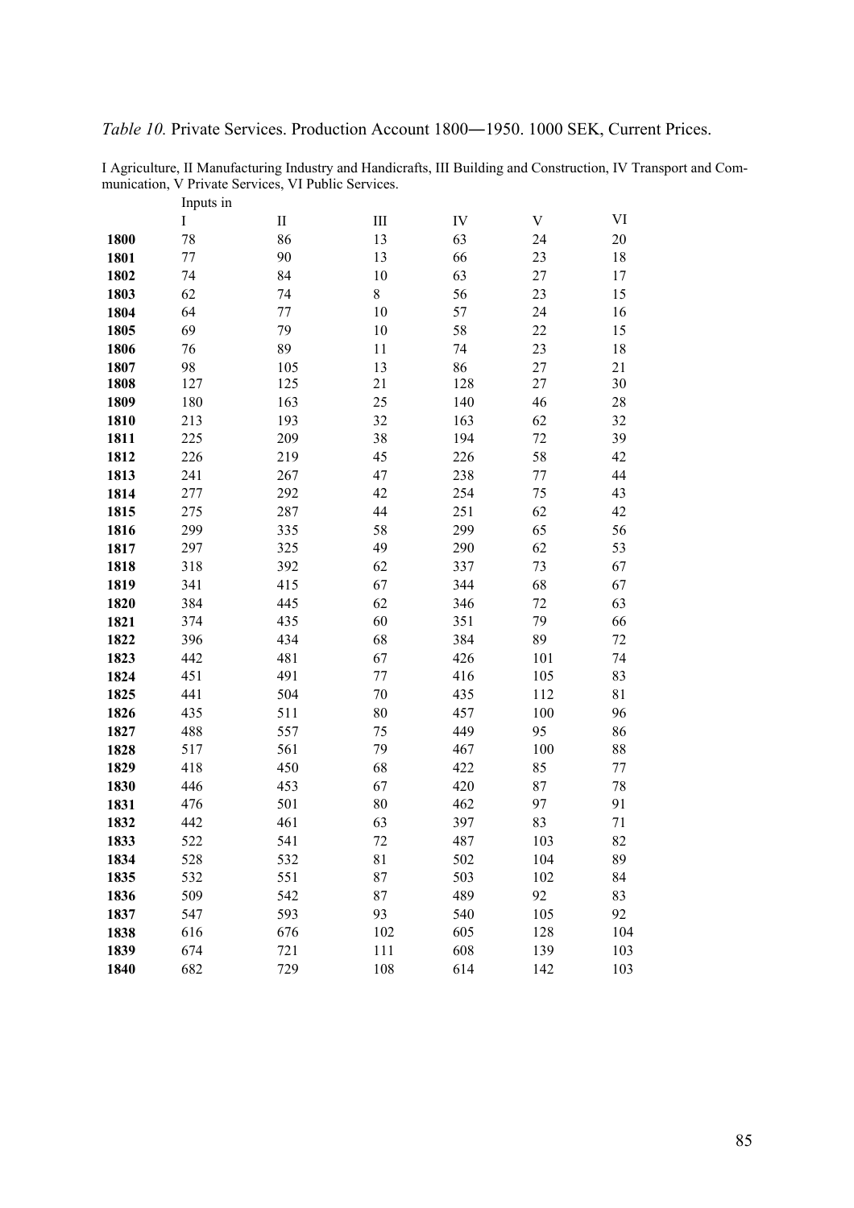*Table 10.* Private Services. Production Account 1800―1950. 1000 SEK, Current Prices.

I Agriculture, II Manufacturing Industry and Handicrafts, III Building and Construction, IV Transport and Communication, V Private Services, VI Public Services.

| | Inputs in | | | | | |
|---|---|---|---|---|---|---|
| | I | II | III | IV | V | VI |
| **1800** | 78 | 86 | 13 | 63 | 24 | 20 |
| **1801** | 77 | 90 | 13 | 66 | 23 | 18 |
| **1802** | 74 | 84 | 10 | 63 | 27 | 17 |
| **1803** | 62 | 74 | 8 | 56 | 23 | 15 |
| **1804** | 64 | 77 | 10 | 57 | 24 | 16 |
| **1805** | 69 | 79 | 10 | 58 | 22 | 15 |
| **1806** | 76 | 89 | 11 | 74 | 23 | 18 |
| **1807** | 98 | 105 | 13 | 86 | 27 | 21 |
| **1808** | 127 | 125 | 21 | 128 | 27 | 30 |
| **1809** | 180 | 163 | 25 | 140 | 46 | 28 |
| **1810** | 213 | 193 | 32 | 163 | 62 | 32 |
| **1811** | 225 | 209 | 38 | 194 | 72 | 39 |
| **1812** | 226 | 219 | 45 | 226 | 58 | 42 |
| **1813** | 241 | 267 | 47 | 238 | 77 | 44 |
| **1814** | 277 | 292 | 42 | 254 | 75 | 43 |
| **1815** | 275 | 287 | 44 | 251 | 62 | 42 |
| **1816** | 299 | 335 | 58 | 299 | 65 | 56 |
| **1817** | 297 | 325 | 49 | 290 | 62 | 53 |
| **1818** | 318 | 392 | 62 | 337 | 73 | 67 |
| **1819** | 341 | 415 | 67 | 344 | 68 | 67 |
| **1820** | 384 | 445 | 62 | 346 | 72 | 63 |
| **1821** | 374 | 435 | 60 | 351 | 79 | 66 |
| **1822** | 396 | 434 | 68 | 384 | 89 | 72 |
| **1823** | 442 | 481 | 67 | 426 | 101 | 74 |
| **1824** | 451 | 491 | 77 | 416 | 105 | 83 |
| **1825** | 441 | 504 | 70 | 435 | 112 | 81 |
| **1826** | 435 | 511 | 80 | 457 | 100 | 96 |
| **1827** | 488 | 557 | 75 | 449 | 95 | 86 |
| **1828** | 517 | 561 | 79 | 467 | 100 | 88 |
| **1829** | 418 | 450 | 68 | 422 | 85 | 77 |
| **1830** | 446 | 453 | 67 | 420 | 87 | 78 |
| **1831** | 476 | 501 | 80 | 462 | 97 | 91 |
| **1832** | 442 | 461 | 63 | 397 | 83 | 71 |
| **1833** | 522 | 541 | 72 | 487 | 103 | 82 |
| **1834** | 528 | 532 | 81 | 502 | 104 | 89 |
| **1835** | 532 | 551 | 87 | 503 | 102 | 84 |
| **1836** | 509 | 542 | 87 | 489 | 92 | 83 |
| **1837** | 547 | 593 | 93 | 540 | 105 | 92 |
| **1838** | 616 | 676 | 102 | 605 | 128 | 104 |
| **1839** | 674 | 721 | 111 | 608 | 139 | 103 |
| **1840** | 682 | 729 | 108 | 614 | 142 | 103 |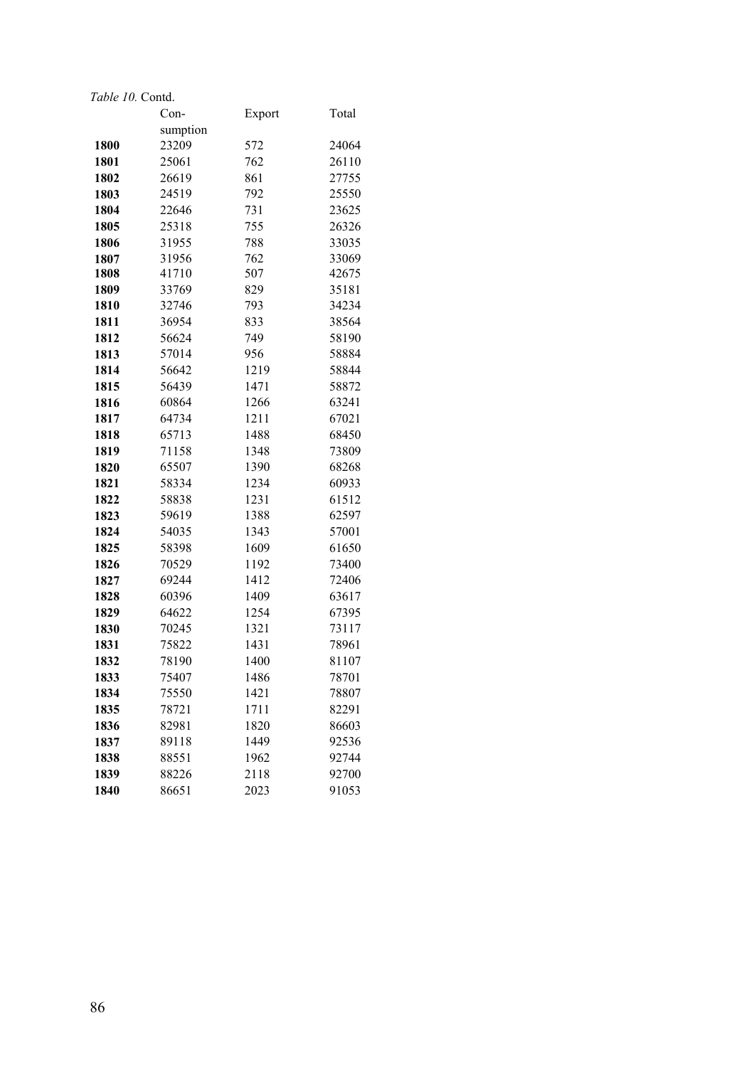*Table 10.* Contd.

| | Consumption | Export | Total |
|---|---|---|---|
| **1800** | 23209 | 572 | 24064 |
| **1801** | 25061 | 762 | 26110 |
| **1802** | 26619 | 861 | 27755 |
| **1803** | 24519 | 792 | 25550 |
| **1804** | 22646 | 731 | 23625 |
| **1805** | 25318 | 755 | 26326 |
| **1806** | 31955 | 788 | 33035 |
| **1807** | 31956 | 762 | 33069 |
| **1808** | 41710 | 507 | 42675 |
| **1809** | 33769 | 829 | 35181 |
| **1810** | 32746 | 793 | 34234 |
| **1811** | 36954 | 833 | 38564 |
| **1812** | 56624 | 749 | 58190 |
| **1813** | 57014 | 956 | 58884 |
| **1814** | 56642 | 1219 | 58844 |
| **1815** | 56439 | 1471 | 58872 |
| **1816** | 60864 | 1266 | 63241 |
| **1817** | 64734 | 1211 | 67021 |
| **1818** | 65713 | 1488 | 68450 |
| **1819** | 71158 | 1348 | 73809 |
| **1820** | 65507 | 1390 | 68268 |
| **1821** | 58334 | 1234 | 60933 |
| **1822** | 58838 | 1231 | 61512 |
| **1823** | 59619 | 1388 | 62597 |
| **1824** | 54035 | 1343 | 57001 |
| **1825** | 58398 | 1609 | 61650 |
| **1826** | 70529 | 1192 | 73400 |
| **1827** | 69244 | 1412 | 72406 |
| **1828** | 60396 | 1409 | 63617 |
| **1829** | 64622 | 1254 | 67395 |
| **1830** | 70245 | 1321 | 73117 |
| **1831** | 75822 | 1431 | 78961 |
| **1832** | 78190 | 1400 | 81107 |
| **1833** | 75407 | 1486 | 78701 |
| **1834** | 75550 | 1421 | 78807 |
| **1835** | 78721 | 1711 | 82291 |
| **1836** | 82981 | 1820 | 86603 |
| **1837** | 89118 | 1449 | 92536 |
| **1838** | 88551 | 1962 | 92744 |
| **1839** | 88226 | 2118 | 92700 |
| **1840** | 86651 | 2023 | 91053 |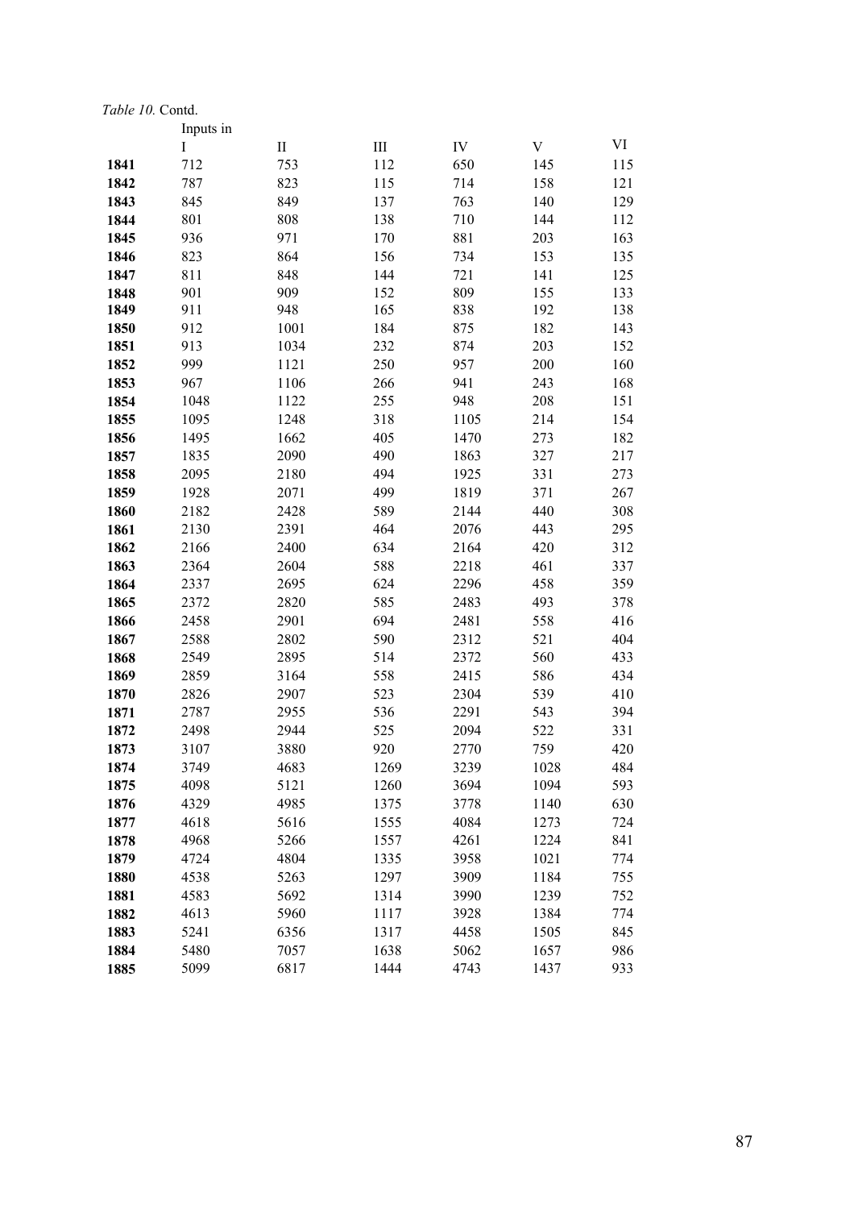*Table 10.* Contd.

| | Inputs in | | | | | |
|---|---|---|---|---|---|---|
| | I | II | III | IV | V | VI |
| **1841** | 712 | 753 | 112 | 650 | 145 | 115 |
| **1842** | 787 | 823 | 115 | 714 | 158 | 121 |
| **1843** | 845 | 849 | 137 | 763 | 140 | 129 |
| **1844** | 801 | 808 | 138 | 710 | 144 | 112 |
| **1845** | 936 | 971 | 170 | 881 | 203 | 163 |
| **1846** | 823 | 864 | 156 | 734 | 153 | 135 |
| **1847** | 811 | 848 | 144 | 721 | 141 | 125 |
| **1848** | 901 | 909 | 152 | 809 | 155 | 133 |
| **1849** | 911 | 948 | 165 | 838 | 192 | 138 |
| **1850** | 912 | 1001 | 184 | 875 | 182 | 143 |
| **1851** | 913 | 1034 | 232 | 874 | 203 | 152 |
| **1852** | 999 | 1121 | 250 | 957 | 200 | 160 |
| **1853** | 967 | 1106 | 266 | 941 | 243 | 168 |
| **1854** | 1048 | 1122 | 255 | 948 | 208 | 151 |
| **1855** | 1095 | 1248 | 318 | 1105 | 214 | 154 |
| **1856** | 1495 | 1662 | 405 | 1470 | 273 | 182 |
| **1857** | 1835 | 2090 | 490 | 1863 | 327 | 217 |
| **1858** | 2095 | 2180 | 494 | 1925 | 331 | 273 |
| **1859** | 1928 | 2071 | 499 | 1819 | 371 | 267 |
| **1860** | 2182 | 2428 | 589 | 2144 | 440 | 308 |
| **1861** | 2130 | 2391 | 464 | 2076 | 443 | 295 |
| **1862** | 2166 | 2400 | 634 | 2164 | 420 | 312 |
| **1863** | 2364 | 2604 | 588 | 2218 | 461 | 337 |
| **1864** | 2337 | 2695 | 624 | 2296 | 458 | 359 |
| **1865** | 2372 | 2820 | 585 | 2483 | 493 | 378 |
| **1866** | 2458 | 2901 | 694 | 2481 | 558 | 416 |
| **1867** | 2588 | 2802 | 590 | 2312 | 521 | 404 |
| **1868** | 2549 | 2895 | 514 | 2372 | 560 | 433 |
| **1869** | 2859 | 3164 | 558 | 2415 | 586 | 434 |
| **1870** | 2826 | 2907 | 523 | 2304 | 539 | 410 |
| **1871** | 2787 | 2955 | 536 | 2291 | 543 | 394 |
| **1872** | 2498 | 2944 | 525 | 2094 | 522 | 331 |
| **1873** | 3107 | 3880 | 920 | 2770 | 759 | 420 |
| **1874** | 3749 | 4683 | 1269 | 3239 | 1028 | 484 |
| **1875** | 4098 | 5121 | 1260 | 3694 | 1094 | 593 |
| **1876** | 4329 | 4985 | 1375 | 3778 | 1140 | 630 |
| **1877** | 4618 | 5616 | 1555 | 4084 | 1273 | 724 |
| **1878** | 4968 | 5266 | 1557 | 4261 | 1224 | 841 |
| **1879** | 4724 | 4804 | 1335 | 3958 | 1021 | 774 |
| **1880** | 4538 | 5263 | 1297 | 3909 | 1184 | 755 |
| **1881** | 4583 | 5692 | 1314 | 3990 | 1239 | 752 |
| **1882** | 4613 | 5960 | 1117 | 3928 | 1384 | 774 |
| **1883** | 5241 | 6356 | 1317 | 4458 | 1505 | 845 |
| **1884** | 5480 | 7057 | 1638 | 5062 | 1657 | 986 |
| **1885** | 5099 | 6817 | 1444 | 4743 | 1437 | 933 |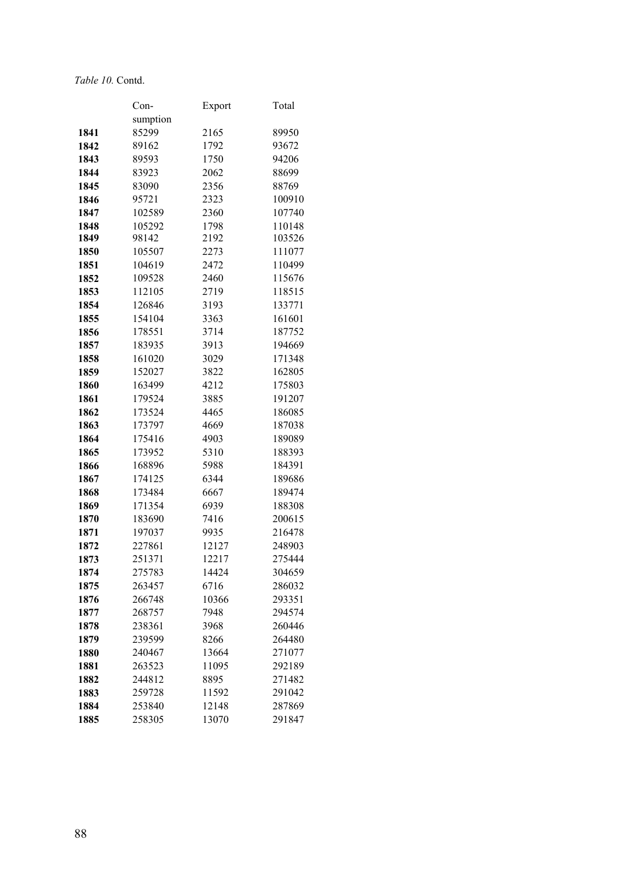*Table 10.* Contd.

| | Con-sumption | Export | Total |
|---|---|---|---|
| **1841** | 85299 | 2165 | 89950 |
| **1842** | 89162 | 1792 | 93672 |
| **1843** | 89593 | 1750 | 94206 |
| **1844** | 83923 | 2062 | 88699 |
| **1845** | 83090 | 2356 | 88769 |
| **1846** | 95721 | 2323 | 100910 |
| **1847** | 102589 | 2360 | 107740 |
| **1848** | 105292 | 1798 | 110148 |
| **1849** | 98142 | 2192 | 103526 |
| **1850** | 105507 | 2273 | 111077 |
| **1851** | 104619 | 2472 | 110499 |
| **1852** | 109528 | 2460 | 115676 |
| **1853** | 112105 | 2719 | 118515 |
| **1854** | 126846 | 3193 | 133771 |
| **1855** | 154104 | 3363 | 161601 |
| **1856** | 178551 | 3714 | 187752 |
| **1857** | 183935 | 3913 | 194669 |
| **1858** | 161020 | 3029 | 171348 |
| **1859** | 152027 | 3822 | 162805 |
| **1860** | 163499 | 4212 | 175803 |
| **1861** | 179524 | 3885 | 191207 |
| **1862** | 173524 | 4465 | 186085 |
| **1863** | 173797 | 4669 | 187038 |
| **1864** | 175416 | 4903 | 189089 |
| **1865** | 173952 | 5310 | 188393 |
| **1866** | 168896 | 5988 | 184391 |
| **1867** | 174125 | 6344 | 189686 |
| **1868** | 173484 | 6667 | 189474 |
| **1869** | 171354 | 6939 | 188308 |
| **1870** | 183690 | 7416 | 200615 |
| **1871** | 197037 | 9935 | 216478 |
| **1872** | 227861 | 12127 | 248903 |
| **1873** | 251371 | 12217 | 275444 |
| **1874** | 275783 | 14424 | 304659 |
| **1875** | 263457 | 6716 | 286032 |
| **1876** | 266748 | 10366 | 293351 |
| **1877** | 268757 | 7948 | 294574 |
| **1878** | 238361 | 3968 | 260446 |
| **1879** | 239599 | 8266 | 264480 |
| **1880** | 240467 | 13664 | 271077 |
| **1881** | 263523 | 11095 | 292189 |
| **1882** | 244812 | 8895 | 271482 |
| **1883** | 259728 | 11592 | 291042 |
| **1884** | 253840 | 12148 | 287869 |
| **1885** | 258305 | 13070 | 291847 |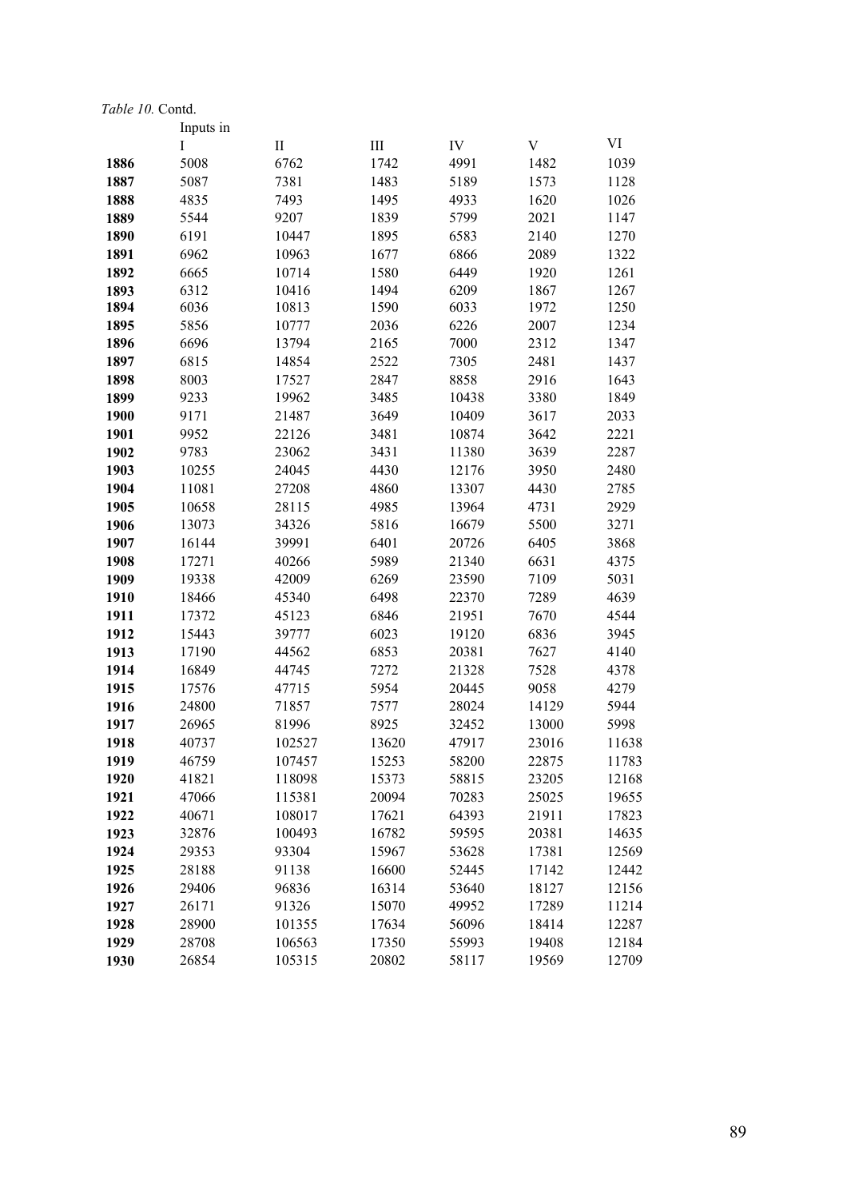*Table 10.* Contd.

| | Inputs in | | | | | |
|---|---|---|---|---|---|---|
| | I | II | III | IV | V | VI |
| **1886** | 5008 | 6762 | 1742 | 4991 | 1482 | 1039 |
| **1887** | 5087 | 7381 | 1483 | 5189 | 1573 | 1128 |
| **1888** | 4835 | 7493 | 1495 | 4933 | 1620 | 1026 |
| **1889** | 5544 | 9207 | 1839 | 5799 | 2021 | 1147 |
| **1890** | 6191 | 10447 | 1895 | 6583 | 2140 | 1270 |
| **1891** | 6962 | 10963 | 1677 | 6866 | 2089 | 1322 |
| **1892** | 6665 | 10714 | 1580 | 6449 | 1920 | 1261 |
| **1893** | 6312 | 10416 | 1494 | 6209 | 1867 | 1267 |
| **1894** | 6036 | 10813 | 1590 | 6033 | 1972 | 1250 |
| **1895** | 5856 | 10777 | 2036 | 6226 | 2007 | 1234 |
| **1896** | 6696 | 13794 | 2165 | 7000 | 2312 | 1347 |
| **1897** | 6815 | 14854 | 2522 | 7305 | 2481 | 1437 |
| **1898** | 8003 | 17527 | 2847 | 8858 | 2916 | 1643 |
| **1899** | 9233 | 19962 | 3485 | 10438 | 3380 | 1849 |
| **1900** | 9171 | 21487 | 3649 | 10409 | 3617 | 2033 |
| **1901** | 9952 | 22126 | 3481 | 10874 | 3642 | 2221 |
| **1902** | 9783 | 23062 | 3431 | 11380 | 3639 | 2287 |
| **1903** | 10255 | 24045 | 4430 | 12176 | 3950 | 2480 |
| **1904** | 11081 | 27208 | 4860 | 13307 | 4430 | 2785 |
| **1905** | 10658 | 28115 | 4985 | 13964 | 4731 | 2929 |
| **1906** | 13073 | 34326 | 5816 | 16679 | 5500 | 3271 |
| **1907** | 16144 | 39991 | 6401 | 20726 | 6405 | 3868 |
| **1908** | 17271 | 40266 | 5989 | 21340 | 6631 | 4375 |
| **1909** | 19338 | 42009 | 6269 | 23590 | 7109 | 5031 |
| **1910** | 18466 | 45340 | 6498 | 22370 | 7289 | 4639 |
| **1911** | 17372 | 45123 | 6846 | 21951 | 7670 | 4544 |
| **1912** | 15443 | 39777 | 6023 | 19120 | 6836 | 3945 |
| **1913** | 17190 | 44562 | 6853 | 20381 | 7627 | 4140 |
| **1914** | 16849 | 44745 | 7272 | 21328 | 7528 | 4378 |
| **1915** | 17576 | 47715 | 5954 | 20445 | 9058 | 4279 |
| **1916** | 24800 | 71857 | 7577 | 28024 | 14129 | 5944 |
| **1917** | 26965 | 81996 | 8925 | 32452 | 13000 | 5998 |
| **1918** | 40737 | 102527 | 13620 | 47917 | 23016 | 11638 |
| **1919** | 46759 | 107457 | 15253 | 58200 | 22875 | 11783 |
| **1920** | 41821 | 118098 | 15373 | 58815 | 23205 | 12168 |
| **1921** | 47066 | 115381 | 20094 | 70283 | 25025 | 19655 |
| **1922** | 40671 | 108017 | 17621 | 64393 | 21911 | 17823 |
| **1923** | 32876 | 100493 | 16782 | 59595 | 20381 | 14635 |
| **1924** | 29353 | 93304 | 15967 | 53628 | 17381 | 12569 |
| **1925** | 28188 | 91138 | 16600 | 52445 | 17142 | 12442 |
| **1926** | 29406 | 96836 | 16314 | 53640 | 18127 | 12156 |
| **1927** | 26171 | 91326 | 15070 | 49952 | 17289 | 11214 |
| **1928** | 28900 | 101355 | 17634 | 56096 | 18414 | 12287 |
| **1929** | 28708 | 106563 | 17350 | 55993 | 19408 | 12184 |
| **1930** | 26854 | 105315 | 20802 | 58117 | 19569 | 12709 |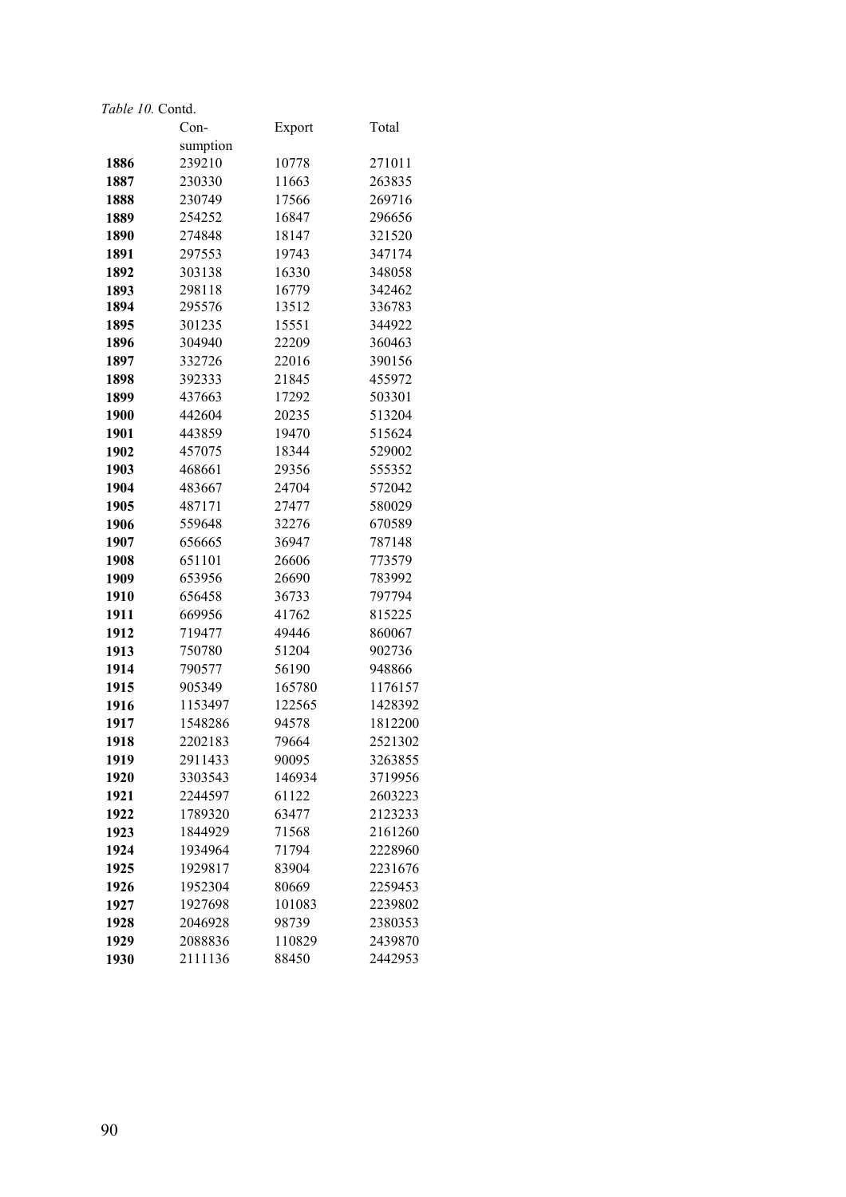*Table 10.* Contd.

| | Con-sumption | Export | Total |
|---|---|---|---|
| **1886** | 239210 | 10778 | 271011 |
| **1887** | 230330 | 11663 | 263835 |
| **1888** | 230749 | 17566 | 269716 |
| **1889** | 254252 | 16847 | 296656 |
| **1890** | 274848 | 18147 | 321520 |
| **1891** | 297553 | 19743 | 347174 |
| **1892** | 303138 | 16330 | 348058 |
| **1893** | 298118 | 16779 | 342462 |
| **1894** | 295576 | 13512 | 336783 |
| **1895** | 301235 | 15551 | 344922 |
| **1896** | 304940 | 22209 | 360463 |
| **1897** | 332726 | 22016 | 390156 |
| **1898** | 392333 | 21845 | 455972 |
| **1899** | 437663 | 17292 | 503301 |
| **1900** | 442604 | 20235 | 513204 |
| **1901** | 443859 | 19470 | 515624 |
| **1902** | 457075 | 18344 | 529002 |
| **1903** | 468661 | 29356 | 555352 |
| **1904** | 483667 | 24704 | 572042 |
| **1905** | 487171 | 27477 | 580029 |
| **1906** | 559648 | 32276 | 670589 |
| **1907** | 656665 | 36947 | 787148 |
| **1908** | 651101 | 26606 | 773579 |
| **1909** | 653956 | 26690 | 783992 |
| **1910** | 656458 | 36733 | 797794 |
| **1911** | 669956 | 41762 | 815225 |
| **1912** | 719477 | 49446 | 860067 |
| **1913** | 750780 | 51204 | 902736 |
| **1914** | 790577 | 56190 | 948866 |
| **1915** | 905349 | 165780 | 1176157 |
| **1916** | 1153497 | 122565 | 1428392 |
| **1917** | 1548286 | 94578 | 1812200 |
| **1918** | 2202183 | 79664 | 2521302 |
| **1919** | 2911433 | 90095 | 3263855 |
| **1920** | 3303543 | 146934 | 3719956 |
| **1921** | 2244597 | 61122 | 2603223 |
| **1922** | 1789320 | 63477 | 2123233 |
| **1923** | 1844929 | 71568 | 2161260 |
| **1924** | 1934964 | 71794 | 2228960 |
| **1925** | 1929817 | 83904 | 2231676 |
| **1926** | 1952304 | 80669 | 2259453 |
| **1927** | 1927698 | 101083 | 2239802 |
| **1928** | 2046928 | 98739 | 2380353 |
| **1929** | 2088836 | 110829 | 2439870 |
| **1930** | 2111136 | 88450 | 2442953 |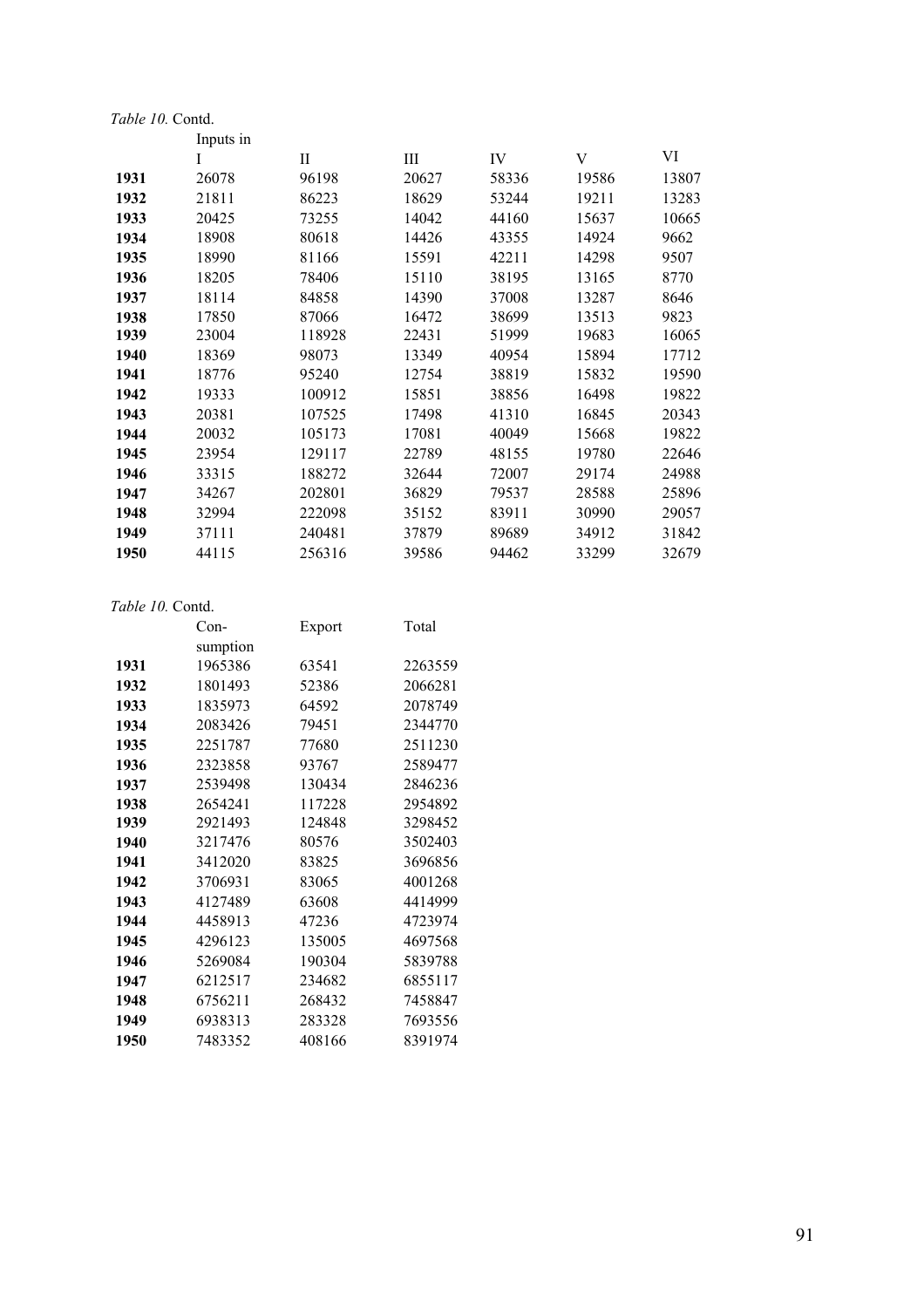*Table 10.* Contd.

| | Inputs in I | II | III | IV | V | VI |
|---|---|---|---|---|---|---|
| **1931** | 26078 | 96198 | 20627 | 58336 | 19586 | 13807 |
| **1932** | 21811 | 86223 | 18629 | 53244 | 19211 | 13283 |
| **1933** | 20425 | 73255 | 14042 | 44160 | 15637 | 10665 |
| **1934** | 18908 | 80618 | 14426 | 43355 | 14924 | 9662 |
| **1935** | 18990 | 81166 | 15591 | 42211 | 14298 | 9507 |
| **1936** | 18205 | 78406 | 15110 | 38195 | 13165 | 8770 |
| **1937** | 18114 | 84858 | 14390 | 37008 | 13287 | 8646 |
| **1938** | 17850 | 87066 | 16472 | 38699 | 13513 | 9823 |
| **1939** | 23004 | 118928 | 22431 | 51999 | 19683 | 16065 |
| **1940** | 18369 | 98073 | 13349 | 40954 | 15894 | 17712 |
| **1941** | 18776 | 95240 | 12754 | 38819 | 15832 | 19590 |
| **1942** | 19333 | 100912 | 15851 | 38856 | 16498 | 19822 |
| **1943** | 20381 | 107525 | 17498 | 41310 | 16845 | 20343 |
| **1944** | 20032 | 105173 | 17081 | 40049 | 15668 | 19822 |
| **1945** | 23954 | 129117 | 22789 | 48155 | 19780 | 22646 |
| **1946** | 33315 | 188272 | 32644 | 72007 | 29174 | 24988 |
| **1947** | 34267 | 202801 | 36829 | 79537 | 28588 | 25896 |
| **1948** | 32994 | 222098 | 35152 | 83911 | 30990 | 29057 |
| **1949** | 37111 | 240481 | 37879 | 89689 | 34912 | 31842 |
| **1950** | 44115 | 256316 | 39586 | 94462 | 33299 | 32679 |

*Table 10.* Contd.

| | Con-sumption | Export | Total |
|---|---|---|---|
| **1931** | 1965386 | 63541 | 2263559 |
| **1932** | 1801493 | 52386 | 2066281 |
| **1933** | 1835973 | 64592 | 2078749 |
| **1934** | 2083426 | 79451 | 2344770 |
| **1935** | 2251787 | 77680 | 2511230 |
| **1936** | 2323858 | 93767 | 2589477 |
| **1937** | 2539498 | 130434 | 2846236 |
| **1938** | 2654241 | 117228 | 2954892 |
| **1939** | 2921493 | 124848 | 3298452 |
| **1940** | 3217476 | 80576 | 3502403 |
| **1941** | 3412020 | 83825 | 3696856 |
| **1942** | 3706931 | 83065 | 4001268 |
| **1943** | 4127489 | 63608 | 4414999 |
| **1944** | 4458913 | 47236 | 4723974 |
| **1945** | 4296123 | 135005 | 4697568 |
| **1946** | 5269084 | 190304 | 5839788 |
| **1947** | 6212517 | 234682 | 6855117 |
| **1948** | 6756211 | 268432 | 7458847 |
| **1949** | 6938313 | 283328 | 7693556 |
| **1950** | 7483352 | 408166 | 8391974 |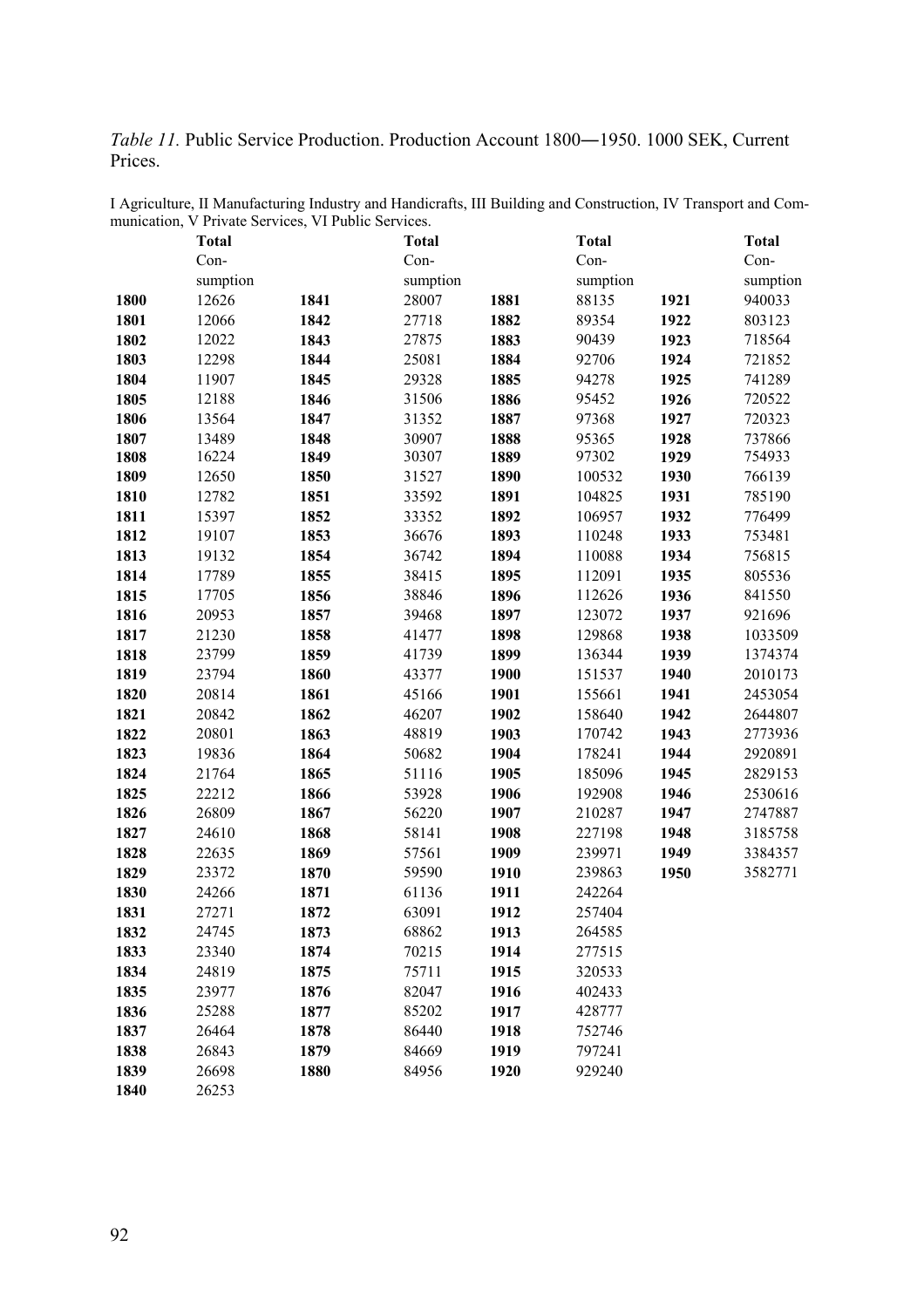*Table 11.* Public Service Production. Production Account 1800―1950. 1000 SEK, Current Prices.

I Agriculture, II Manufacturing Industry and Handicrafts, III Building and Construction, IV Transport and Communication, V Private Services, VI Public Services.

| | Total Consumption | | Total Consumption | | Total Consumption | | Total Consumption |
|---|---|---|---|---|---|---|---|
| **1800** | 12626 | **1841** | 28007 | **1881** | 88135 | **1921** | 940033 |
| **1801** | 12066 | **1842** | 27718 | **1882** | 89354 | **1922** | 803123 |
| **1802** | 12022 | **1843** | 27875 | **1883** | 90439 | **1923** | 718564 |
| **1803** | 12298 | **1844** | 25081 | **1884** | 92706 | **1924** | 721852 |
| **1804** | 11907 | **1845** | 29328 | **1885** | 94278 | **1925** | 741289 |
| **1805** | 12188 | **1846** | 31506 | **1886** | 95452 | **1926** | 720522 |
| **1806** | 13564 | **1847** | 31352 | **1887** | 97368 | **1927** | 720323 |
| **1807** | 13489 | **1848** | 30907 | **1888** | 95365 | **1928** | 737866 |
| **1808** | 16224 | **1849** | 30307 | **1889** | 97302 | **1929** | 754933 |
| **1809** | 12650 | **1850** | 31527 | **1890** | 100532 | **1930** | 766139 |
| **1810** | 12782 | **1851** | 33592 | **1891** | 104825 | **1931** | 785190 |
| **1811** | 15397 | **1852** | 33352 | **1892** | 106957 | **1932** | 776499 |
| **1812** | 19107 | **1853** | 36676 | **1893** | 110248 | **1933** | 753481 |
| **1813** | 19132 | **1854** | 36742 | **1894** | 110088 | **1934** | 756815 |
| **1814** | 17789 | **1855** | 38415 | **1895** | 112091 | **1935** | 805536 |
| **1815** | 17705 | **1856** | 38846 | **1896** | 112626 | **1936** | 841550 |
| **1816** | 20953 | **1857** | 39468 | **1897** | 123072 | **1937** | 921696 |
| **1817** | 21230 | **1858** | 41477 | **1898** | 129868 | **1938** | 1033509 |
| **1818** | 23799 | **1859** | 41739 | **1899** | 136344 | **1939** | 1374374 |
| **1819** | 23794 | **1860** | 43377 | **1900** | 151537 | **1940** | 2010173 |
| **1820** | 20814 | **1861** | 45166 | **1901** | 155661 | **1941** | 2453054 |
| **1821** | 20842 | **1862** | 46207 | **1902** | 158640 | **1942** | 2644807 |
| **1822** | 20801 | **1863** | 48819 | **1903** | 170742 | **1943** | 2773936 |
| **1823** | 19836 | **1864** | 50682 | **1904** | 178241 | **1944** | 2920891 |
| **1824** | 21764 | **1865** | 51116 | **1905** | 185096 | **1945** | 2829153 |
| **1825** | 22212 | **1866** | 53928 | **1906** | 192908 | **1946** | 2530616 |
| **1826** | 26809 | **1867** | 56220 | **1907** | 210287 | **1947** | 2747887 |
| **1827** | 24610 | **1868** | 58141 | **1908** | 227198 | **1948** | 3185758 |
| **1828** | 22635 | **1869** | 57561 | **1909** | 239971 | **1949** | 3384357 |
| **1829** | 23372 | **1870** | 59590 | **1910** | 239863 | **1950** | 3582771 |
| **1830** | 24266 | **1871** | 61136 | **1911** | 242264 | | |
| **1831** | 27271 | **1872** | 63091 | **1912** | 257404 | | |
| **1832** | 24745 | **1873** | 68862 | **1913** | 264585 | | |
| **1833** | 23340 | **1874** | 70215 | **1914** | 277515 | | |
| **1834** | 24819 | **1875** | 75711 | **1915** | 320533 | | |
| **1835** | 23977 | **1876** | 82047 | **1916** | 402433 | | |
| **1836** | 25288 | **1877** | 85202 | **1917** | 428777 | | |
| **1837** | 26464 | **1878** | 86440 | **1918** | 752746 | | |
| **1838** | 26843 | **1879** | 84669 | **1919** | 797241 | | |
| **1839** | 26698 | **1880** | 84956 | **1920** | 929240 | | |
| **1840** | 26253 | | | | | | |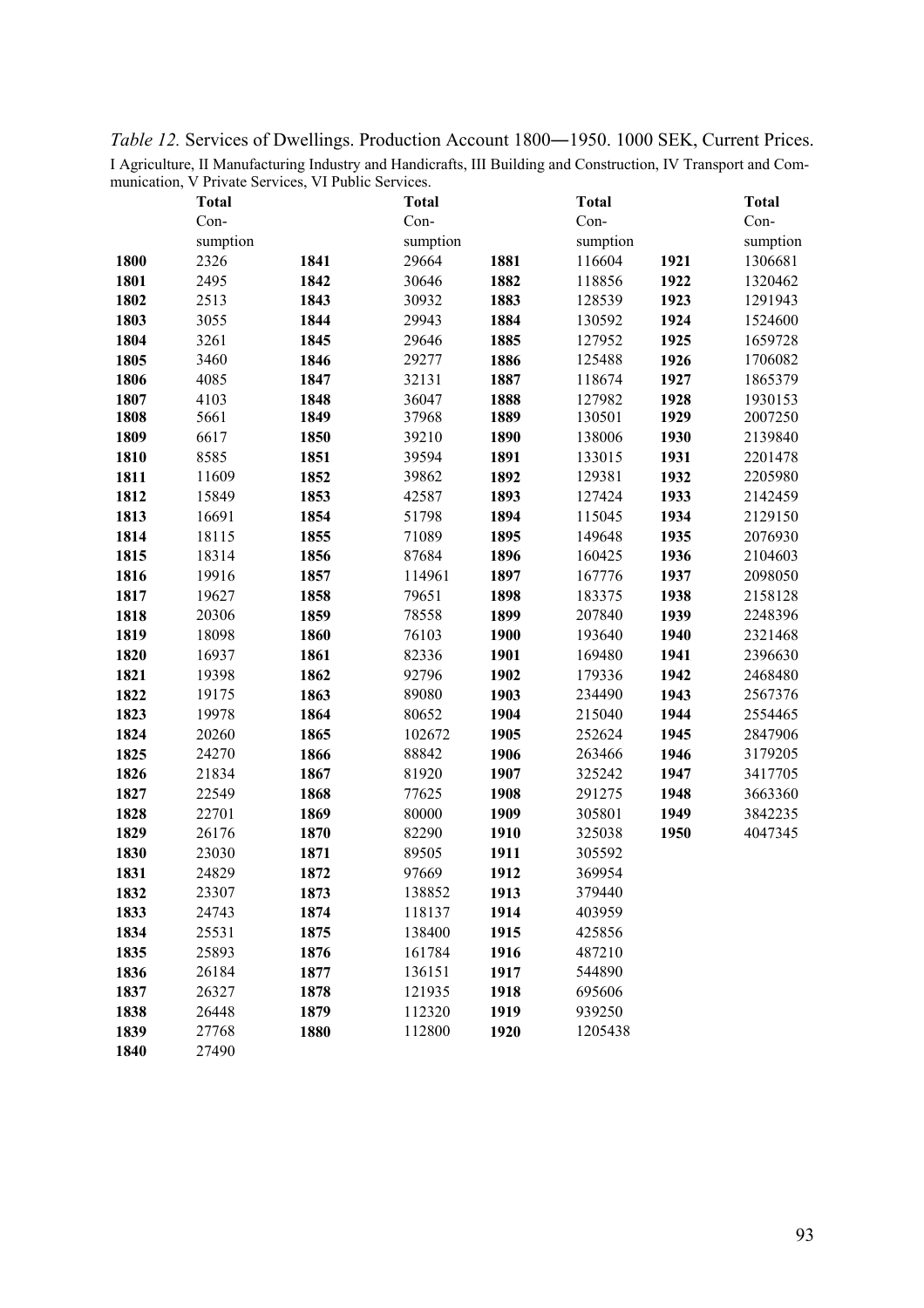*Table 12.* Services of Dwellings. Production Account 1800―1950. 1000 SEK, Current Prices.

I Agriculture, II Manufacturing Industry and Handicrafts, III Building and Construction, IV Transport and Communication, V Private Services, VI Public Services.

| | Total Consumption | | Total Consumption | | Total Consumption | | Total Consumption |
|---|---|---|---|---|---|---|---|
| **1800** | 2326 | **1841** | 29664 | **1881** | 116604 | **1921** | 1306681 |
| **1801** | 2495 | **1842** | 30646 | **1882** | 118856 | **1922** | 1320462 |
| **1802** | 2513 | **1843** | 30932 | **1883** | 128539 | **1923** | 1291943 |
| **1803** | 3055 | **1844** | 29943 | **1884** | 130592 | **1924** | 1524600 |
| **1804** | 3261 | **1845** | 29646 | **1885** | 127952 | **1925** | 1659728 |
| **1805** | 3460 | **1846** | 29277 | **1886** | 125488 | **1926** | 1706082 |
| **1806** | 4085 | **1847** | 32131 | **1887** | 118674 | **1927** | 1865379 |
| **1807** | 4103 | **1848** | 36047 | **1888** | 127982 | **1928** | 1930153 |
| **1808** | 5661 | **1849** | 37968 | **1889** | 130501 | **1929** | 2007250 |
| **1809** | 6617 | **1850** | 39210 | **1890** | 138006 | **1930** | 2139840 |
| **1810** | 8585 | **1851** | 39594 | **1891** | 133015 | **1931** | 2201478 |
| **1811** | 11609 | **1852** | 39862 | **1892** | 129381 | **1932** | 2205980 |
| **1812** | 15849 | **1853** | 42587 | **1893** | 127424 | **1933** | 2142459 |
| **1813** | 16691 | **1854** | 51798 | **1894** | 115045 | **1934** | 2129150 |
| **1814** | 18115 | **1855** | 71089 | **1895** | 149648 | **1935** | 2076930 |
| **1815** | 18314 | **1856** | 87684 | **1896** | 160425 | **1936** | 2104603 |
| **1816** | 19916 | **1857** | 114961 | **1897** | 167776 | **1937** | 2098050 |
| **1817** | 19627 | **1858** | 79651 | **1898** | 183375 | **1938** | 2158128 |
| **1818** | 20306 | **1859** | 78558 | **1899** | 207840 | **1939** | 2248396 |
| **1819** | 18098 | **1860** | 76103 | **1900** | 193640 | **1940** | 2321468 |
| **1820** | 16937 | **1861** | 82336 | **1901** | 169480 | **1941** | 2396630 |
| **1821** | 19398 | **1862** | 92796 | **1902** | 179336 | **1942** | 2468480 |
| **1822** | 19175 | **1863** | 89080 | **1903** | 234490 | **1943** | 2567376 |
| **1823** | 19978 | **1864** | 80652 | **1904** | 215040 | **1944** | 2554465 |
| **1824** | 20260 | **1865** | 102672 | **1905** | 252624 | **1945** | 2847906 |
| **1825** | 24270 | **1866** | 88842 | **1906** | 263466 | **1946** | 3179205 |
| **1826** | 21834 | **1867** | 81920 | **1907** | 325242 | **1947** | 3417705 |
| **1827** | 22549 | **1868** | 77625 | **1908** | 291275 | **1948** | 3663360 |
| **1828** | 22701 | **1869** | 80000 | **1909** | 305801 | **1949** | 3842235 |
| **1829** | 26176 | **1870** | 82290 | **1910** | 325038 | **1950** | 4047345 |
| **1830** | 23030 | **1871** | 89505 | **1911** | 305592 | | |
| **1831** | 24829 | **1872** | 97669 | **1912** | 369954 | | |
| **1832** | 23307 | **1873** | 138852 | **1913** | 379440 | | |
| **1833** | 24743 | **1874** | 118137 | **1914** | 403959 | | |
| **1834** | 25531 | **1875** | 138400 | **1915** | 425856 | | |
| **1835** | 25893 | **1876** | 161784 | **1916** | 487210 | | |
| **1836** | 26184 | **1877** | 136151 | **1917** | 544890 | | |
| **1837** | 26327 | **1878** | 121935 | **1918** | 695606 | | |
| **1838** | 26448 | **1879** | 112320 | **1919** | 939250 | | |
| **1839** | 27768 | **1880** | 112800 | **1920** | 1205438 | | |
| **1840** | 27490 | | | | | | |